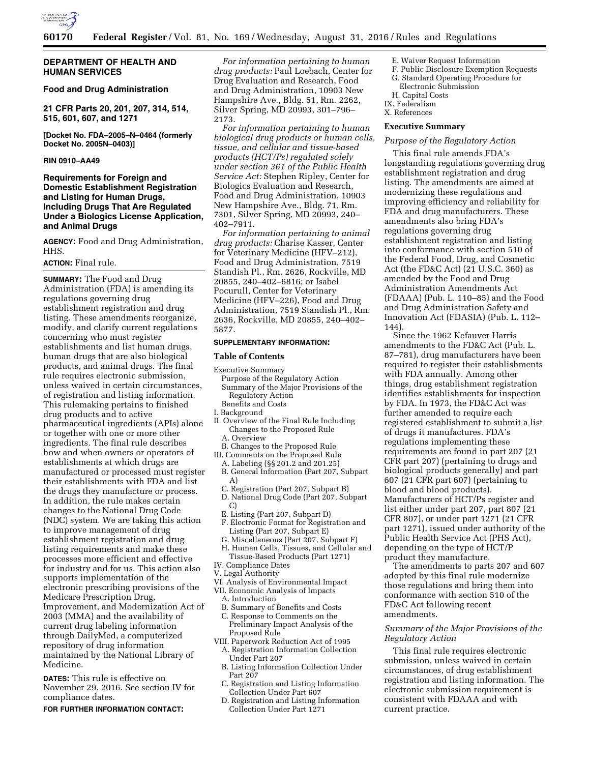**DEPARTMENT OF HEALTH AND HUMAN SERVICES**

**Food and Drug Administration**

**21 CFR Parts 20, 201, 207, 314, 514, 515, 601, 607, and 1271**

**[Docket No. FDA–2005–N–0464 (formerly Docket No. 2005N–0403)]**

**RIN 0910–AA49**

## Requirements for Foreign and Domestic Establishment Registration and Listing for Human Drugs, Including Drugs That Are Regulated Under a Biologics License Application, and Animal Drugs

**AGENCY:** Food and Drug Administration, HHS.

**ACTION:** Final rule.

**SUMMARY:** The Food and Drug Administration (FDA) is amending its regulations governing drug establishment registration and drug listing. These amendments reorganize, modify, and clarify current regulations concerning who must register establishments and list human drugs, human drugs that are also biological products, and animal drugs. The final rule requires electronic submission, unless waived in certain circumstances, of registration and listing information. This rulemaking pertains to finished drug products and to active pharmaceutical ingredients (APIs) alone or together with one or more other ingredients. The final rule describes how and when owners or operators of establishments at which drugs are manufactured or processed must register their establishments with FDA and list the drugs they manufacture or process. In addition, the rule makes certain changes to the National Drug Code (NDC) system. We are taking this action to improve management of drug establishment registration and drug listing requirements and make these processes more efficient and effective for industry and for us. This action also supports implementation of the electronic prescribing provisions of the Medicare Prescription Drug, Improvement, and Modernization Act of 2003 (MMA) and the availability of current drug labeling information through DailyMed, a computerized repository of drug information maintained by the National Library of Medicine.

**DATES:** This rule is effective on November 29, 2016. See section IV for compliance dates.

**FOR FURTHER INFORMATION CONTACT:**

*For information pertaining to human drug products:* Paul Loebach, Center for Drug Evaluation and Research, Food and Drug Administration, 10903 New Hampshire Ave., Bldg. 51, Rm. 2262, Silver Spring, MD 20993, 301–796–2173.

*For information pertaining to human biological drug products or human cells, tissue, and cellular and tissue-based products (HCT/Ps) regulated solely under section 361 of the Public Health Service Act:* Stephen Ripley, Center for Biologics Evaluation and Research, Food and Drug Administration, 10903 New Hampshire Ave., Bldg. 71, Rm. 7301, Silver Spring, MD 20993, 240–402–7911.

*For information pertaining to animal drug products:* Charise Kasser, Center for Veterinary Medicine (HFV–212), Food and Drug Administration, 7519 Standish Pl., Rm. 2626, Rockville, MD 20855, 240–402–6816; or Isabel Pocurull, Center for Veterinary Medicine (HFV–226), Food and Drug Administration, 7519 Standish Pl., Rm. 2636, Rockville, MD 20855, 240–402–5877.

**SUPPLEMENTARY INFORMATION:**

**Table of Contents**

Executive Summary
- Purpose of the Regulatory Action
- Summary of the Major Provisions of the Regulatory Action
- Benefits and Costs

I. Background

II. Overview of the Final Rule Including Changes to the Proposed Rule
- A. Overview
- B. Changes to the Proposed Rule

III. Comments on the Proposed Rule
- A. Labeling (§§ 201.2 and 201.25)
- B. General Information (Part 207, Subpart A)
- C. Registration (Part 207, Subpart B)
- D. National Drug Code (Part 207, Subpart C)
- E. Listing (Part 207, Subpart D)
- F. Electronic Format for Registration and Listing (Part 207, Subpart E)
- G. Miscellaneous (Part 207, Subpart F)
- H. Human Cells, Tissues, and Cellular and Tissue-Based Products (Part 1271)

IV. Compliance Dates

V. Legal Authority

VI. Analysis of Environmental Impact

VII. Economic Analysis of Impacts
- A. Introduction
- B. Summary of Benefits and Costs
- C. Response to Comments on the Preliminary Impact Analysis of the Proposed Rule

VIII. Paperwork Reduction Act of 1995
- A. Registration Information Collection Under Part 207
- B. Listing Information Collection Under Part 207
- C. Registration and Listing Information Collection Under Part 607
- D. Registration and Listing Information Collection Under Part 1271
- E. Waiver Request Information
- F. Public Disclosure Exemption Requests
- G. Standard Operating Procedure for Electronic Submission
- H. Capital Costs

IX. Federalism

X. References

### Executive Summary

*Purpose of the Regulatory Action*

This final rule amends FDA's longstanding regulations governing drug establishment registration and drug listing. The amendments are aimed at modernizing these regulations and improving efficiency and reliability for FDA and drug manufacturers. These amendments also bring FDA's regulations governing drug establishment registration and listing into conformance with section 510 of the Federal Food, Drug, and Cosmetic Act (the FD&C Act) (21 U.S.C. 360) as amended by the Food and Drug Administration Amendments Act (FDAAA) (Pub. L. 110–85) and the Food and Drug Administration Safety and Innovation Act (FDASIA) (Pub. L. 112–144).

Since the 1962 Kefauver Harris amendments to the FD&C Act (Pub. L. 87–781), drug manufacturers have been required to register their establishments with FDA annually. Among other things, drug establishment registration identifies establishments for inspection by FDA. In 1973, the FD&C Act was further amended to require each registered establishment to submit a list of drugs it manufactures. FDA's regulations implementing these requirements are found in part 207 (21 CFR part 207) (pertaining to drugs and biological products generally) and part 607 (21 CFR part 607) (pertaining to blood and blood products). Manufacturers of HCT/Ps register and list either under part 207, part 807 (21 CFR 807), or under part 1271 (21 CFR part 1271), issued under authority of the Public Health Service Act (PHS Act), depending on the type of HCT/P product they manufacture.

The amendments to parts 207 and 607 adopted by this final rule modernize those regulations and bring them into conformance with section 510 of the FD&C Act following recent amendments.

*Summary of the Major Provisions of the Regulatory Action*

This final rule requires electronic submission, unless waived in certain circumstances, of drug establishment registration and listing information. The electronic submission requirement is consistent with FDAAA and with current practice.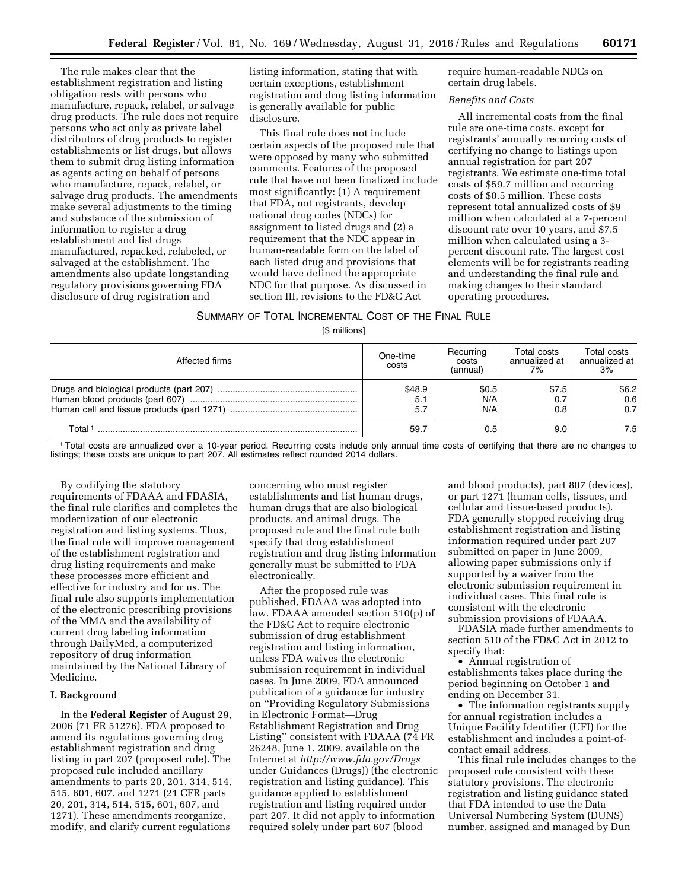The rule makes clear that the establishment registration and listing obligation rests with persons who manufacture, repack, relabel, or salvage drug products. The rule does not require persons who act only as private label distributors of drug products to register establishments or list drugs, but allows them to submit drug listing information as agents acting on behalf of persons who manufacture, repack, relabel, or salvage drug products. The amendments make several adjustments to the timing and substance of the submission of information to register a drug establishment and list drugs manufactured, repacked, relabeled, or salvaged at the establishment. The amendments also update longstanding regulatory provisions governing FDA disclosure of drug registration and listing information, stating that with certain exceptions, establishment registration and drug listing information is generally available for public disclosure.

This final rule does not include certain aspects of the proposed rule that were opposed by many who submitted comments. Features of the proposed rule that have not been finalized include most significantly: (1) A requirement that FDA, not registrants, develop national drug codes (NDCs) for assignment to listed drugs and (2) a requirement that the NDC appear in human-readable form on the label of each listed drug and provisions that would have defined the appropriate NDC for that purpose. As discussed in section III, revisions to the FD&C Act require human-readable NDCs on certain drug labels.

*Benefits and Costs*

All incremental costs from the final rule are one-time costs, except for registrants' annually recurring costs of certifying no change to listings upon annual registration for part 207 registrants. We estimate one-time total costs of $59.7 million and recurring costs of $0.5 million. These costs represent total annualized costs of $9 million when calculated at a 7-percent discount rate over 10 years, and $7.5 million when calculated using a 3-percent discount rate. The largest cost elements will be for registrants reading and understanding the final rule and making changes to their standard operating procedures.

SUMMARY OF TOTAL INCREMENTAL COST OF THE FINAL RULE

[$ millions]

| Affected firms | One-time costs | Recurring costs (annual) | Total costs annualized at 7% | Total costs annualized at 3% |
|---|---|---|---|---|
| Drugs and biological products (part 207) | $48.9 | $0.5 | $7.5 | $6.2 |
| Human blood products (part 607) | 5.1 | N/A | 0.7 | 0.6 |
| Human cell and tissue products (part 1271) | 5.7 | N/A | 0.8 | 0.7 |
| Total [1] | 59.7 | 0.5 | 9.0 | 7.5 |

[1] Total costs are annualized over a 10-year period. Recurring costs include only annual time costs of certifying that there are no changes to listings; these costs are unique to part 207. All estimates reflect rounded 2014 dollars.

By codifying the statutory requirements of FDAAA and FDASIA, the final rule clarifies and completes the modernization of our electronic registration and listing systems. Thus, the final rule will improve management of the establishment registration and drug listing requirements and make these processes more efficient and effective for industry and for us. The final rule also supports implementation of the electronic prescribing provisions of the MMA and the availability of current drug labeling information through DailyMed, a computerized repository of drug information maintained by the National Library of Medicine.

## I. Background

In the **Federal Register** of August 29, 2006 (71 FR 51276), FDA proposed to amend its regulations governing drug establishment registration and drug listing in part 207 (proposed rule). The proposed rule included ancillary amendments to parts 20, 201, 314, 514, 515, 601, 607, and 1271 (21 CFR parts 20, 201, 314, 514, 515, 601, 607, and 1271). These amendments reorganize, modify, and clarify current regulations concerning who must register establishments and list human drugs, human drugs that are also biological products, and animal drugs. The proposed rule and the final rule both specify that drug establishment registration and drug listing information generally must be submitted to FDA electronically.

After the proposed rule was published, FDAAA was adopted into law. FDAAA amended section 510(p) of the FD&C Act to require electronic submission of drug establishment registration and listing information, unless FDA waives the electronic submission requirement in individual cases. In June 2009, FDA announced publication of a guidance for industry on ''Providing Regulatory Submissions in Electronic Format—Drug Establishment Registration and Drug Listing'' consistent with FDAAA (74 FR 26248, June 1, 2009, available on the Internet at *http://www.fda.gov/Drugs* under Guidances (Drugs)) (the electronic registration and listing guidance). This guidance applied to establishment registration and listing required under part 207. It did not apply to information required solely under part 607 (blood and blood products), part 807 (devices), or part 1271 (human cells, tissues, and cellular and tissue-based products). FDA generally stopped receiving drug establishment registration and listing information required under part 207 submitted on paper in June 2009, allowing paper submissions only if supported by a waiver from the electronic submission requirement in individual cases. This final rule is consistent with the electronic submission provisions of FDAAA.

FDASIA made further amendments to section 510 of the FD&C Act in 2012 to specify that:

- Annual registration of establishments takes place during the period beginning on October 1 and ending on December 31.
- The information registrants supply for annual registration includes a Unique Facility Identifier (UFI) for the establishment and includes a point-of-contact email address.

This final rule includes changes to the proposed rule consistent with these statutory provisions. The electronic registration and listing guidance stated that FDA intended to use the Data Universal Numbering System (DUNS) number, assigned and managed by Dun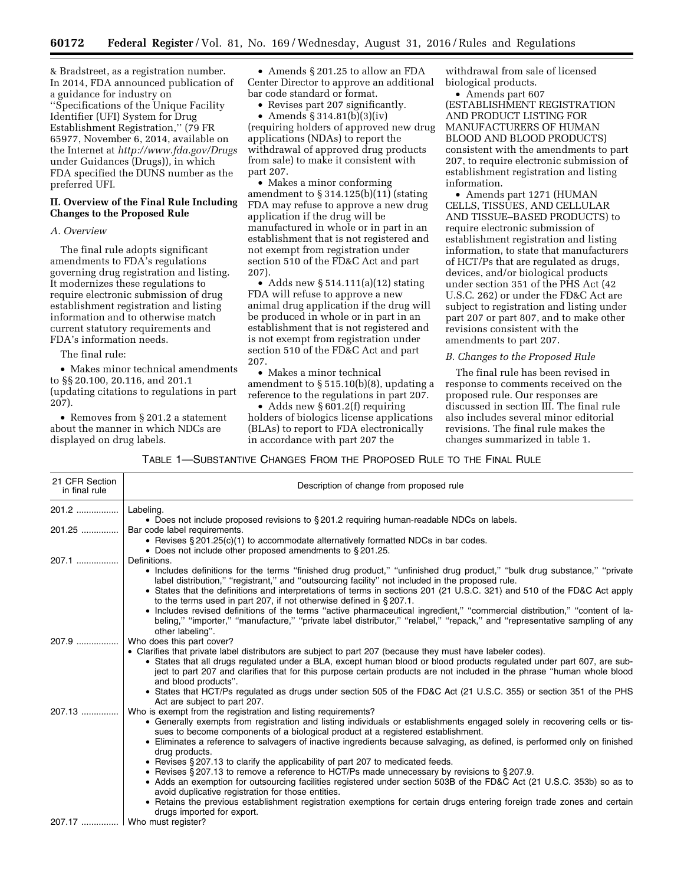& Bradstreet, as a registration number. In 2014, FDA announced publication of a guidance for industry on ''Specifications of the Unique Facility Identifier (UFI) System for Drug Establishment Registration,'' (79 FR 65977, November 6, 2014, available on the Internet at *http://www.fda.gov/Drugs* under Guidances (Drugs)), in which FDA specified the DUNS number as the preferred UFI.

## II. Overview of the Final Rule Including Changes to the Proposed Rule

### *A. Overview*

The final rule adopts significant amendments to FDA's regulations governing drug registration and listing. It modernizes these regulations to require electronic submission of drug establishment registration and listing information and to otherwise match current statutory requirements and FDA's information needs.

The final rule:

- Makes minor technical amendments to §§ 20.100, 20.116, and 201.1 (updating citations to regulations in part 207).
- Removes from § 201.2 a statement about the manner in which NDCs are displayed on drug labels.
- Amends § 201.25 to allow an FDA Center Director to approve an additional bar code standard or format.
- Revises part 207 significantly.
- Amends § 314.81(b)(3)(iv) (requiring holders of approved new drug applications (NDAs) to report the withdrawal of approved drug products from sale) to make it consistent with part 207.
- Makes a minor conforming amendment to § 314.125(b)(11) (stating FDA may refuse to approve a new drug application if the drug will be manufactured in whole or in part in an establishment that is not registered and not exempt from registration under section 510 of the FD&C Act and part 207).
- Adds new § 514.111(a)(12) stating FDA will refuse to approve a new animal drug application if the drug will be produced in whole or in part in an establishment that is not registered and is not exempt from registration under section 510 of the FD&C Act and part 207.
- Makes a minor technical amendment to § 515.10(b)(8), updating a reference to the regulations in part 207.
- Adds new § 601.2(f) requiring holders of biologics license applications (BLAs) to report to FDA electronically in accordance with part 207 the withdrawal from sale of licensed biological products.
- Amends part 607 (ESTABLISHMENT REGISTRATION AND PRODUCT LISTING FOR MANUFACTURERS OF HUMAN BLOOD AND BLOOD PRODUCTS) consistent with the amendments to part 207, to require electronic submission of establishment registration and listing information.
- Amends part 1271 (HUMAN CELLS, TISSUES, AND CELLULAR AND TISSUE–BASED PRODUCTS) to require electronic submission of establishment registration and listing information, to state that manufacturers of HCT/Ps that are regulated as drugs, devices, and/or biological products under section 351 of the PHS Act (42 U.S.C. 262) or under the FD&C Act are subject to registration and listing under part 207 or part 807, and to make other revisions consistent with the amendments to part 207.

### *B. Changes to the Proposed Rule*

The final rule has been revised in response to comments received on the proposed rule. Our responses are discussed in section III. The final rule also includes several minor editorial revisions. The final rule makes the changes summarized in table 1.

TABLE 1—SUBSTANTIVE CHANGES FROM THE PROPOSED RULE TO THE FINAL RULE

| 21 CFR Section in final rule | Description of change from proposed rule |
|---|---|
| 201.2 | Labeling.<br>• Does not include proposed revisions to § 201.2 requiring human-readable NDCs on labels. |
| 201.25 | Bar code label requirements.<br>• Revises § 201.25(c)(1) to accommodate alternatively formatted NDCs in bar codes.<br>• Does not include other proposed amendments to § 201.25. |
| 207.1 | Definitions.<br>• Includes definitions for the terms ''finished drug product,'' ''unfinished drug product,'' ''bulk drug substance,'' ''private label distribution,'' ''registrant,'' and ''outsourcing facility'' not included in the proposed rule.<br>• States that the definitions and interpretations of terms in sections 201 (21 U.S.C. 321) and 510 of the FD&C Act apply to the terms used in part 207, if not otherwise defined in § 207.1.<br>• Includes revised definitions of the terms ''active pharmaceutical ingredient,'' ''commercial distribution,'' ''content of labeling,'' ''importer,'' ''manufacture,'' ''private label distributor,'' ''relabel,'' ''repack,'' and ''representative sampling of any other labeling''. |
| 207.9 | Who does this part cover?<br>• Clarifies that private label distributors are subject to part 207 (because they must have labeler codes).<br>• States that all drugs regulated under a BLA, except human blood or blood products regulated under part 607, are subject to part 207 and clarifies that for this purpose certain products are not included in the phrase ''human whole blood and blood products''.<br>• States that HCT/Ps regulated as drugs under section 505 of the FD&C Act (21 U.S.C. 355) or section 351 of the PHS Act are subject to part 207. |
| 207.13 | Who is exempt from the registration and listing requirements?<br>• Generally exempts from registration and listing individuals or establishments engaged solely in recovering cells or tissues to become components of a biological product at a registered establishment.<br>• Eliminates a reference to salvagers of inactive ingredients because salvaging, as defined, is performed only on finished drug products.<br>• Revises § 207.13 to clarify the applicability of part 207 to medicated feeds.<br>• Revises § 207.13 to remove a reference to HCT/Ps made unnecessary by revisions to § 207.9.<br>• Adds an exemption for outsourcing facilities registered under section 503B of the FD&C Act (21 U.S.C. 353b) so as to avoid duplicative registration for those entities.<br>• Retains the previous establishment registration exemptions for certain drugs entering foreign trade zones and certain drugs imported for export. |
| 207.17 | Who must register? |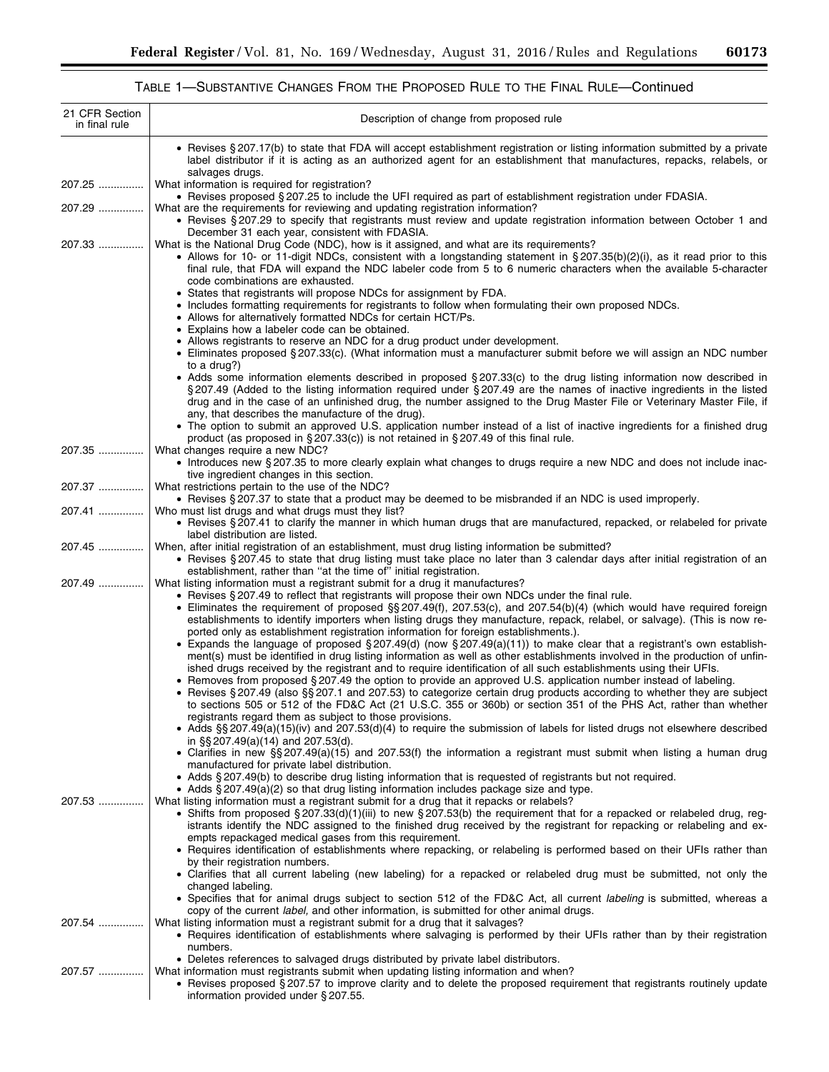TABLE 1—SUBSTANTIVE CHANGES FROM THE PROPOSED RULE TO THE FINAL RULE—Continued

| 21 CFR Section in final rule | Description of change from proposed rule |
| --- | --- |
| | • Revises § 207.17(b) to state that FDA will accept establishment registration or listing information submitted by a private label distributor if it is acting as an authorized agent for an establishment that manufactures, repacks, relabels, or salvages drugs. |
| 207.25 | What information is required for registration?<br>• Revises proposed § 207.25 to include the UFI required as part of establishment registration under FDASIA. |
| 207.29 | What are the requirements for reviewing and updating registration information?<br>• Revises § 207.29 to specify that registrants must review and update registration information between October 1 and December 31 each year, consistent with FDASIA. |
| 207.33 | What is the National Drug Code (NDC), how is it assigned, and what are its requirements?<br>• Allows for 10- or 11-digit NDCs, consistent with a longstanding statement in § 207.35(b)(2)(i), as it read prior to this final rule, that FDA will expand the NDC labeler code from 5 to 6 numeric characters when the available 5-character code combinations are exhausted.<br>• States that registrants will propose NDCs for assignment by FDA.<br>• Includes formatting requirements for registrants to follow when formulating their own proposed NDCs.<br>• Allows for alternatively formatted NDCs for certain HCT/Ps.<br>• Explains how a labeler code can be obtained.<br>• Allows registrants to reserve an NDC for a drug product under development.<br>• Eliminates proposed § 207.33(c). (What information must a manufacturer submit before we will assign an NDC number to a drug?)<br>• Adds some information elements described in proposed § 207.33(c) to the drug listing information now described in § 207.49 (Added to the listing information required under § 207.49 are the names of inactive ingredients in the listed drug and in the case of an unfinished drug, the number assigned to the Drug Master File or Veterinary Master File, if any, that describes the manufacture of the drug).<br>• The option to submit an approved U.S. application number instead of a list of inactive ingredients for a finished drug product (as proposed in § 207.33(c)) is not retained in § 207.49 of this final rule. |
| 207.35 | What changes require a new NDC?<br>• Introduces new § 207.35 to more clearly explain what changes to drugs require a new NDC and does not include inactive ingredient changes in this section. |
| 207.37 | What restrictions pertain to the use of the NDC?<br>• Revises § 207.37 to state that a product may be deemed to be misbranded if an NDC is used improperly. |
| 207.41 | Who must list drugs and what drugs must they list?<br>• Revises § 207.41 to clarify the manner in which human drugs that are manufactured, repacked, or relabeled for private label distribution are listed. |
| 207.45 | When, after initial registration of an establishment, must drug listing information be submitted?<br>• Revises § 207.45 to state that drug listing must take place no later than 3 calendar days after initial registration of an establishment, rather than "at the time of" initial registration. |
| 207.49 | What listing information must a registrant submit for a drug it manufactures?<br>• Revises § 207.49 to reflect that registrants will propose their own NDCs under the final rule.<br>• Eliminates the requirement of proposed §§ 207.49(f), 207.53(c), and 207.54(b)(4) (which would have required foreign establishments to identify importers when listing drugs they manufacture, repack, relabel, or salvage). (This is now reported only as establishment registration information for foreign establishments.).<br>• Expands the language of proposed § 207.49(d) (now § 207.49(a)(11)) to make clear that a registrant's own establishment(s) must be identified in drug listing information as well as other establishments involved in the production of unfinished drugs received by the registrant and to require identification of all such establishments using their UFIs.<br>• Removes from proposed § 207.49 the option to provide an approved U.S. application number instead of labeling.<br>• Revises § 207.49 (also §§ 207.1 and 207.53) to categorize certain drug products according to whether they are subject to sections 505 or 512 of the FD&C Act (21 U.S.C. 355 or 360b) or section 351 of the PHS Act, rather than whether registrants regard them as subject to those provisions.<br>• Adds §§ 207.49(a)(15)(iv) and 207.53(d)(4) to require the submission of labels for listed drugs not elsewhere described in §§ 207.49(a)(14) and 207.53(d).<br>• Clarifies in new §§ 207.49(a)(15) and 207.53(f) the information a registrant must submit when listing a human drug manufactured for private label distribution.<br>• Adds § 207.49(b) to describe drug listing information that is requested of registrants but not required.<br>• Adds § 207.49(a)(2) so that drug listing information includes package size and type. |
| 207.53 | What listing information must a registrant submit for a drug that it repacks or relabels?<br>• Shifts from proposed § 207.33(d)(1)(iii) to new § 207.53(b) the requirement that for a repacked or relabeled drug, registrants identify the NDC assigned to the finished drug received by the registrant for repacking or relabeling and exempts repackaged medical gases from this requirement.<br>• Requires identification of establishments where repacking, or relabeling is performed based on their UFIs rather than by their registration numbers.<br>• Clarifies that all current labeling (new labeling) for a repacked or relabeled drug must be submitted, not only the changed labeling.<br>• Specifies that for animal drugs subject to section 512 of the FD&C Act, all current *labeling* is submitted, whereas a copy of the current *label,* and other information, is submitted for other animal drugs. |
| 207.54 | What listing information must a registrant submit for a drug that it salvages?<br>• Requires identification of establishments where salvaging is performed by their UFIs rather than by their registration numbers.<br>• Deletes references to salvaged drugs distributed by private label distributors. |
| 207.57 | What information must registrants submit when updating listing information and when?<br>• Revises proposed § 207.57 to improve clarity and to delete the proposed requirement that registrants routinely update information provided under § 207.55. |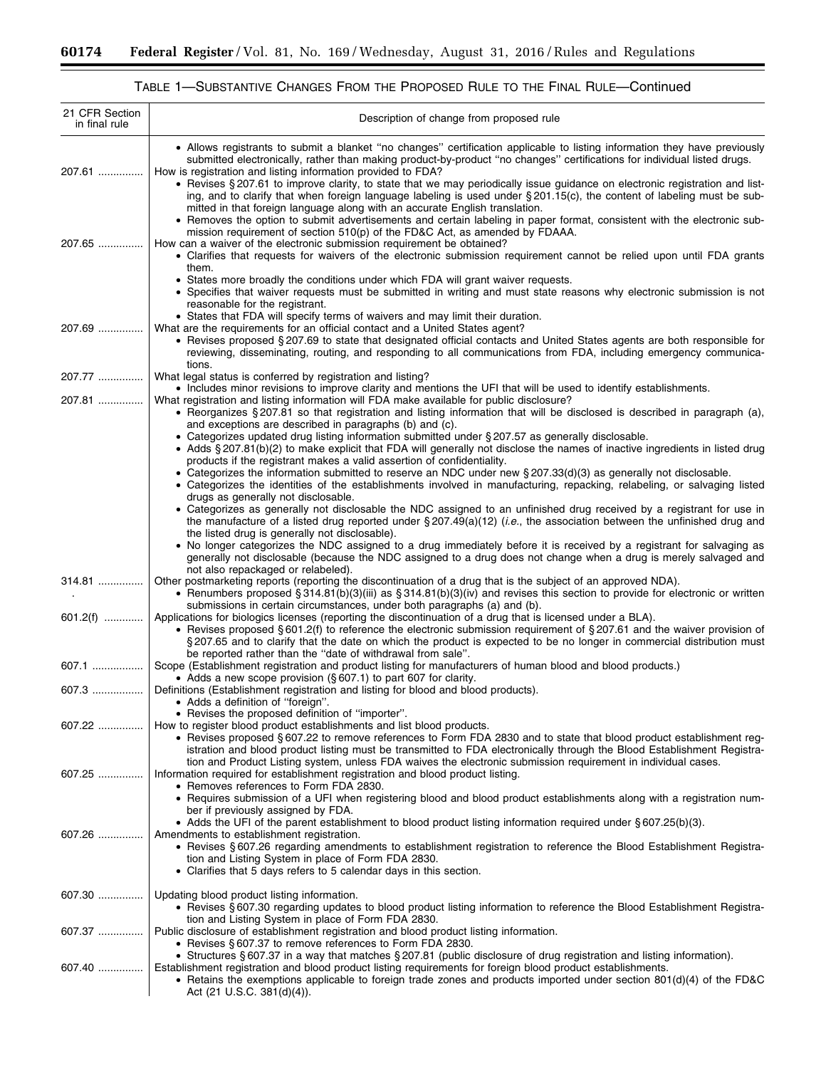TABLE 1—SUBSTANTIVE CHANGES FROM THE PROPOSED RULE TO THE FINAL RULE—Continued

| 21 CFR Section in final rule | Description of change from proposed rule |
|---|---|
| | • Allows registrants to submit a blanket "no changes" certification applicable to listing information they have previously submitted electronically, rather than making product-by-product "no changes" certifications for individual listed drugs. |
| 207.61 | How is registration and listing information provided to FDA?<br>• Revises § 207.61 to improve clarity, to state that we may periodically issue guidance on electronic registration and listing, and to clarify that when foreign language labeling is used under § 201.15(c), the content of labeling must be submitted in that foreign language along with an accurate English translation.<br>• Removes the option to submit advertisements and certain labeling in paper format, consistent with the electronic submission requirement of section 510(p) of the FD&C Act, as amended by FDAAA. |
| 207.65 | How can a waiver of the electronic submission requirement be obtained?<br>• Clarifies that requests for waivers of the electronic submission requirement cannot be relied upon until FDA grants them.<br>• States more broadly the conditions under which FDA will grant waiver requests.<br>• Specifies that waiver requests must be submitted in writing and must state reasons why electronic submission is not reasonable for the registrant.<br>• States that FDA will specify terms of waivers and may limit their duration. |
| 207.69 | What are the requirements for an official contact and a United States agent?<br>• Revises proposed § 207.69 to state that designated official contacts and United States agents are both responsible for reviewing, disseminating, routing, and responding to all communications from FDA, including emergency communications. |
| 207.77 | What legal status is conferred by registration and listing?<br>• Includes minor revisions to improve clarity and mentions the UFI that will be used to identify establishments. |
| 207.81 | What registration and listing information will FDA make available for public disclosure?<br>• Reorganizes § 207.81 so that registration and listing information that will be disclosed is described in paragraph (a), and exceptions are described in paragraphs (b) and (c).<br>• Categorizes updated drug listing information submitted under § 207.57 as generally disclosable.<br>• Adds § 207.81(b)(2) to make explicit that FDA will generally not disclose the names of inactive ingredients in listed drug products if the registrant makes a valid assertion of confidentiality.<br>• Categorizes the information submitted to reserve an NDC under new § 207.33(d)(3) as generally not disclosable.<br>• Categorizes the identities of the establishments involved in manufacturing, repacking, relabeling, or salvaging listed drugs as generally not disclosable.<br>• Categorizes as generally not disclosable the NDC assigned to an unfinished drug received by a registrant for use in the manufacture of a listed drug reported under § 207.49(a)(12) (*i.e.*, the association between the unfinished drug and the listed drug is generally not disclosable).<br>• No longer categorizes the NDC assigned to a drug immediately before it is received by a registrant for salvaging as generally not disclosable (because the NDC assigned to a drug does not change when a drug is merely salvaged and not also repackaged or relabeled). |
| 314.81 | Other postmarketing reports (reporting the discontinuation of a drug that is the subject of an approved NDA).<br>• Renumbers proposed § 314.81(b)(3)(iii) as § 314.81(b)(3)(iv) and revises this section to provide for electronic or written submissions in certain circumstances, under both paragraphs (a) and (b). |
| 601.2(f) | Applications for biologics licenses (reporting the discontinuation of a drug that is licensed under a BLA).<br>• Revises proposed § 601.2(f) to reference the electronic submission requirement of § 207.61 and the waiver provision of § 207.65 and to clarify that the date on which the product is expected to be no longer in commercial distribution must be reported rather than the "date of withdrawal from sale". |
| 607.1 | Scope (Establishment registration and product listing for manufacturers of human blood and blood products.)<br>• Adds a new scope provision (§ 607.1) to part 607 for clarity. |
| 607.3 | Definitions (Establishment registration and listing for blood and blood products).<br>• Adds a definition of "foreign".<br>• Revises the proposed definition of "importer". |
| 607.22 | How to register blood product establishments and list blood products.<br>• Revises proposed § 607.22 to remove references to Form FDA 2830 and to state that blood product establishment registration and blood product listing must be transmitted to FDA electronically through the Blood Establishment Registration and Product Listing system, unless FDA waives the electronic submission requirement in individual cases. |
| 607.25 | Information required for establishment registration and blood product listing.<br>• Removes references to Form FDA 2830.<br>• Requires submission of a UFI when registering blood and blood product establishments along with a registration number if previously assigned by FDA.<br>• Adds the UFI of the parent establishment to blood product listing information required under § 607.25(b)(3). |
| 607.26 | Amendments to establishment registration.<br>• Revises § 607.26 regarding amendments to establishment registration to reference the Blood Establishment Registration and Listing System in place of Form FDA 2830.<br>• Clarifies that 5 days refers to 5 calendar days in this section. |
| 607.30 | Updating blood product listing information.<br>• Revises § 607.30 regarding updates to blood product listing information to reference the Blood Establishment Registration and Listing System in place of Form FDA 2830. |
| 607.37 | Public disclosure of establishment registration and blood product listing information.<br>• Revises § 607.37 to remove references to Form FDA 2830.<br>• Structures § 607.37 in a way that matches § 207.81 (public disclosure of drug registration and listing information). |
| 607.40 | Establishment registration and blood product listing requirements for foreign blood product establishments.<br>• Retains the exemptions applicable to foreign trade zones and products imported under section 801(d)(4) of the FD&C Act (21 U.S.C. 381(d)(4)). |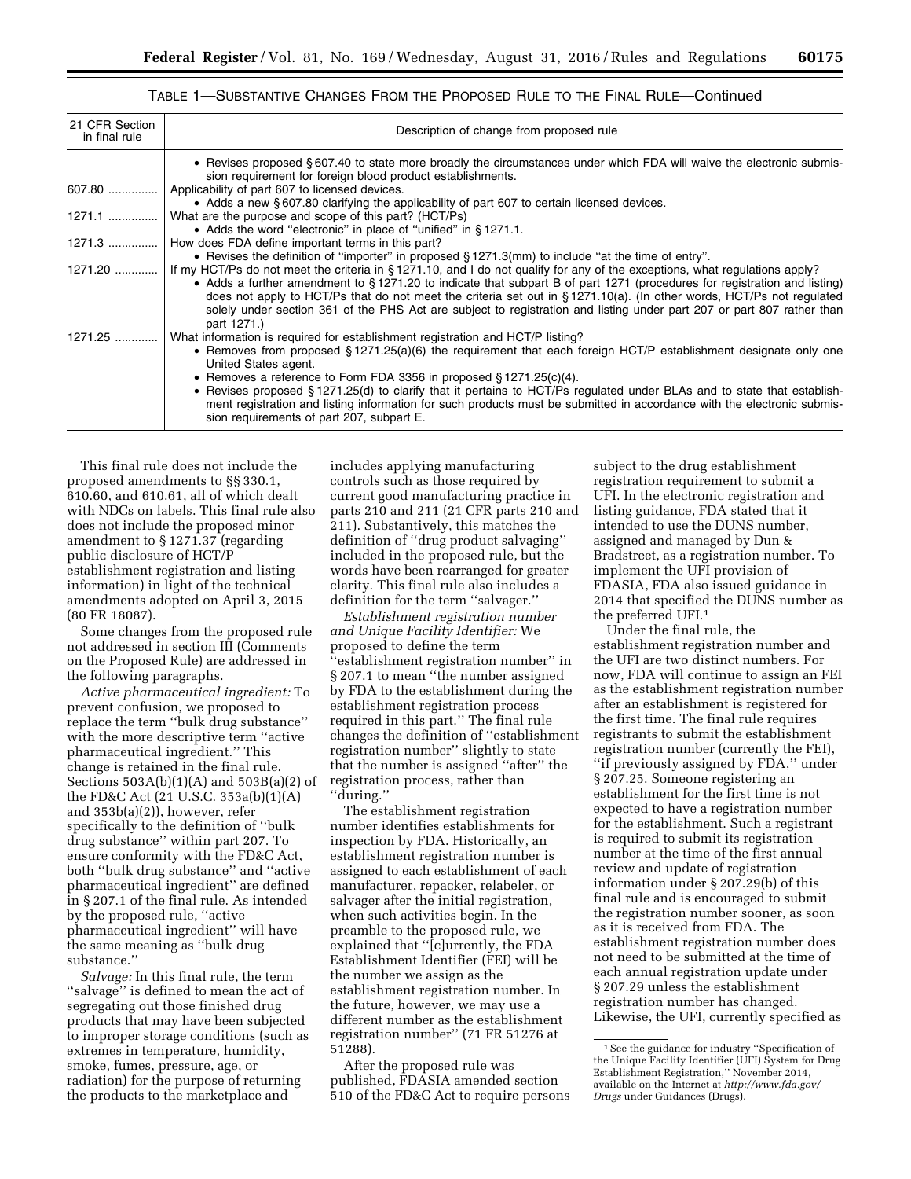TABLE 1—SUBSTANTIVE CHANGES FROM THE PROPOSED RULE TO THE FINAL RULE—Continued

| 21 CFR Section in final rule | Description of change from proposed rule |
|---|---|
| | • Revises proposed § 607.40 to state more broadly the circumstances under which FDA will waive the electronic submission requirement for foreign blood product establishments. |
| 607.80 | Applicability of part 607 to licensed devices. • Adds a new § 607.80 clarifying the applicability of part 607 to certain licensed devices. |
| 1271.1 | What are the purpose and scope of this part? (HCT/Ps) • Adds the word "electronic" in place of "unified" in § 1271.1. |
| 1271.3 | How does FDA define important terms in this part? • Revises the definition of "importer" in proposed § 1271.3(mm) to include "at the time of entry". |
| 1271.20 | If my HCT/Ps do not meet the criteria in § 1271.10, and I do not qualify for any of the exceptions, what regulations apply? • Adds a further amendment to § 1271.20 to indicate that subpart B of part 1271 (procedures for registration and listing) does not apply to HCT/Ps that do not meet the criteria set out in § 1271.10(a). (In other words, HCT/Ps not regulated solely under section 361 of the PHS Act are subject to registration and listing under part 207 or part 807 rather than part 1271.) |
| 1271.25 | What information is required for establishment registration and HCT/P listing? • Removes from proposed § 1271.25(a)(6) the requirement that each foreign HCT/P establishment designate only one United States agent. • Removes a reference to Form FDA 3356 in proposed § 1271.25(c)(4). • Revises proposed § 1271.25(d) to clarify that it pertains to HCT/Ps regulated under BLAs and to state that establishment registration and listing information for such products must be submitted in accordance with the electronic submission requirements of part 207, subpart E. |

This final rule does not include the proposed amendments to §§ 330.1, 610.60, and 610.61, all of which dealt with NDCs on labels. This final rule also does not include the proposed minor amendment to § 1271.37 (regarding public disclosure of HCT/P establishment registration and listing information) in light of the technical amendments adopted on April 3, 2015 (80 FR 18087).

Some changes from the proposed rule not addressed in section III (Comments on the Proposed Rule) are addressed in the following paragraphs.

*Active pharmaceutical ingredient:* To prevent confusion, we proposed to replace the term "bulk drug substance" with the more descriptive term "active pharmaceutical ingredient." This change is retained in the final rule. Sections 503A(b)(1)(A) and 503B(a)(2) of the FD&C Act (21 U.S.C. 353a(b)(1)(A) and 353b(a)(2)), however, refer specifically to the definition of "bulk drug substance" within part 207. To ensure conformity with the FD&C Act, both "bulk drug substance" and "active pharmaceutical ingredient" are defined in § 207.1 of the final rule. As intended by the proposed rule, "active pharmaceutical ingredient" will have the same meaning as "bulk drug substance."

*Salvage:* In this final rule, the term "salvage" is defined to mean the act of segregating out those finished drug products that may have been subjected to improper storage conditions (such as extremes in temperature, humidity, smoke, fumes, pressure, age, or radiation) for the purpose of returning the products to the marketplace and includes applying manufacturing controls such as those required by current good manufacturing practice in parts 210 and 211 (21 CFR parts 210 and 211). Substantively, this matches the definition of "drug product salvaging" included in the proposed rule, but the words have been rearranged for greater clarity. This final rule also includes a definition for the term "salvager."

*Establishment registration number and Unique Facility Identifier:* We proposed to define the term "establishment registration number" in § 207.1 to mean "the number assigned by FDA to the establishment during the establishment registration process required in this part." The final rule changes the definition of "establishment registration number" slightly to state that the number is assigned "after" the registration process, rather than "during."

The establishment registration number identifies establishments for inspection by FDA. Historically, an establishment registration number is assigned to each establishment of each manufacturer, repacker, relabeler, or salvager after the initial registration, when such activities begin. In the preamble to the proposed rule, we explained that "[c]urrently, the FDA Establishment Identifier (FEI) will be the number we assign as the establishment registration number. In the future, however, we may use a different number as the establishment registration number" (71 FR 51276 at 51288).

After the proposed rule was published, FDASIA amended section 510 of the FD&C Act to require persons subject to the drug establishment registration requirement to submit a UFI. In the electronic registration and listing guidance, FDA stated that it intended to use the DUNS number, assigned and managed by Dun & Bradstreet, as a registration number. To implement the UFI provision of FDASIA, FDA also issued guidance in 2014 that specified the DUNS number as the preferred UFI.[1]

Under the final rule, the establishment registration number and the UFI are two distinct numbers. For now, FDA will continue to assign an FEI as the establishment registration number after an establishment is registered for the first time. The final rule requires registrants to submit the establishment registration number (currently the FEI), "if previously assigned by FDA," under § 207.25. Someone registering an establishment for the first time is not expected to have a registration number for the establishment. Such a registrant is required to submit its registration number at the time of the first annual review and update of registration information under § 207.29(b) of this final rule and is encouraged to submit the registration number sooner, as soon as it is received from FDA. The establishment registration number does not need to be submitted at the time of each annual registration update under § 207.29 unless the establishment registration number has changed. Likewise, the UFI, currently specified as

[1] See the guidance for industry "Specification of the Unique Facility Identifier (UFI) System for Drug Establishment Registration," November 2014, available on the Internet at *http://www.fda.gov/Drugs* under Guidances (Drugs).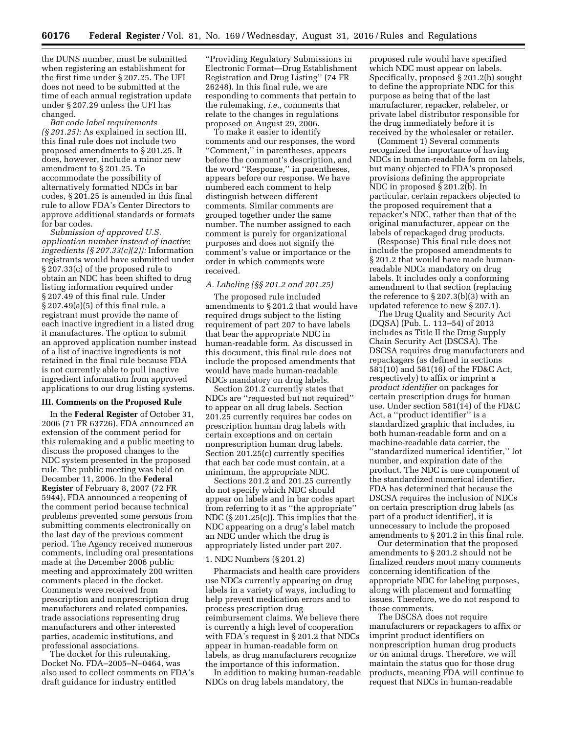the DUNS number, must be submitted when registering an establishment for the first time under § 207.25. The UFI does not need to be submitted at the time of each annual registration update under § 207.29 unless the UFI has changed.

*Bar code label requirements (§ 201.25):* As explained in section III, this final rule does not include two proposed amendments to § 201.25. It does, however, include a minor new amendment to § 201.25. To accommodate the possibility of alternatively formatted NDCs in bar codes, § 201.25 is amended in this final rule to allow FDA's Center Directors to approve additional standards or formats for bar codes.

*Submission of approved U.S. application number instead of inactive ingredients (§ 207.33(c)(2)):* Information registrants would have submitted under § 207.33(c) of the proposed rule to obtain an NDC has been shifted to drug listing information required under § 207.49 of this final rule. Under § 207.49(a)(5) of this final rule, a registrant must provide the name of each inactive ingredient in a listed drug it manufactures. The option to submit an approved application number instead of a list of inactive ingredients is not retained in the final rule because FDA is not currently able to pull inactive ingredient information from approved applications to our drug listing systems.

## III. Comments on the Proposed Rule

In the **Federal Register** of October 31, 2006 (71 FR 63726), FDA announced an extension of the comment period for this rulemaking and a public meeting to discuss the proposed changes to the NDC system presented in the proposed rule. The public meeting was held on December 11, 2006. In the **Federal Register** of February 8, 2007 (72 FR 5944), FDA announced a reopening of the comment period because technical problems prevented some persons from submitting comments electronically on the last day of the previous comment period. The Agency received numerous comments, including oral presentations made at the December 2006 public meeting and approximately 200 written comments placed in the docket. Comments were received from prescription and nonprescription drug manufacturers and related companies, trade associations representing drug manufacturers and other interested parties, academic institutions, and professional associations.

The docket for this rulemaking, Docket No. FDA–2005–N–0464, was also used to collect comments on FDA's draft guidance for industry entitled ''Providing Regulatory Submissions in Electronic Format—Drug Establishment Registration and Drug Listing'' (74 FR 26248). In this final rule, we are responding to comments that pertain to the rulemaking, *i.e.,* comments that relate to the changes in regulations proposed on August 29, 2006.

To make it easier to identify comments and our responses, the word ''Comment,'' in parentheses, appears before the comment's description, and the word ''Response,'' in parentheses, appears before our response. We have numbered each comment to help distinguish between different comments. Similar comments are grouped together under the same number. The number assigned to each comment is purely for organizational purposes and does not signify the comment's value or importance or the order in which comments were received.

### *A. Labeling (§§ 201.2 and 201.25)*

The proposed rule included amendments to § 201.2 that would have required drugs subject to the listing requirement of part 207 to have labels that bear the appropriate NDC in human-readable form. As discussed in this document, this final rule does not include the proposed amendments that would have made human-readable NDCs mandatory on drug labels.

Section 201.2 currently states that NDCs are ''requested but not required'' to appear on all drug labels. Section 201.25 currently requires bar codes on prescription human drug labels with certain exceptions and on certain nonprescription human drug labels. Section 201.25(c) currently specifies that each bar code must contain, at a minimum, the appropriate NDC.

Sections 201.2 and 201.25 currently do not specify which NDC should appear on labels and in bar codes apart from referring to it as ''the appropriate'' NDC (§ 201.25(c)). This implies that the NDC appearing on a drug's label match an NDC under which the drug is appropriately listed under part 207.

#### 1. NDC Numbers (§ 201.2)

Pharmacists and health care providers use NDCs currently appearing on drug labels in a variety of ways, including to help prevent medication errors and to process prescription drug reimbursement claims. We believe there is currently a high level of cooperation with FDA's request in § 201.2 that NDCs appear in human-readable form on labels, as drug manufacturers recognize the importance of this information.

In addition to making human-readable NDCs on drug labels mandatory, the proposed rule would have specified which NDC must appear on labels. Specifically, proposed § 201.2(b) sought to define the appropriate NDC for this purpose as being that of the last manufacturer, repacker, relabeler, or private label distributor responsible for the drug immediately before it is received by the wholesaler or retailer.

(Comment 1) Several comments recognized the importance of having NDCs in human-readable form on labels, but many objected to FDA's proposed provisions defining the appropriate NDC in proposed § 201.2(b). In particular, certain repackers objected to the proposed requirement that a repacker's NDC, rather than that of the original manufacturer, appear on the labels of repackaged drug products.

(Response) This final rule does not include the proposed amendments to § 201.2 that would have made human-readable NDCs mandatory on drug labels. It includes only a conforming amendment to that section (replacing the reference to § 207.3(b)(3) with an updated reference to new § 207.1).

The Drug Quality and Security Act (DQSA) (Pub. L. 113–54) of 2013 includes as Title II the Drug Supply Chain Security Act (DSCSA). The DSCSA requires drug manufacturers and repackagers (as defined in sections 581(10) and 581(16) of the FD&C Act, respectively) to affix or imprint a *product identifier* on packages for certain prescription drugs for human use. Under section 581(14) of the FD&C Act, a ''product identifier'' is a standardized graphic that includes, in both human-readable form and on a machine-readable data carrier, the ''standardized numerical identifier,'' lot number, and expiration date of the product. The NDC is one component of the standardized numerical identifier. FDA has determined that because the DSCSA requires the inclusion of NDCs on certain prescription drug labels (as part of a product identifier), it is unnecessary to include the proposed amendments to § 201.2 in this final rule.

Our determination that the proposed amendments to § 201.2 should not be finalized renders moot many comments concerning identification of the appropriate NDC for labeling purposes, along with placement and formatting issues. Therefore, we do not respond to those comments.

The DSCSA does not require manufacturers or repackagers to affix or imprint product identifiers on nonprescription human drug products or on animal drugs. Therefore, we will maintain the status quo for those drug products, meaning FDA will continue to request that NDCs in human-readable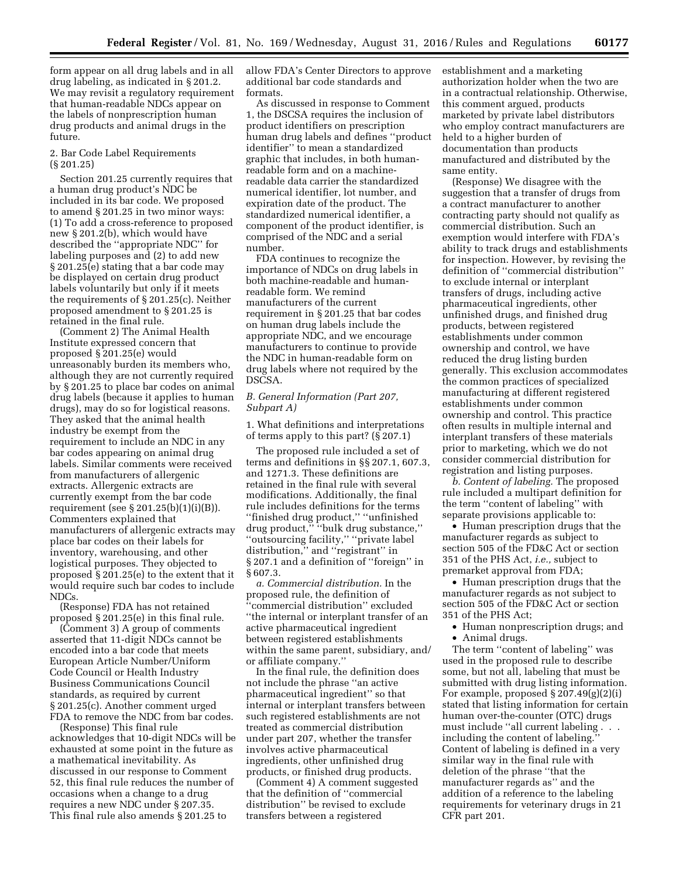form appear on all drug labels and in all drug labeling, as indicated in § 201.2. We may revisit a regulatory requirement that human-readable NDCs appear on the labels of nonprescription human drug products and animal drugs in the future.

2. Bar Code Label Requirements (§ 201.25)

Section 201.25 currently requires that a human drug product's NDC be included in its bar code. We proposed to amend § 201.25 in two minor ways: (1) To add a cross-reference to proposed new § 201.2(b), which would have described the ''appropriate NDC'' for labeling purposes and (2) to add new § 201.25(e) stating that a bar code may be displayed on certain drug product labels voluntarily but only if it meets the requirements of § 201.25(c). Neither proposed amendment to § 201.25 is retained in the final rule.

(Comment 2) The Animal Health Institute expressed concern that proposed § 201.25(e) would unreasonably burden its members who, although they are not currently required by § 201.25 to place bar codes on animal drug labels (because it applies to human drugs), may do so for logistical reasons. They asked that the animal health industry be exempt from the requirement to include an NDC in any bar codes appearing on animal drug labels. Similar comments were received from manufacturers of allergenic extracts. Allergenic extracts are currently exempt from the bar code requirement (see § 201.25(b)(1)(i)(B)). Commenters explained that manufacturers of allergenic extracts may place bar codes on their labels for inventory, warehousing, and other logistical purposes. They objected to proposed § 201.25(e) to the extent that it would require such bar codes to include NDCs.

(Response) FDA has not retained proposed § 201.25(e) in this final rule.

(Comment 3) A group of comments asserted that 11-digit NDCs cannot be encoded into a bar code that meets European Article Number/Uniform Code Council or Health Industry Business Communications Council standards, as required by current § 201.25(c). Another comment urged FDA to remove the NDC from bar codes.

(Response) This final rule acknowledges that 10-digit NDCs will be exhausted at some point in the future as a mathematical inevitability. As discussed in our response to Comment 52, this final rule reduces the number of occasions when a change to a drug requires a new NDC under § 207.35. This final rule also amends § 201.25 to allow FDA's Center Directors to approve additional bar code standards and formats.

As discussed in response to Comment 1, the DSCSA requires the inclusion of product identifiers on prescription human drug labels and defines ''product identifier'' to mean a standardized graphic that includes, in both human-readable form and on a machine-readable data carrier the standardized numerical identifier, lot number, and expiration date of the product. The standardized numerical identifier, a component of the product identifier, is comprised of the NDC and a serial number.

FDA continues to recognize the importance of NDCs on drug labels in both machine-readable and human-readable form. We remind manufacturers of the current requirement in § 201.25 that bar codes on human drug labels include the appropriate NDC, and we encourage manufacturers to continue to provide the NDC in human-readable form on drug labels where not required by the DSCSA.

*B. General Information (Part 207, Subpart A)*

1. What definitions and interpretations of terms apply to this part? (§ 207.1)

The proposed rule included a set of terms and definitions in §§ 207.1, 607.3, and 1271.3. These definitions are retained in the final rule with several modifications. Additionally, the final rule includes definitions for the terms ''finished drug product,'' ''unfinished drug product,'' ''bulk drug substance,'' ''outsourcing facility,'' ''private label distribution,'' and ''registrant'' in § 207.1 and a definition of ''foreign'' in § 607.3.

*a. Commercial distribution.* In the proposed rule, the definition of ''commercial distribution'' excluded ''the internal or interplant transfer of an active pharmaceutical ingredient between registered establishments within the same parent, subsidiary, and/or affiliate company.''

In the final rule, the definition does not include the phrase ''an active pharmaceutical ingredient'' so that internal or interplant transfers between such registered establishments are not treated as commercial distribution under part 207, whether the transfer involves active pharmaceutical ingredients, other unfinished drug products, or finished drug products.

(Comment 4) A comment suggested that the definition of ''commercial distribution'' be revised to exclude transfers between a registered establishment and a marketing authorization holder when the two are in a contractual relationship. Otherwise, this comment argued, products marketed by private label distributors who employ contract manufacturers are held to a higher burden of documentation than products manufactured and distributed by the same entity.

(Response) We disagree with the suggestion that a transfer of drugs from a contract manufacturer to another contracting party should not qualify as commercial distribution. Such an exemption would interfere with FDA's ability to track drugs and establishments for inspection. However, by revising the definition of ''commercial distribution'' to exclude internal or interplant transfers of drugs, including active pharmaceutical ingredients, other unfinished drugs, and finished drug products, between registered establishments under common ownership and control, we have reduced the drug listing burden generally. This exclusion accommodates the common practices of specialized manufacturing at different registered establishments under common ownership and control. This practice often results in multiple internal and interplant transfers of these materials prior to marketing, which we do not consider commercial distribution for registration and listing purposes.

*b. Content of labeling.* The proposed rule included a multipart definition for the term ''content of labeling'' with separate provisions applicable to:

- Human prescription drugs that the manufacturer regards as subject to section 505 of the FD&C Act or section 351 of the PHS Act, *i.e.,* subject to premarket approval from FDA;
- Human prescription drugs that the manufacturer regards as not subject to section 505 of the FD&C Act or section 351 of the PHS Act;
- Human nonprescription drugs; and
- Animal drugs.

The term ''content of labeling'' was used in the proposed rule to describe some, but not all, labeling that must be submitted with drug listing information. For example, proposed § 207.49(g)(2)(i) stated that listing information for certain human over-the-counter (OTC) drugs must include ''all current labeling . . . including the content of labeling.'' Content of labeling is defined in a very similar way in the final rule with deletion of the phrase ''that the manufacturer regards as'' and the addition of a reference to the labeling requirements for veterinary drugs in 21 CFR part 201.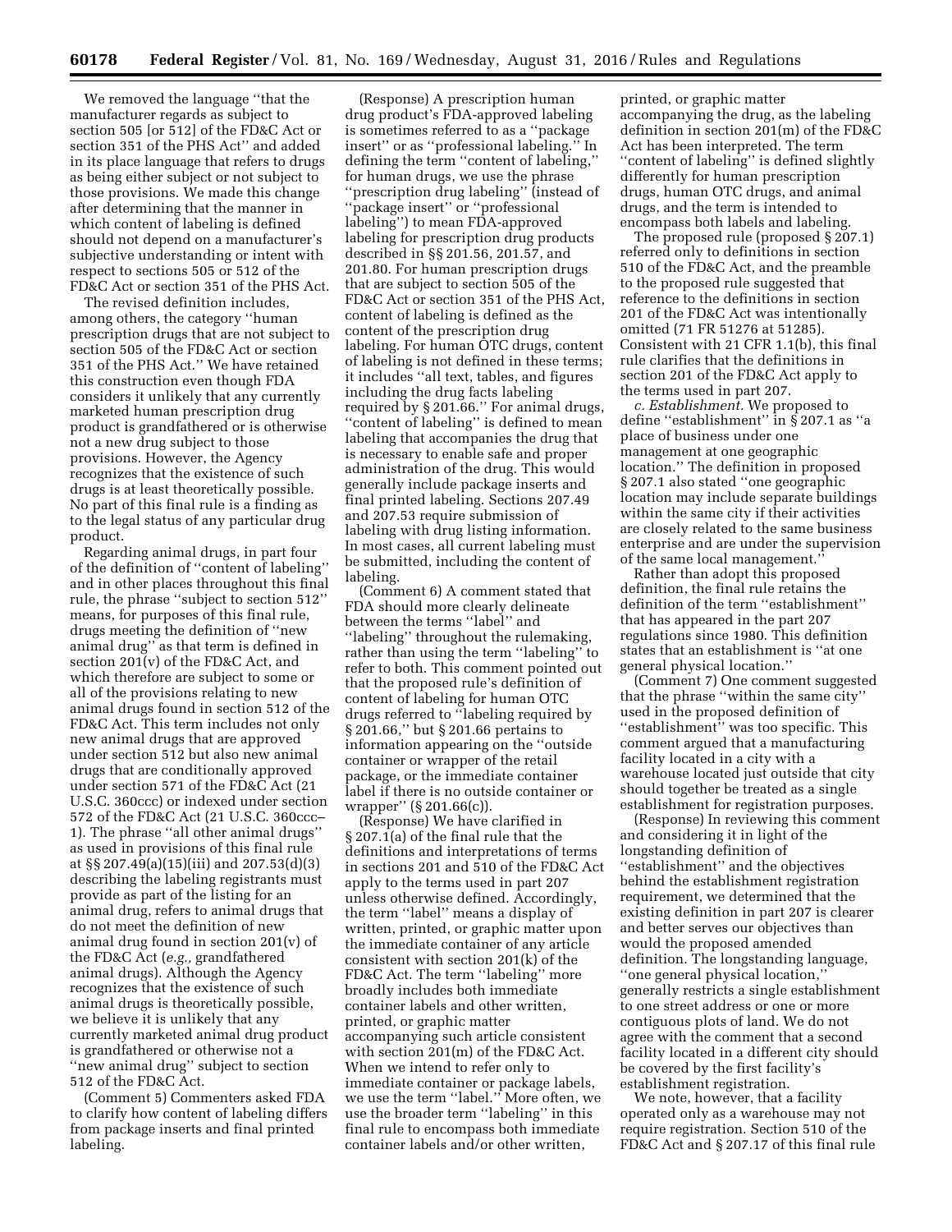We removed the language ''that the manufacturer regards as subject to section 505 [or 512] of the FD&C Act or section 351 of the PHS Act'' and added in its place language that refers to drugs as being either subject or not subject to those provisions. We made this change after determining that the manner in which content of labeling is defined should not depend on a manufacturer's subjective understanding or intent with respect to sections 505 or 512 of the FD&C Act or section 351 of the PHS Act.

The revised definition includes, among others, the category ''human prescription drugs that are not subject to section 505 of the FD&C Act or section 351 of the PHS Act.'' We have retained this construction even though FDA considers it unlikely that any currently marketed human prescription drug product is grandfathered or is otherwise not a new drug subject to those provisions. However, the Agency recognizes that the existence of such drugs is at least theoretically possible. No part of this final rule is a finding as to the legal status of any particular drug product.

Regarding animal drugs, in part four of the definition of ''content of labeling'' and in other places throughout this final rule, the phrase ''subject to section 512'' means, for purposes of this final rule, drugs meeting the definition of ''new animal drug'' as that term is defined in section 201(v) of the FD&C Act, and which therefore are subject to some or all of the provisions relating to new animal drugs found in section 512 of the FD&C Act. This term includes not only new animal drugs that are approved under section 512 but also new animal drugs that are conditionally approved under section 571 of the FD&C Act (21 U.S.C. 360ccc) or indexed under section 572 of the FD&C Act (21 U.S.C. 360ccc–1). The phrase ''all other animal drugs'' as used in provisions of this final rule at §§ 207.49(a)(15)(iii) and 207.53(d)(3) describing the labeling registrants must provide as part of the listing for an animal drug, refers to animal drugs that do not meet the definition of new animal drug found in section 201(v) of the FD&C Act (*e.g.,* grandfathered animal drugs). Although the Agency recognizes that the existence of such animal drugs is theoretically possible, we believe it is unlikely that any currently marketed animal drug product is grandfathered or otherwise not a ''new animal drug'' subject to section 512 of the FD&C Act.

(Comment 5) Commenters asked FDA to clarify how content of labeling differs from package inserts and final printed labeling.

(Response) A prescription human drug product's FDA-approved labeling is sometimes referred to as a ''package insert'' or as ''professional labeling.'' In defining the term ''content of labeling,'' for human drugs, we use the phrase ''prescription drug labeling'' (instead of ''package insert'' or ''professional labeling'') to mean FDA-approved labeling for prescription drug products described in §§ 201.56, 201.57, and 201.80. For human prescription drugs that are subject to section 505 of the FD&C Act or section 351 of the PHS Act, content of labeling is defined as the content of the prescription drug labeling. For human OTC drugs, content of labeling is not defined in these terms; it includes ''all text, tables, and figures including the drug facts labeling required by § 201.66.'' For animal drugs, ''content of labeling'' is defined to mean labeling that accompanies the drug that is necessary to enable safe and proper administration of the drug. This would generally include package inserts and final printed labeling. Sections 207.49 and 207.53 require submission of labeling with drug listing information. In most cases, all current labeling must be submitted, including the content of labeling.

(Comment 6) A comment stated that FDA should more clearly delineate between the terms ''label'' and ''labeling'' throughout the rulemaking, rather than using the term ''labeling'' to refer to both. This comment pointed out that the proposed rule's definition of content of labeling for human OTC drugs referred to ''labeling required by § 201.66,'' but § 201.66 pertains to information appearing on the ''outside container or wrapper of the retail package, or the immediate container label if there is no outside container or wrapper'' (§ 201.66(c)).

(Response) We have clarified in § 207.1(a) of the final rule that the definitions and interpretations of terms in sections 201 and 510 of the FD&C Act apply to the terms used in part 207 unless otherwise defined. Accordingly, the term ''label'' means a display of written, printed, or graphic matter upon the immediate container of any article consistent with section 201(k) of the FD&C Act. The term ''labeling'' more broadly includes both immediate container labels and other written, printed, or graphic matter accompanying such article consistent with section 201(m) of the FD&C Act. When we intend to refer only to immediate container or package labels, we use the term ''label.'' More often, we use the broader term ''labeling'' in this final rule to encompass both immediate container labels and/or other written, printed, or graphic matter accompanying the drug, as the labeling definition in section 201(m) of the FD&C Act has been interpreted. The term ''content of labeling'' is defined slightly differently for human prescription drugs, human OTC drugs, and animal drugs, and the term is intended to encompass both labels and labeling.

The proposed rule (proposed § 207.1) referred only to definitions in section 510 of the FD&C Act, and the preamble to the proposed rule suggested that reference to the definitions in section 201 of the FD&C Act was intentionally omitted (71 FR 51276 at 51285). Consistent with 21 CFR 1.1(b), this final rule clarifies that the definitions in section 201 of the FD&C Act apply to the terms used in part 207.

*c. Establishment.* We proposed to define ''establishment'' in § 207.1 as ''a place of business under one management at one geographic location.'' The definition in proposed § 207.1 also stated ''one geographic location may include separate buildings within the same city if their activities are closely related to the same business enterprise and are under the supervision of the same local management.''

Rather than adopt this proposed definition, the final rule retains the definition of the term ''establishment'' that has appeared in the part 207 regulations since 1980. This definition states that an establishment is ''at one general physical location.''

(Comment 7) One comment suggested that the phrase ''within the same city'' used in the proposed definition of ''establishment'' was too specific. This comment argued that a manufacturing facility located in a city with a warehouse located just outside that city should together be treated as a single establishment for registration purposes.

(Response) In reviewing this comment and considering it in light of the longstanding definition of ''establishment'' and the objectives behind the establishment registration requirement, we determined that the existing definition in part 207 is clearer and better serves our objectives than would the proposed amended definition. The longstanding language, ''one general physical location,'' generally restricts a single establishment to one street address or one or more contiguous plots of land. We do not agree with the comment that a second facility located in a different city should be covered by the first facility's establishment registration.

We note, however, that a facility operated only as a warehouse may not require registration. Section 510 of the FD&C Act and § 207.17 of this final rule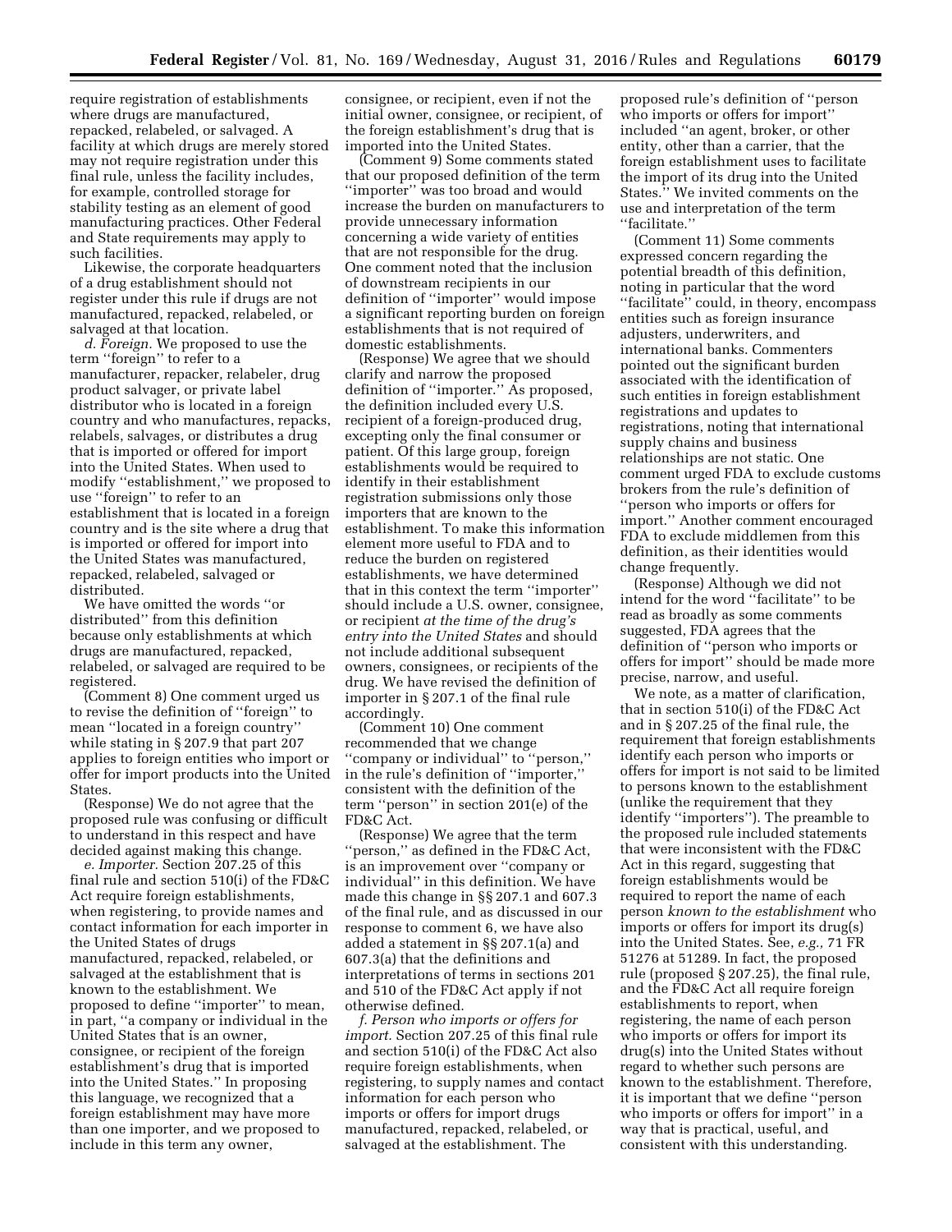require registration of establishments where drugs are manufactured, repacked, relabeled, or salvaged. A facility at which drugs are merely stored may not require registration under this final rule, unless the facility includes, for example, controlled storage for stability testing as an element of good manufacturing practices. Other Federal and State requirements may apply to such facilities.

Likewise, the corporate headquarters of a drug establishment should not register under this rule if drugs are not manufactured, repacked, relabeled, or salvaged at that location.

*d. Foreign.* We proposed to use the term ''foreign'' to refer to a manufacturer, repacker, relabeler, drug product salvager, or private label distributor who is located in a foreign country and who manufactures, repacks, relabels, salvages, or distributes a drug that is imported or offered for import into the United States. When used to modify ''establishment,'' we proposed to use ''foreign'' to refer to an establishment that is located in a foreign country and is the site where a drug that is imported or offered for import into the United States was manufactured, repacked, relabeled, salvaged or distributed.

We have omitted the words ''or distributed'' from this definition because only establishments at which drugs are manufactured, repacked, relabeled, or salvaged are required to be registered.

(Comment 8) One comment urged us to revise the definition of ''foreign'' to mean ''located in a foreign country'' while stating in § 207.9 that part 207 applies to foreign entities who import or offer for import products into the United States.

(Response) We do not agree that the proposed rule was confusing or difficult to understand in this respect and have decided against making this change.

*e. Importer.* Section 207.25 of this final rule and section 510(i) of the FD&C Act require foreign establishments, when registering, to provide names and contact information for each importer in the United States of drugs manufactured, repacked, relabeled, or salvaged at the establishment that is known to the establishment. We proposed to define ''importer'' to mean, in part, ''a company or individual in the United States that is an owner, consignee, or recipient of the foreign establishment's drug that is imported into the United States.'' In proposing this language, we recognized that a foreign establishment may have more than one importer, and we proposed to include in this term any owner, consignee, or recipient, even if not the initial owner, consignee, or recipient, of the foreign establishment's drug that is imported into the United States.

(Comment 9) Some comments stated that our proposed definition of the term ''importer'' was too broad and would increase the burden on manufacturers to provide unnecessary information concerning a wide variety of entities that are not responsible for the drug. One comment noted that the inclusion of downstream recipients in our definition of ''importer'' would impose a significant reporting burden on foreign establishments that is not required of domestic establishments.

(Response) We agree that we should clarify and narrow the proposed definition of ''importer.'' As proposed, the definition included every U.S. recipient of a foreign-produced drug, excepting only the final consumer or patient. Of this large group, foreign establishments would be required to identify in their establishment registration submissions only those importers that are known to the establishment. To make this information element more useful to FDA and to reduce the burden on registered establishments, we have determined that in this context the term ''importer'' should include a U.S. owner, consignee, or recipient *at the time of the drug's entry into the United States* and should not include additional subsequent owners, consignees, or recipients of the drug. We have revised the definition of importer in § 207.1 of the final rule accordingly.

(Comment 10) One comment recommended that we change ''company or individual'' to ''person,'' in the rule's definition of ''importer,'' consistent with the definition of the term ''person'' in section 201(e) of the FD&C Act.

(Response) We agree that the term ''person,'' as defined in the FD&C Act, is an improvement over ''company or individual'' in this definition. We have made this change in §§ 207.1 and 607.3 of the final rule, and as discussed in our response to comment 6, we have also added a statement in §§ 207.1(a) and 607.3(a) that the definitions and interpretations of terms in sections 201 and 510 of the FD&C Act apply if not otherwise defined.

*f. Person who imports or offers for import.* Section 207.25 of this final rule and section 510(i) of the FD&C Act also require foreign establishments, when registering, to supply names and contact information for each person who imports or offers for import drugs manufactured, repacked, relabeled, or salvaged at the establishment. The proposed rule's definition of ''person who imports or offers for import'' included ''an agent, broker, or other entity, other than a carrier, that the foreign establishment uses to facilitate the import of its drug into the United States.'' We invited comments on the use and interpretation of the term ''facilitate.''

(Comment 11) Some comments expressed concern regarding the potential breadth of this definition, noting in particular that the word ''facilitate'' could, in theory, encompass entities such as foreign insurance adjusters, underwriters, and international banks. Commenters pointed out the significant burden associated with the identification of such entities in foreign establishment registrations and updates to registrations, noting that international supply chains and business relationships are not static. One comment urged FDA to exclude customs brokers from the rule's definition of ''person who imports or offers for import.'' Another comment encouraged FDA to exclude middlemen from this definition, as their identities would change frequently.

(Response) Although we did not intend for the word ''facilitate'' to be read as broadly as some comments suggested, FDA agrees that the definition of ''person who imports or offers for import'' should be made more precise, narrow, and useful.

We note, as a matter of clarification, that in section 510(i) of the FD&C Act and in § 207.25 of the final rule, the requirement that foreign establishments identify each person who imports or offers for import is not said to be limited to persons known to the establishment (unlike the requirement that they identify ''importers''). The preamble to the proposed rule included statements that were inconsistent with the FD&C Act in this regard, suggesting that foreign establishments would be required to report the name of each person *known to the establishment* who imports or offers for import its drug(s) into the United States. See, *e.g.,* 71 FR 51276 at 51289. In fact, the proposed rule (proposed § 207.25), the final rule, and the FD&C Act all require foreign establishments to report, when registering, the name of each person who imports or offers for import its drug(s) into the United States without regard to whether such persons are known to the establishment. Therefore, it is important that we define ''person who imports or offers for import'' in a way that is practical, useful, and consistent with this understanding.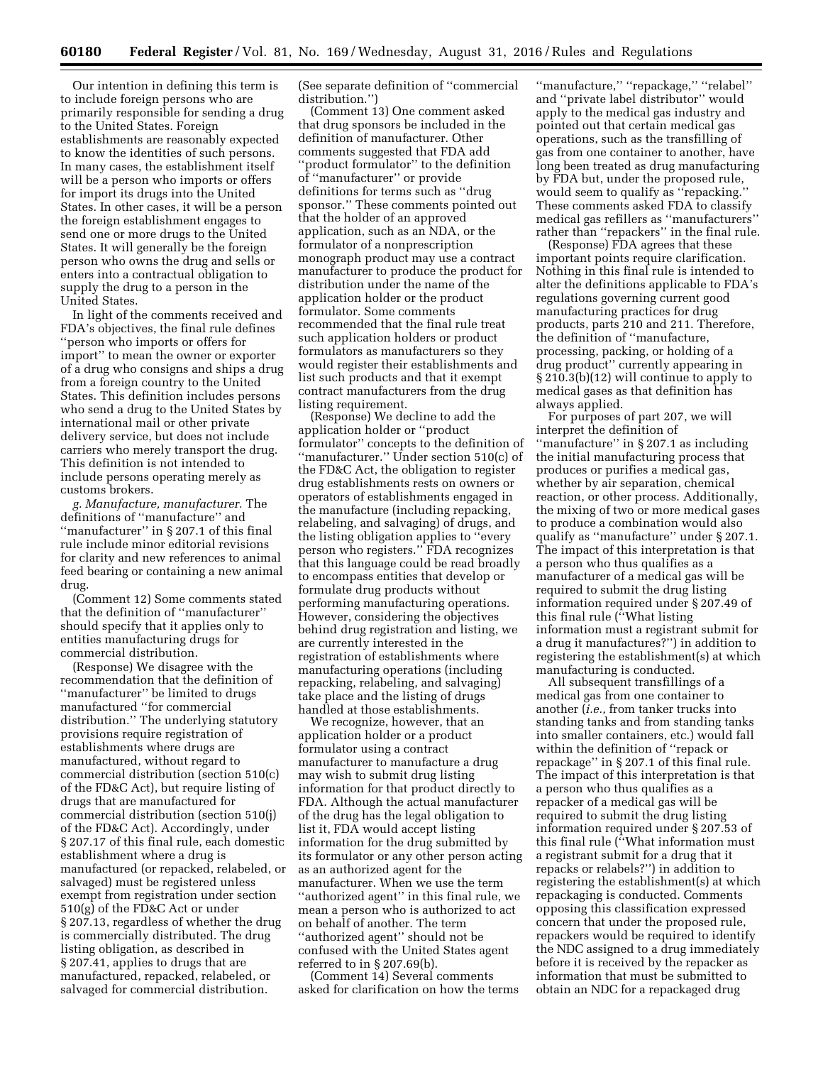Our intention in defining this term is to include foreign persons who are primarily responsible for sending a drug to the United States. Foreign establishments are reasonably expected to know the identities of such persons. In many cases, the establishment itself will be a person who imports or offers for import its drugs into the United States. In other cases, it will be a person the foreign establishment engages to send one or more drugs to the United States. It will generally be the foreign person who owns the drug and sells or enters into a contractual obligation to supply the drug to a person in the United States.

In light of the comments received and FDA's objectives, the final rule defines ''person who imports or offers for import'' to mean the owner or exporter of a drug who consigns and ships a drug from a foreign country to the United States. This definition includes persons who send a drug to the United States by international mail or other private delivery service, but does not include carriers who merely transport the drug. This definition is not intended to include persons operating merely as customs brokers.

*g. Manufacture, manufacturer.* The definitions of ''manufacture'' and ''manufacturer'' in § 207.1 of this final rule include minor editorial revisions for clarity and new references to animal feed bearing or containing a new animal drug.

(Comment 12) Some comments stated that the definition of ''manufacturer'' should specify that it applies only to entities manufacturing drugs for commercial distribution.

(Response) We disagree with the recommendation that the definition of ''manufacturer'' be limited to drugs manufactured ''for commercial distribution.'' The underlying statutory provisions require registration of establishments where drugs are manufactured, without regard to commercial distribution (section 510(c) of the FD&C Act), but require listing of drugs that are manufactured for commercial distribution (section 510(j) of the FD&C Act). Accordingly, under § 207.17 of this final rule, each domestic establishment where a drug is manufactured (or repacked, relabeled, or salvaged) must be registered unless exempt from registration under section 510(g) of the FD&C Act or under § 207.13, regardless of whether the drug is commercially distributed. The drug listing obligation, as described in § 207.41, applies to drugs that are manufactured, repacked, relabeled, or salvaged for commercial distribution. (See separate definition of ''commercial distribution.'')

(Comment 13) One comment asked that drug sponsors be included in the definition of manufacturer. Other comments suggested that FDA add ''product formulator'' to the definition of ''manufacturer'' or provide definitions for terms such as ''drug sponsor.'' These comments pointed out that the holder of an approved application, such as an NDA, or the formulator of a nonprescription monograph product may use a contract manufacturer to produce the product for distribution under the name of the application holder or the product formulator. Some comments recommended that the final rule treat such application holders or product formulators as manufacturers so they would register their establishments and list such products and that it exempt contract manufacturers from the drug listing requirement.

(Response) We decline to add the application holder or ''product formulator'' concepts to the definition of ''manufacturer.'' Under section 510(c) of the FD&C Act, the obligation to register drug establishments rests on owners or operators of establishments engaged in the manufacture (including repacking, relabeling, and salvaging) of drugs, and the listing obligation applies to ''every person who registers.'' FDA recognizes that this language could be read broadly to encompass entities that develop or formulate drug products without performing manufacturing operations. However, considering the objectives behind drug registration and listing, we are currently interested in the registration of establishments where manufacturing operations (including repacking, relabeling, and salvaging) take place and the listing of drugs handled at those establishments.

We recognize, however, that an application holder or a product formulator using a contract manufacturer to manufacture a drug may wish to submit drug listing information for that product directly to FDA. Although the actual manufacturer of the drug has the legal obligation to list it, FDA would accept listing information for the drug submitted by its formulator or any other person acting as an authorized agent for the manufacturer. When we use the term ''authorized agent'' in this final rule, we mean a person who is authorized to act on behalf of another. The term ''authorized agent'' should not be confused with the United States agent referred to in § 207.69(b).

(Comment 14) Several comments asked for clarification on how the terms ''manufacture,'' ''repackage,'' ''relabel'' and ''private label distributor'' would apply to the medical gas industry and pointed out that certain medical gas operations, such as the transfilling of gas from one container to another, have long been treated as drug manufacturing by FDA but, under the proposed rule, would seem to qualify as ''repacking.'' These comments asked FDA to classify medical gas refillers as ''manufacturers'' rather than ''repackers'' in the final rule.

(Response) FDA agrees that these important points require clarification. Nothing in this final rule is intended to alter the definitions applicable to FDA's regulations governing current good manufacturing practices for drug products, parts 210 and 211. Therefore, the definition of ''manufacture, processing, packing, or holding of a drug product'' currently appearing in § 210.3(b)(12) will continue to apply to medical gases as that definition has always applied.

For purposes of part 207, we will interpret the definition of ''manufacture'' in § 207.1 as including the initial manufacturing process that produces or purifies a medical gas, whether by air separation, chemical reaction, or other process. Additionally, the mixing of two or more medical gases to produce a combination would also qualify as ''manufacture'' under § 207.1. The impact of this interpretation is that a person who thus qualifies as a manufacturer of a medical gas will be required to submit the drug listing information required under § 207.49 of this final rule (''What listing information must a registrant submit for a drug it manufactures?'') in addition to registering the establishment(s) at which manufacturing is conducted.

All subsequent transfillings of a medical gas from one container to another (*i.e.,* from tanker trucks into standing tanks and from standing tanks into smaller containers, etc.) would fall within the definition of ''repack or repackage'' in § 207.1 of this final rule. The impact of this interpretation is that a person who thus qualifies as a repacker of a medical gas will be required to submit the drug listing information required under § 207.53 of this final rule (''What information must a registrant submit for a drug that it repacks or relabels?'') in addition to registering the establishment(s) at which repackaging is conducted. Comments opposing this classification expressed concern that under the proposed rule, repackers would be required to identify the NDC assigned to a drug immediately before it is received by the repacker as information that must be submitted to obtain an NDC for a repackaged drug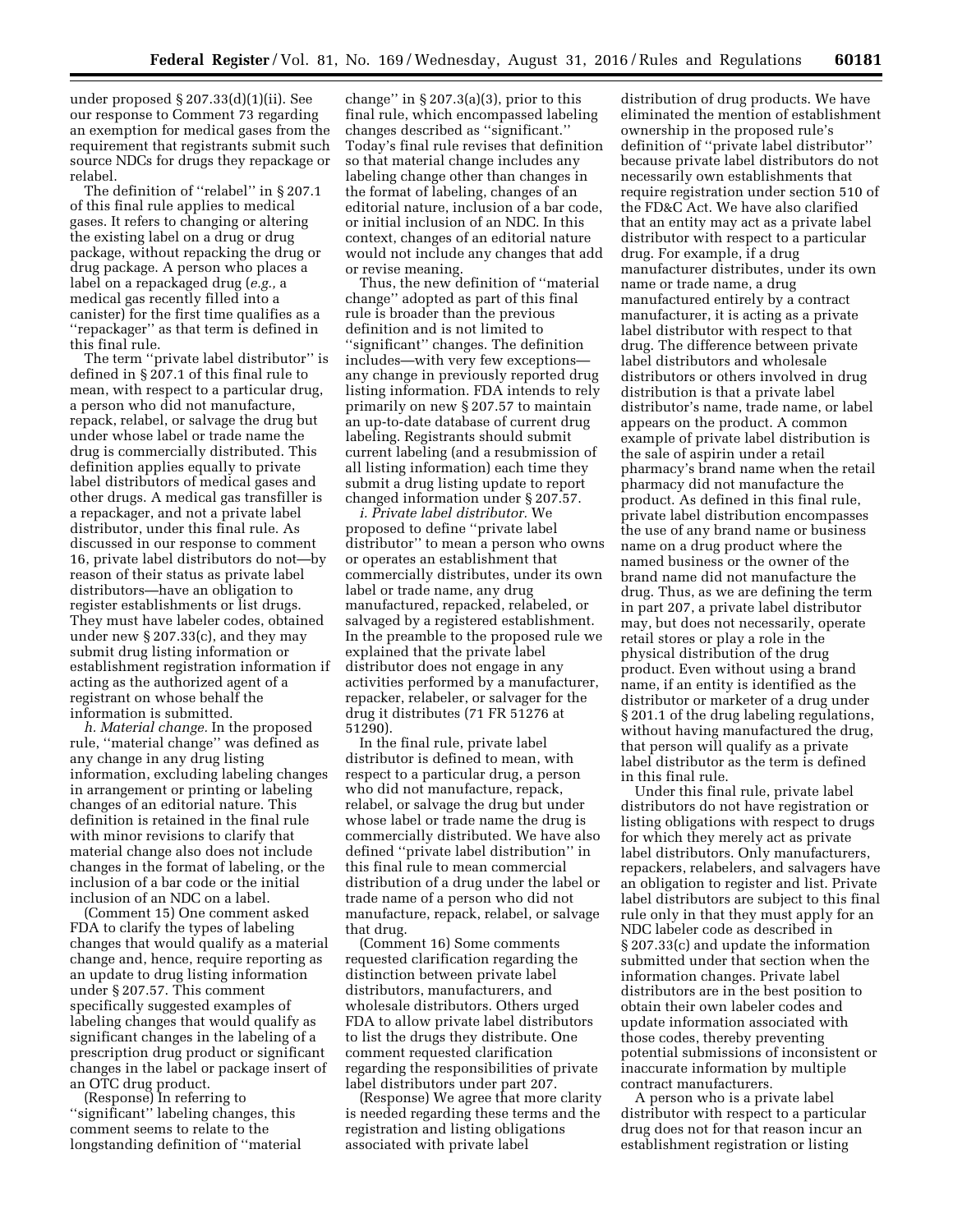under proposed § 207.33(d)(1)(ii). See our response to Comment 73 regarding an exemption for medical gases from the requirement that registrants submit such source NDCs for drugs they repackage or relabel.

The definition of "relabel" in § 207.1 of this final rule applies to medical gases. It refers to changing or altering the existing label on a drug or drug package, without repacking the drug or drug package. A person who places a label on a repackaged drug (*e.g.,* a medical gas recently filled into a canister) for the first time qualifies as a "repackager" as that term is defined in this final rule.

The term "private label distributor" is defined in § 207.1 of this final rule to mean, with respect to a particular drug, a person who did not manufacture, repack, relabel, or salvage the drug but under whose label or trade name the drug is commercially distributed. This definition applies equally to private label distributors of medical gases and other drugs. A medical gas transfiller is a repackager, and not a private label distributor, under this final rule. As discussed in our response to comment 16, private label distributors do not—by reason of their status as private label distributors—have an obligation to register establishments or list drugs. They must have labeler codes, obtained under new § 207.33(c), and they may submit drug listing information or establishment registration information if acting as the authorized agent of a registrant on whose behalf the information is submitted.

*h. Material change.* In the proposed rule, "material change" was defined as any change in any drug listing information, excluding labeling changes in arrangement or printing or labeling changes of an editorial nature. This definition is retained in the final rule with minor revisions to clarify that material change also does not include changes in the format of labeling, or the inclusion of a bar code or the initial inclusion of an NDC on a label.

(Comment 15) One comment asked FDA to clarify the types of labeling changes that would qualify as a material change and, hence, require reporting as an update to drug listing information under § 207.57. This comment specifically suggested examples of labeling changes that would qualify as significant changes in the labeling of a prescription drug product or significant changes in the label or package insert of an OTC drug product.

(Response) In referring to "significant" labeling changes, this comment seems to relate to the longstanding definition of "material change" in § 207.3(a)(3), prior to this final rule, which encompassed labeling changes described as "significant." Today's final rule revises that definition so that material change includes any labeling change other than changes in the format of labeling, changes of an editorial nature, inclusion of a bar code, or initial inclusion of an NDC. In this context, changes of an editorial nature would not include any changes that add or revise meaning.

Thus, the new definition of "material change" adopted as part of this final rule is broader than the previous definition and is not limited to "significant" changes. The definition includes—with very few exceptions—any change in previously reported drug listing information. FDA intends to rely primarily on new § 207.57 to maintain an up-to-date database of current drug labeling. Registrants should submit current labeling (and a resubmission of all listing information) each time they submit a drug listing update to report changed information under § 207.57.

*i. Private label distributor.* We proposed to define "private label distributor" to mean a person who owns or operates an establishment that commercially distributes, under its own label or trade name, any drug manufactured, repacked, relabeled, or salvaged by a registered establishment. In the preamble to the proposed rule we explained that the private label distributor does not engage in any activities performed by a manufacturer, repacker, relabeler, or salvager for the drug it distributes (71 FR 51276 at 51290).

In the final rule, private label distributor is defined to mean, with respect to a particular drug, a person who did not manufacture, repack, relabel, or salvage the drug but under whose label or trade name the drug is commercially distributed. We have also defined "private label distribution" in this final rule to mean commercial distribution of a drug under the label or trade name of a person who did not manufacture, repack, relabel, or salvage that drug.

(Comment 16) Some comments requested clarification regarding the distinction between private label distributors, manufacturers, and wholesale distributors. Others urged FDA to allow private label distributors to list the drugs they distribute. One comment requested clarification regarding the responsibilities of private label distributors under part 207.

(Response) We agree that more clarity is needed regarding these terms and the registration and listing obligations associated with private label distribution of drug products. We have eliminated the mention of establishment ownership in the proposed rule's definition of "private label distributor" because private label distributors do not necessarily own establishments that require registration under section 510 of the FD&C Act. We have also clarified that an entity may act as a private label distributor with respect to a particular drug. For example, if a drug manufacturer distributes, under its own name or trade name, a drug manufactured entirely by a contract manufacturer, it is acting as a private label distributor with respect to that drug. The difference between private label distributors and wholesale distributors or others involved in drug distribution is that a private label distributor's name, trade name, or label appears on the product. A common example of private label distribution is the sale of aspirin under a retail pharmacy's brand name when the retail pharmacy did not manufacture the product. As defined in this final rule, private label distribution encompasses the use of any brand name or business name on a drug product where the named business or the owner of the brand name did not manufacture the drug. Thus, as we are defining the term in part 207, a private label distributor may, but does not necessarily, operate retail stores or play a role in the physical distribution of the drug product. Even without using a brand name, if an entity is identified as the distributor or marketer of a drug under § 201.1 of the drug labeling regulations, without having manufactured the drug, that person will qualify as a private label distributor as the term is defined in this final rule.

Under this final rule, private label distributors do not have registration or listing obligations with respect to drugs for which they merely act as private label distributors. Only manufacturers, repackers, relabelers, and salvagers have an obligation to register and list. Private label distributors are subject to this final rule only in that they must apply for an NDC labeler code as described in § 207.33(c) and update the information submitted under that section when the information changes. Private label distributors are in the best position to obtain their own labeler codes and update information associated with those codes, thereby preventing potential submissions of inconsistent or inaccurate information by multiple contract manufacturers.

A person who is a private label distributor with respect to a particular drug does not for that reason incur an establishment registration or listing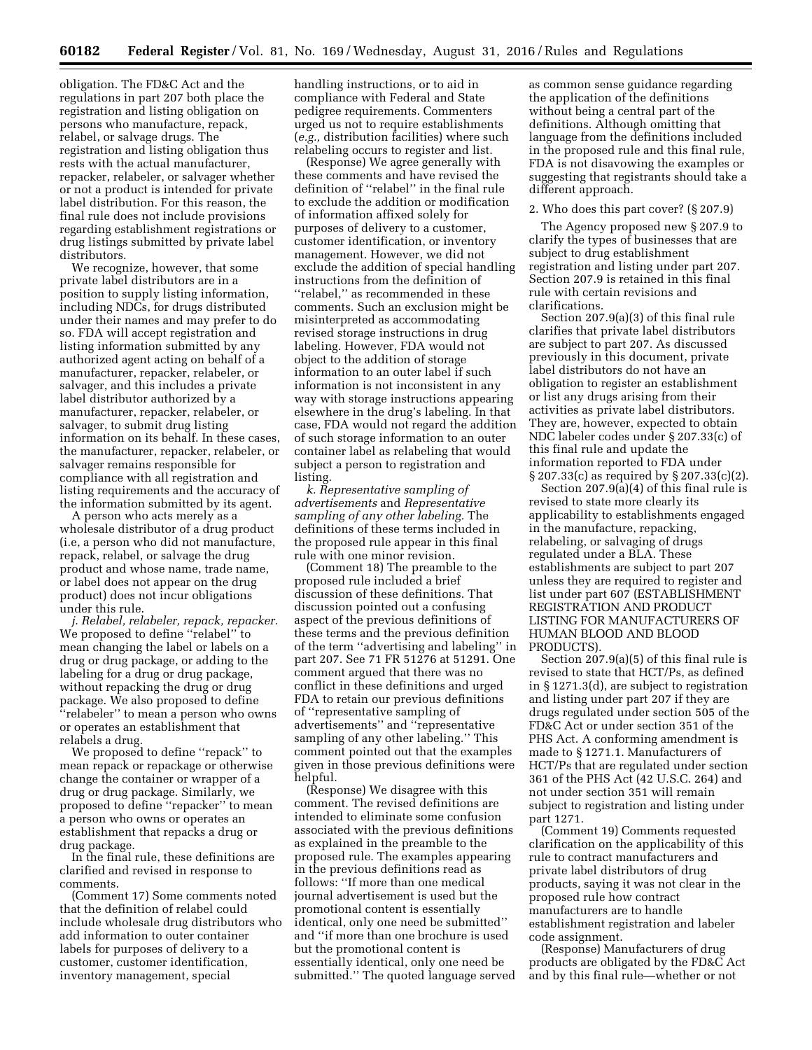obligation. The FD&C Act and the regulations in part 207 both place the registration and listing obligation on persons who manufacture, repack, relabel, or salvage drugs. The registration and listing obligation thus rests with the actual manufacturer, repacker, relabeler, or salvager whether or not a product is intended for private label distribution. For this reason, the final rule does not include provisions regarding establishment registrations or drug listings submitted by private label distributors.

We recognize, however, that some private label distributors are in a position to supply listing information, including NDCs, for drugs distributed under their names and may prefer to do so. FDA will accept registration and listing information submitted by any authorized agent acting on behalf of a manufacturer, repacker, relabeler, or salvager, and this includes a private label distributor authorized by a manufacturer, repacker, relabeler, or salvager, to submit drug listing information on its behalf. In these cases, the manufacturer, repacker, relabeler, or salvager remains responsible for compliance with all registration and listing requirements and the accuracy of the information submitted by its agent.

A person who acts merely as a wholesale distributor of a drug product (i.e, a person who did not manufacture, repack, relabel, or salvage the drug product and whose name, trade name, or label does not appear on the drug product) does not incur obligations under this rule.

*j. Relabel, relabeler, repack, repacker.* We proposed to define "relabel" to mean changing the label or labels on a drug or drug package, or adding to the labeling for a drug or drug package, without repacking the drug or drug package. We also proposed to define "relabeler" to mean a person who owns or operates an establishment that relabels a drug.

We proposed to define "repack" to mean repack or repackage or otherwise change the container or wrapper of a drug or drug package. Similarly, we proposed to define "repacker" to mean a person who owns or operates an establishment that repacks a drug or drug package.

In the final rule, these definitions are clarified and revised in response to comments.

(Comment 17) Some comments noted that the definition of relabel could include wholesale drug distributors who add information to outer container labels for purposes of delivery to a customer, customer identification, inventory management, special handling instructions, or to aid in compliance with Federal and State pedigree requirements. Commenters urged us not to require establishments (*e.g.,* distribution facilities) where such relabeling occurs to register and list.

(Response) We agree generally with these comments and have revised the definition of "relabel" in the final rule to exclude the addition or modification of information affixed solely for purposes of delivery to a customer, customer identification, or inventory management. However, we did not exclude the addition of special handling instructions from the definition of "relabel," as recommended in these comments. Such an exclusion might be misinterpreted as accommodating revised storage instructions in drug labeling. However, FDA would not object to the addition of storage information to an outer label if such information is not inconsistent in any way with storage instructions appearing elsewhere in the drug's labeling. In that case, FDA would not regard the addition of such storage information to an outer container label as relabeling that would subject a person to registration and listing.

*k. Representative sampling of advertisements* and *Representative sampling of any other labeling.* The definitions of these terms included in the proposed rule appear in this final rule with one minor revision.

(Comment 18) The preamble to the proposed rule included a brief discussion of these definitions. That discussion pointed out a confusing aspect of the previous definitions of these terms and the previous definition of the term "advertising and labeling" in part 207. See 71 FR 51276 at 51291. One comment argued that there was no conflict in these definitions and urged FDA to retain our previous definitions of "representative sampling of advertisements" and "representative sampling of any other labeling." This comment pointed out that the examples given in those previous definitions were helpful.

(Response) We disagree with this comment. The revised definitions are intended to eliminate some confusion associated with the previous definitions as explained in the preamble to the proposed rule. The examples appearing in the previous definitions read as follows: "If more than one medical journal advertisement is used but the promotional content is essentially identical, only one need be submitted" and "if more than one brochure is used but the promotional content is essentially identical, only one need be submitted." The quoted language served as common sense guidance regarding the application of the definitions without being a central part of the definitions. Although omitting that language from the definitions included in the proposed rule and this final rule, FDA is not disavowing the examples or suggesting that registrants should take a different approach.

2. Who does this part cover? (§ 207.9)

The Agency proposed new § 207.9 to clarify the types of businesses that are subject to drug establishment registration and listing under part 207. Section 207.9 is retained in this final rule with certain revisions and clarifications.

Section 207.9(a)(3) of this final rule clarifies that private label distributors are subject to part 207. As discussed previously in this document, private label distributors do not have an obligation to register an establishment or list any drugs arising from their activities as private label distributors. They are, however, expected to obtain NDC labeler codes under § 207.33(c) of this final rule and update the information reported to FDA under § 207.33(c) as required by § 207.33(c)(2).

Section 207.9(a)(4) of this final rule is revised to state more clearly its applicability to establishments engaged in the manufacture, repacking, relabeling, or salvaging of drugs regulated under a BLA. These establishments are subject to part 207 unless they are required to register and list under part 607 (ESTABLISHMENT REGISTRATION AND PRODUCT LISTING FOR MANUFACTURERS OF HUMAN BLOOD AND BLOOD PRODUCTS).

Section 207.9(a)(5) of this final rule is revised to state that HCT/Ps, as defined in § 1271.3(d), are subject to registration and listing under part 207 if they are drugs regulated under section 505 of the FD&C Act or under section 351 of the PHS Act. A conforming amendment is made to § 1271.1. Manufacturers of HCT/Ps that are regulated under section 361 of the PHS Act (42 U.S.C. 264) and not under section 351 will remain subject to registration and listing under part 1271.

(Comment 19) Comments requested clarification on the applicability of this rule to contract manufacturers and private label distributors of drug products, saying it was not clear in the proposed rule how contract manufacturers are to handle establishment registration and labeler code assignment.

(Response) Manufacturers of drug products are obligated by the FD&C Act and by this final rule—whether or not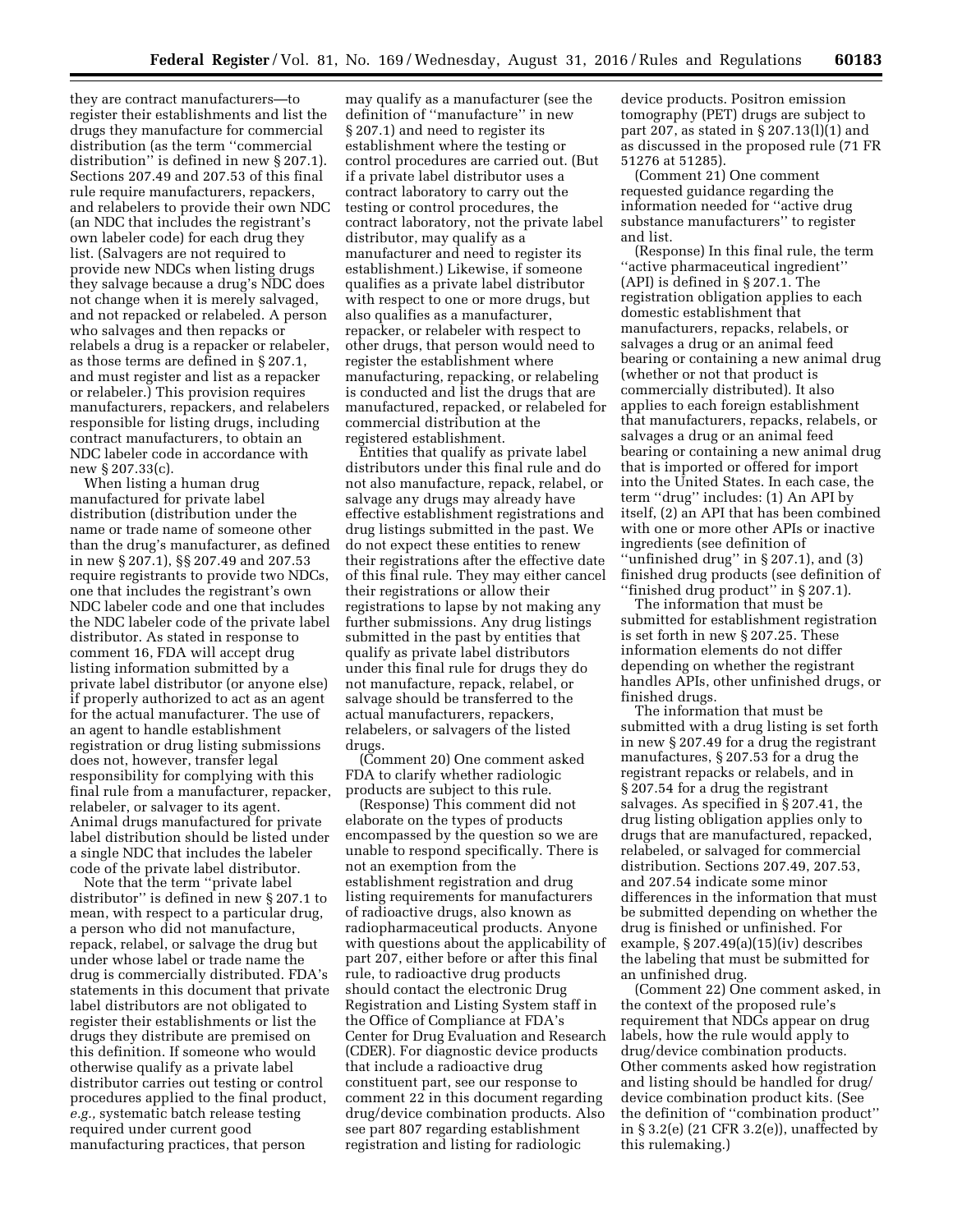they are contract manufacturers—to register their establishments and list the drugs they manufacture for commercial distribution (as the term ''commercial distribution'' is defined in new § 207.1). Sections 207.49 and 207.53 of this final rule require manufacturers, repackers, and relabelers to provide their own NDC (an NDC that includes the registrant's own labeler code) for each drug they list. (Salvagers are not required to provide new NDCs when listing drugs they salvage because a drug's NDC does not change when it is merely salvaged, and not repacked or relabeled. A person who salvages and then repacks or relabels a drug is a repacker or relabeler, as those terms are defined in § 207.1, and must register and list as a repacker or relabeler.) This provision requires manufacturers, repackers, and relabelers responsible for listing drugs, including contract manufacturers, to obtain an NDC labeler code in accordance with new § 207.33(c).

When listing a human drug manufactured for private label distribution (distribution under the name or trade name of someone other than the drug's manufacturer, as defined in new § 207.1), §§ 207.49 and 207.53 require registrants to provide two NDCs, one that includes the registrant's own NDC labeler code and one that includes the NDC labeler code of the private label distributor. As stated in response to comment 16, FDA will accept drug listing information submitted by a private label distributor (or anyone else) if properly authorized to act as an agent for the actual manufacturer. The use of an agent to handle establishment registration or drug listing submissions does not, however, transfer legal responsibility for complying with this final rule from a manufacturer, repacker, relabeler, or salvager to its agent. Animal drugs manufactured for private label distribution should be listed under a single NDC that includes the labeler code of the private label distributor.

Note that the term ''private label distributor'' is defined in new § 207.1 to mean, with respect to a particular drug, a person who did not manufacture, repack, relabel, or salvage the drug but under whose label or trade name the drug is commercially distributed. FDA's statements in this document that private label distributors are not obligated to register their establishments or list the drugs they distribute are premised on this definition. If someone who would otherwise qualify as a private label distributor carries out testing or control procedures applied to the final product, *e.g.,* systematic batch release testing required under current good manufacturing practices, that person may qualify as a manufacturer (see the definition of ''manufacture'' in new § 207.1) and need to register its establishment where the testing or control procedures are carried out. (But if a private label distributor uses a contract laboratory to carry out the testing or control procedures, the contract laboratory, not the private label distributor, may qualify as a manufacturer and need to register its establishment.) Likewise, if someone qualifies as a private label distributor with respect to one or more drugs, but also qualifies as a manufacturer, repacker, or relabeler with respect to other drugs, that person would need to register the establishment where manufacturing, repacking, or relabeling is conducted and list the drugs that are manufactured, repacked, or relabeled for commercial distribution at the registered establishment.

Entities that qualify as private label distributors under this final rule and do not also manufacture, repack, relabel, or salvage any drugs may already have effective establishment registrations and drug listings submitted in the past. We do not expect these entities to renew their registrations after the effective date of this final rule. They may either cancel their registrations or allow their registrations to lapse by not making any further submissions. Any drug listings submitted in the past by entities that qualify as private label distributors under this final rule for drugs they do not manufacture, repack, relabel, or salvage should be transferred to the actual manufacturers, repackers, relabelers, or salvagers of the listed drugs.

(Comment 20) One comment asked FDA to clarify whether radiologic products are subject to this rule.

(Response) This comment did not elaborate on the types of products encompassed by the question so we are unable to respond specifically. There is not an exemption from the establishment registration and drug listing requirements for manufacturers of radioactive drugs, also known as radiopharmaceutical products. Anyone with questions about the applicability of part 207, either before or after this final rule, to radioactive drug products should contact the electronic Drug Registration and Listing System staff in the Office of Compliance at FDA's Center for Drug Evaluation and Research (CDER). For diagnostic device products that include a radioactive drug constituent part, see our response to comment 22 in this document regarding drug/device combination products. Also see part 807 regarding establishment registration and listing for radiologic device products. Positron emission tomography (PET) drugs are subject to part 207, as stated in § 207.13(l)(1) and as discussed in the proposed rule (71 FR 51276 at 51285).

(Comment 21) One comment requested guidance regarding the information needed for ''active drug substance manufacturers'' to register and list.

(Response) In this final rule, the term ''active pharmaceutical ingredient'' (API) is defined in § 207.1. The registration obligation applies to each domestic establishment that manufactures, repacks, relabels, or salvages a drug or an animal feed bearing or containing a new animal drug (whether or not that product is commercially distributed). It also applies to each foreign establishment that manufactures, repacks, relabels, or salvages a drug or an animal feed bearing or containing a new animal drug that is imported or offered for import into the United States. In each case, the term ''drug'' includes: (1) An API by itself, (2) an API that has been combined with one or more other APIs or inactive ingredients (see definition of ''unfinished drug'' in § 207.1), and (3) finished drug products (see definition of ''finished drug product'' in § 207.1).

The information that must be submitted for establishment registration is set forth in new § 207.25. These information elements do not differ depending on whether the registrant handles APIs, other unfinished drugs, or finished drugs.

The information that must be submitted with a drug listing is set forth in new § 207.49 for a drug the registrant manufactures, § 207.53 for a drug the registrant repacks or relabels, and in § 207.54 for a drug the registrant salvages. As specified in § 207.41, the drug listing obligation applies only to drugs that are manufactured, repacked, relabeled, or salvaged for commercial distribution. Sections 207.49, 207.53, and 207.54 indicate some minor differences in the information that must be submitted depending on whether the drug is finished or unfinished. For example, § 207.49(a)(15)(iv) describes the labeling that must be submitted for an unfinished drug.

(Comment 22) One comment asked, in the context of the proposed rule's requirement that NDCs appear on drug labels, how the rule would apply to drug/device combination products. Other comments asked how registration and listing should be handled for drug/device combination product kits. (See the definition of ''combination product'' in § 3.2(e) (21 CFR 3.2(e)), unaffected by this rulemaking.)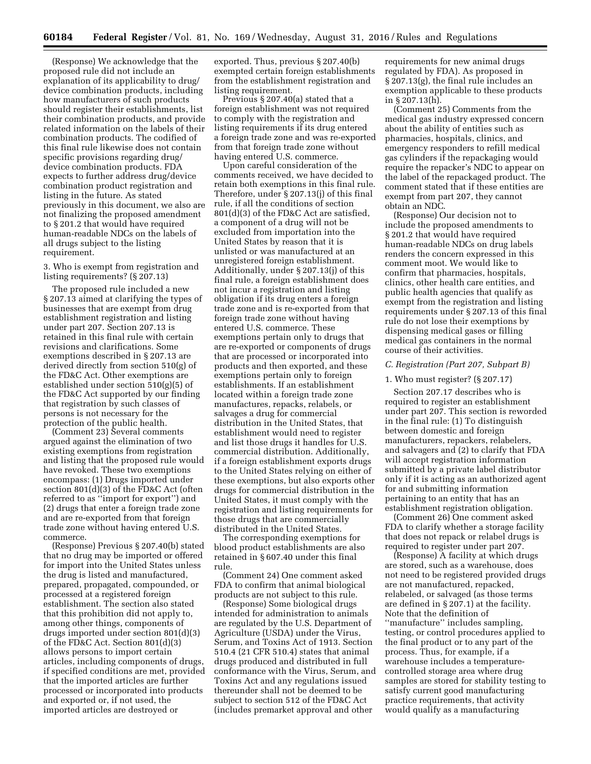(Response) We acknowledge that the proposed rule did not include an explanation of its applicability to drug/device combination products, including how manufacturers of such products should register their establishments, list their combination products, and provide related information on the labels of their combination products. The codified of this final rule likewise does not contain specific provisions regarding drug/device combination products. FDA expects to further address drug/device combination product registration and listing in the future. As stated previously in this document, we also are not finalizing the proposed amendment to § 201.2 that would have required human-readable NDCs on the labels of all drugs subject to the listing requirement.

3. Who is exempt from registration and listing requirements? (§ 207.13)

The proposed rule included a new § 207.13 aimed at clarifying the types of businesses that are exempt from drug establishment registration and listing under part 207. Section 207.13 is retained in this final rule with certain revisions and clarifications. Some exemptions described in § 207.13 are derived directly from section 510(g) of the FD&C Act. Other exemptions are established under section 510(g)(5) of the FD&C Act supported by our finding that registration by such classes of persons is not necessary for the protection of the public health.

(Comment 23) Several comments argued against the elimination of two existing exemptions from registration and listing that the proposed rule would have revoked. These two exemptions encompass: (1) Drugs imported under section 801(d)(3) of the FD&C Act (often referred to as ''import for export'') and (2) drugs that enter a foreign trade zone and are re-exported from that foreign trade zone without having entered U.S. commerce.

(Response) Previous § 207.40(b) stated that no drug may be imported or offered for import into the United States unless the drug is listed and manufactured, prepared, propagated, compounded, or processed at a registered foreign establishment. The section also stated that this prohibition did not apply to, among other things, components of drugs imported under section 801(d)(3) of the FD&C Act. Section 801(d)(3) allows persons to import certain articles, including components of drugs, if specified conditions are met, provided that the imported articles are further processed or incorporated into products and exported or, if not used, the imported articles are destroyed or exported. Thus, previous § 207.40(b) exempted certain foreign establishments from the establishment registration and listing requirement.

Previous § 207.40(a) stated that a foreign establishment was not required to comply with the registration and listing requirements if its drug entered a foreign trade zone and was re-exported from that foreign trade zone without having entered U.S. commerce.

Upon careful consideration of the comments received, we have decided to retain both exemptions in this final rule. Therefore, under § 207.13(j) of this final rule, if all the conditions of section 801(d)(3) of the FD&C Act are satisfied, a component of a drug will not be excluded from importation into the United States by reason that it is unlisted or was manufactured at an unregistered foreign establishment. Additionally, under § 207.13(j) of this final rule, a foreign establishment does not incur a registration and listing obligation if its drug enters a foreign trade zone and is re-exported from that foreign trade zone without having entered U.S. commerce. These exemptions pertain only to drugs that are re-exported or components of drugs that are processed or incorporated into products and then exported, and these exemptions pertain only to foreign establishments. If an establishment located within a foreign trade zone manufactures, repacks, relabels, or salvages a drug for commercial distribution in the United States, that establishment would need to register and list those drugs it handles for U.S. commercial distribution. Additionally, if a foreign establishment exports drugs to the United States relying on either of these exemptions, but also exports other drugs for commercial distribution in the United States, it must comply with the registration and listing requirements for those drugs that are commercially distributed in the United States.

The corresponding exemptions for blood product establishments are also retained in § 607.40 under this final rule.

(Comment 24) One comment asked FDA to confirm that animal biological products are not subject to this rule.

(Response) Some biological drugs intended for administration to animals are regulated by the U.S. Department of Agriculture (USDA) under the Virus, Serum, and Toxins Act of 1913. Section 510.4 (21 CFR 510.4) states that animal drugs produced and distributed in full conformance with the Virus, Serum, and Toxins Act and any regulations issued thereunder shall not be deemed to be subject to section 512 of the FD&C Act (includes premarket approval and other requirements for new animal drugs regulated by FDA). As proposed in § 207.13(g), the final rule includes an exemption applicable to these products in § 207.13(h).

(Comment 25) Comments from the medical gas industry expressed concern about the ability of entities such as pharmacies, hospitals, clinics, and emergency responders to refill medical gas cylinders if the repackaging would require the repacker's NDC to appear on the label of the repackaged product. The comment stated that if these entities are exempt from part 207, they cannot obtain an NDC.

(Response) Our decision not to include the proposed amendments to § 201.2 that would have required human-readable NDCs on drug labels renders the concern expressed in this comment moot. We would like to confirm that pharmacies, hospitals, clinics, other health care entities, and public health agencies that qualify as exempt from the registration and listing requirements under § 207.13 of this final rule do not lose their exemptions by dispensing medical gases or filling medical gas containers in the normal course of their activities.

*C. Registration (Part 207, Subpart B)*

1. Who must register? (§ 207.17)

Section 207.17 describes who is required to register an establishment under part 207. This section is reworded in the final rule: (1) To distinguish between domestic and foreign manufacturers, repackers, relabelers, and salvagers and (2) to clarify that FDA will accept registration information submitted by a private label distributor only if it is acting as an authorized agent for and submitting information pertaining to an entity that has an establishment registration obligation.

(Comment 26) One comment asked FDA to clarify whether a storage facility that does not repack or relabel drugs is required to register under part 207.

(Response) A facility at which drugs are stored, such as a warehouse, does not need to be registered provided drugs are not manufactured, repacked, relabeled, or salvaged (as those terms are defined in § 207.1) at the facility. Note that the definition of ''manufacture'' includes sampling, testing, or control procedures applied to the final product or to any part of the process. Thus, for example, if a warehouse includes a temperature-controlled storage area where drug samples are stored for stability testing to satisfy current good manufacturing practice requirements, that activity would qualify as a manufacturing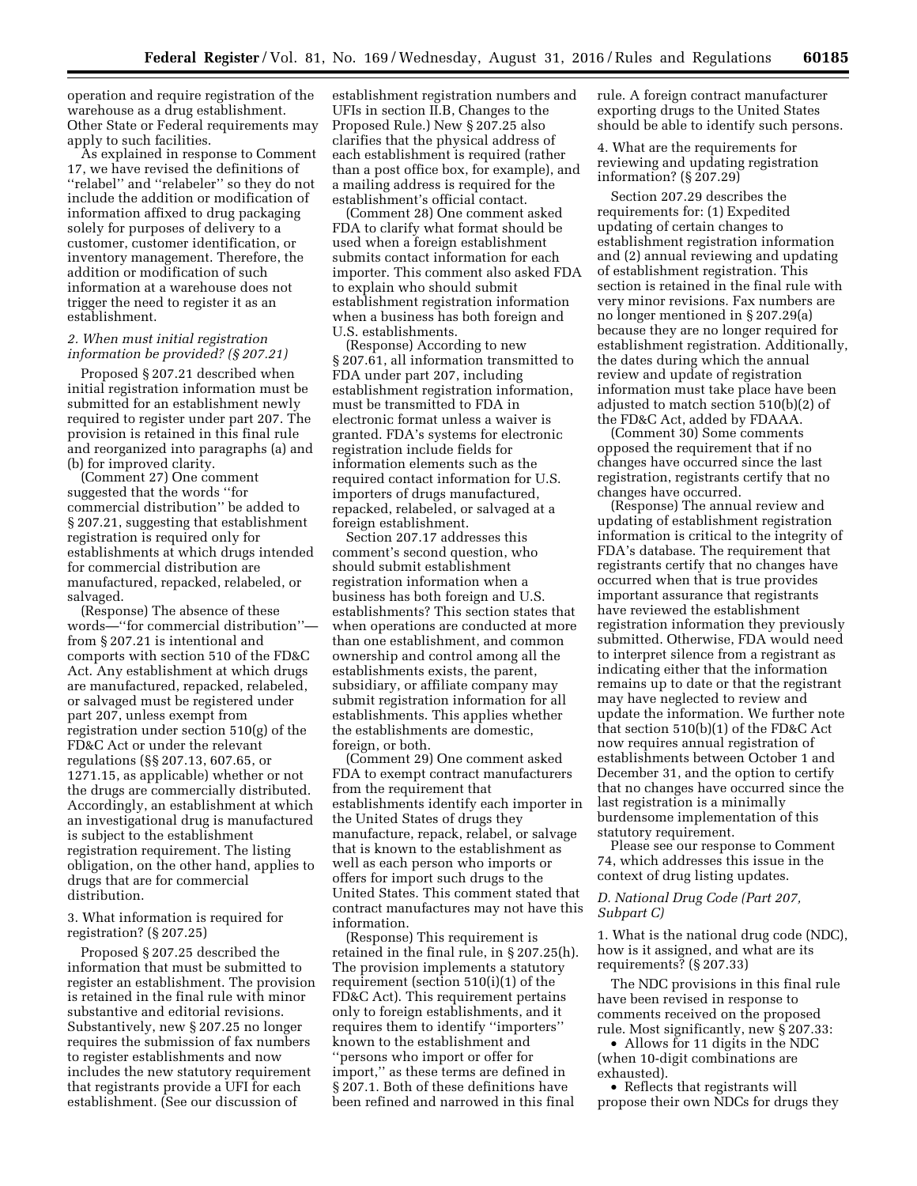operation and require registration of the warehouse as a drug establishment. Other State or Federal requirements may apply to such facilities.

As explained in response to Comment 17, we have revised the definitions of ''relabel'' and ''relabeler'' so they do not include the addition or modification of information affixed to drug packaging solely for purposes of delivery to a customer, customer identification, or inventory management. Therefore, the addition or modification of such information at a warehouse does not trigger the need to register it as an establishment.

### *2. When must initial registration information be provided? (§ 207.21)*

Proposed § 207.21 described when initial registration information must be submitted for an establishment newly required to register under part 207. The provision is retained in this final rule and reorganized into paragraphs (a) and (b) for improved clarity.

(Comment 27) One comment suggested that the words ''for commercial distribution'' be added to § 207.21, suggesting that establishment registration is required only for establishments at which drugs intended for commercial distribution are manufactured, repacked, relabeled, or salvaged.

(Response) The absence of these words—''for commercial distribution''—from § 207.21 is intentional and comports with section 510 of the FD&C Act. Any establishment at which drugs are manufactured, repacked, relabeled, or salvaged must be registered under part 207, unless exempt from registration under section 510(g) of the FD&C Act or under the relevant regulations (§§ 207.13, 607.65, or 1271.15, as applicable) whether or not the drugs are commercially distributed. Accordingly, an establishment at which an investigational drug is manufactured is subject to the establishment registration requirement. The listing obligation, on the other hand, applies to drugs that are for commercial distribution.

### 3. What information is required for registration? (§ 207.25)

Proposed § 207.25 described the information that must be submitted to register an establishment. The provision is retained in the final rule with minor substantive and editorial revisions. Substantively, new § 207.25 no longer requires the submission of fax numbers to register establishments and now includes the new statutory requirement that registrants provide a UFI for each establishment. (See our discussion of establishment registration numbers and UFIs in section II.B, Changes to the Proposed Rule.) New § 207.25 also clarifies that the physical address of each establishment is required (rather than a post office box, for example), and a mailing address is required for the establishment's official contact.

(Comment 28) One comment asked FDA to clarify what format should be used when a foreign establishment submits contact information for each importer. This comment also asked FDA to explain who should submit establishment registration information when a business has both foreign and U.S. establishments.

(Response) According to new § 207.61, all information transmitted to FDA under part 207, including establishment registration information, must be transmitted to FDA in electronic format unless a waiver is granted. FDA's systems for electronic registration include fields for information elements such as the required contact information for U.S. importers of drugs manufactured, repacked, relabeled, or salvaged at a foreign establishment.

Section 207.17 addresses this comment's second question, who should submit establishment registration information when a business has both foreign and U.S. establishments? This section states that when operations are conducted at more than one establishment, and common ownership and control among all the establishments exists, the parent, subsidiary, or affiliate company may submit registration information for all establishments. This applies whether the establishments are domestic, foreign, or both.

(Comment 29) One comment asked FDA to exempt contract manufacturers from the requirement that establishments identify each importer in the United States of drugs they manufacture, repack, relabel, or salvage that is known to the establishment as well as each person who imports or offers for import such drugs to the United States. This comment stated that contract manufactures may not have this information.

(Response) This requirement is retained in the final rule, in § 207.25(h). The provision implements a statutory requirement (section 510(i)(1) of the FD&C Act). This requirement pertains only to foreign establishments, and it requires them to identify ''importers'' known to the establishment and ''persons who import or offer for import,'' as these terms are defined in § 207.1. Both of these definitions have been refined and narrowed in this final rule. A foreign contract manufacturer exporting drugs to the United States should be able to identify such persons.

### 4. What are the requirements for reviewing and updating registration information? (§ 207.29)

Section 207.29 describes the requirements for: (1) Expedited updating of certain changes to establishment registration information and (2) annual reviewing and updating of establishment registration. This section is retained in the final rule with very minor revisions. Fax numbers are no longer mentioned in § 207.29(a) because they are no longer required for establishment registration. Additionally, the dates during which the annual review and update of registration information must take place have been adjusted to match section 510(b)(2) of the FD&C Act, added by FDAAA.

(Comment 30) Some comments opposed the requirement that if no changes have occurred since the last registration, registrants certify that no changes have occurred.

(Response) The annual review and updating of establishment registration information is critical to the integrity of FDA's database. The requirement that registrants certify that no changes have occurred when that is true provides important assurance that registrants have reviewed the establishment registration information they previously submitted. Otherwise, FDA would need to interpret silence from a registrant as indicating either that the information remains up to date or that the registrant may have neglected to review and update the information. We further note that section 510(b)(1) of the FD&C Act now requires annual registration of establishments between October 1 and December 31, and the option to certify that no changes have occurred since the last registration is a minimally burdensome implementation of this statutory requirement.

Please see our response to Comment 74, which addresses this issue in the context of drug listing updates.

## *D. National Drug Code (Part 207, Subpart C)*

### 1. What is the national drug code (NDC), how is it assigned, and what are its requirements? (§ 207.33)

The NDC provisions in this final rule have been revised in response to comments received on the proposed rule. Most significantly, new § 207.33:

- Allows for 11 digits in the NDC (when 10-digit combinations are exhausted).
- Reflects that registrants will propose their own NDCs for drugs they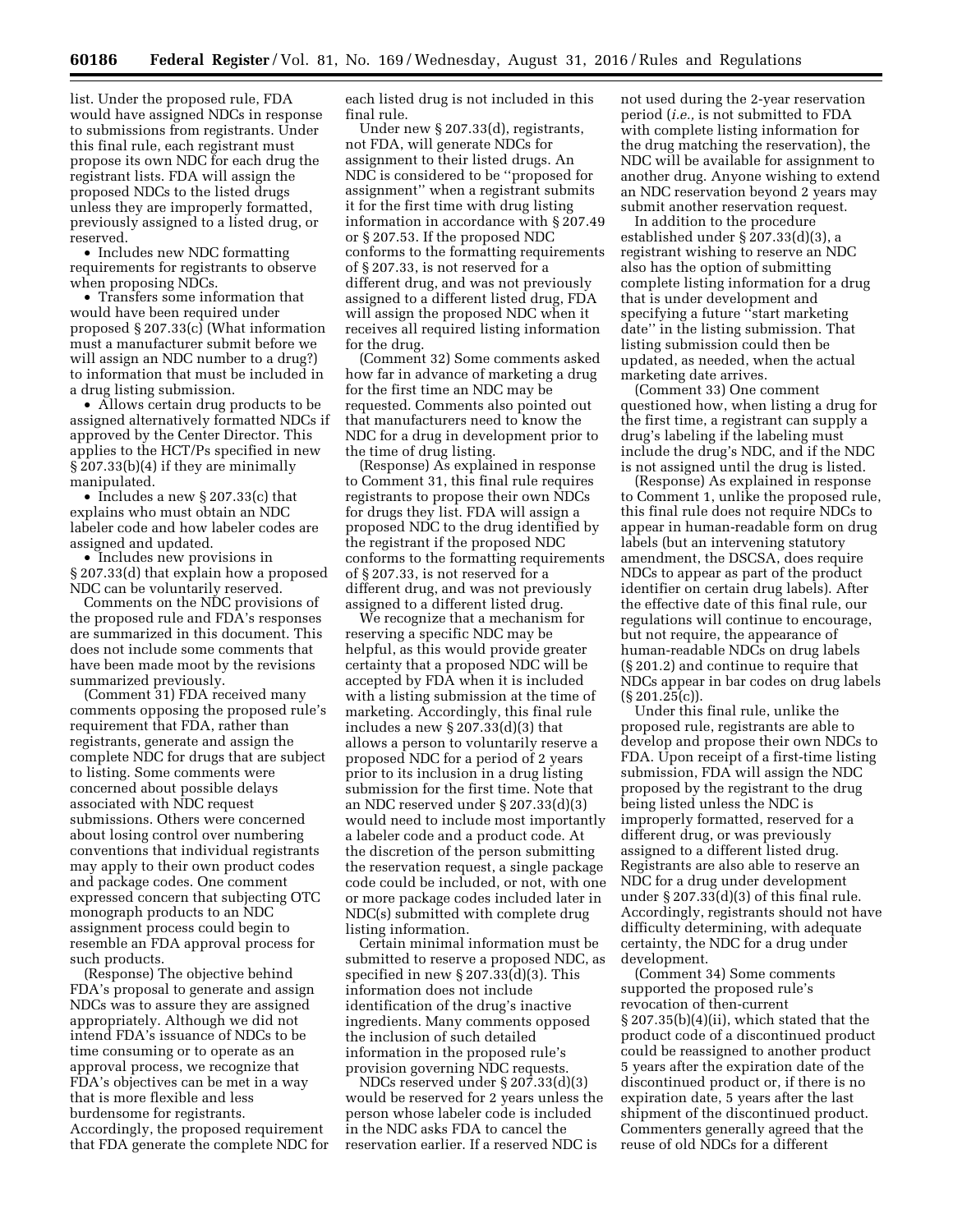list. Under the proposed rule, FDA would have assigned NDCs in response to submissions from registrants. Under this final rule, each registrant must propose its own NDC for each drug the registrant lists. FDA will assign the proposed NDCs to the listed drugs unless they are improperly formatted, previously assigned to a listed drug, or reserved.

- Includes new NDC formatting requirements for registrants to observe when proposing NDCs.
- Transfers some information that would have been required under proposed § 207.33(c) (What information must a manufacturer submit before we will assign an NDC number to a drug?) to information that must be included in a drug listing submission.
- Allows certain drug products to be assigned alternatively formatted NDCs if approved by the Center Director. This applies to the HCT/Ps specified in new § 207.33(b)(4) if they are minimally manipulated.
- Includes a new § 207.33(c) that explains who must obtain an NDC labeler code and how labeler codes are assigned and updated.
- Includes new provisions in § 207.33(d) that explain how a proposed NDC can be voluntarily reserved.

Comments on the NDC provisions of the proposed rule and FDA's responses are summarized in this document. This does not include some comments that have been made moot by the revisions summarized previously.

(Comment 31) FDA received many comments opposing the proposed rule's requirement that FDA, rather than registrants, generate and assign the complete NDC for drugs that are subject to listing. Some comments were concerned about possible delays associated with NDC request submissions. Others were concerned about losing control over numbering conventions that individual registrants may apply to their own product codes and package codes. One comment expressed concern that subjecting OTC monograph products to an NDC assignment process could begin to resemble an FDA approval process for such products.

(Response) The objective behind FDA's proposal to generate and assign NDCs was to assure they are assigned appropriately. Although we did not intend FDA's issuance of NDCs to be time consuming or to operate as an approval process, we recognize that FDA's objectives can be met in a way that is more flexible and less burdensome for registrants. Accordingly, the proposed requirement that FDA generate the complete NDC for each listed drug is not included in this final rule.

Under new § 207.33(d), registrants, not FDA, will generate NDCs for assignment to their listed drugs. An NDC is considered to be "proposed for assignment" when a registrant submits it for the first time with drug listing information in accordance with § 207.49 or § 207.53. If the proposed NDC conforms to the formatting requirements of § 207.33, is not reserved for a different drug, and was not previously assigned to a different listed drug, FDA will assign the proposed NDC when it receives all required listing information for the drug.

(Comment 32) Some comments asked how far in advance of marketing a drug for the first time an NDC may be requested. Comments also pointed out that manufacturers need to know the NDC for a drug in development prior to the time of drug listing.

(Response) As explained in response to Comment 31, this final rule requires registrants to propose their own NDCs for drugs they list. FDA will assign a proposed NDC to the drug identified by the registrant if the proposed NDC conforms to the formatting requirements of § 207.33, is not reserved for a different drug, and was not previously assigned to a different listed drug.

We recognize that a mechanism for reserving a specific NDC may be helpful, as this would provide greater certainty that a proposed NDC will be accepted by FDA when it is included with a listing submission at the time of marketing. Accordingly, this final rule includes a new § 207.33(d)(3) that allows a person to voluntarily reserve a proposed NDC for a period of 2 years prior to its inclusion in a drug listing submission for the first time. Note that an NDC reserved under § 207.33(d)(3) would need to include most importantly a labeler code and a product code. At the discretion of the person submitting the reservation request, a single package code could be included, or not, with one or more package codes included later in NDC(s) submitted with complete drug listing information.

Certain minimal information must be submitted to reserve a proposed NDC, as specified in new § 207.33(d)(3). This information does not include identification of the drug's inactive ingredients. Many comments opposed the inclusion of such detailed information in the proposed rule's provision governing NDC requests.

NDCs reserved under § 207.33(d)(3) would be reserved for 2 years unless the person whose labeler code is included in the NDC asks FDA to cancel the reservation earlier. If a reserved NDC is not used during the 2-year reservation period (*i.e.,* is not submitted to FDA with complete listing information for the drug matching the reservation), the NDC will be available for assignment to another drug. Anyone wishing to extend an NDC reservation beyond 2 years may submit another reservation request.

In addition to the procedure established under § 207.33(d)(3), a registrant wishing to reserve an NDC also has the option of submitting complete listing information for a drug that is under development and specifying a future "start marketing date" in the listing submission. That listing submission could then be updated, as needed, when the actual marketing date arrives.

(Comment 33) One comment questioned how, when listing a drug for the first time, a registrant can supply a drug's labeling if the labeling must include the drug's NDC, and if the NDC is not assigned until the drug is listed.

(Response) As explained in response to Comment 1, unlike the proposed rule, this final rule does not require NDCs to appear in human-readable form on drug labels (but an intervening statutory amendment, the DSCSA, does require NDCs to appear as part of the product identifier on certain drug labels). After the effective date of this final rule, our regulations will continue to encourage, but not require, the appearance of human-readable NDCs on drug labels (§ 201.2) and continue to require that NDCs appear in bar codes on drug labels (§ 201.25(c)).

Under this final rule, unlike the proposed rule, registrants are able to develop and propose their own NDCs to FDA. Upon receipt of a first-time listing submission, FDA will assign the NDC proposed by the registrant to the drug being listed unless the NDC is improperly formatted, reserved for a different drug, or was previously assigned to a different listed drug. Registrants are also able to reserve an NDC for a drug under development under § 207.33(d)(3) of this final rule. Accordingly, registrants should not have difficulty determining, with adequate certainty, the NDC for a drug under development.

(Comment 34) Some comments supported the proposed rule's revocation of then-current § 207.35(b)(4)(ii), which stated that the product code of a discontinued product could be reassigned to another product 5 years after the expiration date of the discontinued product or, if there is no expiration date, 5 years after the last shipment of the discontinued product. Commenters generally agreed that the reuse of old NDCs for a different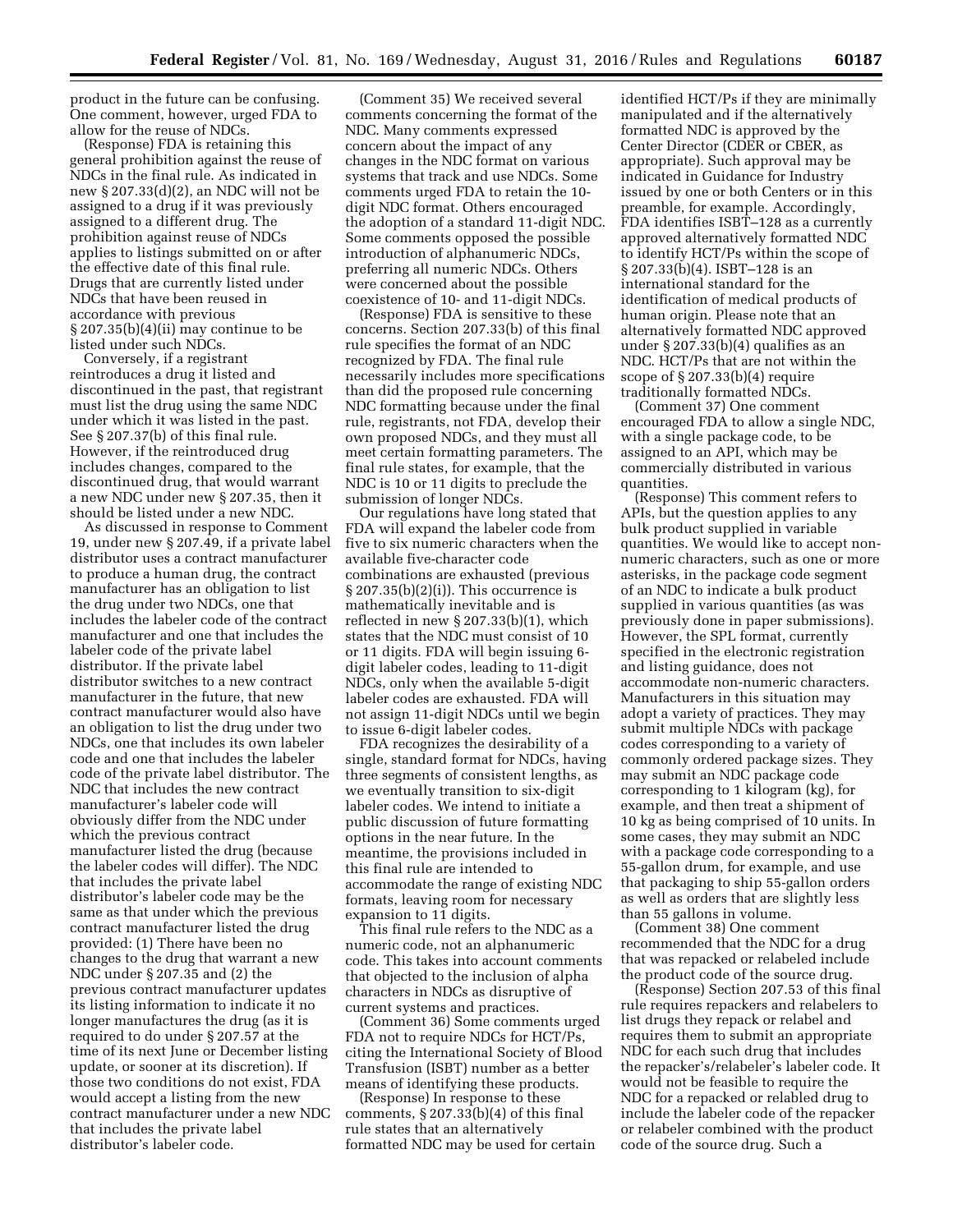product in the future can be confusing. One comment, however, urged FDA to allow for the reuse of NDCs.

(Response) FDA is retaining this general prohibition against the reuse of NDCs in the final rule. As indicated in new § 207.33(d)(2), an NDC will not be assigned to a drug if it was previously assigned to a different drug. The prohibition against reuse of NDCs applies to listings submitted on or after the effective date of this final rule. Drugs that are currently listed under NDCs that have been reused in accordance with previous § 207.35(b)(4)(ii) may continue to be listed under such NDCs.

Conversely, if a registrant reintroduces a drug it listed and discontinued in the past, that registrant must list the drug using the same NDC under which it was listed in the past. See § 207.37(b) of this final rule. However, if the reintroduced drug includes changes, compared to the discontinued drug, that would warrant a new NDC under new § 207.35, then it should be listed under a new NDC.

As discussed in response to Comment 19, under new § 207.49, if a private label distributor uses a contract manufacturer to produce a human drug, the contract manufacturer has an obligation to list the drug under two NDCs, one that includes the labeler code of the contract manufacturer and one that includes the labeler code of the private label distributor. If the private label distributor switches to a new contract manufacturer in the future, that new contract manufacturer would also have an obligation to list the drug under two NDCs, one that includes its own labeler code and one that includes the labeler code of the private label distributor. The NDC that includes the new contract manufacturer's labeler code will obviously differ from the NDC under which the previous contract manufacturer listed the drug (because the labeler codes will differ). The NDC that includes the private label distributor's labeler code may be the same as that under which the previous contract manufacturer listed the drug provided: (1) There have been no changes to the drug that warrant a new NDC under § 207.35 and (2) the previous contract manufacturer updates its listing information to indicate it no longer manufactures the drug (as it is required to do under § 207.57 at the time of its next June or December listing update, or sooner at its discretion). If those two conditions do not exist, FDA would accept a listing from the new contract manufacturer under a new NDC that includes the private label distributor's labeler code.

(Comment 35) We received several comments concerning the format of the NDC. Many comments expressed concern about the impact of any changes in the NDC format on various systems that track and use NDCs. Some comments urged FDA to retain the 10-digit NDC format. Others encouraged the adoption of a standard 11-digit NDC. Some comments opposed the possible introduction of alphanumeric NDCs, preferring all numeric NDCs. Others were concerned about the possible coexistence of 10- and 11-digit NDCs.

(Response) FDA is sensitive to these concerns. Section 207.33(b) of this final rule specifies the format of an NDC recognized by FDA. The final rule necessarily includes more specifications than did the proposed rule concerning NDC formatting because under the final rule, registrants, not FDA, develop their own proposed NDCs, and they must all meet certain formatting parameters. The final rule states, for example, that the NDC is 10 or 11 digits to preclude the submission of longer NDCs.

Our regulations have long stated that FDA will expand the labeler code from five to six numeric characters when the available five-character code combinations are exhausted (previous § 207.35(b)(2)(i)). This occurrence is mathematically inevitable and is reflected in new § 207.33(b)(1), which states that the NDC must consist of 10 or 11 digits. FDA will begin issuing 6-digit labeler codes, leading to 11-digit NDCs, only when the available 5-digit labeler codes are exhausted. FDA will not assign 11-digit NDCs until we begin to issue 6-digit labeler codes.

FDA recognizes the desirability of a single, standard format for NDCs, having three segments of consistent lengths, as we eventually transition to six-digit labeler codes. We intend to initiate a public discussion of future formatting options in the near future. In the meantime, the provisions included in this final rule are intended to accommodate the range of existing NDC formats, leaving room for necessary expansion to 11 digits.

This final rule refers to the NDC as a numeric code, not an alphanumeric code. This takes into account comments that objected to the inclusion of alpha characters in NDCs as disruptive of current systems and practices.

(Comment 36) Some comments urged FDA not to require NDCs for HCT/Ps, citing the International Society of Blood Transfusion (ISBT) number as a better means of identifying these products.

(Response) In response to these comments, § 207.33(b)(4) of this final rule states that an alternatively formatted NDC may be used for certain identified HCT/Ps if they are minimally manipulated and if the alternatively formatted NDC is approved by the Center Director (CDER or CBER, as appropriate). Such approval may be indicated in Guidance for Industry issued by one or both Centers or in this preamble, for example. Accordingly, FDA identifies ISBT–128 as a currently approved alternatively formatted NDC to identify HCT/Ps within the scope of § 207.33(b)(4). ISBT–128 is an international standard for the identification of medical products of human origin. Please note that an alternatively formatted NDC approved under § 207.33(b)(4) qualifies as an NDC. HCT/Ps that are not within the scope of § 207.33(b)(4) require traditionally formatted NDCs.

(Comment 37) One comment encouraged FDA to allow a single NDC, with a single package code, to be assigned to an API, which may be commercially distributed in various quantities.

(Response) This comment refers to APIs, but the question applies to any bulk product supplied in variable quantities. We would like to accept non-numeric characters, such as one or more asterisks, in the package code segment of an NDC to indicate a bulk product supplied in various quantities (as was previously done in paper submissions). However, the SPL format, currently specified in the electronic registration and listing guidance, does not accommodate non-numeric characters. Manufacturers in this situation may adopt a variety of practices. They may submit multiple NDCs with package codes corresponding to a variety of commonly ordered package sizes. They may submit an NDC package code corresponding to 1 kilogram (kg), for example, and then treat a shipment of 10 kg as being comprised of 10 units. In some cases, they may submit an NDC with a package code corresponding to a 55-gallon drum, for example, and use that packaging to ship 55-gallon orders as well as orders that are slightly less than 55 gallons in volume.

(Comment 38) One comment recommended that the NDC for a drug that was repacked or relabeled include the product code of the source drug.

(Response) Section 207.53 of this final rule requires repackers and relabelers to list drugs they repack or relabel and requires them to submit an appropriate NDC for each such drug that includes the repacker's/relabeler's labeler code. It would not be feasible to require the NDC for a repacked or relabled drug to include the labeler code of the repacker or relabeler combined with the product code of the source drug. Such a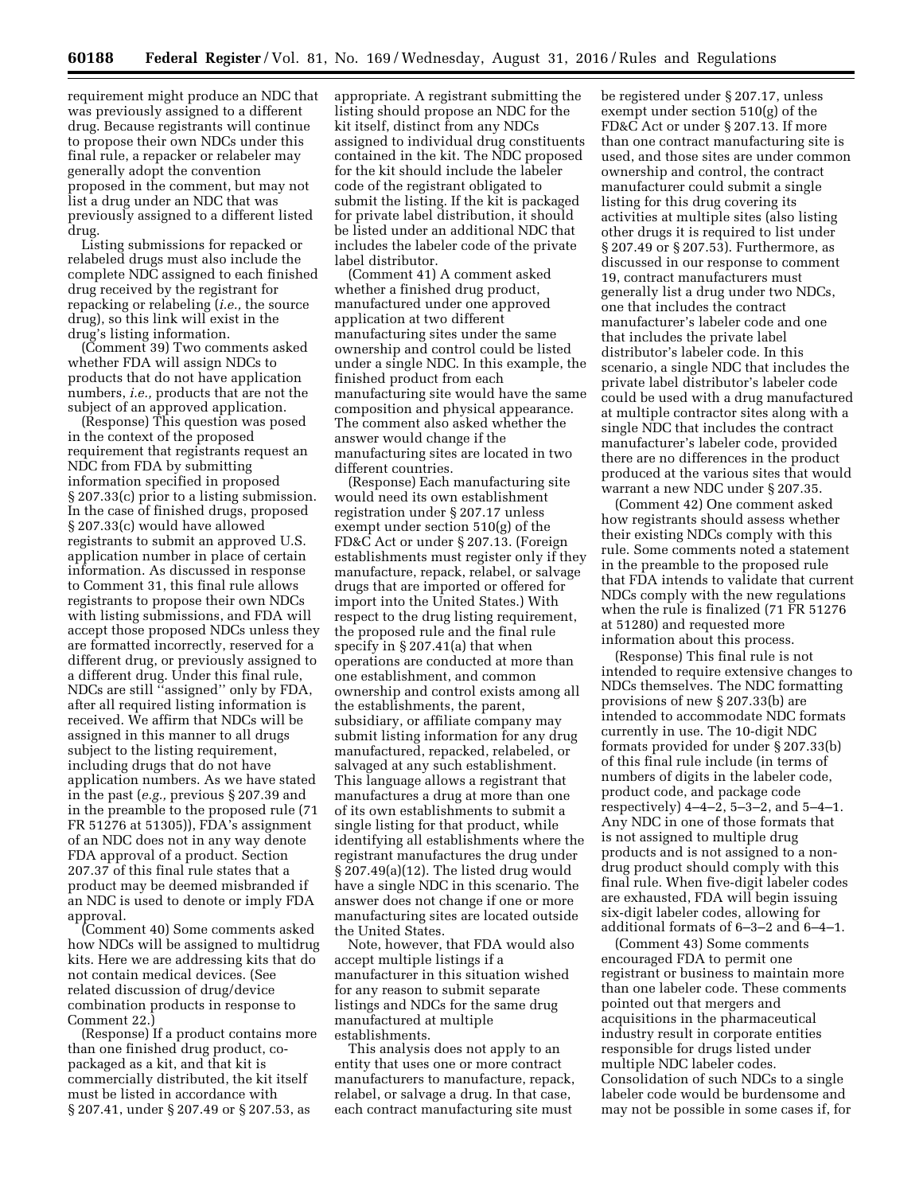requirement might produce an NDC that was previously assigned to a different drug. Because registrants will continue to propose their own NDCs under this final rule, a repacker or relabeler may generally adopt the convention proposed in the comment, but may not list a drug under an NDC that was previously assigned to a different listed drug.

Listing submissions for repacked or relabeled drugs must also include the complete NDC assigned to each finished drug received by the registrant for repacking or relabeling (*i.e.,* the source drug), so this link will exist in the drug's listing information.

(Comment 39) Two comments asked whether FDA will assign NDCs to products that do not have application numbers, *i.e.,* products that are not the subject of an approved application.

(Response) This question was posed in the context of the proposed requirement that registrants request an NDC from FDA by submitting information specified in proposed § 207.33(c) prior to a listing submission. In the case of finished drugs, proposed § 207.33(c) would have allowed registrants to submit an approved U.S. application number in place of certain information. As discussed in response to Comment 31, this final rule allows registrants to propose their own NDCs with listing submissions, and FDA will accept those proposed NDCs unless they are formatted incorrectly, reserved for a different drug, or previously assigned to a different drug. Under this final rule, NDCs are still ''assigned'' only by FDA, after all required listing information is received. We affirm that NDCs will be assigned in this manner to all drugs subject to the listing requirement, including drugs that do not have application numbers. As we have stated in the past (*e.g.,* previous § 207.39 and in the preamble to the proposed rule (71 FR 51276 at 51305)), FDA's assignment of an NDC does not in any way denote FDA approval of a product. Section 207.37 of this final rule states that a product may be deemed misbranded if an NDC is used to denote or imply FDA approval.

(Comment 40) Some comments asked how NDCs will be assigned to multidrug kits. Here we are addressing kits that do not contain medical devices. (See related discussion of drug/device combination products in response to Comment 22.)

(Response) If a product contains more than one finished drug product, co-packaged as a kit, and that kit is commercially distributed, the kit itself must be listed in accordance with § 207.41, under § 207.49 or § 207.53, as appropriate. A registrant submitting the listing should propose an NDC for the kit itself, distinct from any NDCs assigned to individual drug constituents contained in the kit. The NDC proposed for the kit should include the labeler code of the registrant obligated to submit the listing. If the kit is packaged for private label distribution, it should be listed under an additional NDC that includes the labeler code of the private label distributor.

(Comment 41) A comment asked whether a finished drug product, manufactured under one approved application at two different manufacturing sites under the same ownership and control could be listed under a single NDC. In this example, the finished product from each manufacturing site would have the same composition and physical appearance. The comment also asked whether the answer would change if the manufacturing sites are located in two different countries.

(Response) Each manufacturing site would need its own establishment registration under § 207.17 unless exempt under section 510(g) of the FD&C Act or under § 207.13. (Foreign establishments must register only if they manufacture, repack, relabel, or salvage drugs that are imported or offered for import into the United States.) With respect to the drug listing requirement, the proposed rule and the final rule specify in § 207.41(a) that when operations are conducted at more than one establishment, and common ownership and control exists among all the establishments, the parent, subsidiary, or affiliate company may submit listing information for any drug manufactured, repacked, relabeled, or salvaged at any such establishment. This language allows a registrant that manufactures a drug at more than one of its own establishments to submit a single listing for that product, while identifying all establishments where the registrant manufactures the drug under § 207.49(a)(12). The listed drug would have a single NDC in this scenario. The answer does not change if one or more manufacturing sites are located outside the United States.

Note, however, that FDA would also accept multiple listings if a manufacturer in this situation wished for any reason to submit separate listings and NDCs for the same drug manufactured at multiple establishments.

This analysis does not apply to an entity that uses one or more contract manufacturers to manufacture, repack, relabel, or salvage a drug. In that case, each contract manufacturing site must be registered under § 207.17, unless exempt under section 510(g) of the FD&C Act or under § 207.13. If more than one contract manufacturing site is used, and those sites are under common ownership and control, the contract manufacturer could submit a single listing for this drug covering its activities at multiple sites (also listing other drugs it is required to list under § 207.49 or § 207.53). Furthermore, as discussed in our response to comment 19, contract manufacturers must generally list a drug under two NDCs, one that includes the contract manufacturer's labeler code and one that includes the private label distributor's labeler code. In this scenario, a single NDC that includes the private label distributor's labeler code could be used with a drug manufactured at multiple contractor sites along with a single NDC that includes the contract manufacturer's labeler code, provided there are no differences in the product produced at the various sites that would warrant a new NDC under § 207.35.

(Comment 42) One comment asked how registrants should assess whether their existing NDCs comply with this rule. Some comments noted a statement in the preamble to the proposed rule that FDA intends to validate that current NDCs comply with the new regulations when the rule is finalized (71 FR 51276 at 51280) and requested more information about this process.

(Response) This final rule is not intended to require extensive changes to NDCs themselves. The NDC formatting provisions of new § 207.33(b) are intended to accommodate NDC formats currently in use. The 10-digit NDC formats provided for under § 207.33(b) of this final rule include (in terms of numbers of digits in the labeler code, product code, and package code respectively) 4–4–2, 5–3–2, and 5–4–1. Any NDC in one of those formats that is not assigned to multiple drug products and is not assigned to a non-drug product should comply with this final rule. When five-digit labeler codes are exhausted, FDA will begin issuing six-digit labeler codes, allowing for additional formats of 6–3–2 and 6–4–1.

(Comment 43) Some comments encouraged FDA to permit one registrant or business to maintain more than one labeler code. These comments pointed out that mergers and acquisitions in the pharmaceutical industry result in corporate entities responsible for drugs listed under multiple NDC labeler codes. Consolidation of such NDCs to a single labeler code would be burdensome and may not be possible in some cases if, for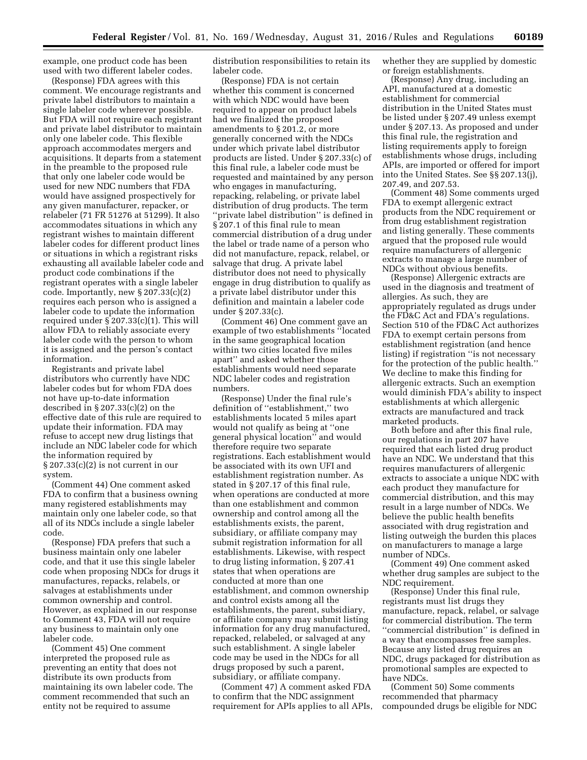example, one product code has been used with two different labeler codes.

(Response) FDA agrees with this comment. We encourage registrants and private label distributors to maintain a single labeler code wherever possible. But FDA will not require each registrant and private label distributor to maintain only one labeler code. This flexible approach accommodates mergers and acquisitions. It departs from a statement in the preamble to the proposed rule that only one labeler code would be used for new NDC numbers that FDA would have assigned prospectively for any given manufacturer, repacker, or relabeler (71 FR 51276 at 51299). It also accommodates situations in which any registrant wishes to maintain different labeler codes for different product lines or situations in which a registrant risks exhausting all available labeler code and product code combinations if the registrant operates with a single labeler code. Importantly, new § 207.33(c)(2) requires each person who is assigned a labeler code to update the information required under § 207.33(c)(1). This will allow FDA to reliably associate every labeler code with the person to whom it is assigned and the person's contact information.

Registrants and private label distributors who currently have NDC labeler codes but for whom FDA does not have up-to-date information described in § 207.33(c)(2) on the effective date of this rule are required to update their information. FDA may refuse to accept new drug listings that include an NDC labeler code for which the information required by § 207.33(c)(2) is not current in our system.

(Comment 44) One comment asked FDA to confirm that a business owning many registered establishments may maintain only one labeler code, so that all of its NDCs include a single labeler code.

(Response) FDA prefers that such a business maintain only one labeler code, and that it use this single labeler code when proposing NDCs for drugs it manufactures, repacks, relabels, or salvages at establishments under common ownership and control. However, as explained in our response to Comment 43, FDA will not require any business to maintain only one labeler code.

(Comment 45) One comment interpreted the proposed rule as preventing an entity that does not distribute its own products from maintaining its own labeler code. The comment recommended that such an entity not be required to assume distribution responsibilities to retain its labeler code.

(Response) FDA is not certain whether this comment is concerned with which NDC would have been required to appear on product labels had we finalized the proposed amendments to § 201.2, or more generally concerned with the NDCs under which private label distributor products are listed. Under § 207.33(c) of this final rule, a labeler code must be requested and maintained by any person who engages in manufacturing, repacking, relabeling, or private label distribution of drug products. The term ''private label distribution'' is defined in § 207.1 of this final rule to mean commercial distribution of a drug under the label or trade name of a person who did not manufacture, repack, relabel, or salvage that drug. A private label distributor does not need to physically engage in drug distribution to qualify as a private label distributor under this definition and maintain a labeler code under § 207.33(c).

(Comment 46) One comment gave an example of two establishments ''located in the same geographical location within two cities located five miles apart'' and asked whether those establishments would need separate NDC labeler codes and registration numbers.

(Response) Under the final rule's definition of ''establishment,'' two establishments located 5 miles apart would not qualify as being at ''one general physical location'' and would therefore require two separate registrations. Each establishment would be associated with its own UFI and establishment registration number. As stated in § 207.17 of this final rule, when operations are conducted at more than one establishment and common ownership and control among all the establishments exists, the parent, subsidiary, or affiliate company may submit registration information for all establishments. Likewise, with respect to drug listing information, § 207.41 states that when operations are conducted at more than one establishment, and common ownership and control exists among all the establishments, the parent, subsidiary, or affiliate company may submit listing information for any drug manufactured, repacked, relabeled, or salvaged at any such establishment. A single labeler code may be used in the NDCs for all drugs proposed by such a parent, subsidiary, or affiliate company.

(Comment 47) A comment asked FDA to confirm that the NDC assignment requirement for APIs applies to all APIs, whether they are supplied by domestic or foreign establishments.

(Response) Any drug, including an API, manufactured at a domestic establishment for commercial distribution in the United States must be listed under § 207.49 unless exempt under § 207.13. As proposed and under this final rule, the registration and listing requirements apply to foreign establishments whose drugs, including APIs, are imported or offered for import into the United States. See §§ 207.13(j), 207.49, and 207.53.

(Comment 48) Some comments urged FDA to exempt allergenic extract products from the NDC requirement or from drug establishment registration and listing generally. These comments argued that the proposed rule would require manufacturers of allergenic extracts to manage a large number of NDCs without obvious benefits.

(Response) Allergenic extracts are used in the diagnosis and treatment of allergies. As such, they are appropriately regulated as drugs under the FD&C Act and FDA's regulations. Section 510 of the FD&C Act authorizes FDA to exempt certain persons from establishment registration (and hence listing) if registration ''is not necessary for the protection of the public health.'' We decline to make this finding for allergenic extracts. Such an exemption would diminish FDA's ability to inspect establishments at which allergenic extracts are manufactured and track marketed products.

Both before and after this final rule, our regulations in part 207 have required that each listed drug product have an NDC. We understand that this requires manufacturers of allergenic extracts to associate a unique NDC with each product they manufacture for commercial distribution, and this may result in a large number of NDCs. We believe the public health benefits associated with drug registration and listing outweigh the burden this places on manufacturers to manage a large number of NDCs.

(Comment 49) One comment asked whether drug samples are subject to the NDC requirement.

(Response) Under this final rule, registrants must list drugs they manufacture, repack, relabel, or salvage for commercial distribution. The term ''commercial distribution'' is defined in a way that encompasses free samples. Because any listed drug requires an NDC, drugs packaged for distribution as promotional samples are expected to have NDCs.

(Comment 50) Some comments recommended that pharmacy compounded drugs be eligible for NDC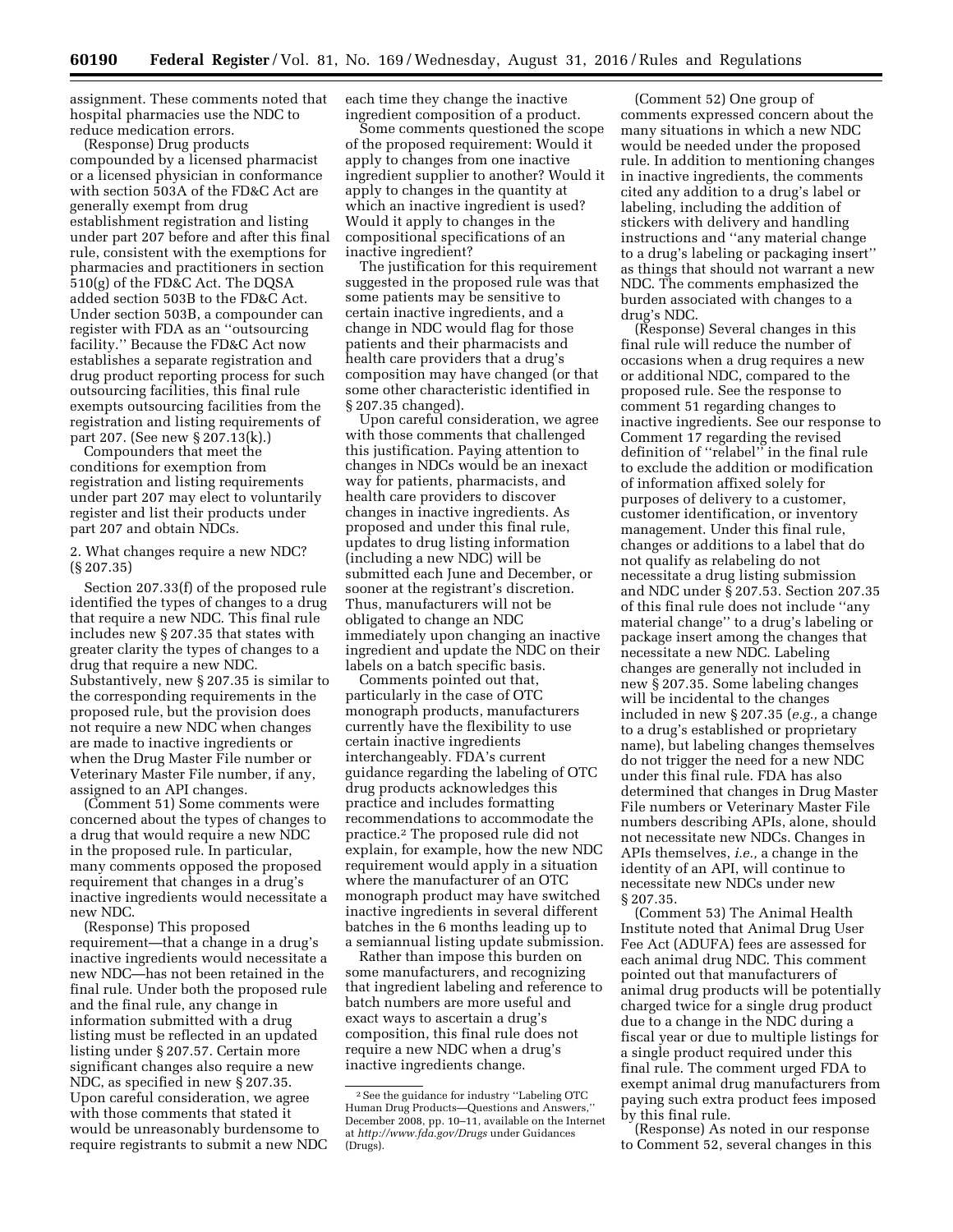assignment. These comments noted that hospital pharmacies use the NDC to reduce medication errors.

(Response) Drug products compounded by a licensed pharmacist or a licensed physician in conformance with section 503A of the FD&C Act are generally exempt from drug establishment registration and listing under part 207 before and after this final rule, consistent with the exemptions for pharmacies and practitioners in section 510(g) of the FD&C Act. The DQSA added section 503B to the FD&C Act. Under section 503B, a compounder can register with FDA as an ''outsourcing facility.'' Because the FD&C Act now establishes a separate registration and drug product reporting process for such outsourcing facilities, this final rule exempts outsourcing facilities from the registration and listing requirements of part 207. (See new § 207.13(k).)

Compounders that meet the conditions for exemption from registration and listing requirements under part 207 may elect to voluntarily register and list their products under part 207 and obtain NDCs.

2. What changes require a new NDC? (§ 207.35)

Section 207.33(f) of the proposed rule identified the types of changes to a drug that require a new NDC. This final rule includes new § 207.35 that states with greater clarity the types of changes to a drug that require a new NDC. Substantively, new § 207.35 is similar to the corresponding requirements in the proposed rule, but the provision does not require a new NDC when changes are made to inactive ingredients or when the Drug Master File number or Veterinary Master File number, if any, assigned to an API changes.

(Comment 51) Some comments were concerned about the types of changes to a drug that would require a new NDC in the proposed rule. In particular, many comments opposed the proposed requirement that changes in a drug's inactive ingredients would necessitate a new NDC.

(Response) This proposed requirement—that a change in a drug's inactive ingredients would necessitate a new NDC—has not been retained in the final rule. Under both the proposed rule and the final rule, any change in information submitted with a drug listing must be reflected in an updated listing under § 207.57. Certain more significant changes also require a new NDC, as specified in new § 207.35. Upon careful consideration, we agree with those comments that stated it would be unreasonably burdensome to require registrants to submit a new NDC each time they change the inactive ingredient composition of a product.

Some comments questioned the scope of the proposed requirement: Would it apply to changes from one inactive ingredient supplier to another? Would it apply to changes in the quantity at which an inactive ingredient is used? Would it apply to changes in the compositional specifications of an inactive ingredient?

The justification for this requirement suggested in the proposed rule was that some patients may be sensitive to certain inactive ingredients, and a change in NDC would flag for those patients and their pharmacists and health care providers that a drug's composition may have changed (or that some other characteristic identified in § 207.35 changed).

Upon careful consideration, we agree with those comments that challenged this justification. Paying attention to changes in NDCs would be an inexact way for patients, pharmacists, and health care providers to discover changes in inactive ingredients. As proposed and under this final rule, updates to drug listing information (including a new NDC) will be submitted each June and December, or sooner at the registrant's discretion. Thus, manufacturers will not be obligated to change an NDC immediately upon changing an inactive ingredient and update the NDC on their labels on a batch specific basis.

Comments pointed out that, particularly in the case of OTC monograph products, manufacturers currently have the flexibility to use certain inactive ingredients interchangeably. FDA's current guidance regarding the labeling of OTC drug products acknowledges this practice and includes formatting recommendations to accommodate the practice.[2] The proposed rule did not explain, for example, how the new NDC requirement would apply in a situation where the manufacturer of an OTC monograph product may have switched inactive ingredients in several different batches in the 6 months leading up to a semiannual listing update submission.

Rather than impose this burden on some manufacturers, and recognizing that ingredient labeling and reference to batch numbers are more useful and exact ways to ascertain a drug's composition, this final rule does not require a new NDC when a drug's inactive ingredients change.

(Comment 52) One group of comments expressed concern about the many situations in which a new NDC would be needed under the proposed rule. In addition to mentioning changes in inactive ingredients, the comments cited any addition to a drug's label or labeling, including the addition of stickers with delivery and handling instructions and ''any material change to a drug's labeling or packaging insert'' as things that should not warrant a new NDC. The comments emphasized the burden associated with changes to a drug's NDC.

(Response) Several changes in this final rule will reduce the number of occasions when a drug requires a new or additional NDC, compared to the proposed rule. See the response to comment 51 regarding changes to inactive ingredients. See our response to Comment 17 regarding the revised definition of ''relabel'' in the final rule to exclude the addition or modification of information affixed solely for purposes of delivery to a customer, customer identification, or inventory management. Under this final rule, changes or additions to a label that do not qualify as relabeling do not necessitate a drug listing submission and NDC under § 207.53. Section 207.35 of this final rule does not include ''any material change'' to a drug's labeling or package insert among the changes that necessitate a new NDC. Labeling changes are generally not included in new § 207.35. Some labeling changes will be incidental to the changes included in new § 207.35 (*e.g.,* a change to a drug's established or proprietary name), but labeling changes themselves do not trigger the need for a new NDC under this final rule. FDA has also determined that changes in Drug Master File numbers or Veterinary Master File numbers describing APIs, alone, should not necessitate new NDCs. Changes in APIs themselves, *i.e.,* a change in the identity of an API, will continue to necessitate new NDCs under new § 207.35.

(Comment 53) The Animal Health Institute noted that Animal Drug User Fee Act (ADUFA) fees are assessed for each animal drug NDC. This comment pointed out that manufacturers of animal drug products will be potentially charged twice for a single drug product due to a change in the NDC during a fiscal year or due to multiple listings for a single product required under this final rule. The comment urged FDA to exempt animal drug manufacturers from paying such extra product fees imposed by this final rule.

(Response) As noted in our response to Comment 52, several changes in this

[2] See the guidance for industry ''Labeling OTC Human Drug Products—Questions and Answers,'' December 2008, pp. 10–11, available on the Internet at *http://www.fda.gov/Drugs* under Guidances (Drugs).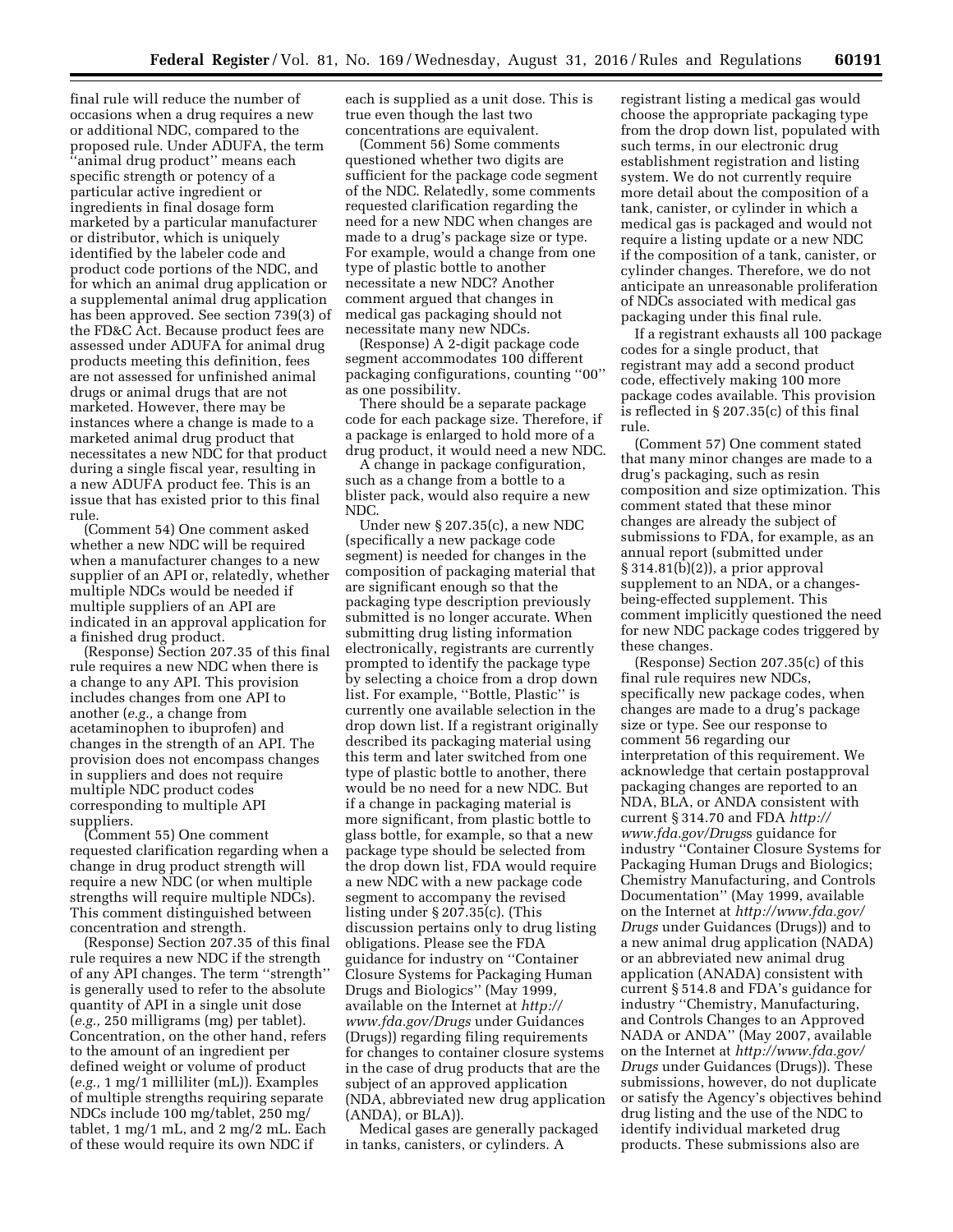final rule will reduce the number of occasions when a drug requires a new or additional NDC, compared to the proposed rule. Under ADUFA, the term ''animal drug product'' means each specific strength or potency of a particular active ingredient or ingredients in final dosage form marketed by a particular manufacturer or distributor, which is uniquely identified by the labeler code and product code portions of the NDC, and for which an animal drug application or a supplemental animal drug application has been approved. See section 739(3) of the FD&C Act. Because product fees are assessed under ADUFA for animal drug products meeting this definition, fees are not assessed for unfinished animal drugs or animal drugs that are not marketed. However, there may be instances where a change is made to a marketed animal drug product that necessitates a new NDC for that product during a single fiscal year, resulting in a new ADUFA product fee. This is an issue that has existed prior to this final rule.

(Comment 54) One comment asked whether a new NDC will be required when a manufacturer changes to a new supplier of an API or, relatedly, whether multiple NDCs would be needed if multiple suppliers of an API are indicated in an approval application for a finished drug product.

(Response) Section 207.35 of this final rule requires a new NDC when there is a change to any API. This provision includes changes from one API to another (*e.g.,* a change from acetaminophen to ibuprofen) and changes in the strength of an API. The provision does not encompass changes in suppliers and does not require multiple NDC product codes corresponding to multiple API suppliers.

(Comment 55) One comment requested clarification regarding when a change in drug product strength will require a new NDC (or when multiple strengths will require multiple NDCs). This comment distinguished between concentration and strength.

(Response) Section 207.35 of this final rule requires a new NDC if the strength of any API changes. The term ''strength'' is generally used to refer to the absolute quantity of API in a single unit dose (*e.g.,* 250 milligrams (mg) per tablet). Concentration, on the other hand, refers to the amount of an ingredient per defined weight or volume of product (*e.g.,* 1 mg/1 milliliter (mL)). Examples of multiple strengths requiring separate NDCs include 100 mg/tablet, 250 mg/tablet, 1 mg/1 mL, and 2 mg/2 mL. Each of these would require its own NDC if each is supplied as a unit dose. This is true even though the last two concentrations are equivalent.

(Comment 56) Some comments questioned whether two digits are sufficient for the package code segment of the NDC. Relatedly, some comments requested clarification regarding the need for a new NDC when changes are made to a drug's package size or type. For example, would a change from one type of plastic bottle to another necessitate a new NDC? Another comment argued that changes in medical gas packaging should not necessitate many new NDCs.

(Response) A 2-digit package code segment accommodates 100 different packaging configurations, counting ''00'' as one possibility.

There should be a separate package code for each package size. Therefore, if a package is enlarged to hold more of a drug product, it would need a new NDC.

A change in package configuration, such as a change from a bottle to a blister pack, would also require a new NDC.

Under new § 207.35(c), a new NDC (specifically a new package code segment) is needed for changes in the composition of packaging material that are significant enough so that the packaging type description previously submitted is no longer accurate. When submitting drug listing information electronically, registrants are currently prompted to identify the package type by selecting a choice from a drop down list. For example, ''Bottle, Plastic'' is currently one available selection in the drop down list. If a registrant originally described its packaging material using this term and later switched from one type of plastic bottle to another, there would be no need for a new NDC. But if a change in packaging material is more significant, from plastic bottle to glass bottle, for example, so that a new package type should be selected from the drop down list, FDA would require a new NDC with a new package code segment to accompany the revised listing under § 207.35(c). (This discussion pertains only to drug listing obligations. Please see the FDA guidance for industry on ''Container Closure Systems for Packaging Human Drugs and Biologics'' (May 1999, available on the Internet at *http://www.fda.gov/Drugs* under Guidances (Drugs)) regarding filing requirements for changes to container closure systems in the case of drug products that are the subject of an approved application (NDA, abbreviated new drug application (ANDA), or BLA)).

Medical gases are generally packaged in tanks, canisters, or cylinders. A registrant listing a medical gas would choose the appropriate packaging type from the drop down list, populated with such terms, in our electronic drug establishment registration and listing system. We do not currently require more detail about the composition of a tank, canister, or cylinder in which a medical gas is packaged and would not require a listing update or a new NDC if the composition of a tank, canister, or cylinder changes. Therefore, we do not anticipate an unreasonable proliferation of NDCs associated with medical gas packaging under this final rule.

If a registrant exhausts all 100 package codes for a single product, that registrant may add a second product code, effectively making 100 more package codes available. This provision is reflected in § 207.35(c) of this final rule.

(Comment 57) One comment stated that many minor changes are made to a drug's packaging, such as resin composition and size optimization. This comment stated that these minor changes are already the subject of submissions to FDA, for example, as an annual report (submitted under § 314.81(b)(2)), a prior approval supplement to an NDA, or a changes-being-effected supplement. This comment implicitly questioned the need for new NDC package codes triggered by these changes.

(Response) Section 207.35(c) of this final rule requires new NDCs, specifically new package codes, when changes are made to a drug's package size or type. See our response to comment 56 regarding our interpretation of this requirement. We acknowledge that certain postapproval packaging changes are reported to an NDA, BLA, or ANDA consistent with current § 314.70 and FDA *http://www.fda.gov/Drugss* guidance for industry ''Container Closure Systems for Packaging Human Drugs and Biologics; Chemistry Manufacturing, and Controls Documentation'' (May 1999, available on the Internet at *http://www.fda.gov/Drugs* under Guidances (Drugs)) and to a new animal drug application (NADA) or an abbreviated new animal drug application (ANADA) consistent with current § 514.8 and FDA's guidance for industry ''Chemistry, Manufacturing, and Controls Changes to an Approved NADA or ANDA'' (May 2007, available on the Internet at *http://www.fda.gov/Drugs* under Guidances (Drugs)). These submissions, however, do not duplicate or satisfy the Agency's objectives behind drug listing and the use of the NDC to identify individual marketed drug products. These submissions also are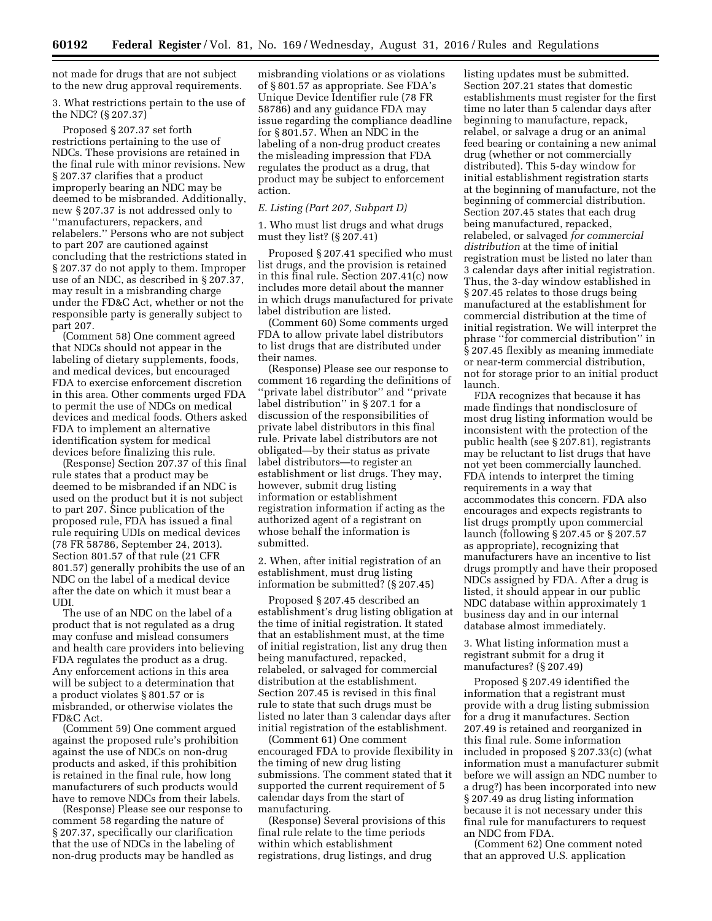not made for drugs that are not subject to the new drug approval requirements.

3. What restrictions pertain to the use of the NDC? (§ 207.37)

Proposed § 207.37 set forth restrictions pertaining to the use of NDCs. These provisions are retained in the final rule with minor revisions. New § 207.37 clarifies that a product improperly bearing an NDC may be deemed to be misbranded. Additionally, new § 207.37 is not addressed only to ''manufacturers, repackers, and relabelers.'' Persons who are not subject to part 207 are cautioned against concluding that the restrictions stated in § 207.37 do not apply to them. Improper use of an NDC, as described in § 207.37, may result in a misbranding charge under the FD&C Act, whether or not the responsible party is generally subject to part 207.

(Comment 58) One comment agreed that NDCs should not appear in the labeling of dietary supplements, foods, and medical devices, but encouraged FDA to exercise enforcement discretion in this area. Other comments urged FDA to permit the use of NDCs on medical devices and medical foods. Others asked FDA to implement an alternative identification system for medical devices before finalizing this rule.

(Response) Section 207.37 of this final rule states that a product may be deemed to be misbranded if an NDC is used on the product but it is not subject to part 207. Since publication of the proposed rule, FDA has issued a final rule requiring UDIs on medical devices (78 FR 58786, September 24, 2013). Section 801.57 of that rule (21 CFR 801.57) generally prohibits the use of an NDC on the label of a medical device after the date on which it must bear a UDI.

The use of an NDC on the label of a product that is not regulated as a drug may confuse and mislead consumers and health care providers into believing FDA regulates the product as a drug. Any enforcement actions in this area will be subject to a determination that a product violates § 801.57 or is misbranded, or otherwise violates the FD&C Act.

(Comment 59) One comment argued against the proposed rule's prohibition against the use of NDCs on non-drug products and asked, if this prohibition is retained in the final rule, how long manufacturers of such products would have to remove NDCs from their labels.

(Response) Please see our response to comment 58 regarding the nature of § 207.37, specifically our clarification that the use of NDCs in the labeling of non-drug products may be handled as misbranding violations or as violations of § 801.57 as appropriate. See FDA's Unique Device Identifier rule (78 FR 58786) and any guidance FDA may issue regarding the compliance deadline for § 801.57. When an NDC in the labeling of a non-drug product creates the misleading impression that FDA regulates the product as a drug, that product may be subject to enforcement action.

*E. Listing (Part 207, Subpart D)*

1. Who must list drugs and what drugs must they list? (§ 207.41)

Proposed § 207.41 specified who must list drugs, and the provision is retained in this final rule. Section 207.41(c) now includes more detail about the manner in which drugs manufactured for private label distribution are listed.

(Comment 60) Some comments urged FDA to allow private label distributors to list drugs that are distributed under their names.

(Response) Please see our response to comment 16 regarding the definitions of ''private label distributor'' and ''private label distribution'' in § 207.1 for a discussion of the responsibilities of private label distributors in this final rule. Private label distributors are not obligated—by their status as private label distributors—to register an establishment or list drugs. They may, however, submit drug listing information or establishment registration information if acting as the authorized agent of a registrant on whose behalf the information is submitted.

2. When, after initial registration of an establishment, must drug listing information be submitted? (§ 207.45)

Proposed § 207.45 described an establishment's drug listing obligation at the time of initial registration. It stated that an establishment must, at the time of initial registration, list any drug then being manufactured, repacked, relabeled, or salvaged for commercial distribution at the establishment. Section 207.45 is revised in this final rule to state that such drugs must be listed no later than 3 calendar days after initial registration of the establishment.

(Comment 61) One comment encouraged FDA to provide flexibility in the timing of new drug listing submissions. The comment stated that it supported the current requirement of 5 calendar days from the start of manufacturing.

(Response) Several provisions of this final rule relate to the time periods within which establishment registrations, drug listings, and drug listing updates must be submitted. Section 207.21 states that domestic establishments must register for the first time no later than 5 calendar days after beginning to manufacture, repack, relabel, or salvage a drug or an animal feed bearing or containing a new animal drug (whether or not commercially distributed). This 5-day window for initial establishment registration starts at the beginning of manufacture, not the beginning of commercial distribution. Section 207.45 states that each drug being manufactured, repacked, relabeled, or salvaged *for commercial distribution* at the time of initial registration must be listed no later than 3 calendar days after initial registration. Thus, the 3-day window established in § 207.45 relates to those drugs being manufactured at the establishment for commercial distribution at the time of initial registration. We will interpret the phrase ''for commercial distribution'' in § 207.45 flexibly as meaning immediate or near-term commercial distribution, not for storage prior to an initial product launch.

FDA recognizes that because it has made findings that nondisclosure of most drug listing information would be inconsistent with the protection of the public health (see § 207.81), registrants may be reluctant to list drugs that have not yet been commercially launched. FDA intends to interpret the timing requirements in a way that accommodates this concern. FDA also encourages and expects registrants to list drugs promptly upon commercial launch (following § 207.45 or § 207.57 as appropriate), recognizing that manufacturers have an incentive to list drugs promptly and have their proposed NDCs assigned by FDA. After a drug is listed, it should appear in our public NDC database within approximately 1 business day and in our internal database almost immediately.

3. What listing information must a registrant submit for a drug it manufactures? (§ 207.49)

Proposed § 207.49 identified the information that a registrant must provide with a drug listing submission for a drug it manufactures. Section 207.49 is retained and reorganized in this final rule. Some information included in proposed § 207.33(c) (what information must a manufacturer submit before we will assign an NDC number to a drug?) has been incorporated into new § 207.49 as drug listing information because it is not necessary under this final rule for manufacturers to request an NDC from FDA.

(Comment 62) One comment noted that an approved U.S. application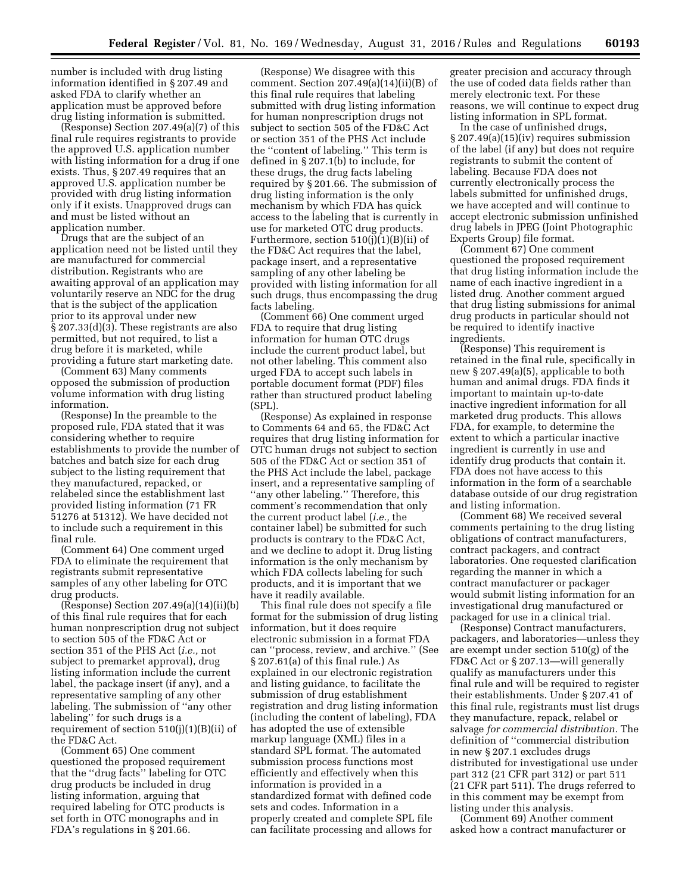number is included with drug listing information identified in § 207.49 and asked FDA to clarify whether an application must be approved before drug listing information is submitted.

(Response) Section 207.49(a)(7) of this final rule requires registrants to provide the approved U.S. application number with listing information for a drug if one exists. Thus, § 207.49 requires that an approved U.S. application number be provided with drug listing information only if it exists. Unapproved drugs can and must be listed without an application number.

Drugs that are the subject of an application need not be listed until they are manufactured for commercial distribution. Registrants who are awaiting approval of an application may voluntarily reserve an NDC for the drug that is the subject of the application prior to its approval under new § 207.33(d)(3). These registrants are also permitted, but not required, to list a drug before it is marketed, while providing a future start marketing date.

(Comment 63) Many comments opposed the submission of production volume information with drug listing information.

(Response) In the preamble to the proposed rule, FDA stated that it was considering whether to require establishments to provide the number of batches and batch size for each drug subject to the listing requirement that they manufactured, repacked, or relabeled since the establishment last provided listing information (71 FR 51276 at 51312). We have decided not to include such a requirement in this final rule.

(Comment 64) One comment urged FDA to eliminate the requirement that registrants submit representative samples of any other labeling for OTC drug products.

(Response) Section 207.49(a)(14)(ii)(b) of this final rule requires that for each human nonprescription drug not subject to section 505 of the FD&C Act or section 351 of the PHS Act (*i.e.,* not subject to premarket approval), drug listing information include the current label, the package insert (if any), and a representative sampling of any other labeling. The submission of ''any other labeling'' for such drugs is a requirement of section 510(j)(1)(B)(ii) of the FD&C Act.

(Comment 65) One comment questioned the proposed requirement that the ''drug facts'' labeling for OTC drug products be included in drug listing information, arguing that required labeling for OTC products is set forth in OTC monographs and in FDA's regulations in § 201.66.

(Response) We disagree with this comment. Section 207.49(a)(14)(ii)(B) of this final rule requires that labeling submitted with drug listing information for human nonprescription drugs not subject to section 505 of the FD&C Act or section 351 of the PHS Act include the ''content of labeling.'' This term is defined in § 207.1(b) to include, for these drugs, the drug facts labeling required by § 201.66. The submission of drug listing information is the only mechanism by which FDA has quick access to the labeling that is currently in use for marketed OTC drug products. Furthermore, section 510(j)(1)(B)(ii) of the FD&C Act requires that the label, package insert, and a representative sampling of any other labeling be provided with listing information for all such drugs, thus encompassing the drug facts labeling.

(Comment 66) One comment urged FDA to require that drug listing information for human OTC drugs include the current product label, but not other labeling. This comment also urged FDA to accept such labels in portable document format (PDF) files rather than structured product labeling (SPL).

(Response) As explained in response to Comments 64 and 65, the FD&C Act requires that drug listing information for OTC human drugs not subject to section 505 of the FD&C Act or section 351 of the PHS Act include the label, package insert, and a representative sampling of ''any other labeling.'' Therefore, this comment's recommendation that only the current product label (*i.e.,* the container label) be submitted for such products is contrary to the FD&C Act, and we decline to adopt it. Drug listing information is the only mechanism by which FDA collects labeling for such products, and it is important that we have it readily available.

This final rule does not specify a file format for the submission of drug listing information, but it does require electronic submission in a format FDA can ''process, review, and archive.'' (See § 207.61(a) of this final rule.) As explained in our electronic registration and listing guidance, to facilitate the submission of drug establishment registration and drug listing information (including the content of labeling), FDA has adopted the use of extensible markup language (XML) files in a standard SPL format. The automated submission process functions most efficiently and effectively when this information is provided in a standardized format with defined code sets and codes. Information in a properly created and complete SPL file can facilitate processing and allows for greater precision and accuracy through the use of coded data fields rather than merely electronic text. For these reasons, we will continue to expect drug listing information in SPL format.

In the case of unfinished drugs, § 207.49(a)(15)(iv) requires submission of the label (if any) but does not require registrants to submit the content of labeling. Because FDA does not currently electronically process the labels submitted for unfinished drugs, we have accepted and will continue to accept electronic submission unfinished drug labels in JPEG (Joint Photographic Experts Group) file format.

(Comment 67) One comment questioned the proposed requirement that drug listing information include the name of each inactive ingredient in a listed drug. Another comment argued that drug listing submissions for animal drug products in particular should not be required to identify inactive ingredients.

(Response) This requirement is retained in the final rule, specifically in new § 207.49(a)(5), applicable to both human and animal drugs. FDA finds it important to maintain up-to-date inactive ingredient information for all marketed drug products. This allows FDA, for example, to determine the extent to which a particular inactive ingredient is currently in use and identify drug products that contain it. FDA does not have access to this information in the form of a searchable database outside of our drug registration and listing information.

(Comment 68) We received several comments pertaining to the drug listing obligations of contract manufacturers, contract packagers, and contract laboratories. One requested clarification regarding the manner in which a contract manufacturer or packager would submit listing information for an investigational drug manufactured or packaged for use in a clinical trial.

(Response) Contract manufacturers, packagers, and laboratories—unless they are exempt under section 510(g) of the FD&C Act or § 207.13—will generally qualify as manufacturers under this final rule and will be required to register their establishments. Under § 207.41 of this final rule, registrants must list drugs they manufacture, repack, relabel or salvage *for commercial distribution.* The definition of ''commercial distribution in new § 207.1 excludes drugs distributed for investigational use under part 312 (21 CFR part 312) or part 511 (21 CFR part 511). The drugs referred to in this comment may be exempt from listing under this analysis.

(Comment 69) Another comment asked how a contract manufacturer or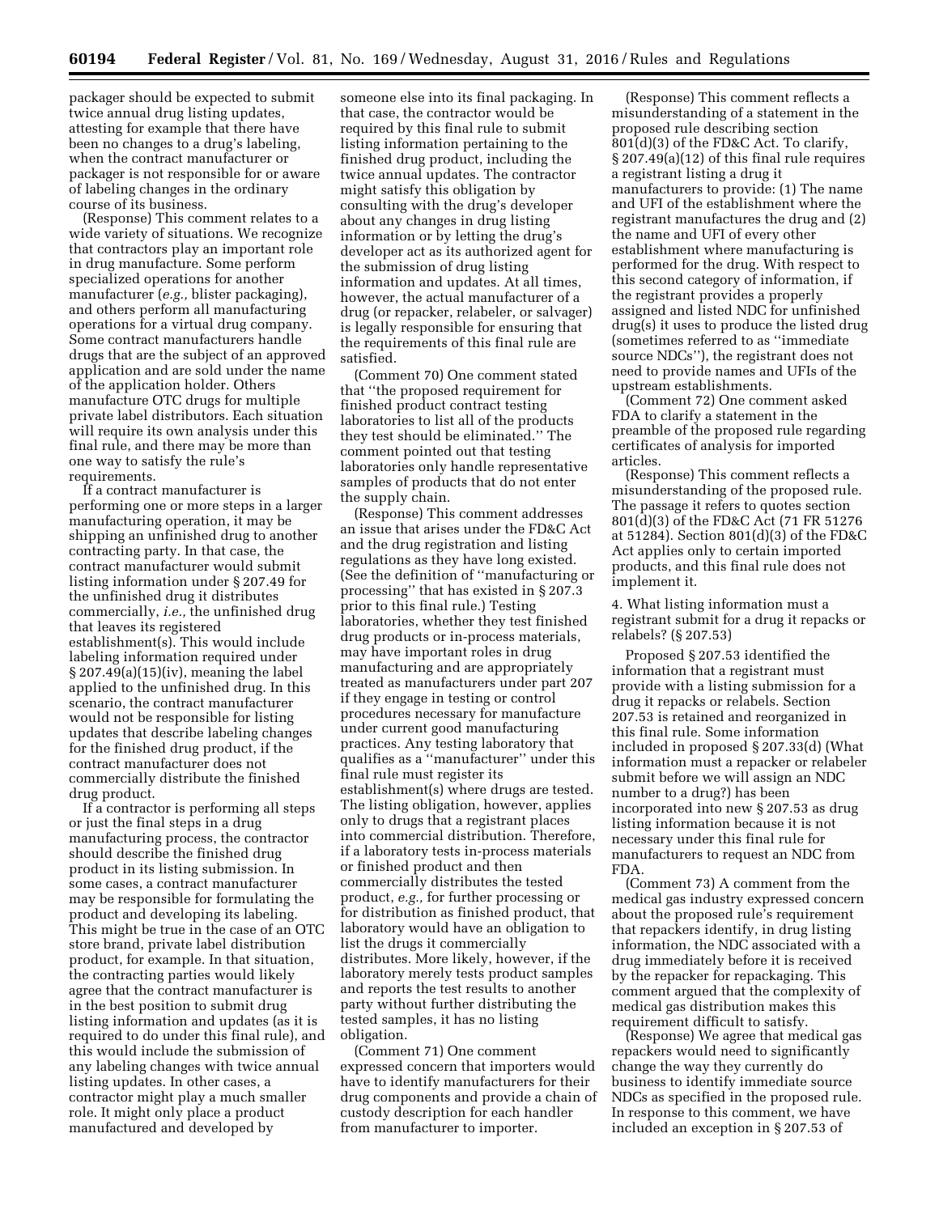packager should be expected to submit twice annual drug listing updates, attesting for example that there have been no changes to a drug's labeling, when the contract manufacturer or packager is not responsible for or aware of labeling changes in the ordinary course of its business.

(Response) This comment relates to a wide variety of situations. We recognize that contractors play an important role in drug manufacture. Some perform specialized operations for another manufacturer (*e.g.,* blister packaging), and others perform all manufacturing operations for a virtual drug company. Some contract manufacturers handle drugs that are the subject of an approved application and are sold under the name of the application holder. Others manufacture OTC drugs for multiple private label distributors. Each situation will require its own analysis under this final rule, and there may be more than one way to satisfy the rule's requirements.

If a contract manufacturer is performing one or more steps in a larger manufacturing operation, it may be shipping an unfinished drug to another contracting party. In that case, the contract manufacturer would submit listing information under § 207.49 for the unfinished drug it distributes commercially, *i.e.,* the unfinished drug that leaves its registered establishment(s). This would include labeling information required under § 207.49(a)(15)(iv), meaning the label applied to the unfinished drug. In this scenario, the contract manufacturer would not be responsible for listing updates that describe labeling changes for the finished drug product, if the contract manufacturer does not commercially distribute the finished drug product.

If a contractor is performing all steps or just the final steps in a drug manufacturing process, the contractor should describe the finished drug product in its listing submission. In some cases, a contract manufacturer may be responsible for formulating the product and developing its labeling. This might be true in the case of an OTC store brand, private label distribution product, for example. In that situation, the contracting parties would likely agree that the contract manufacturer is in the best position to submit drug listing information and updates (as it is required to do under this final rule), and this would include the submission of any labeling changes with twice annual listing updates. In other cases, a contractor might play a much smaller role. It might only place a product manufactured and developed by someone else into its final packaging. In that case, the contractor would be required by this final rule to submit listing information pertaining to the finished drug product, including the twice annual updates. The contractor might satisfy this obligation by consulting with the drug's developer about any changes in drug listing information or by letting the drug's developer act as its authorized agent for the submission of drug listing information and updates. At all times, however, the actual manufacturer of a drug (or repacker, relabeler, or salvager) is legally responsible for ensuring that the requirements of this final rule are satisfied.

(Comment 70) One comment stated that "the proposed requirement for finished product contract testing laboratories to list all of the products they test should be eliminated." The comment pointed out that testing laboratories only handle representative samples of products that do not enter the supply chain.

(Response) This comment addresses an issue that arises under the FD&C Act and the drug registration and listing regulations as they have long existed. (See the definition of "manufacturing or processing" that has existed in § 207.3 prior to this final rule.) Testing laboratories, whether they test finished drug products or in-process materials, may have important roles in drug manufacturing and are appropriately treated as manufacturers under part 207 if they engage in testing or control procedures necessary for manufacture under current good manufacturing practices. Any testing laboratory that qualifies as a "manufacturer" under this final rule must register its establishment(s) where drugs are tested. The listing obligation, however, applies only to drugs that a registrant places into commercial distribution. Therefore, if a laboratory tests in-process materials or finished product and then commercially distributes the tested product, *e.g.,* for further processing or for distribution as finished product, that laboratory would have an obligation to list the drugs it commercially distributes. More likely, however, if the laboratory merely tests product samples and reports the test results to another party without further distributing the tested samples, it has no listing obligation.

(Comment 71) One comment expressed concern that importers would have to identify manufacturers for their drug components and provide a chain of custody description for each handler from manufacturer to importer.

(Response) This comment reflects a misunderstanding of a statement in the proposed rule describing section 801(d)(3) of the FD&C Act. To clarify, § 207.49(a)(12) of this final rule requires a registrant listing a drug it manufactures to provide: (1) The name and UFI of the establishment where the registrant manufactures the drug and (2) the name and UFI of every other establishment where manufacturing is performed for the drug. With respect to this second category of information, if the registrant provides a properly assigned and listed NDC for unfinished drug(s) it uses to produce the listed drug (sometimes referred to as "immediate source NDCs"), the registrant does not need to provide names and UFIs of the upstream establishments.

(Comment 72) One comment asked FDA to clarify a statement in the preamble of the proposed rule regarding certificates of analysis for imported articles.

(Response) This comment reflects a misunderstanding of the proposed rule. The passage it refers to quotes section 801(d)(3) of the FD&C Act (71 FR 51276 at 51284). Section 801(d)(3) of the FD&C Act applies only to certain imported products, and this final rule does not implement it.

4. What listing information must a registrant submit for a drug it repacks or relabels? (§ 207.53)

Proposed § 207.53 identified the information that a registrant must provide with a listing submission for a drug it repacks or relabels. Section 207.53 is retained and reorganized in this final rule. Some information included in proposed § 207.33(d) (What information must a repacker or relabeler submit before we will assign an NDC number to a drug?) has been incorporated into new § 207.53 as drug listing information because it is not necessary under this final rule for manufacturers to request an NDC from FDA.

(Comment 73) A comment from the medical gas industry expressed concern about the proposed rule's requirement that repackers identify, in drug listing information, the NDC associated with a drug immediately before it is received by the repacker for repackaging. This comment argued that the complexity of medical gas distribution makes this requirement difficult to satisfy.

(Response) We agree that medical gas repackers would need to significantly change the way they currently do business to identify immediate source NDCs as specified in the proposed rule. In response to this comment, we have included an exception in § 207.53 of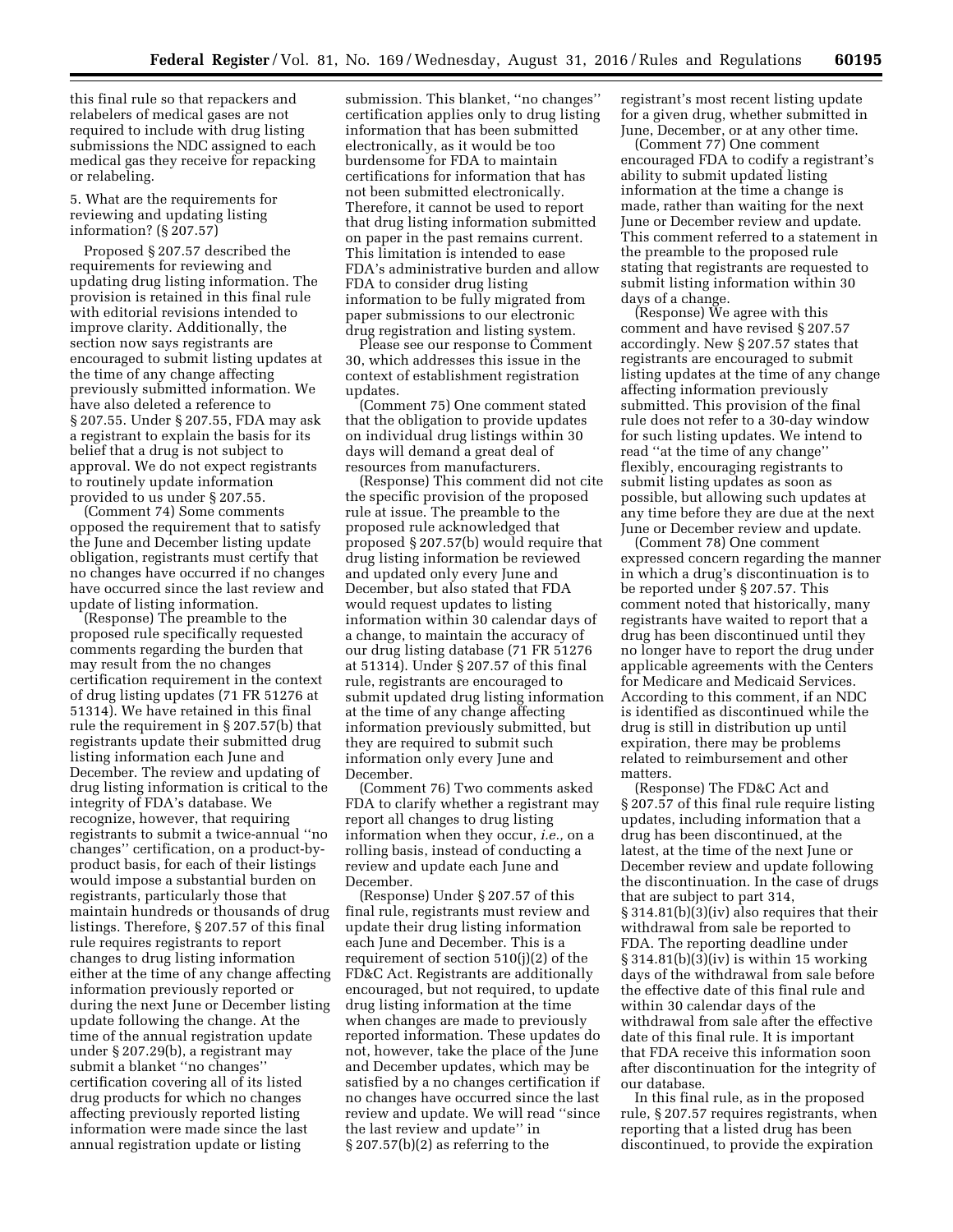this final rule so that repackers and relabelers of medical gases are not required to include with drug listing submissions the NDC assigned to each medical gas they receive for repacking or relabeling.

5. What are the requirements for reviewing and updating listing information? (§ 207.57)

Proposed § 207.57 described the requirements for reviewing and updating drug listing information. The provision is retained in this final rule with editorial revisions intended to improve clarity. Additionally, the section now says registrants are encouraged to submit listing updates at the time of any change affecting previously submitted information. We have also deleted a reference to § 207.55. Under § 207.55, FDA may ask a registrant to explain the basis for its belief that a drug is not subject to approval. We do not expect registrants to routinely update information provided to us under § 207.55.

(Comment 74) Some comments opposed the requirement that to satisfy the June and December listing update obligation, registrants must certify that no changes have occurred if no changes have occurred since the last review and update of listing information.

(Response) The preamble to the proposed rule specifically requested comments regarding the burden that may result from the no changes certification requirement in the context of drug listing updates (71 FR 51276 at 51314). We have retained in this final rule the requirement in § 207.57(b) that registrants update their submitted drug listing information each June and December. The review and updating of drug listing information is critical to the integrity of FDA's database. We recognize, however, that requiring registrants to submit a twice-annual "no changes" certification, on a product-by-product basis, for each of their listings would impose a substantial burden on registrants, particularly those that maintain hundreds or thousands of drug listings. Therefore, § 207.57 of this final rule requires registrants to report changes to drug listing information either at the time of any change affecting information previously reported or during the next June or December listing update following the change. At the time of the annual registration update under § 207.29(b), a registrant may submit a blanket "no changes" certification covering all of its listed drug products for which no changes affecting previously reported listing information were made since the last annual registration update or listing submission. This blanket, "no changes" certification applies only to drug listing information that has been submitted electronically, as it would be too burdensome for FDA to maintain certifications for information that has not been submitted electronically. Therefore, it cannot be used to report that drug listing information submitted on paper in the past remains current. This limitation is intended to ease FDA's administrative burden and allow FDA to consider drug listing information to be fully migrated from paper submissions to our electronic drug registration and listing system.

Please see our response to Comment 30, which addresses this issue in the context of establishment registration updates.

(Comment 75) One comment stated that the obligation to provide updates on individual drug listings within 30 days will demand a great deal of resources from manufacturers.

(Response) This comment did not cite the specific provision of the proposed rule at issue. The preamble to the proposed rule acknowledged that proposed § 207.57(b) would require that drug listing information be reviewed and updated only every June and December, but also stated that FDA would request updates to listing information within 30 calendar days of a change, to maintain the accuracy of our drug listing database (71 FR 51276 at 51314). Under § 207.57 of this final rule, registrants are encouraged to submit updated drug listing information at the time of any change affecting information previously submitted, but they are required to submit such information only every June and December.

(Comment 76) Two comments asked FDA to clarify whether a registrant may report all changes to drug listing information when they occur, *i.e.,* on a rolling basis, instead of conducting a review and update each June and December.

(Response) Under § 207.57 of this final rule, registrants must review and update their drug listing information each June and December. This is a requirement of section 510(j)(2) of the FD&C Act. Registrants are additionally encouraged, but not required, to update drug listing information at the time when changes are made to previously reported information. These updates do not, however, take the place of the June and December updates, which may be satisfied by a no changes certification if no changes have occurred since the last review and update. We will read "since the last review and update" in § 207.57(b)(2) as referring to the registrant's most recent listing update for a given drug, whether submitted in June, December, or at any other time.

(Comment 77) One comment encouraged FDA to codify a registrant's ability to submit updated listing information at the time a change is made, rather than waiting for the next June or December review and update. This comment referred to a statement in the preamble to the proposed rule stating that registrants are requested to submit listing information within 30 days of a change.

(Response) We agree with this comment and have revised § 207.57 accordingly. New § 207.57 states that registrants are encouraged to submit listing updates at the time of any change affecting information previously submitted. This provision of the final rule does not refer to a 30-day window for such listing updates. We intend to read "at the time of any change" flexibly, encouraging registrants to submit listing updates as soon as possible, but allowing such updates at any time before they are due at the next June or December review and update.

(Comment 78) One comment expressed concern regarding the manner in which a drug's discontinuation is to be reported under § 207.57. This comment noted that historically, many registrants have waited to report that a drug has been discontinued until they no longer have to report the drug under applicable agreements with the Centers for Medicare and Medicaid Services. According to this comment, if an NDC is identified as discontinued while the drug is still in distribution up until expiration, there may be problems related to reimbursement and other matters.

(Response) The FD&C Act and § 207.57 of this final rule require listing updates, including information that a drug has been discontinued, at the latest, at the time of the next June or December review and update following the discontinuation. In the case of drugs that are subject to part 314, § 314.81(b)(3)(iv) also requires that their withdrawal from sale be reported to FDA. The reporting deadline under § 314.81(b)(3)(iv) is within 15 working days of the withdrawal from sale before the effective date of this final rule and within 30 calendar days of the withdrawal from sale after the effective date of this final rule. It is important that FDA receive this information soon after discontinuation for the integrity of our database.

In this final rule, as in the proposed rule, § 207.57 requires registrants, when reporting that a listed drug has been discontinued, to provide the expiration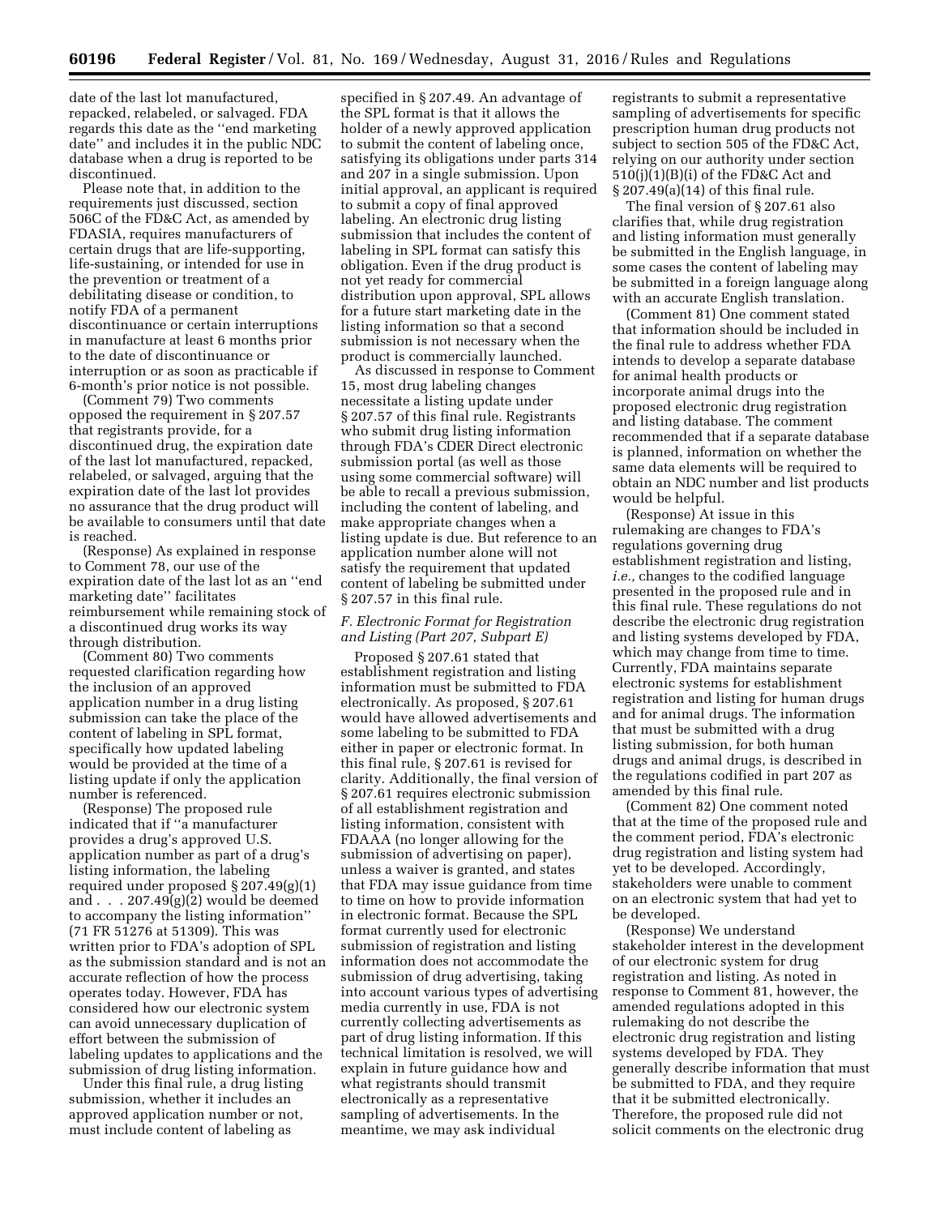date of the last lot manufactured, repacked, relabeled, or salvaged. FDA regards this date as the ''end marketing date'' and includes it in the public NDC database when a drug is reported to be discontinued.

Please note that, in addition to the requirements just discussed, section 506C of the FD&C Act, as amended by FDASIA, requires manufacturers of certain drugs that are life-supporting, life-sustaining, or intended for use in the prevention or treatment of a debilitating disease or condition, to notify FDA of a permanent discontinuance or certain interruptions in manufacture at least 6 months prior to the date of discontinuance or interruption or as soon as practicable if 6-month's prior notice is not possible.

(Comment 79) Two comments opposed the requirement in § 207.57 that registrants provide, for a discontinued drug, the expiration date of the last lot manufactured, repacked, relabeled, or salvaged, arguing that the expiration date of the last lot provides no assurance that the drug product will be available to consumers until that date is reached.

(Response) As explained in response to Comment 78, our use of the expiration date of the last lot as an ''end marketing date'' facilitates reimbursement while remaining stock of a discontinued drug works its way through distribution.

(Comment 80) Two comments requested clarification regarding how the inclusion of an approved application number in a drug listing submission can take the place of the content of labeling in SPL format, specifically how updated labeling would be provided at the time of a listing update if only the application number is referenced.

(Response) The proposed rule indicated that if ''a manufacturer provides a drug's approved U.S. application number as part of a drug's listing information, the labeling required under proposed § 207.49(g)(1) and . . . 207.49(g)(2) would be deemed to accompany the listing information'' (71 FR 51276 at 51309). This was written prior to FDA's adoption of SPL as the submission standard and is not an accurate reflection of how the process operates today. However, FDA has considered how our electronic system can avoid unnecessary duplication of effort between the submission of labeling updates to applications and the submission of drug listing information.

Under this final rule, a drug listing submission, whether it includes an approved application number or not, must include content of labeling as specified in § 207.49. An advantage of the SPL format is that it allows the holder of a newly approved application to submit the content of labeling once, satisfying its obligations under parts 314 and 207 in a single submission. Upon initial approval, an applicant is required to submit a copy of final approved labeling. An electronic drug listing submission that includes the content of labeling in SPL format can satisfy this obligation. Even if the drug product is not yet ready for commercial distribution upon approval, SPL allows for a future start marketing date in the listing information so that a second submission is not necessary when the product is commercially launched.

As discussed in response to Comment 15, most drug labeling changes necessitate a listing update under § 207.57 of this final rule. Registrants who submit drug listing information through FDA's CDER Direct electronic submission portal (as well as those using some commercial software) will be able to recall a previous submission, including the content of labeling, and make appropriate changes when a listing update is due. But reference to an application number alone will not satisfy the requirement that updated content of labeling be submitted under § 207.57 in this final rule.

### *F. Electronic Format for Registration and Listing (Part 207, Subpart E)*

Proposed § 207.61 stated that establishment registration and listing information must be submitted to FDA electronically. As proposed, § 207.61 would have allowed advertisements and some labeling to be submitted to FDA either in paper or electronic format. In this final rule, § 207.61 is revised for clarity. Additionally, the final version of § 207.61 requires electronic submission of all establishment registration and listing information, consistent with FDAAA (no longer allowing for the submission of advertising on paper), unless a waiver is granted, and states that FDA may issue guidance from time to time on how to provide information in electronic format. Because the SPL format currently used for electronic submission of registration and listing information does not accommodate the submission of drug advertising, taking into account various types of advertising media currently in use, FDA is not currently collecting advertisements as part of drug listing information. If this technical limitation is resolved, we will explain in future guidance how and what registrants should transmit electronically as a representative sampling of advertisements. In the meantime, we may ask individual registrants to submit a representative sampling of advertisements for specific prescription human drug products not subject to section 505 of the FD&C Act, relying on our authority under section 510(j)(1)(B)(i) of the FD&C Act and § 207.49(a)(14) of this final rule.

The final version of § 207.61 also clarifies that, while drug registration and listing information must generally be submitted in the English language, in some cases the content of labeling may be submitted in a foreign language along with an accurate English translation.

(Comment 81) One comment stated that information should be included in the final rule to address whether FDA intends to develop a separate database for animal health products or incorporate animal drugs into the proposed electronic drug registration and listing database. The comment recommended that if a separate database is planned, information on whether the same data elements will be required to obtain an NDC number and list products would be helpful.

(Response) At issue in this rulemaking are changes to FDA's regulations governing drug establishment registration and listing, *i.e.,* changes to the codified language presented in the proposed rule and in this final rule. These regulations do not describe the electronic drug registration and listing systems developed by FDA, which may change from time to time. Currently, FDA maintains separate electronic systems for establishment registration and listing for human drugs and for animal drugs. The information that must be submitted with a drug listing submission, for both human drugs and animal drugs, is described in the regulations codified in part 207 as amended by this final rule.

(Comment 82) One comment noted that at the time of the proposed rule and the comment period, FDA's electronic drug registration and listing system had yet to be developed. Accordingly, stakeholders were unable to comment on an electronic system that had yet to be developed.

(Response) We understand stakeholder interest in the development of our electronic system for drug registration and listing. As noted in response to Comment 81, however, the amended regulations adopted in this rulemaking do not describe the electronic drug registration and listing systems developed by FDA. They generally describe information that must be submitted to FDA, and they require that it be submitted electronically. Therefore, the proposed rule did not solicit comments on the electronic drug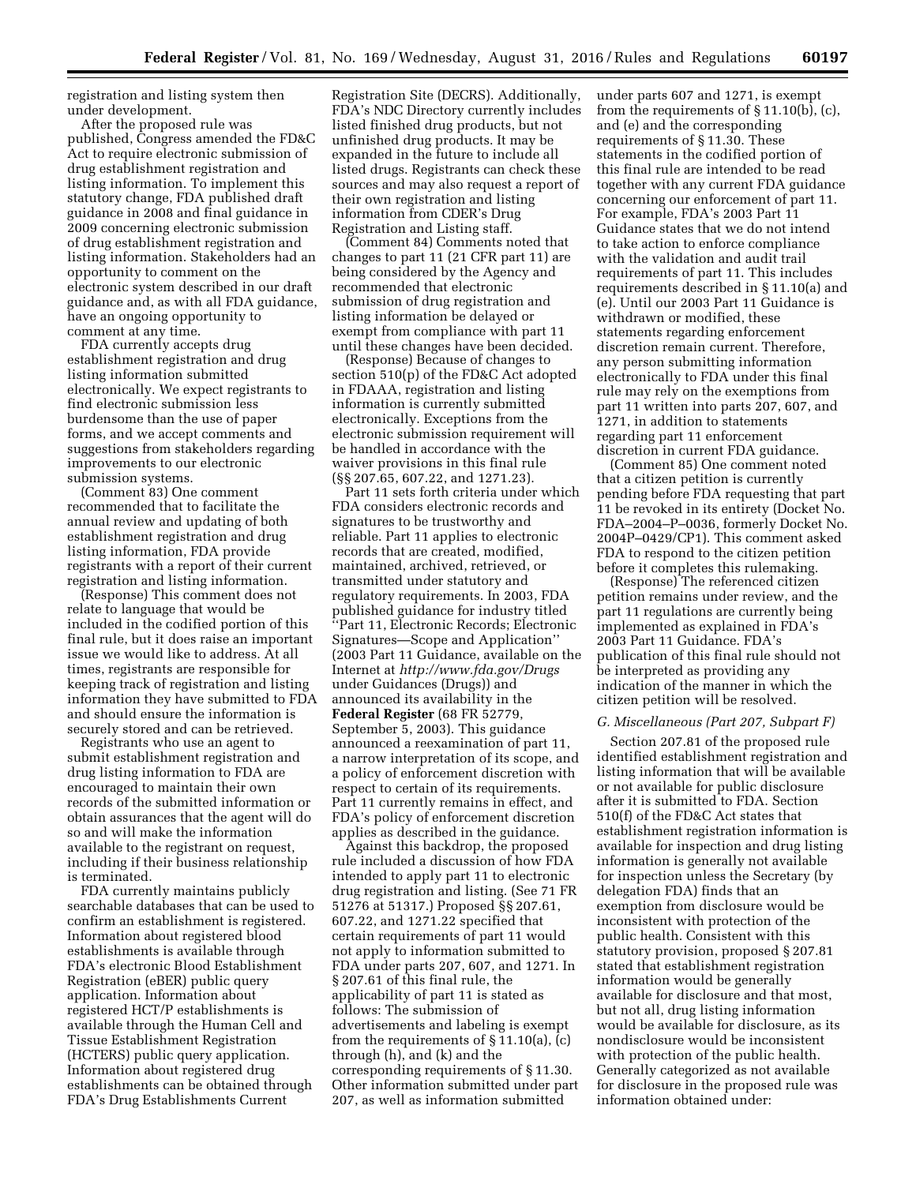registration and listing system then under development.

After the proposed rule was published, Congress amended the FD&C Act to require electronic submission of drug establishment registration and listing information. To implement this statutory change, FDA published draft guidance in 2008 and final guidance in 2009 concerning electronic submission of drug establishment registration and listing information. Stakeholders had an opportunity to comment on the electronic system described in our draft guidance and, as with all FDA guidance, have an ongoing opportunity to comment at any time.

FDA currently accepts drug establishment registration and drug listing information submitted electronically. We expect registrants to find electronic submission less burdensome than the use of paper forms, and we accept comments and suggestions from stakeholders regarding improvements to our electronic submission systems.

(Comment 83) One comment recommended that to facilitate the annual review and updating of both establishment registration and drug listing information, FDA provide registrants with a report of their current registration and listing information.

(Response) This comment does not relate to language that would be included in the codified portion of this final rule, but it does raise an important issue we would like to address. At all times, registrants are responsible for keeping track of registration and listing information they have submitted to FDA and should ensure the information is securely stored and can be retrieved.

Registrants who use an agent to submit establishment registration and drug listing information to FDA are encouraged to maintain their own records of the submitted information or obtain assurances that the agent will do so and will make the information available to the registrant on request, including if their business relationship is terminated.

FDA currently maintains publicly searchable databases that can be used to confirm an establishment is registered. Information about registered blood establishments is available through FDA's electronic Blood Establishment Registration (eBER) public query application. Information about registered HCT/P establishments is available through the Human Cell and Tissue Establishment Registration (HCTERS) public query application. Information about registered drug establishments can be obtained through FDA's Drug Establishments Current Registration Site (DECRS). Additionally, FDA's NDC Directory currently includes listed finished drug products, but not unfinished drug products. It may be expanded in the future to include all listed drugs. Registrants can check these sources and may also request a report of their own registration and listing information from CDER's Drug Registration and Listing staff.

(Comment 84) Comments noted that changes to part 11 (21 CFR part 11) are being considered by the Agency and recommended that electronic submission of drug registration and listing information be delayed or exempt from compliance with part 11 until these changes have been decided.

(Response) Because of changes to section 510(p) of the FD&C Act adopted in FDAAA, registration and listing information is currently submitted electronically. Exceptions from the electronic submission requirement will be handled in accordance with the waiver provisions in this final rule (§§ 207.65, 607.22, and 1271.23).

Part 11 sets forth criteria under which FDA considers electronic records and signatures to be trustworthy and reliable. Part 11 applies to electronic records that are created, modified, maintained, archived, retrieved, or transmitted under statutory and regulatory requirements. In 2003, FDA published guidance for industry titled ''Part 11, Electronic Records; Electronic Signatures—Scope and Application'' (2003 Part 11 Guidance, available on the Internet at *http://www.fda.gov/Drugs* under Guidances (Drugs)) and announced its availability in the **Federal Register** (68 FR 52779, September 5, 2003). This guidance announced a reexamination of part 11, a narrow interpretation of its scope, and a policy of enforcement discretion with respect to certain of its requirements. Part 11 currently remains in effect, and FDA's policy of enforcement discretion applies as described in the guidance.

Against this backdrop, the proposed rule included a discussion of how FDA intended to apply part 11 to electronic drug registration and listing. (See 71 FR 51276 at 51317.) Proposed §§ 207.61, 607.22, and 1271.22 specified that certain requirements of part 11 would not apply to information submitted to FDA under parts 207, 607, and 1271. In § 207.61 of this final rule, the applicability of part 11 is stated as follows: The submission of advertisements and labeling is exempt from the requirements of § 11.10(a), (c) through (h), and (k) and the corresponding requirements of § 11.30. Other information submitted under part 207, as well as information submitted under parts 607 and 1271, is exempt from the requirements of § 11.10(b), (c), and (e) and the corresponding requirements of § 11.30. These statements in the codified portion of this final rule are intended to be read together with any current FDA guidance concerning our enforcement of part 11. For example, FDA's 2003 Part 11 Guidance states that we do not intend to take action to enforce compliance with the validation and audit trail requirements of part 11. This includes requirements described in § 11.10(a) and (e). Until our 2003 Part 11 Guidance is withdrawn or modified, these statements regarding enforcement discretion remain current. Therefore, any person submitting information electronically to FDA under this final rule may rely on the exemptions from part 11 written into parts 207, 607, and 1271, in addition to statements regarding part 11 enforcement discretion in current FDA guidance.

(Comment 85) One comment noted that a citizen petition is currently pending before FDA requesting that part 11 be revoked in its entirety (Docket No. FDA–2004–P–0036, formerly Docket No. 2004P–0429/CP1). This comment asked FDA to respond to the citizen petition before it completes this rulemaking.

(Response) The referenced citizen petition remains under review, and the part 11 regulations are currently being implemented as explained in FDA's 2003 Part 11 Guidance. FDA's publication of this final rule should not be interpreted as providing any indication of the manner in which the citizen petition will be resolved.

### *G. Miscellaneous (Part 207, Subpart F)*

Section 207.81 of the proposed rule identified establishment registration and listing information that will be available or not available for public disclosure after it is submitted to FDA. Section 510(f) of the FD&C Act states that establishment registration information is available for inspection and drug listing information is generally not available for inspection unless the Secretary (by delegation FDA) finds that an exemption from disclosure would be inconsistent with protection of the public health. Consistent with this statutory provision, proposed § 207.81 stated that establishment registration information would be generally available for disclosure and that most, but not all, drug listing information would be available for disclosure, as its nondisclosure would be inconsistent with protection of the public health. Generally categorized as not available for disclosure in the proposed rule was information obtained under: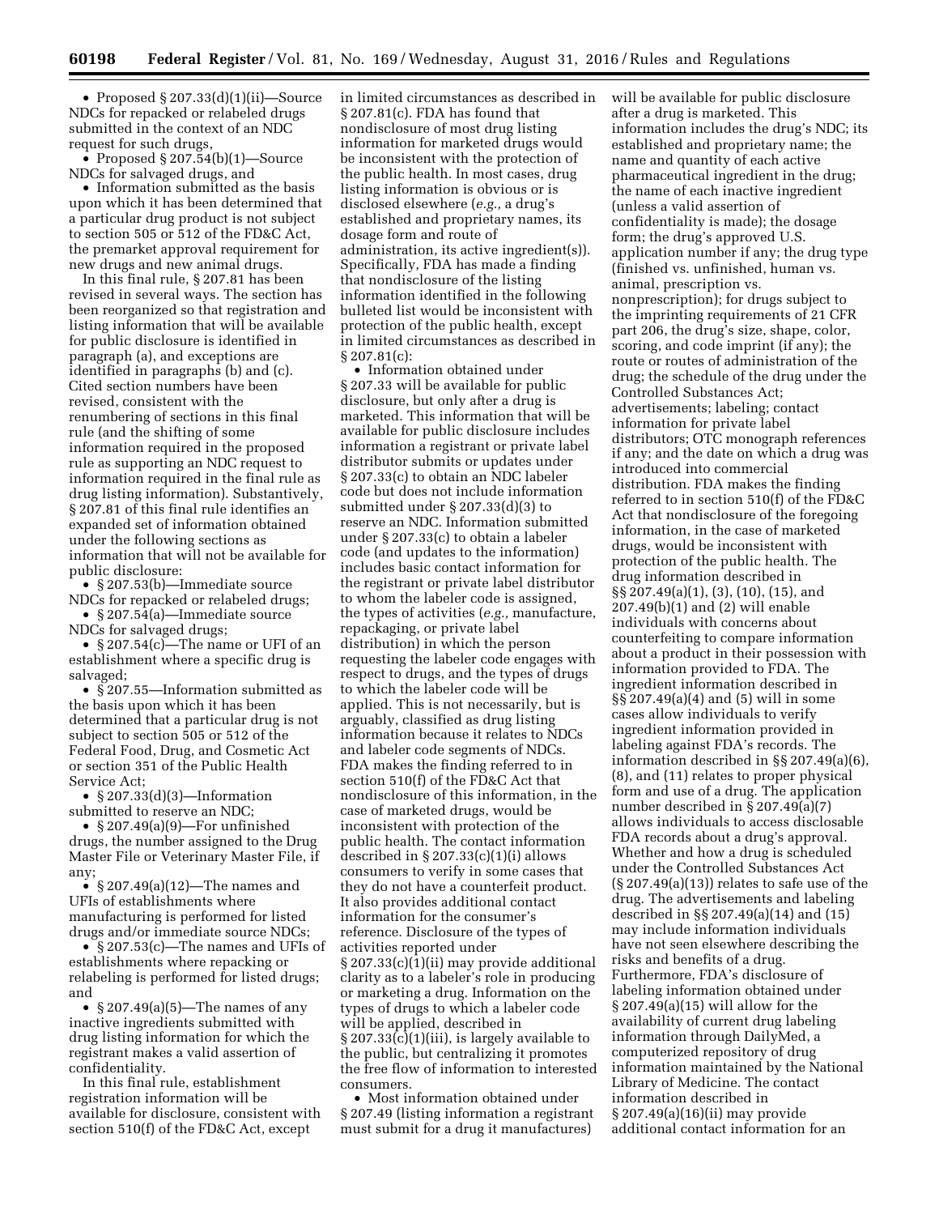- Proposed § 207.33(d)(1)(ii)—Source NDCs for repacked or relabeled drugs submitted in the context of an NDC request for such drugs,
- Proposed § 207.54(b)(1)—Source NDCs for salvaged drugs, and
- Information submitted as the basis upon which it has been determined that a particular drug product is not subject to section 505 or 512 of the FD&C Act, the premarket approval requirement for new drugs and new animal drugs.

In this final rule, § 207.81 has been revised in several ways. The section has been reorganized so that registration and listing information that will be available for public disclosure is identified in paragraph (a), and exceptions are identified in paragraphs (b) and (c). Cited section numbers have been revised, consistent with the renumbering of sections in this final rule (and the shifting of some information required in the proposed rule as supporting an NDC request to information required in the final rule as drug listing information). Substantively, § 207.81 of this final rule identifies an expanded set of information obtained under the following sections as information that will not be available for public disclosure:

- § 207.53(b)—Immediate source NDCs for repacked or relabeled drugs;
- § 207.54(a)—Immediate source NDCs for salvaged drugs;
- § 207.54(c)—The name or UFI of an establishment where a specific drug is salvaged;
- § 207.55—Information submitted as the basis upon which it has been determined that a particular drug is not subject to section 505 or 512 of the Federal Food, Drug, and Cosmetic Act or section 351 of the Public Health Service Act;
- § 207.33(d)(3)—Information submitted to reserve an NDC;
- § 207.49(a)(9)—For unfinished drugs, the number assigned to the Drug Master File or Veterinary Master File, if any;
- § 207.49(a)(12)—The names and UFIs of establishments where manufacturing is performed for listed drugs and/or immediate source NDCs;
- § 207.53(c)—The names and UFIs of establishments where repacking or relabeling is performed for listed drugs; and
- § 207.49(a)(5)—The names of any inactive ingredients submitted with drug listing information for which the registrant makes a valid assertion of confidentiality.

In this final rule, establishment registration information will be available for disclosure, consistent with section 510(f) of the FD&C Act, except in limited circumstances as described in § 207.81(c). FDA has found that nondisclosure of most drug listing information for marketed drugs would be inconsistent with the protection of the public health. In most cases, drug listing information is obvious or is disclosed elsewhere (*e.g.,* a drug's established and proprietary names, its dosage form and route of administration, its active ingredient(s)). Specifically, FDA has made a finding that nondisclosure of the listing information identified in the following bulleted list would be inconsistent with protection of the public health, except in limited circumstances as described in § 207.81(c):

- Information obtained under § 207.33 will be available for public disclosure, but only after a drug is marketed. This information that will be available for public disclosure includes information a registrant or private label distributor submits or updates under § 207.33(c) to obtain an NDC labeler code but does not include information submitted under § 207.33(d)(3) to reserve an NDC. Information submitted under § 207.33(c) to obtain a labeler code (and updates to the information) includes basic contact information for the registrant or private label distributor to whom the labeler code is assigned, the types of activities (*e.g.,* manufacture, repackaging, or private label distribution) in which the person requesting the labeler code engages with respect to drugs, and the types of drugs to which the labeler code will be applied. This is not necessarily, but is arguably, classified as drug listing information because it relates to NDCs and labeler code segments of NDCs. FDA makes the finding referred to in section 510(f) of the FD&C Act that nondisclosure of this information, in the case of marketed drugs, would be inconsistent with protection of the public health. The contact information described in § 207.33(c)(1)(i) allows consumers to verify in some cases that they do not have a counterfeit product. It also provides additional contact information for the consumer's reference. Disclosure of the types of activities reported under § 207.33(c)(1)(ii) may provide additional clarity as to a labeler's role in producing or marketing a drug. Information on the types of drugs to which a labeler code will be applied, described in § 207.33(c)(1)(iii), is largely available to the public, but centralizing it promotes the free flow of information to interested consumers.
- Most information obtained under § 207.49 (listing information a registrant must submit for a drug it manufactures) will be available for public disclosure after a drug is marketed. This information includes the drug's NDC; its established and proprietary name; the name and quantity of each active pharmaceutical ingredient in the drug; the name of each inactive ingredient (unless a valid assertion of confidentiality is made); the dosage form; the drug's approved U.S. application number if any; the drug type (finished vs. unfinished, human vs. animal, prescription vs. nonprescription); for drugs subject to the imprinting requirements of 21 CFR part 206, the drug's size, shape, color, scoring, and code imprint (if any); the route or routes of administration of the drug; the schedule of the drug under the Controlled Substances Act; advertisements; labeling; contact information for private label distributors; OTC monograph references if any; and the date on which a drug was introduced into commercial distribution. FDA makes the finding referred to in section 510(f) of the FD&C Act that nondisclosure of the foregoing information, in the case of marketed drugs, would be inconsistent with protection of the public health. The drug information described in §§ 207.49(a)(1), (3), (10), (15), and 207.49(b)(1) and (2) will enable individuals with concerns about counterfeiting to compare information about a product in their possession with information provided to FDA. The ingredient information described in §§ 207.49(a)(4) and (5) will in some cases allow individuals to verify ingredient information provided in labeling against FDA's records. The information described in §§ 207.49(a)(6), (8), and (11) relates to proper physical form and use of a drug. The application number described in § 207.49(a)(7) allows individuals to access disclosable FDA records about a drug's approval. Whether and how a drug is scheduled under the Controlled Substances Act (§ 207.49(a)(13)) relates to safe use of the drug. The advertisements and labeling described in §§ 207.49(a)(14) and (15) may include information individuals have not seen elsewhere describing the risks and benefits of a drug. Furthermore, FDA's disclosure of labeling information obtained under § 207.49(a)(15) will allow for the availability of current drug labeling information through DailyMed, a computerized repository of drug information maintained by the National Library of Medicine. The contact information described in § 207.49(a)(16)(ii) may provide additional contact information for an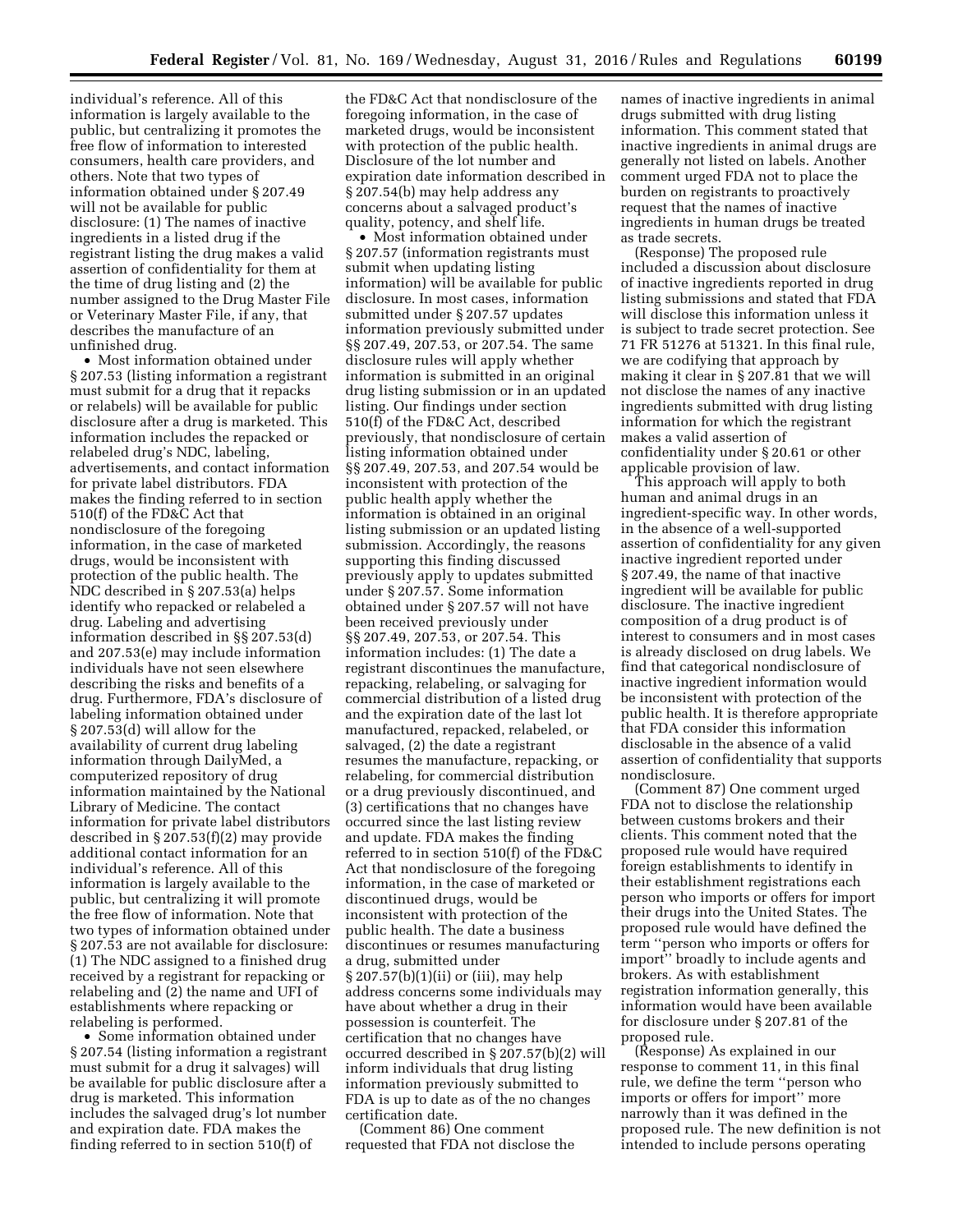individual's reference. All of this information is largely available to the public, but centralizing it promotes the free flow of information to interested consumers, health care providers, and others. Note that two types of information obtained under § 207.49 will not be available for public disclosure: (1) The names of inactive ingredients in a listed drug if the registrant listing the drug makes a valid assertion of confidentiality for them at the time of drug listing and (2) the number assigned to the Drug Master File or Veterinary Master File, if any, that describes the manufacture of an unfinished drug.

- Most information obtained under § 207.53 (listing information a registrant must submit for a drug that it repacks or relabels) will be available for public disclosure after a drug is marketed. This information includes the repacked or relabeled drug's NDC, labeling, advertisements, and contact information for private label distributors. FDA makes the finding referred to in section 510(f) of the FD&C Act that nondisclosure of the foregoing information, in the case of marketed drugs, would be inconsistent with protection of the public health. The NDC described in § 207.53(a) helps identify who repacked or relabeled a drug. Labeling and advertising information described in §§ 207.53(d) and 207.53(e) may include information individuals have not seen elsewhere describing the risks and benefits of a drug. Furthermore, FDA's disclosure of labeling information obtained under § 207.53(d) will allow for the availability of current drug labeling information through DailyMed, a computerized repository of drug information maintained by the National Library of Medicine. The contact information for private label distributors described in § 207.53(f)(2) may provide additional contact information for an individual's reference. All of this information is largely available to the public, but centralizing it will promote the free flow of information. Note that two types of information obtained under § 207.53 are not available for disclosure: (1) The NDC assigned to a finished drug received by a registrant for repacking or relabeling and (2) the name and UFI of establishments where repacking or relabeling is performed.
- Some information obtained under § 207.54 (listing information a registrant must submit for a drug it salvages) will be available for public disclosure after a drug is marketed. This information includes the salvaged drug's lot number and expiration date. FDA makes the finding referred to in section 510(f) of the FD&C Act that nondisclosure of the foregoing information, in the case of marketed drugs, would be inconsistent with protection of the public health. Disclosure of the lot number and expiration date information described in § 207.54(b) may help address any concerns about a salvaged product's quality, potency, and shelf life.
- Most information obtained under § 207.57 (information registrants must submit when updating listing information) will be available for public disclosure. In most cases, information submitted under § 207.57 updates information previously submitted under §§ 207.49, 207.53, or 207.54. The same disclosure rules will apply whether information is submitted in an original drug listing submission or in an updated listing. Our findings under section 510(f) of the FD&C Act, described previously, that nondisclosure of certain listing information obtained under §§ 207.49, 207.53, and 207.54 would be inconsistent with protection of the public health apply whether the information is obtained in an original listing submission or an updated listing submission. Accordingly, the reasons supporting this finding discussed previously apply to updates submitted under § 207.57. Some information obtained under § 207.57 will not have been received previously under §§ 207.49, 207.53, or 207.54. This information includes: (1) The date a registrant discontinues the manufacture, repacking, relabeling, or salvaging for commercial distribution of a listed drug and the expiration date of the last lot manufactured, repacked, relabeled, or salvaged, (2) the date a registrant resumes the manufacture, repacking, or relabeling, for commercial distribution or a drug previously discontinued, and (3) certifications that no changes have occurred since the last listing review and update. FDA makes the finding referred to in section 510(f) of the FD&C Act that nondisclosure of the foregoing information, in the case of marketed or discontinued drugs, would be inconsistent with protection of the public health. The date a business discontinues or resumes manufacturing a drug, submitted under § 207.57(b)(1)(ii) or (iii), may help address concerns some individuals may have about whether a drug in their possession is counterfeit. The certification that no changes have occurred described in § 207.57(b)(2) will inform individuals that drug listing information previously submitted to FDA is up to date as of the no changes certification date.

(Comment 86) One comment requested that FDA not disclose the names of inactive ingredients in animal drugs submitted with drug listing information. This comment stated that inactive ingredients in animal drugs are generally not listed on labels. Another comment urged FDA not to place the burden on registrants to proactively request that the names of inactive ingredients in human drugs be treated as trade secrets.

(Response) The proposed rule included a discussion about disclosure of inactive ingredients reported in drug listing submissions and stated that FDA will disclose this information unless it is subject to trade secret protection. See 71 FR 51276 at 51321. In this final rule, we are codifying that approach by making it clear in § 207.81 that we will not disclose the names of any inactive ingredients submitted with drug listing information for which the registrant makes a valid assertion of confidentiality under § 20.61 or other applicable provision of law.

This approach will apply to both human and animal drugs in an ingredient-specific way. In other words, in the absence of a well-supported assertion of confidentiality for any given inactive ingredient reported under § 207.49, the name of that inactive ingredient will be available for public disclosure. The inactive ingredient composition of a drug product is of interest to consumers and in most cases is already disclosed on drug labels. We find that categorical nondisclosure of inactive ingredient information would be inconsistent with protection of the public health. It is therefore appropriate that FDA consider this information disclosable in the absence of a valid assertion of confidentiality that supports nondisclosure.

(Comment 87) One comment urged FDA not to disclose the relationship between customs brokers and their clients. This comment noted that the proposed rule would have required foreign establishments to identify in their establishment registrations each person who imports or offers for import their drugs into the United States. The proposed rule would have defined the term ''person who imports or offers for import'' broadly to include agents and brokers. As with establishment registration information generally, this information would have been available for disclosure under § 207.81 of the proposed rule.

(Response) As explained in our response to comment 11, in this final rule, we define the term ''person who imports or offers for import'' more narrowly than it was defined in the proposed rule. The new definition is not intended to include persons operating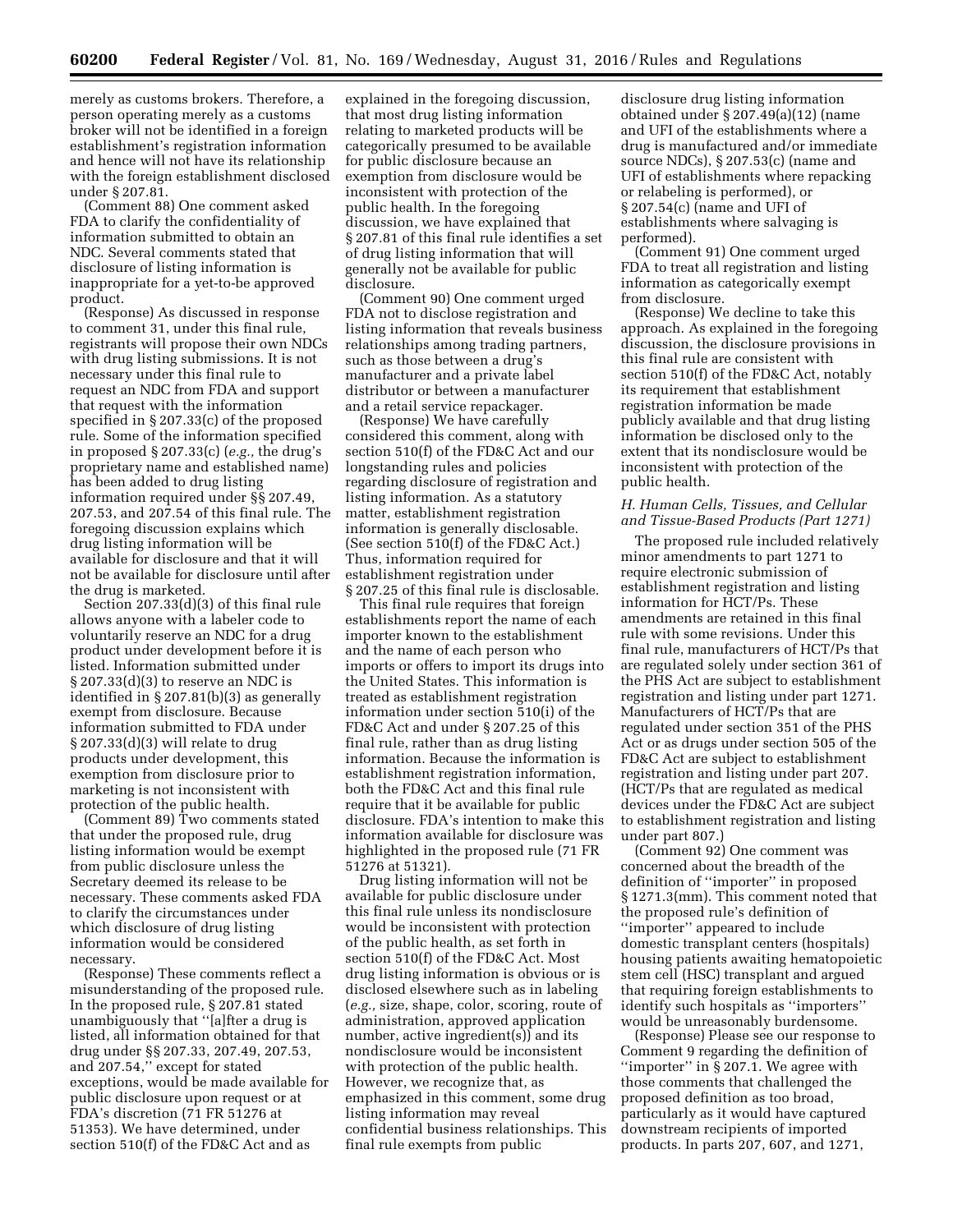merely as customs brokers. Therefore, a person operating merely as a customs broker will not be identified in a foreign establishment's registration information and hence will not have its relationship with the foreign establishment disclosed under § 207.81.

(Comment 88) One comment asked FDA to clarify the confidentiality of information submitted to obtain an NDC. Several comments stated that disclosure of listing information is inappropriate for a yet-to-be approved product.

(Response) As discussed in response to comment 31, under this final rule, registrants will propose their own NDCs with drug listing submissions. It is not necessary under this final rule to request an NDC from FDA and support that request with the information specified in § 207.33(c) of the proposed rule. Some of the information specified in proposed § 207.33(c) (*e.g.,* the drug's proprietary name and established name) has been added to drug listing information required under §§ 207.49, 207.53, and 207.54 of this final rule. The foregoing discussion explains which drug listing information will be available for disclosure and that it will not be available for disclosure until after the drug is marketed.

Section 207.33(d)(3) of this final rule allows anyone with a labeler code to voluntarily reserve an NDC for a drug product under development before it is listed. Information submitted under § 207.33(d)(3) to reserve an NDC is identified in § 207.81(b)(3) as generally exempt from disclosure. Because information submitted to FDA under § 207.33(d)(3) will relate to drug products under development, this exemption from disclosure prior to marketing is not inconsistent with protection of the public health.

(Comment 89) Two comments stated that under the proposed rule, drug listing information would be exempt from public disclosure unless the Secretary deemed its release to be necessary. These comments asked FDA to clarify the circumstances under which disclosure of drug listing information would be considered necessary.

(Response) These comments reflect a misunderstanding of the proposed rule. In the proposed rule, § 207.81 stated unambiguously that ''[a]fter a drug is listed, all information obtained for that drug under §§ 207.33, 207.49, 207.53, and 207.54,'' except for stated exceptions, would be made available for public disclosure upon request or at FDA's discretion (71 FR 51276 at 51353). We have determined, under section 510(f) of the FD&C Act and as explained in the foregoing discussion, that most drug listing information relating to marketed products will be categorically presumed to be available for public disclosure because an exemption from disclosure would be inconsistent with protection of the public health. In the foregoing discussion, we have explained that § 207.81 of this final rule identifies a set of drug listing information that will generally not be available for public disclosure.

(Comment 90) One comment urged FDA not to disclose registration and listing information that reveals business relationships among trading partners, such as those between a drug's manufacturer and a private label distributor or between a manufacturer and a retail service repackager.

(Response) We have carefully considered this comment, along with section 510(f) of the FD&C Act and our longstanding rules and policies regarding disclosure of registration and listing information. As a statutory matter, establishment registration information is generally disclosable. (See section 510(f) of the FD&C Act.) Thus, information required for establishment registration under § 207.25 of this final rule is disclosable.

This final rule requires that foreign establishments report the name of each importer known to the establishment and the name of each person who imports or offers to import its drugs into the United States. This information is treated as establishment registration information under section 510(i) of the FD&C Act and under § 207.25 of this final rule, rather than as drug listing information. Because the information is establishment registration information, both the FD&C Act and this final rule require that it be available for public disclosure. FDA's intention to make this information available for disclosure was highlighted in the proposed rule (71 FR 51276 at 51321).

Drug listing information will not be available for public disclosure under this final rule unless its nondisclosure would be inconsistent with protection of the public health, as set forth in section 510(f) of the FD&C Act. Most drug listing information is obvious or is disclosed elsewhere such as in labeling (*e.g.,* size, shape, color, scoring, route of administration, approved application number, active ingredient(s)) and its nondisclosure would be inconsistent with protection of the public health. However, we recognize that, as emphasized in this comment, some drug listing information may reveal confidential business relationships. This final rule exempts from public disclosure drug listing information obtained under § 207.49(a)(12) (name and UFI of the establishments where a drug is manufactured and/or immediate source NDCs), § 207.53(c) (name and UFI of establishments where repacking or relabeling is performed), or § 207.54(c) (name and UFI of establishments where salvaging is performed).

(Comment 91) One comment urged FDA to treat all registration and listing information as categorically exempt from disclosure.

(Response) We decline to take this approach. As explained in the foregoing discussion, the disclosure provisions in this final rule are consistent with section 510(f) of the FD&C Act, notably its requirement that establishment registration information be made publicly available and that drug listing information be disclosed only to the extent that its nondisclosure would be inconsistent with protection of the public health.

### *H. Human Cells, Tissues, and Cellular and Tissue-Based Products (Part 1271)*

The proposed rule included relatively minor amendments to part 1271 to require electronic submission of establishment registration and listing information for HCT/Ps. These amendments are retained in this final rule with some revisions. Under this final rule, manufacturers of HCT/Ps that are regulated solely under section 361 of the PHS Act are subject to establishment registration and listing under part 1271. Manufacturers of HCT/Ps that are regulated under section 351 of the PHS Act or as drugs under section 505 of the FD&C Act are subject to establishment registration and listing under part 207. (HCT/Ps that are regulated as medical devices under the FD&C Act are subject to establishment registration and listing under part 807.)

(Comment 92) One comment was concerned about the breadth of the definition of ''importer'' in proposed § 1271.3(mm). This comment noted that the proposed rule's definition of ''importer'' appeared to include domestic transplant centers (hospitals) housing patients awaiting hematopoietic stem cell (HSC) transplant and argued that requiring foreign establishments to identify such hospitals as ''importers'' would be unreasonably burdensome.

(Response) Please see our response to Comment 9 regarding the definition of ''importer'' in § 207.1. We agree with those comments that challenged the proposed definition as too broad, particularly as it would have captured downstream recipients of imported products. In parts 207, 607, and 1271,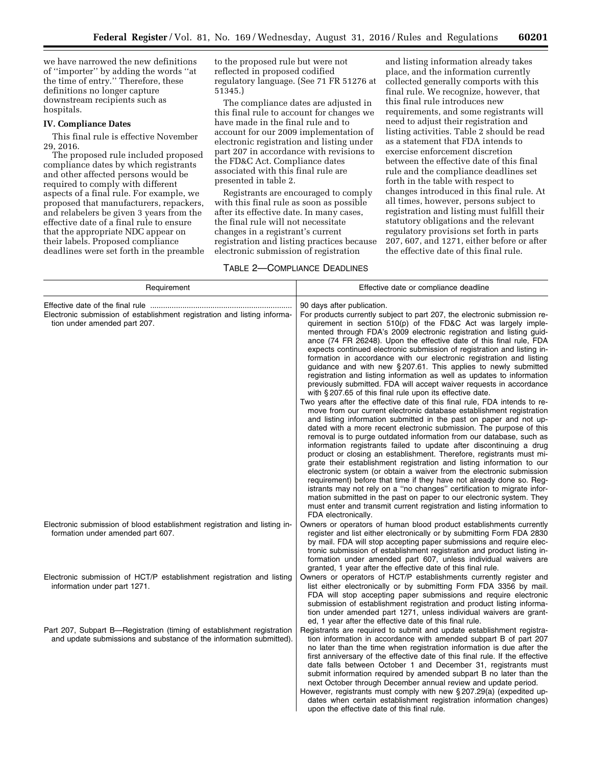we have narrowed the new definitions of ''importer'' by adding the words ''at the time of entry.'' Therefore, these definitions no longer capture downstream recipients such as hospitals.

## IV. Compliance Dates

This final rule is effective November 29, 2016.

The proposed rule included proposed compliance dates by which registrants and other affected persons would be required to comply with different aspects of a final rule. For example, we proposed that manufacturers, repackers, and relabelers be given 3 years from the effective date of a final rule to ensure that the appropriate NDC appear on their labels. Proposed compliance deadlines were set forth in the preamble to the proposed rule but were not reflected in proposed codified regulatory language. (See 71 FR 51276 at 51345.)

The compliance dates are adjusted in this final rule to account for changes we have made in the final rule and to account for our 2009 implementation of electronic registration and listing under part 207 in accordance with revisions to the FD&C Act. Compliance dates associated with this final rule are presented in table 2.

Registrants are encouraged to comply with this final rule as soon as possible after its effective date. In many cases, the final rule will not necessitate changes in a registrant's current registration and listing practices because electronic submission of registration and listing information already takes place, and the information currently collected generally comports with this final rule. We recognize, however, that this final rule introduces new requirements, and some registrants will need to adjust their registration and listing activities. Table 2 should be read as a statement that FDA intends to exercise enforcement discretion between the effective date of this final rule and the compliance deadlines set forth in the table with respect to changes introduced in this final rule. At all times, however, persons subject to registration and listing must fulfill their statutory obligations and the relevant regulatory provisions set forth in parts 207, 607, and 1271, either before or after the effective date of this final rule.

TABLE 2—COMPLIANCE DEADLINES

| Requirement | Effective date or compliance deadline |
|---|---|
| Effective date of the final rule | 90 days after publication. |
| Electronic submission of establishment registration and listing information under amended part 207. | For products currently subject to part 207, the electronic submission requirement in section 510(p) of the FD&C Act was largely implemented through FDA's 2009 electronic registration and listing guidance (74 FR 26248). Upon the effective date of this final rule, FDA expects continued electronic submission of registration and listing information in accordance with our electronic registration and listing guidance and with new § 207.61. This applies to newly submitted registration and listing information as well as updates to information previously submitted. FDA will accept waiver requests in accordance with § 207.65 of this final rule upon its effective date.<br>Two years after the effective date of this final rule, FDA intends to remove from our current electronic database establishment registration and listing information submitted in the past on paper and not updated with a more recent electronic submission. The purpose of this removal is to purge outdated information from our database, such as information registrants failed to update after discontinuing a drug product or closing an establishment. Therefore, registrants must migrate their establishment registration and listing information to our electronic system (or obtain a waiver from the electronic submission requirement) before that time if they have not already done so. Registrants may not rely on a ''no changes'' certification to migrate information submitted in the past on paper to our electronic system. They must enter and transmit current registration and listing information to FDA electronically. |
| Electronic submission of blood establishment registration and listing information under amended part 607. | Owners or operators of human blood product establishments currently register and list either electronically or by submitting Form FDA 2830 by mail. FDA will stop accepting paper submissions and require electronic submission of establishment registration and product listing information under amended part 607, unless individual waivers are granted, 1 year after the effective date of this final rule. |
| Electronic submission of HCT/P establishment registration and listing information under part 1271. | Owners or operators of HCT/P establishments currently register and list either electronically or by submitting Form FDA 3356 by mail. FDA will stop accepting paper submissions and require electronic submission of establishment registration and product listing information under amended part 1271, unless individual waivers are granted, 1 year after the effective date of this final rule. |
| Part 207, Subpart B—Registration (timing of establishment registration and update submissions and substance of the information submitted). | Registrants are required to submit and update establishment registration information in accordance with amended subpart B of part 207 no later than the time when registration information is due after the first anniversary of the effective date of this final rule. If the effective date falls between October 1 and December 31, registrants must submit information required by amended subpart B no later than the next October through December annual review and update period.<br>However, registrants must comply with new § 207.29(a) (expedited updates when certain establishment registration information changes) upon the effective date of this final rule. |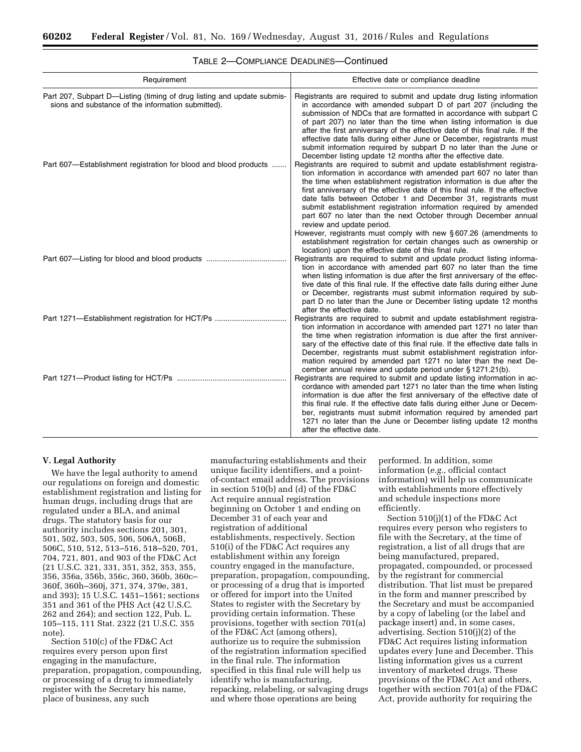TABLE 2—COMPLIANCE DEADLINES—Continued

| Requirement | Effective date or compliance deadline |
| --- | --- |
| Part 207, Subpart D—Listing (timing of drug listing and update submissions and substance of the information submitted). | Registrants are required to submit and update drug listing information in accordance with amended subpart D of part 207 (including the submission of NDCs that are formatted in accordance with subpart C of part 207) no later than the time when listing information is due after the first anniversary of the effective date of this final rule. If the effective date falls during either June or December, registrants must submit information required by subpart D no later than the June or December listing update 12 months after the effective date. |
| Part 607—Establishment registration for blood and blood products | Registrants are required to submit and update establishment registration information in accordance with amended part 607 no later than the time when establishment registration information is due after the first anniversary of the effective date of this final rule. If the effective date falls between October 1 and December 31, registrants must submit establishment registration information required by amended part 607 no later than the next October through December annual review and update period. However, registrants must comply with new § 607.26 (amendments to establishment registration for certain changes such as ownership or location) upon the effective date of this final rule. |
| Part 607—Listing for blood and blood products | Registrants are required to submit and update product listing information in accordance with amended part 607 no later than the time when listing information is due after the first anniversary of the effective date of this final rule. If the effective date falls during either June or December, registrants must submit information required by subpart D no later than the June or December listing update 12 months after the effective date. |
| Part 1271—Establishment registration for HCT/Ps | Registrants are required to submit and update establishment registration information in accordance with amended part 1271 no later than the time when registration information is due after the first anniversary of the effective date of this final rule. If the effective date falls in December, registrants must submit establishment registration information required by amended part 1271 no later than the next December annual review and update period under § 1271.21(b). |
| Part 1271—Product listing for HCT/Ps | Registrants are required to submit and update listing information in accordance with amended part 1271 no later than the time when listing information is due after the first anniversary of the effective date of this final rule. If the effective date falls during either June or December, registrants must submit information required by amended part 1271 no later than the June or December listing update 12 months after the effective date. |

## V. Legal Authority

We have the legal authority to amend our regulations on foreign and domestic establishment registration and listing for human drugs, including drugs that are regulated under a BLA, and animal drugs. The statutory basis for our authority includes sections 201, 301, 501, 502, 503, 505, 506, 506A, 506B, 506C, 510, 512, 513–516, 518–520, 701, 704, 721, 801, and 903 of the FD&C Act (21 U.S.C. 321, 331, 351, 352, 353, 355, 356, 356a, 356b, 356c, 360, 360b, 360c–360f, 360h–360j, 371, 374, 379e, 381, and 393); 15 U.S.C. 1451–1561; sections 351 and 361 of the PHS Act (42 U.S.C. 262 and 264); and section 122, Pub. L. 105–115, 111 Stat. 2322 (21 U.S.C. 355 note).

Section 510(c) of the FD&C Act requires every person upon first engaging in the manufacture, preparation, propagation, compounding, or processing of a drug to immediately register with the Secretary his name, place of business, any such manufacturing establishments and their unique facility identifiers, and a point-of-contact email address. The provisions in section 510(b) and (d) of the FD&C Act require annual registration beginning on October 1 and ending on December 31 of each year and registration of additional establishments, respectively. Section 510(i) of the FD&C Act requires any establishment within any foreign country engaged in the manufacture, preparation, propagation, compounding, or processing of a drug that is imported or offered for import into the United States to register with the Secretary by providing certain information. These provisions, together with section 701(a) of the FD&C Act (among others), authorize us to require the submission of the registration information specified in the final rule. The information specified in this final rule will help us identify who is manufacturing, repacking, relabeling, or salvaging drugs and where those operations are being performed. In addition, some information (*e.g.,* official contact information) will help us communicate with establishments more effectively and schedule inspections more efficiently.

Section 510(j)(1) of the FD&C Act requires every person who registers to file with the Secretary, at the time of registration, a list of all drugs that are being manufactured, prepared, propagated, compounded, or processed by the registrant for commercial distribution. That list must be prepared in the form and manner prescribed by the Secretary and must be accompanied by a copy of labeling (or the label and package insert) and, in some cases, advertising. Section 510(j)(2) of the FD&C Act requires listing information updates every June and December. This listing information gives us a current inventory of marketed drugs. These provisions of the FD&C Act and others, together with section 701(a) of the FD&C Act, provide authority for requiring the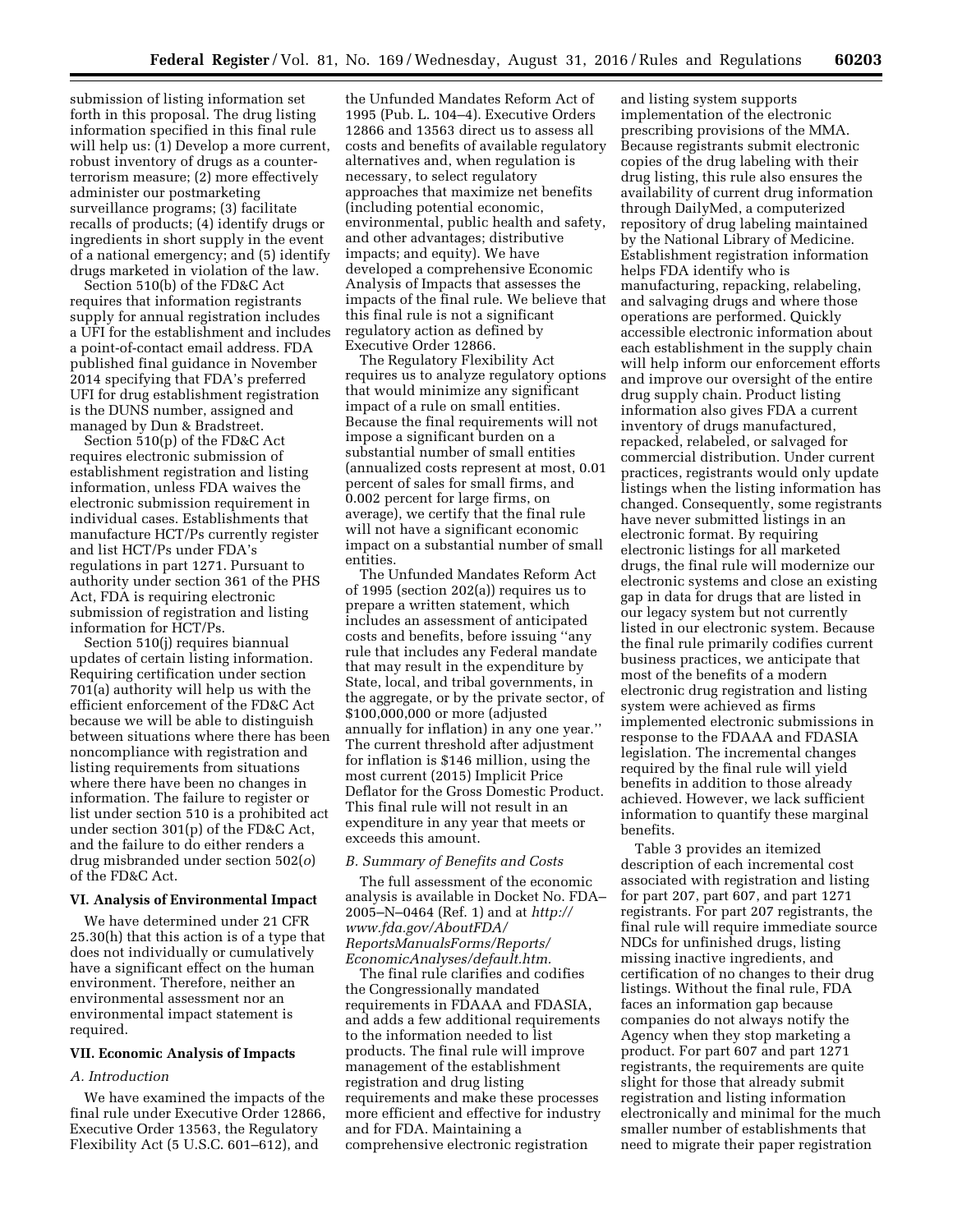submission of listing information set forth in this proposal. The drug listing information specified in this final rule will help us: (1) Develop a more current, robust inventory of drugs as a counter-terrorism measure; (2) more effectively administer our postmarketing surveillance programs; (3) facilitate recalls of products; (4) identify drugs or ingredients in short supply in the event of a national emergency; and (5) identify drugs marketed in violation of the law.

Section 510(b) of the FD&C Act requires that information registrants supply for annual registration includes a UFI for the establishment and includes a point-of-contact email address. FDA published final guidance in November 2014 specifying that FDA's preferred UFI for drug establishment registration is the DUNS number, assigned and managed by Dun & Bradstreet.

Section 510(p) of the FD&C Act requires electronic submission of establishment registration and listing information, unless FDA waives the electronic submission requirement in individual cases. Establishments that manufacture HCT/Ps currently register and list HCT/Ps under FDA's regulations in part 1271. Pursuant to authority under section 361 of the PHS Act, FDA is requiring electronic submission of registration and listing information for HCT/Ps.

Section 510(j) requires biannual updates of certain listing information. Requiring certification under section 701(a) authority will help us with the efficient enforcement of the FD&C Act because we will be able to distinguish between situations where there has been noncompliance with registration and listing requirements from situations where there have been no changes in information. The failure to register or list under section 510 is a prohibited act under section 301(p) of the FD&C Act, and the failure to do either renders a drug misbranded under section 502(*o*) of the FD&C Act.

## VI. Analysis of Environmental Impact

We have determined under 21 CFR 25.30(h) that this action is of a type that does not individually or cumulatively have a significant effect on the human environment. Therefore, neither an environmental assessment nor an environmental impact statement is required.

## VII. Economic Analysis of Impacts

### *A. Introduction*

We have examined the impacts of the final rule under Executive Order 12866, Executive Order 13563, the Regulatory Flexibility Act (5 U.S.C. 601–612), and the Unfunded Mandates Reform Act of 1995 (Pub. L. 104–4). Executive Orders 12866 and 13563 direct us to assess all costs and benefits of available regulatory alternatives and, when regulation is necessary, to select regulatory approaches that maximize net benefits (including potential economic, environmental, public health and safety, and other advantages; distributive impacts; and equity). We have developed a comprehensive Economic Analysis of Impacts that assesses the impacts of the final rule. We believe that this final rule is not a significant regulatory action as defined by Executive Order 12866.

The Regulatory Flexibility Act requires us to analyze regulatory options that would minimize any significant impact of a rule on small entities. Because the final requirements will not impose a significant burden on a substantial number of small entities (annualized costs represent at most, 0.01 percent of sales for small firms, and 0.002 percent for large firms, on average), we certify that the final rule will not have a significant economic impact on a substantial number of small entities.

The Unfunded Mandates Reform Act of 1995 (section 202(a)) requires us to prepare a written statement, which includes an assessment of anticipated costs and benefits, before issuing ''any rule that includes any Federal mandate that may result in the expenditure by State, local, and tribal governments, in the aggregate, or by the private sector, of $100,000,000 or more (adjusted annually for inflation) in any one year.'' The current threshold after adjustment for inflation is $146 million, using the most current (2015) Implicit Price Deflator for the Gross Domestic Product. This final rule will not result in an expenditure in any year that meets or exceeds this amount.

### *B. Summary of Benefits and Costs*

The full assessment of the economic analysis is available in Docket No. FDA–2005–N–0464 (Ref. 1) and at *http://www.fda.gov/AboutFDA/ReportsManualsForms/Reports/EconomicAnalyses/default.htm.*

The final rule clarifies and codifies the Congressionally mandated requirements in FDAAA and FDASIA, and adds a few additional requirements to the information needed to list products. The final rule will improve management of the establishment registration and drug listing requirements and make these processes more efficient and effective for industry and for FDA. Maintaining a comprehensive electronic registration and listing system supports implementation of the electronic prescribing provisions of the MMA. Because registrants submit electronic copies of the drug labeling with their drug listing, this rule also ensures the availability of current drug information through DailyMed, a computerized repository of drug labeling maintained by the National Library of Medicine. Establishment registration information helps FDA identify who is manufacturing, repacking, relabeling, and salvaging drugs and where those operations are performed. Quickly accessible electronic information about each establishment in the supply chain will help inform our enforcement efforts and improve our oversight of the entire drug supply chain. Product listing information also gives FDA a current inventory of drugs manufactured, repacked, relabeled, or salvaged for commercial distribution. Under current practices, registrants would only update listings when the listing information has changed. Consequently, some registrants have never submitted listings in an electronic format. By requiring electronic listings for all marketed drugs, the final rule will modernize our electronic systems and close an existing gap in data for drugs that are listed in our legacy system but not currently listed in our electronic system. Because the final rule primarily codifies current business practices, we anticipate that most of the benefits of a modern electronic drug registration and listing system were achieved as firms implemented electronic submissions in response to the FDAAA and FDASIA legislation. The incremental changes required by the final rule will yield benefits in addition to those already achieved. However, we lack sufficient information to quantify these marginal benefits.

Table 3 provides an itemized description of each incremental cost associated with registration and listing for part 207, part 607, and part 1271 registrants. For part 207 registrants, the final rule will require immediate source NDCs for unfinished drugs, listing missing inactive ingredients, and certification of no changes to their drug listings. Without the final rule, FDA faces an information gap because companies do not always notify the Agency when they stop marketing a product. For part 607 and part 1271 registrants, the requirements are quite slight for those that already submit registration and listing information electronically and minimal for the much smaller number of establishments that need to migrate their paper registration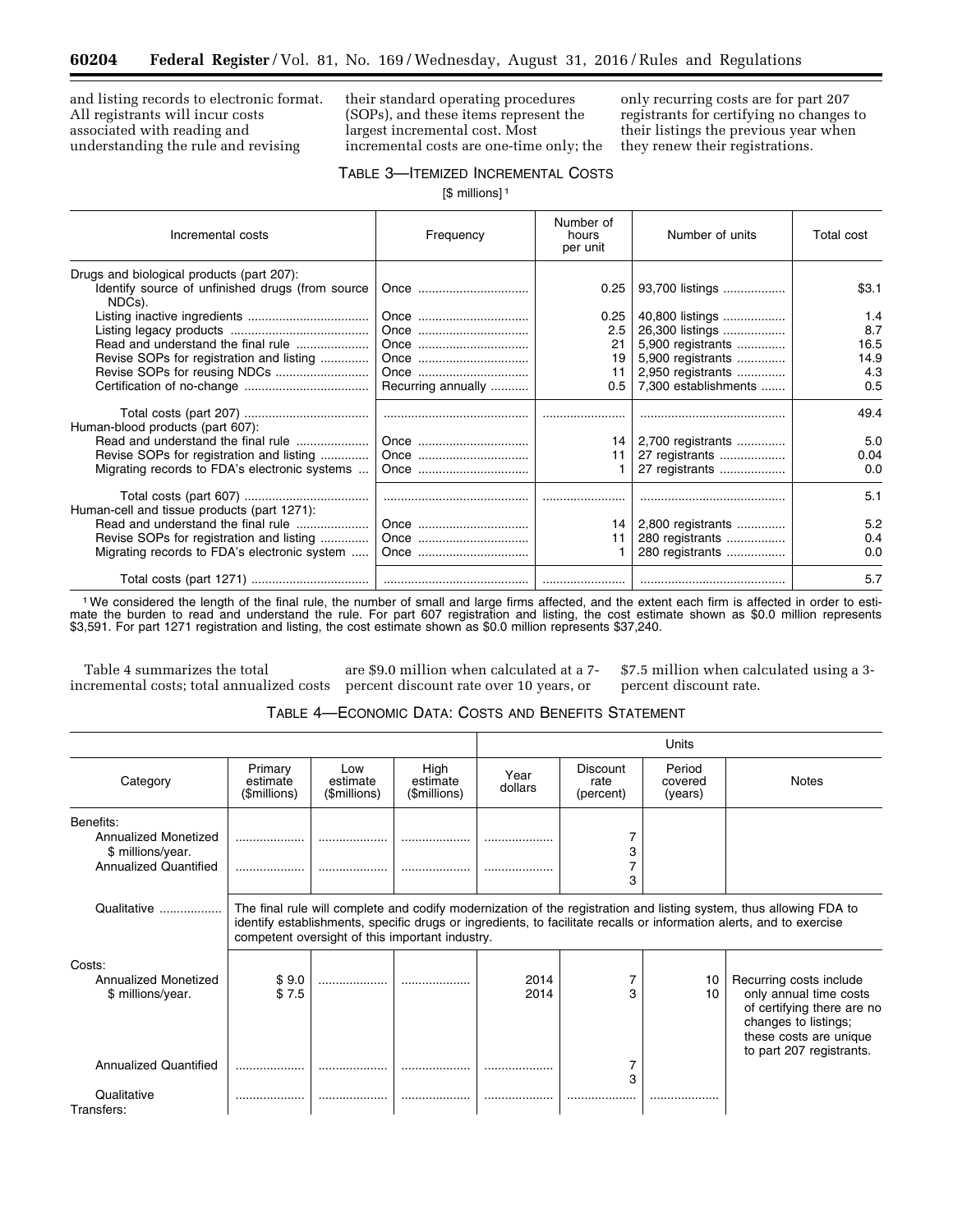and listing records to electronic format. All registrants will incur costs associated with reading and understanding the rule and revising their standard operating procedures (SOPs), and these items represent the largest incremental cost. Most incremental costs are one-time only; the only recurring costs are for part 207 registrants for certifying no changes to their listings the previous year when they renew their registrations.

TABLE 3—ITEMIZED INCREMENTAL COSTS

[$ millions][1]

| Incremental costs | Frequency | Number of hours per unit | Number of units | Total cost |
|---|---|---|---|---|
| Drugs and biological products (part 207): | | | | |
| Identify source of unfinished drugs (from source NDCs). | Once | 0.25 | 93,700 listings | $3.1 |
| Listing inactive ingredients | Once | 0.25 | 40,800 listings | 1.4 |
| Listing legacy products | Once | 2.5 | 26,300 listings | 8.7 |
| Read and understand the final rule | Once | 21 | 5,900 registrants | 16.5 |
| Revise SOPs for registration and listing | Once | 19 | 5,900 registrants | 14.9 |
| Revise SOPs for reusing NDCs | Once | 11 | 2,950 registrants | 4.3 |
| Certification of no-change | Recurring annually | 0.5 | 7,300 establishments | 0.5 |
| Total costs (part 207) | | | | 49.4 |
| Human-blood products (part 607): | | | | |
| Read and understand the final rule | Once | 14 | 2,700 registrants | 5.0 |
| Revise SOPs for registration and listing | Once | 11 | 27 registrants | 0.04 |
| Migrating records to FDA's electronic systems | Once | 1 | 27 registrants | 0.0 |
| Total costs (part 607) | | | | 5.1 |
| Human-cell and tissue products (part 1271): | | | | |
| Read and understand the final rule | Once | 14 | 2,800 registrants | 5.2 |
| Revise SOPs for registration and listing | Once | 11 | 280 registrants | 0.4 |
| Migrating records to FDA's electronic system | Once | 1 | 280 registrants | 0.0 |
| Total costs (part 1271) | | | | 5.7 |

[1] We considered the length of the final rule, the number of small and large firms affected, and the extent each firm is affected in order to estimate the burden to read and understand the rule. For part 607 registration and listing, the cost estimate shown as $0.0 million represents $3,591. For part 1271 registration and listing, the cost estimate shown as $0.0 million represents $37,240.

Table 4 summarizes the total incremental costs; total annualized costs are $9.0 million when calculated at a 7-percent discount rate over 10 years, or $7.5 million when calculated using a 3-percent discount rate.

TABLE 4—ECONOMIC DATA: COSTS AND BENEFITS STATEMENT

| Category | Primary estimate ($millions) | Low estimate ($millions) | High estimate ($millions) | Units | | | Notes |
|---|---|---|---|---|---|---|---|
| | | | | Year dollars | Discount rate (percent) | Period covered (years) | |
| Benefits: | | | | | | | |
| Annualized Monetized $ millions/year. | | | | | 7 | | |
| | | | | | 3 | | |
| Annualized Quantified | | | | | 7 | | |
| | | | | | 3 | | |
| Qualitative | The final rule will complete and codify modernization of the registration and listing system, thus allowing FDA to identify establishments, specific drugs or ingredients, to facilitate recalls or information alerts, and to exercise competent oversight of this important industry. | | | | | | |
| Costs: | | | | | | | |
| Annualized Monetized $ millions/year. | $ 9.0 | | | 2014 | 7 | 10 | Recurring costs include only annual time costs of certifying there are no changes to listings; these costs are unique to part 207 registrants. |
| | $ 7.5 | | | 2014 | 3 | 10 | |
| Annualized Quantified | | | | | 7 | | |
| | | | | | 3 | | |
| Qualitative | | | | | | | |
| Transfers: | | | | | | | |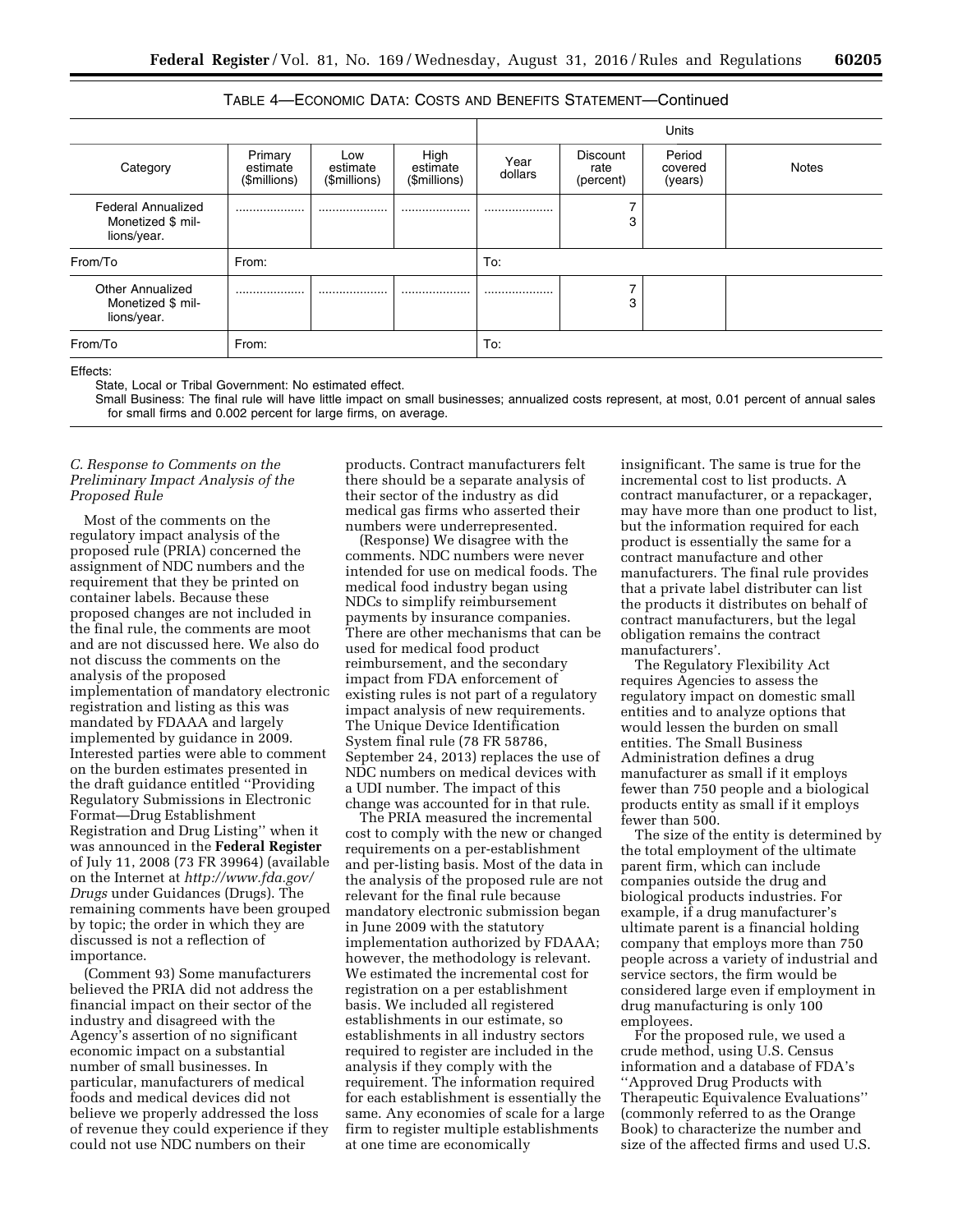TABLE 4—ECONOMIC DATA: COSTS AND BENEFITS STATEMENT—Continued

| Category | Primary estimate ($millions) | Low estimate ($millions) | High estimate ($millions) | Units | | | Notes |
|---|---|---|---|---|---|---|---|
| | | | | Year dollars | Discount rate (percent) | Period covered (years) | |
| Federal Annualized Monetized $ millions/year. | .................... | .................... | .................... | .................... | 7<br>3 | | |
| From/To | From: | | | To: | | | |
| Other Annualized Monetized $ millions/year. | .................... | .................... | .................... | .................... | 7<br>3 | | |
| From/To | From: | | | To: | | | |

Effects:

State, Local or Tribal Government: No estimated effect.

Small Business: The final rule will have little impact on small businesses; annualized costs represent, at most, 0.01 percent of annual sales for small firms and 0.002 percent for large firms, on average.

*C. Response to Comments on the Preliminary Impact Analysis of the Proposed Rule*

Most of the comments on the regulatory impact analysis of the proposed rule (PRIA) concerned the assignment of NDC numbers and the requirement that they be printed on container labels. Because these proposed changes are not included in the final rule, the comments are moot and are not discussed here. We also do not discuss the comments on the analysis of the proposed implementation of mandatory electronic registration and listing as this was mandated by FDAAA and largely implemented by guidance in 2009. Interested parties were able to comment on the burden estimates presented in the draft guidance entitled ''Providing Regulatory Submissions in Electronic Format—Drug Establishment Registration and Drug Listing'' when it was announced in the **Federal Register** of July 11, 2008 (73 FR 39964) (available on the Internet at *http://www.fda.gov/Drugs* under Guidances (Drugs). The remaining comments have been grouped by topic; the order in which they are discussed is not a reflection of importance.

(Comment 93) Some manufacturers believed the PRIA did not address the financial impact on their sector of the industry and disagreed with the Agency's assertion of no significant economic impact on a substantial number of small businesses. In particular, manufacturers of medical foods and medical devices did not believe we properly addressed the loss of revenue they could experience if they could not use NDC numbers on their products. Contract manufacturers felt there should be a separate analysis of their sector of the industry as did medical gas firms who asserted their numbers were underrepresented.

(Response) We disagree with the comments. NDC numbers were never intended for use on medical foods. The medical food industry began using NDCs to simplify reimbursement payments by insurance companies. There are other mechanisms that can be used for medical food product reimbursement, and the secondary impact from FDA enforcement of existing rules is not part of a regulatory impact analysis of new requirements. The Unique Device Identification System final rule (78 FR 58786, September 24, 2013) replaces the use of NDC numbers on medical devices with a UDI number. The impact of this change was accounted for in that rule.

The PRIA measured the incremental cost to comply with the new or changed requirements on a per-establishment and per-listing basis. Most of the data in the analysis of the proposed rule are not relevant for the final rule because mandatory electronic submission began in June 2009 with the statutory implementation authorized by FDAAA; however, the methodology is relevant. We estimated the incremental cost for registration on a per establishment basis. We included all registered establishments in our estimate, so establishments in all industry sectors required to register are included in the analysis if they comply with the requirement. The information required for each establishment is essentially the same. Any economies of scale for a large firm to register multiple establishments at one time are economically insignificant. The same is true for the incremental cost to list products. A contract manufacturer, or a repackager, may have more than one product to list, but the information required for each product is essentially the same for a contract manufacture and other manufacturers. The final rule provides that a private label distributer can list the products it distributes on behalf of contract manufacturers, but the legal obligation remains the contract manufacturers'.

The Regulatory Flexibility Act requires Agencies to assess the regulatory impact on domestic small entities and to analyze options that would lessen the burden on small entities. The Small Business Administration defines a drug manufacturer as small if it employs fewer than 750 people and a biological products entity as small if it employs fewer than 500.

The size of the entity is determined by the total employment of the ultimate parent firm, which can include companies outside the drug and biological products industries. For example, if a drug manufacturer's ultimate parent is a financial holding company that employs more than 750 people across a variety of industrial and service sectors, the firm would be considered large even if employment in drug manufacturing is only 100 employees.

For the proposed rule, we used a crude method, using U.S. Census information and a database of FDA's ''Approved Drug Products with Therapeutic Equivalence Evaluations'' (commonly referred to as the Orange Book) to characterize the number and size of the affected firms and used U.S.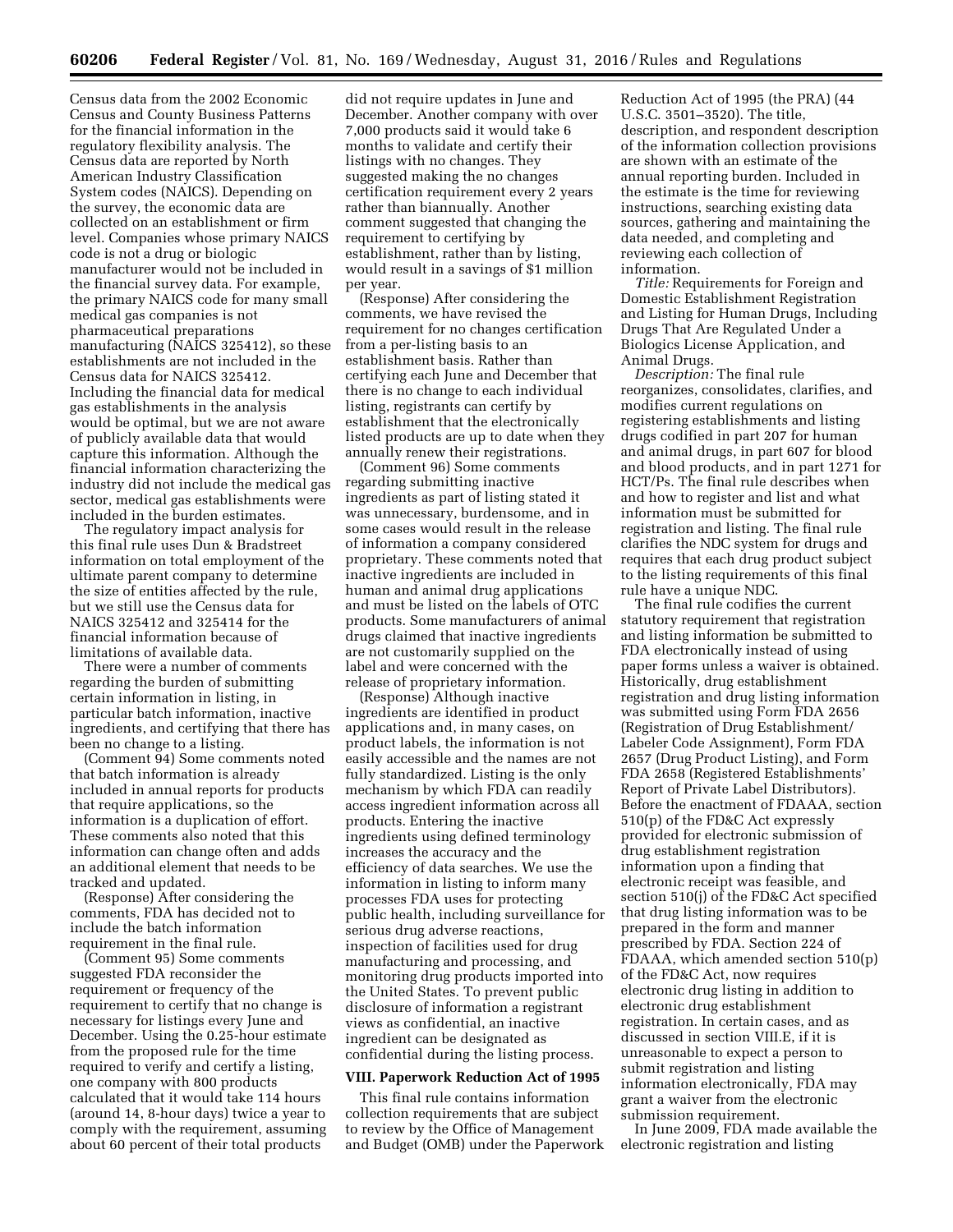Census data from the 2002 Economic Census and County Business Patterns for the financial information in the regulatory flexibility analysis. The Census data are reported by North American Industry Classification System codes (NAICS). Depending on the survey, the economic data are collected on an establishment or firm level. Companies whose primary NAICS code is not a drug or biologic manufacturer would not be included in the financial survey data. For example, the primary NAICS code for many small medical gas companies is not pharmaceutical preparations manufacturing (NAICS 325412), so these establishments are not included in the Census data for NAICS 325412. Including the financial data for medical gas establishments in the analysis would be optimal, but we are not aware of publicly available data that would capture this information. Although the financial information characterizing the industry did not include the medical gas sector, medical gas establishments were included in the burden estimates.

The regulatory impact analysis for this final rule uses Dun & Bradstreet information on total employment of the ultimate parent company to determine the size of entities affected by the rule, but we still use the Census data for NAICS 325412 and 325414 for the financial information because of limitations of available data.

There were a number of comments regarding the burden of submitting certain information in listing, in particular batch information, inactive ingredients, and certifying that there has been no change to a listing.

(Comment 94) Some comments noted that batch information is already included in annual reports for products that require applications, so the information is a duplication of effort. These comments also noted that this information can change often and adds an additional element that needs to be tracked and updated.

(Response) After considering the comments, FDA has decided not to include the batch information requirement in the final rule.

(Comment 95) Some comments suggested FDA reconsider the requirement or frequency of the requirement to certify that no change is necessary for listings every June and December. Using the 0.25-hour estimate from the proposed rule for the time required to verify and certify a listing, one company with 800 products calculated that it would take 114 hours (around 14, 8-hour days) twice a year to comply with the requirement, assuming about 60 percent of their total products did not require updates in June and December. Another company with over 7,000 products said it would take 6 months to validate and certify their listings with no changes. They suggested making the no changes certification requirement every 2 years rather than biannually. Another comment suggested that changing the requirement to certifying by establishment, rather than by listing, would result in a savings of $1 million per year.

(Response) After considering the comments, we have revised the requirement for no changes certification from a per-listing basis to an establishment basis. Rather than certifying each June and December that there is no change to each individual listing, registrants can certify by establishment that the electronically listed products are up to date when they annually renew their registrations.

(Comment 96) Some comments regarding submitting inactive ingredients as part of listing stated it was unnecessary, burdensome, and in some cases would result in the release of information a company considered proprietary. These comments noted that inactive ingredients are included in human and animal drug applications and must be listed on the labels of OTC products. Some manufacturers of animal drugs claimed that inactive ingredients are not customarily supplied on the label and were concerned with the release of proprietary information.

(Response) Although inactive ingredients are identified in product applications and, in many cases, on product labels, the information is not easily accessible and the names are not fully standardized. Listing is the only mechanism by which FDA can readily access ingredient information across all products. Entering the inactive ingredients using defined terminology increases the accuracy and the efficiency of data searches. We use the information in listing to inform many processes FDA uses for protecting public health, including surveillance for serious drug adverse reactions, inspection of facilities used for drug manufacturing and processing, and monitoring drug products imported into the United States. To prevent public disclosure of information a registrant views as confidential, an inactive ingredient can be designated as confidential during the listing process.

## VIII. Paperwork Reduction Act of 1995

This final rule contains information collection requirements that are subject to review by the Office of Management and Budget (OMB) under the Paperwork Reduction Act of 1995 (the PRA) (44 U.S.C. 3501–3520). The title, description, and respondent description of the information collection provisions are shown with an estimate of the annual reporting burden. Included in the estimate is the time for reviewing instructions, searching existing data sources, gathering and maintaining the data needed, and completing and reviewing each collection of information.

*Title:* Requirements for Foreign and Domestic Establishment Registration and Listing for Human Drugs, Including Drugs That Are Regulated Under a Biologics License Application, and Animal Drugs.

*Description:* The final rule reorganizes, consolidates, clarifies, and modifies current regulations on registering establishments and listing drugs codified in part 207 for human and animal drugs, in part 607 for blood and blood products, and in part 1271 for HCT/Ps. The final rule describes when and how to register and list and what information must be submitted for registration and listing. The final rule clarifies the NDC system for drugs and requires that each drug product subject to the listing requirements of this final rule have a unique NDC.

The final rule codifies the current statutory requirement that registration and listing information be submitted to FDA electronically instead of using paper forms unless a waiver is obtained. Historically, drug establishment registration and drug listing information was submitted using Form FDA 2656 (Registration of Drug Establishment/Labeler Code Assignment), Form FDA 2657 (Drug Product Listing), and Form FDA 2658 (Registered Establishments' Report of Private Label Distributors). Before the enactment of FDAAA, section 510(p) of the FD&C Act expressly provided for electronic submission of drug establishment registration information upon a finding that electronic receipt was feasible, and section 510(j) of the FD&C Act specified that drug listing information was to be prepared in the form and manner prescribed by FDA. Section 224 of FDAAA, which amended section 510(p) of the FD&C Act, now requires electronic drug listing in addition to electronic drug establishment registration. In certain cases, and as discussed in section VIII.E, if it is unreasonable to expect a person to submit registration and listing information electronically, FDA may grant a waiver from the electronic submission requirement.

In June 2009, FDA made available the electronic registration and listing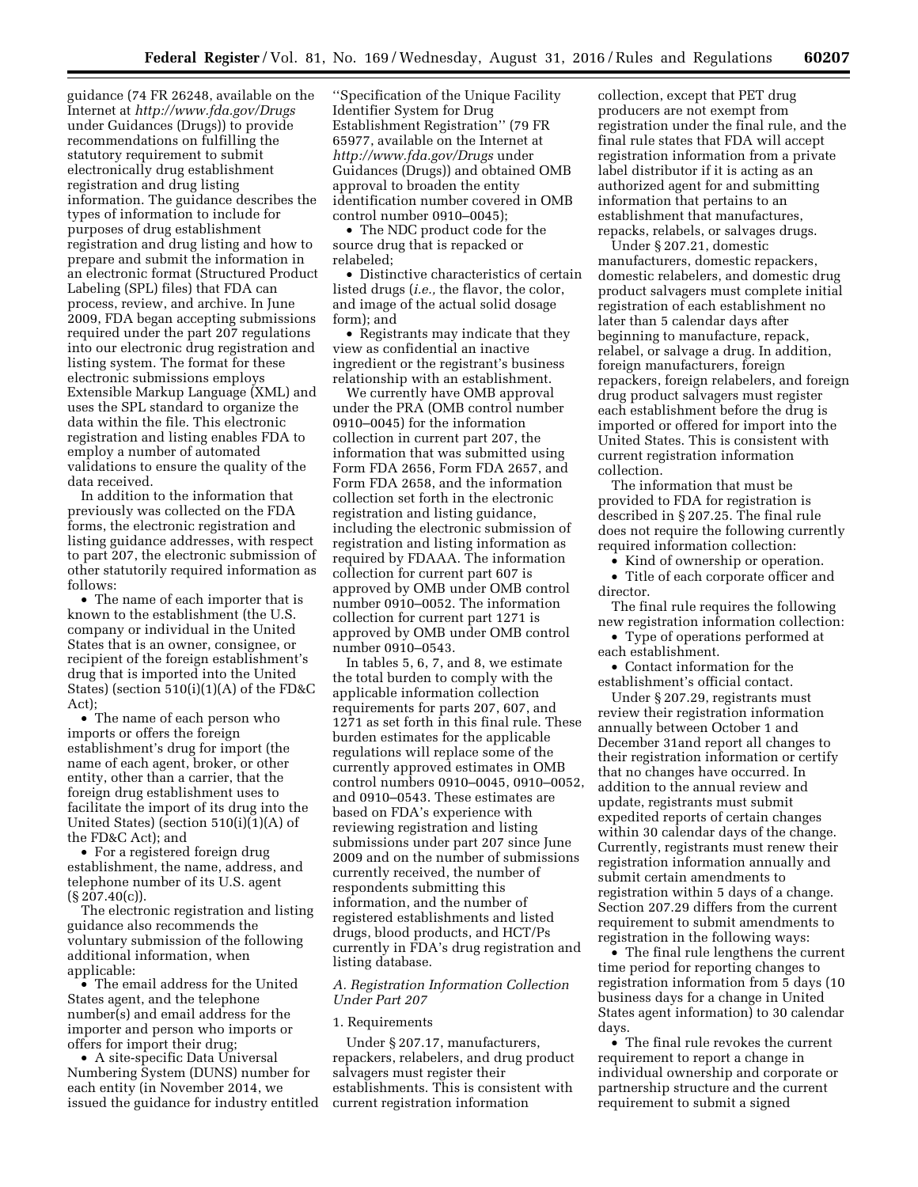guidance (74 FR 26248, available on the Internet at *http://www.fda.gov/Drugs* under Guidances (Drugs)) to provide recommendations on fulfilling the statutory requirement to submit electronically drug establishment registration and drug listing information. The guidance describes the types of information to include for purposes of drug establishment registration and drug listing and how to prepare and submit the information in an electronic format (Structured Product Labeling (SPL) files) that FDA can process, review, and archive. In June 2009, FDA began accepting submissions required under the part 207 regulations into our electronic drug registration and listing system. The format for these electronic submissions employs Extensible Markup Language (XML) and uses the SPL standard to organize the data within the file. This electronic registration and listing enables FDA to employ a number of automated validations to ensure the quality of the data received.

In addition to the information that previously was collected on the FDA forms, the electronic registration and listing guidance addresses, with respect to part 207, the electronic submission of other statutorily required information as follows:

- The name of each importer that is known to the establishment (the U.S. company or individual in the United States that is an owner, consignee, or recipient of the foreign establishment's drug that is imported into the United States) (section 510(i)(1)(A) of the FD&C Act);
- The name of each person who imports or offers the foreign establishment's drug for import (the name of each agent, broker, or other entity, other than a carrier, that the foreign drug establishment uses to facilitate the import of its drug into the United States) (section 510(i)(1)(A) of the FD&C Act); and
- For a registered foreign drug establishment, the name, address, and telephone number of its U.S. agent (§ 207.40(c)).

The electronic registration and listing guidance also recommends the voluntary submission of the following additional information, when applicable:

- The email address for the United States agent, and the telephone number(s) and email address for the importer and person who imports or offers for import their drug;
- A site-specific Data Universal Numbering System (DUNS) number for each entity (in November 2014, we issued the guidance for industry entitled ''Specification of the Unique Facility Identifier System for Drug Establishment Registration'' (79 FR 65977, available on the Internet at *http://www.fda.gov/Drugs* under Guidances (Drugs)) and obtained OMB approval to broaden the entity identification number covered in OMB control number 0910–0045);
- The NDC product code for the source drug that is repacked or relabeled;
- Distinctive characteristics of certain listed drugs (*i.e.,* the flavor, the color, and image of the actual solid dosage form); and
- Registrants may indicate that they view as confidential an inactive ingredient or the registrant's business relationship with an establishment.

We currently have OMB approval under the PRA (OMB control number 0910–0045) for the information collection in current part 207, the information that was submitted using Form FDA 2656, Form FDA 2657, and Form FDA 2658, and the information collection set forth in the electronic registration and listing guidance, including the electronic submission of registration and listing information as required by FDAAA. The information collection for current part 607 is approved by OMB under OMB control number 0910–0052. The information collection for current part 1271 is approved by OMB under OMB control number 0910–0543.

In tables 5, 6, 7, and 8, we estimate the total burden to comply with the applicable information collection requirements for parts 207, 607, and 1271 as set forth in this final rule. These burden estimates for the applicable regulations will replace some of the currently approved estimates in OMB control numbers 0910–0045, 0910–0052, and 0910–0543. These estimates are based on FDA's experience with reviewing registration and listing submissions under part 207 since June 2009 and on the number of submissions currently received, the number of respondents submitting this information, and the number of registered establishments and listed drugs, blood products, and HCT/Ps currently in FDA's drug registration and listing database.

*A. Registration Information Collection Under Part 207*

1. Requirements

Under § 207.17, manufacturers, repackers, relabelers, and drug product salvagers must register their establishments. This is consistent with current registration information collection, except that PET drug producers are not exempt from registration under the final rule, and the final rule states that FDA will accept registration information from a private label distributor if it is acting as an authorized agent for and submitting information that pertains to an establishment that manufactures, repacks, relabels, or salvages drugs.

Under § 207.21, domestic manufacturers, domestic repackers, domestic relabelers, and domestic drug product salvagers must complete initial registration of each establishment no later than 5 calendar days after beginning to manufacture, repack, relabel, or salvage a drug. In addition, foreign manufacturers, foreign repackers, foreign relabelers, and foreign drug product salvagers must register each establishment before the drug is imported or offered for import into the United States. This is consistent with current registration information collection.

The information that must be provided to FDA for registration is described in § 207.25. The final rule does not require the following currently required information collection:

- Kind of ownership or operation.
- Title of each corporate officer and director.

The final rule requires the following new registration information collection:

- Type of operations performed at each establishment.
- Contact information for the establishment's official contact.

Under § 207.29, registrants must review their registration information annually between October 1 and December 31and report all changes to their registration information or certify that no changes have occurred. In addition to the annual review and update, registrants must submit expedited reports of certain changes within 30 calendar days of the change. Currently, registrants must renew their registration information annually and submit certain amendments to registration within 5 days of a change. Section 207.29 differs from the current requirement to submit amendments to registration in the following ways:

- The final rule lengthens the current time period for reporting changes to registration information from 5 days (10 business days for a change in United States agent information) to 30 calendar days.
- The final rule revokes the current requirement to report a change in individual ownership and corporate or partnership structure and the current requirement to submit a signed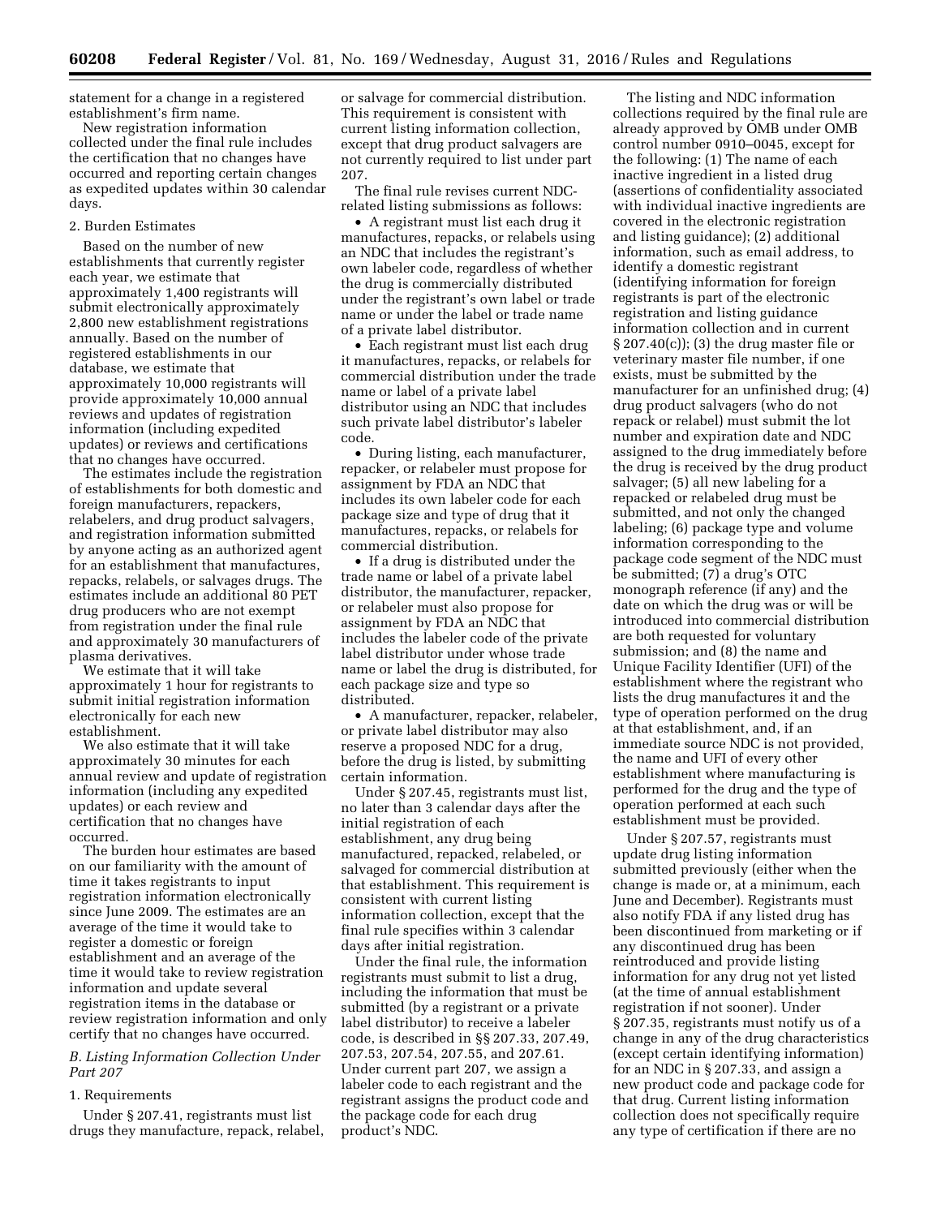statement for a change in a registered establishment's firm name.

New registration information collected under the final rule includes the certification that no changes have occurred and reporting certain changes as expedited updates within 30 calendar days.

2. Burden Estimates

Based on the number of new establishments that currently register each year, we estimate that approximately 1,400 registrants will submit electronically approximately 2,800 new establishment registrations annually. Based on the number of registered establishments in our database, we estimate that approximately 10,000 registrants will provide approximately 10,000 annual reviews and updates of registration information (including expedited updates) or reviews and certifications that no changes have occurred.

The estimates include the registration of establishments for both domestic and foreign manufacturers, repackers, relabelers, and drug product salvagers, and registration information submitted by anyone acting as an authorized agent for an establishment that manufactures, repacks, relabels, or salvages drugs. The estimates include an additional 80 PET drug producers who are not exempt from registration under the final rule and approximately 30 manufacturers of plasma derivatives.

We estimate that it will take approximately 1 hour for registrants to submit initial registration information electronically for each new establishment.

We also estimate that it will take approximately 30 minutes for each annual review and update of registration information (including any expedited updates) or each review and certification that no changes have occurred.

The burden hour estimates are based on our familiarity with the amount of time it takes registrants to input registration information electronically since June 2009. The estimates are an average of the time it would take to register a domestic or foreign establishment and an average of the time it would take to review registration information and update several registration items in the database or review registration information and only certify that no changes have occurred.

*B. Listing Information Collection Under Part 207*

1. Requirements

Under § 207.41, registrants must list drugs they manufacture, repack, relabel, or salvage for commercial distribution. This requirement is consistent with current listing information collection, except that drug product salvagers are not currently required to list under part 207.

The final rule revises current NDC-related listing submissions as follows:

- A registrant must list each drug it manufactures, repacks, or relabels using an NDC that includes the registrant's own labeler code, regardless of whether the drug is commercially distributed under the registrant's own label or trade name or under the label or trade name of a private label distributor.
- Each registrant must list each drug it manufactures, repacks, or relabels for commercial distribution under the trade name or label of a private label distributor using an NDC that includes such private label distributor's labeler code.
- During listing, each manufacturer, repacker, or relabeler must propose for assignment by FDA an NDC that includes its own labeler code for each package size and type of drug that it manufactures, repacks, or relabels for commercial distribution.
- If a drug is distributed under the trade name or label of a private label distributor, the manufacturer, repacker, or relabeler must also propose for assignment by FDA an NDC that includes the labeler code of the private label distributor under whose trade name or label the drug is distributed, for each package size and type so distributed.
- A manufacturer, repacker, relabeler, or private label distributor may also reserve a proposed NDC for a drug, before the drug is listed, by submitting certain information.

Under § 207.45, registrants must list, no later than 3 calendar days after the initial registration of each establishment, any drug being manufactured, repacked, relabeled, or salvaged for commercial distribution at that establishment. This requirement is consistent with current listing information collection, except that the final rule specifies within 3 calendar days after initial registration.

Under the final rule, the information registrants must submit to list a drug, including the information that must be submitted (by a registrant or a private label distributor) to receive a labeler code, is described in §§ 207.33, 207.49, 207.53, 207.54, 207.55, and 207.61. Under current part 207, we assign a labeler code to each registrant and the registrant assigns the product code and the package code for each drug product's NDC.

The listing and NDC information collections required by the final rule are already approved by OMB under OMB control number 0910–0045, except for the following: (1) The name of each inactive ingredient in a listed drug (assertions of confidentiality associated with individual inactive ingredients are covered in the electronic registration and listing guidance); (2) additional information, such as email address, to identify a domestic registrant (identifying information for foreign registrants is part of the electronic registration and listing guidance information collection and in current § 207.40(c)); (3) the drug master file or veterinary master file number, if one exists, must be submitted by the manufacturer for an unfinished drug; (4) drug product salvagers (who do not repack or relabel) must submit the lot number and expiration date and NDC assigned to the drug immediately before the drug is received by the drug product salvager; (5) all new labeling for a repacked or relabeled drug must be submitted, and not only the changed labeling; (6) package type and volume information corresponding to the package code segment of the NDC must be submitted; (7) a drug's OTC monograph reference (if any) and the date on which the drug was or will be introduced into commercial distribution are both requested for voluntary submission; and (8) the name and Unique Facility Identifier (UFI) of the establishment where the registrant who lists the drug manufactures it and the type of operation performed on the drug at that establishment, and, if an immediate source NDC is not provided, the name and UFI of every other establishment where manufacturing is performed for the drug and the type of operation performed at each such establishment must be provided.

Under § 207.57, registrants must update drug listing information submitted previously (either when the change is made or, at a minimum, each June and December). Registrants must also notify FDA if any listed drug has been discontinued from marketing or if any discontinued drug has been reintroduced and provide listing information for any drug not yet listed (at the time of annual establishment registration if not sooner). Under § 207.35, registrants must notify us of a change in any of the drug characteristics (except certain identifying information) for an NDC in § 207.33, and assign a new product code and package code for that drug. Current listing information collection does not specifically require any type of certification if there are no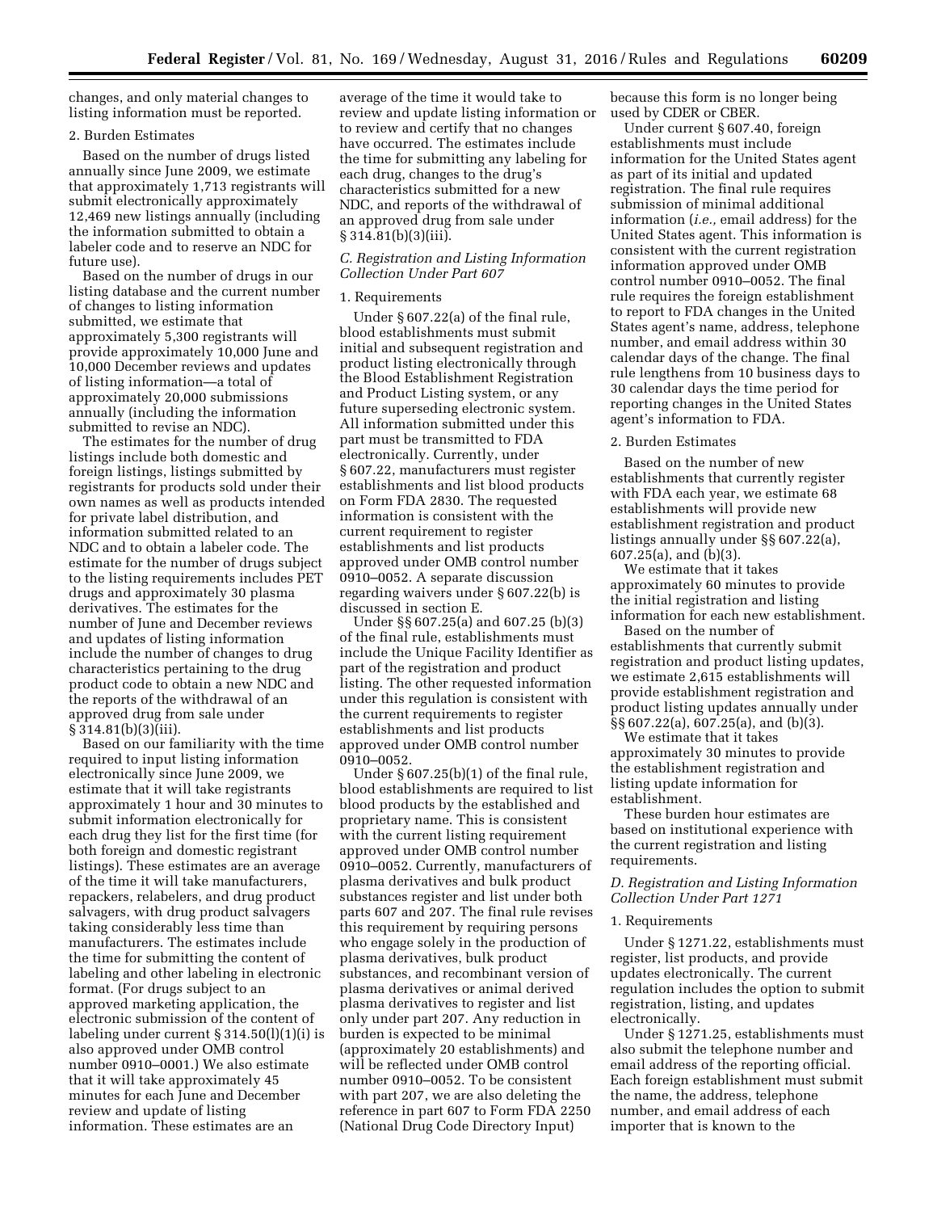changes, and only material changes to listing information must be reported.

2. Burden Estimates

Based on the number of drugs listed annually since June 2009, we estimate that approximately 1,713 registrants will submit electronically approximately 12,469 new listings annually (including the information submitted to obtain a labeler code and to reserve an NDC for future use).

Based on the number of drugs in our listing database and the current number of changes to listing information submitted, we estimate that approximately 5,300 registrants will provide approximately 10,000 June and 10,000 December reviews and updates of listing information—a total of approximately 20,000 submissions annually (including the information submitted to revise an NDC).

The estimates for the number of drug listings include both domestic and foreign listings, listings submitted by registrants for products sold under their own names as well as products intended for private label distribution, and information submitted related to an NDC and to obtain a labeler code. The estimate for the number of drugs subject to the listing requirements includes PET drugs and approximately 30 plasma derivatives. The estimates for the number of June and December reviews and updates of listing information include the number of changes to drug characteristics pertaining to the drug product code to obtain a new NDC and the reports of the withdrawal of an approved drug from sale under § 314.81(b)(3)(iii).

Based on our familiarity with the time required to input listing information electronically since June 2009, we estimate that it will take registrants approximately 1 hour and 30 minutes to submit information electronically for each drug they list for the first time (for both foreign and domestic registrant listings). These estimates are an average of the time it will take manufacturers, repackers, relabelers, and drug product salvagers, with drug product salvagers taking considerably less time than manufacturers. The estimates include the time for submitting the content of labeling and other labeling in electronic format. (For drugs subject to an approved marketing application, the electronic submission of the content of labeling under current § 314.50(l)(1)(i) is also approved under OMB control number 0910–0001.) We also estimate that it will take approximately 45 minutes for each June and December review and update of listing information. These estimates are an average of the time it would take to review and update listing information or to review and certify that no changes have occurred. The estimates include the time for submitting any labeling for each drug, changes to the drug's characteristics submitted for a new NDC, and reports of the withdrawal of an approved drug from sale under § 314.81(b)(3)(iii).

*C. Registration and Listing Information Collection Under Part 607*

1. Requirements

Under § 607.22(a) of the final rule, blood establishments must submit initial and subsequent registration and product listing electronically through the Blood Establishment Registration and Product Listing system, or any future superseding electronic system. All information submitted under this part must be transmitted to FDA electronically. Currently, under § 607.22, manufacturers must register establishments and list blood products on Form FDA 2830. The requested information is consistent with the current requirement to register establishments and list products approved under OMB control number 0910–0052. A separate discussion regarding waivers under § 607.22(b) is discussed in section E.

Under §§ 607.25(a) and 607.25 (b)(3) of the final rule, establishments must include the Unique Facility Identifier as part of the registration and product listing. The other requested information under this regulation is consistent with the current requirements to register establishments and list products approved under OMB control number 0910–0052.

Under § 607.25(b)(1) of the final rule, blood establishments are required to list blood products by the established and proprietary name. This is consistent with the current listing requirement approved under OMB control number 0910–0052. Currently, manufacturers of plasma derivatives and bulk product substances register and list under both parts 607 and 207. The final rule revises this requirement by requiring persons who engage solely in the production of plasma derivatives, bulk product substances, and recombinant version of plasma derivatives or animal derived plasma derivatives to register and list only under part 207. Any reduction in burden is expected to be minimal (approximately 20 establishments) and will be reflected under OMB control number 0910–0052. To be consistent with part 207, we are also deleting the reference in part 607 to Form FDA 2250 (National Drug Code Directory Input) because this form is no longer being used by CDER or CBER.

Under current § 607.40, foreign establishments must include information for the United States agent as part of its initial and updated registration. The final rule requires submission of minimal additional information (*i.e.,* email address) for the United States agent. This information is consistent with the current registration information approved under OMB control number 0910–0052. The final rule requires the foreign establishment to report to FDA changes in the United States agent's name, address, telephone number, and email address within 30 calendar days of the change. The final rule lengthens from 10 business days to 30 calendar days the time period for reporting changes in the United States agent's information to FDA.

2. Burden Estimates

Based on the number of new establishments that currently register with FDA each year, we estimate 68 establishments will provide new establishment registration and product listings annually under §§ 607.22(a), 607.25(a), and (b)(3).

We estimate that it takes approximately 60 minutes to provide the initial registration and listing information for each new establishment.

Based on the number of establishments that currently submit registration and product listing updates, we estimate 2,615 establishments will provide establishment registration and product listing updates annually under §§ 607.22(a), 607.25(a), and (b)(3).

We estimate that it takes approximately 30 minutes to provide the establishment registration and listing update information for establishment.

These burden hour estimates are based on institutional experience with the current registration and listing requirements.

*D. Registration and Listing Information Collection Under Part 1271*

1. Requirements

Under § 1271.22, establishments must register, list products, and provide updates electronically. The current regulation includes the option to submit registration, listing, and updates electronically.

Under § 1271.25, establishments must also submit the telephone number and email address of the reporting official. Each foreign establishment must submit the name, the address, telephone number, and email address of each importer that is known to the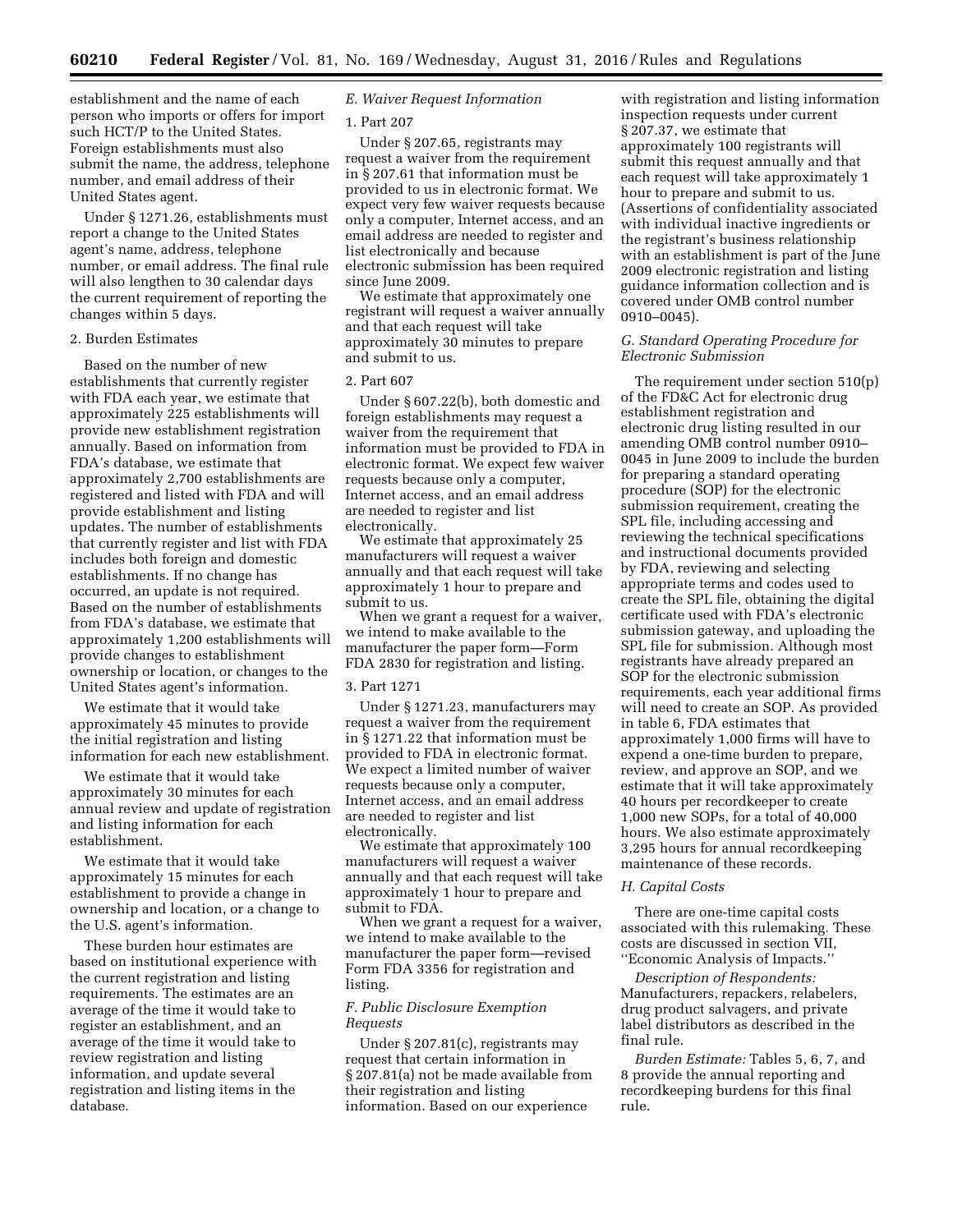establishment and the name of each person who imports or offers for import such HCT/P to the United States. Foreign establishments must also submit the name, the address, telephone number, and email address of their United States agent.

Under § 1271.26, establishments must report a change to the United States agent's name, address, telephone number, or email address. The final rule will also lengthen to 30 calendar days the current requirement of reporting the changes within 5 days.

2. Burden Estimates

Based on the number of new establishments that currently register with FDA each year, we estimate that approximately 225 establishments will provide new establishment registration annually. Based on information from FDA's database, we estimate that approximately 2,700 establishments are registered and listed with FDA and will provide establishment and listing updates. The number of establishments that currently register and list with FDA includes both foreign and domestic establishments. If no change has occurred, an update is not required. Based on the number of establishments from FDA's database, we estimate that approximately 1,200 establishments will provide changes to establishment ownership or location, or changes to the United States agent's information.

We estimate that it would take approximately 45 minutes to provide the initial registration and listing information for each new establishment.

We estimate that it would take approximately 30 minutes for each annual review and update of registration and listing information for each establishment.

We estimate that it would take approximately 15 minutes for each establishment to provide a change in ownership and location, or a change to the U.S. agent's information.

These burden hour estimates are based on institutional experience with the current registration and listing requirements. The estimates are an average of the time it would take to register an establishment, and an average of the time it would take to review registration and listing information, and update several registration and listing items in the database.

*E. Waiver Request Information*

1. Part 207

Under § 207.65, registrants may request a waiver from the requirement in § 207.61 that information must be provided to us in electronic format. We expect very few waiver requests because only a computer, Internet access, and an email address are needed to register and list electronically and because electronic submission has been required since June 2009.

We estimate that approximately one registrant will request a waiver annually and that each request will take approximately 30 minutes to prepare and submit to us.

2. Part 607

Under § 607.22(b), both domestic and foreign establishments may request a waiver from the requirement that information must be provided to FDA in electronic format. We expect few waiver requests because only a computer, Internet access, and an email address are needed to register and list electronically.

We estimate that approximately 25 manufacturers will request a waiver annually and that each request will take approximately 1 hour to prepare and submit to us.

When we grant a request for a waiver, we intend to make available to the manufacturer the paper form—Form FDA 2830 for registration and listing.

3. Part 1271

Under § 1271.23, manufacturers may request a waiver from the requirement in § 1271.22 that information must be provided to FDA in electronic format. We expect a limited number of waiver requests because only a computer, Internet access, and an email address are needed to register and list electronically.

We estimate that approximately 100 manufacturers will request a waiver annually and that each request will take approximately 1 hour to prepare and submit to FDA.

When we grant a request for a waiver, we intend to make available to the manufacturer the paper form—revised Form FDA 3356 for registration and listing.

*F. Public Disclosure Exemption Requests*

Under § 207.81(c), registrants may request that certain information in § 207.81(a) not be made available from their registration and listing information. Based on our experience with registration and listing information inspection requests under current § 207.37, we estimate that approximately 100 registrants will submit this request annually and that each request will take approximately 1 hour to prepare and submit to us. (Assertions of confidentiality associated with individual inactive ingredients or the registrant's business relationship with an establishment is part of the June 2009 electronic registration and listing guidance information collection and is covered under OMB control number 0910–0045).

*G. Standard Operating Procedure for Electronic Submission*

The requirement under section 510(p) of the FD&C Act for electronic drug establishment registration and electronic drug listing resulted in our amending OMB control number 0910–0045 in June 2009 to include the burden for preparing a standard operating procedure (SOP) for the electronic submission requirement, creating the SPL file, including accessing and reviewing the technical specifications and instructional documents provided by FDA, reviewing and selecting appropriate terms and codes used to create the SPL file, obtaining the digital certificate used with FDA's electronic submission gateway, and uploading the SPL file for submission. Although most registrants have already prepared an SOP for the electronic submission requirements, each year additional firms will need to create an SOP. As provided in table 6, FDA estimates that approximately 1,000 firms will have to expend a one-time burden to prepare, review, and approve an SOP, and we estimate that it will take approximately 40 hours per recordkeeper to create 1,000 new SOPs, for a total of 40,000 hours. We also estimate approximately 3,295 hours for annual recordkeeping maintenance of these records.

*H. Capital Costs*

There are one-time capital costs associated with this rulemaking. These costs are discussed in section VII, ''Economic Analysis of Impacts.''

*Description of Respondents:* Manufacturers, repackers, relabelers, drug product salvagers, and private label distributors as described in the final rule.

*Burden Estimate:* Tables 5, 6, 7, and 8 provide the annual reporting and recordkeeping burdens for this final rule.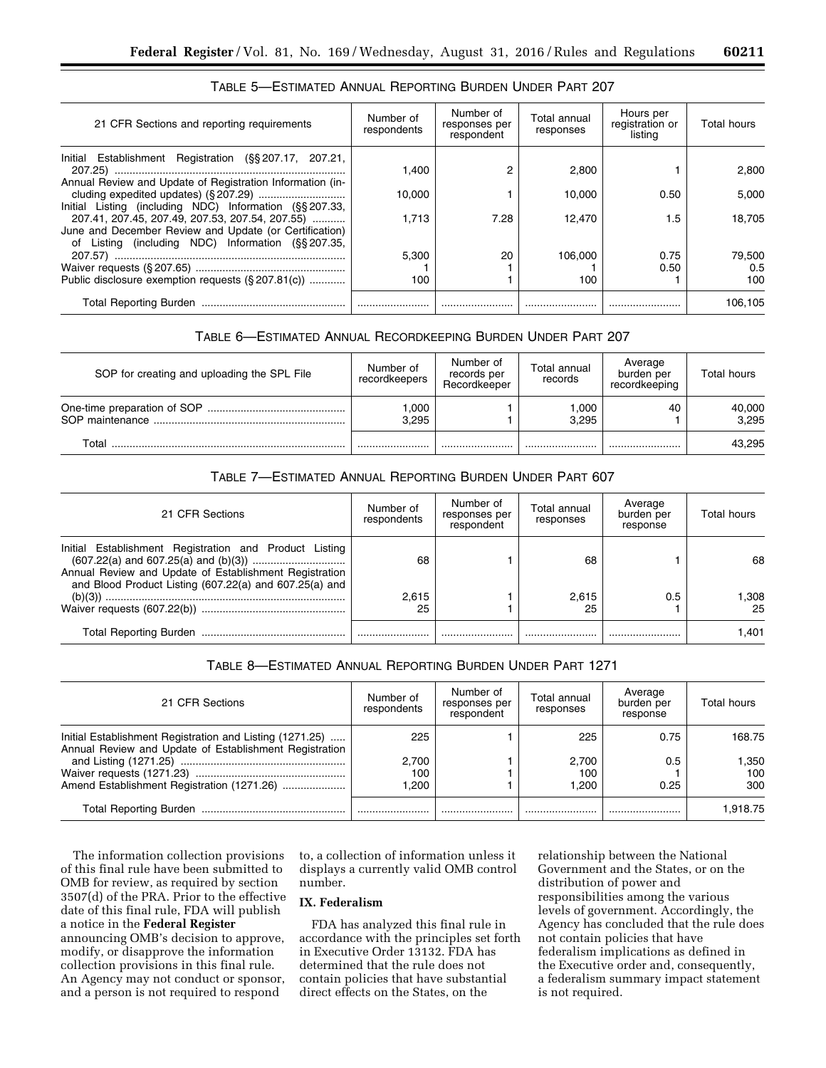TABLE 5—ESTIMATED ANNUAL REPORTING BURDEN UNDER PART 207

| 21 CFR Sections and reporting requirements | Number of respondents | Number of responses per respondent | Total annual responses | Hours per registration or listing | Total hours |
|---|---|---|---|---|---|
| Initial Establishment Registration (§§ 207.17, 207.21, 207.25) | 1,400 | 2 | 2,800 | 1 | 2,800 |
| Annual Review and Update of Registration Information (including expedited updates) (§ 207.29) | 10,000 | 1 | 10,000 | 0.50 | 5,000 |
| Initial Listing (including NDC) Information (§§ 207.33, 207.41, 207.45, 207.49, 207.53, 207.54, 207.55) | 1,713 | 7.28 | 12,470 | 1.5 | 18,705 |
| June and December Review and Update (or Certification) of Listing (including NDC) Information (§§ 207.35, 207.57) | 5,300 | 20 | 106,000 | 0.75 | 79,500 |
| Waiver requests (§ 207.65) | 1 | 1 | 1 | 0.50 | 0.5 |
| Public disclosure exemption requests (§ 207.81(c)) | 100 | 1 | 100 | 1 | 100 |
| Total Reporting Burden | | | | | 106,105 |

TABLE 6—ESTIMATED ANNUAL RECORDKEEPING BURDEN UNDER PART 207

| SOP for creating and uploading the SPL File | Number of recordkeepers | Number of records per Recordkeeper | Total annual records | Average burden per recordkeeping | Total hours |
|---|---|---|---|---|---|
| One-time preparation of SOP | 1,000 | 1 | 1,000 | 40 | 40,000 |
| SOP maintenance | 3,295 | 1 | 3,295 | 1 | 3,295 |
| Total | | | | | 43,295 |

TABLE 7—ESTIMATED ANNUAL REPORTING BURDEN UNDER PART 607

| 21 CFR Sections | Number of respondents | Number of responses per respondent | Total annual responses | Average burden per response | Total hours |
|---|---|---|---|---|---|
| Initial Establishment Registration and Product Listing (607.22(a) and 607.25(a) and (b)(3)) | 68 | 1 | 68 | 1 | 68 |
| Annual Review and Update of Establishment Registration and Blood Product Listing (607.22(a) and 607.25(a) and (b)(3)) | 2,615 | 1 | 2,615 | 0.5 | 1,308 |
| Waiver requests (607.22(b)) | 25 | 1 | 25 | 1 | 25 |
| Total Reporting Burden | | | | | 1,401 |

TABLE 8—ESTIMATED ANNUAL REPORTING BURDEN UNDER PART 1271

| 21 CFR Sections | Number of respondents | Number of responses per respondent | Total annual responses | Average burden per response | Total hours |
|---|---|---|---|---|---|
| Initial Establishment Registration and Listing (1271.25) | 225 | 1 | 225 | 0.75 | 168.75 |
| Annual Review and Update of Establishment Registration and Listing (1271.25) | 2,700 | 1 | 2,700 | 0.5 | 1,350 |
| Waiver requests (1271.23) | 100 | 1 | 100 | 1 | 100 |
| Amend Establishment Registration (1271.26) | 1,200 | 1 | 1,200 | 0.25 | 300 |
| Total Reporting Burden | | | | | 1,918.75 |

The information collection provisions of this final rule have been submitted to OMB for review, as required by section 3507(d) of the PRA. Prior to the effective date of this final rule, FDA will publish a notice in the **Federal Register** announcing OMB's decision to approve, modify, or disapprove the information collection provisions in this final rule. An Agency may not conduct or sponsor, and a person is not required to respond to, a collection of information unless it displays a currently valid OMB control number.

## IX. Federalism

FDA has analyzed this final rule in accordance with the principles set forth in Executive Order 13132. FDA has determined that the rule does not contain policies that have substantial direct effects on the States, on the relationship between the National Government and the States, or on the distribution of power and responsibilities among the various levels of government. Accordingly, the Agency has concluded that the rule does not contain policies that have federalism implications as defined in the Executive order and, consequently, a federalism summary impact statement is not required.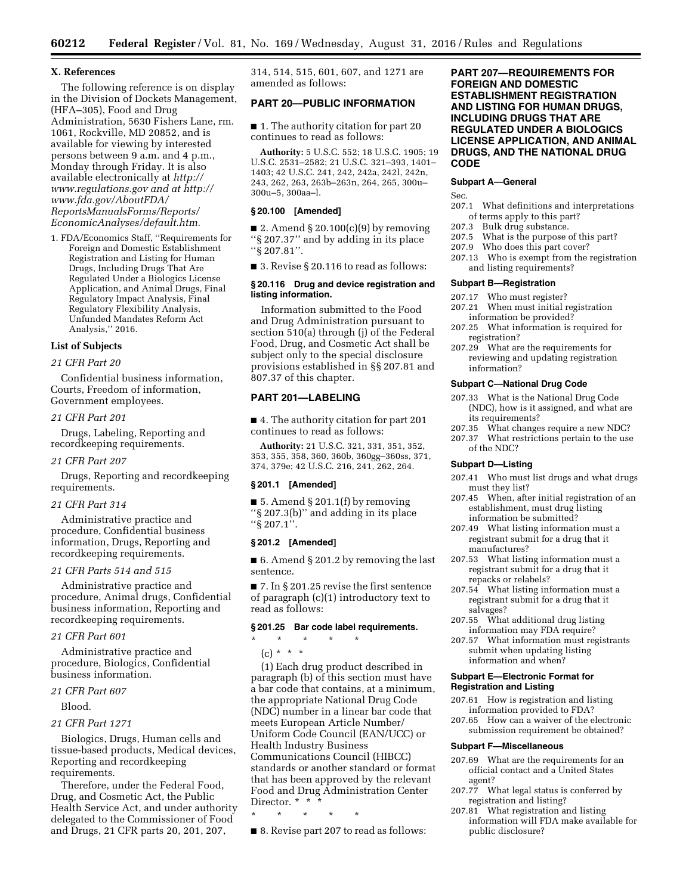## X. References

The following reference is on display in the Division of Dockets Management, (HFA–305), Food and Drug Administration, 5630 Fishers Lane, rm. 1061, Rockville, MD 20852, and is available for viewing by interested persons between 9 a.m. and 4 p.m., Monday through Friday. It is also available electronically at *http://www.regulations.gov and at http://www.fda.gov/AboutFDA/ReportsManualsForms/Reports/EconomicAnalyses/default.htm.*

1. FDA/Economics Staff, ''Requirements for Foreign and Domestic Establishment Registration and Listing for Human Drugs, Including Drugs That Are Regulated Under a Biologics License Application, and Animal Drugs, Final Regulatory Impact Analysis, Final Regulatory Flexibility Analysis, Unfunded Mandates Reform Act Analysis,'' 2016.

### List of Subjects

*21 CFR Part 20*

Confidential business information, Courts, Freedom of information, Government employees.

*21 CFR Part 201*

Drugs, Labeling, Reporting and recordkeeping requirements.

*21 CFR Part 207*

Drugs, Reporting and recordkeeping requirements.

*21 CFR Part 314*

Administrative practice and procedure, Confidential business information, Drugs, Reporting and recordkeeping requirements.

*21 CFR Parts 514 and 515*

Administrative practice and procedure, Animal drugs, Confidential business information, Reporting and recordkeeping requirements.

*21 CFR Part 601*

Administrative practice and procedure, Biologics, Confidential business information.

*21 CFR Part 607*

Blood.

*21 CFR Part 1271*

Biologics, Drugs, Human cells and tissue-based products, Medical devices, Reporting and recordkeeping requirements.

Therefore, under the Federal Food, Drug, and Cosmetic Act, the Public Health Service Act, and under authority delegated to the Commissioner of Food and Drugs, 21 CFR parts 20, 201, 207, 314, 514, 515, 601, 607, and 1271 are amended as follows:

## PART 20—PUBLIC INFORMATION

■ 1. The authority citation for part 20 continues to read as follows:

**Authority:** 5 U.S.C. 552; 18 U.S.C. 1905; 19 U.S.C. 2531–2582; 21 U.S.C. 321–393, 1401–1403; 42 U.S.C. 241, 242, 242a, 242l, 242n, 243, 262, 263, 263b–263n, 264, 265, 300u–300u–5, 300aa–l.

### § 20.100 [Amended]

■ 2. Amend § 20.100(c)(9) by removing ''§ 207.37'' and by adding in its place ''§ 207.81''.

■ 3. Revise § 20.116 to read as follows:

### § 20.116 Drug and device registration and listing information.

Information submitted to the Food and Drug Administration pursuant to section 510(a) through (j) of the Federal Food, Drug, and Cosmetic Act shall be subject only to the special disclosure provisions established in §§ 207.81 and 807.37 of this chapter.

## PART 201—LABELING

■ 4. The authority citation for part 201 continues to read as follows:

**Authority:** 21 U.S.C. 321, 331, 351, 352, 353, 355, 358, 360, 360b, 360gg–360ss, 371, 374, 379e; 42 U.S.C. 216, 241, 262, 264.

### § 201.1 [Amended]

■ 5. Amend § 201.1(f) by removing ''§ 207.3(b)'' and adding in its place ''§ 207.1''.

### § 201.2 [Amended]

■ 6. Amend § 201.2 by removing the last sentence.

■ 7. In § 201.25 revise the first sentence of paragraph (c)(1) introductory text to read as follows:

### § 201.25 Bar code label requirements.

\* \* \* \* \*

(c) \* \* \*

(1) Each drug product described in paragraph (b) of this section must have a bar code that contains, at a minimum, the appropriate National Drug Code (NDC) number in a linear bar code that meets European Article Number/Uniform Code Council (EAN/UCC) or Health Industry Business Communications Council (HIBCC) standards or another standard or format that has been approved by the relevant Food and Drug Administration Center Director. \* \* \*

\* \* \* \* \*

■ 8. Revise part 207 to read as follows:

## PART 207—REQUIREMENTS FOR FOREIGN AND DOMESTIC ESTABLISHMENT REGISTRATION AND LISTING FOR HUMAN DRUGS, INCLUDING DRUGS THAT ARE REGULATED UNDER A BIOLOGICS LICENSE APPLICATION, AND ANIMAL DRUGS, AND THE NATIONAL DRUG CODE

### Subpart A—General

Sec.
207.1 What definitions and interpretations of terms apply to this part?
207.3 Bulk drug substance.
207.5 What is the purpose of this part?
207.9 Who does this part cover?
207.13 Who is exempt from the registration and listing requirements?

### Subpart B—Registration

207.17 Who must register?
207.21 When must initial registration information be provided?
207.25 What information is required for registration?
207.29 What are the requirements for reviewing and updating registration information?

### Subpart C—National Drug Code

207.33 What is the National Drug Code (NDC), how is it assigned, and what are its requirements?
207.35 What changes require a new NDC?
207.37 What restrictions pertain to the use of the NDC?

### Subpart D—Listing

207.41 Who must list drugs and what drugs must they list?
207.45 When, after initial registration of an establishment, must drug listing information be submitted?
207.49 What listing information must a registrant submit for a drug that it manufactures?
207.53 What listing information must a registrant submit for a drug that it repacks or relabels?
207.54 What listing information must a registrant submit for a drug that it salvages?
207.55 What additional drug listing information may FDA require?
207.57 What information must registrants submit when updating listing information and when?

### Subpart E—Electronic Format for Registration and Listing

207.61 How is registration and listing information provided to FDA?
207.65 How can a waiver of the electronic submission requirement be obtained?

### Subpart F—Miscellaneous

207.69 What are the requirements for an official contact and a United States agent?
207.77 What legal status is conferred by registration and listing?
207.81 What registration and listing information will FDA make available for public disclosure?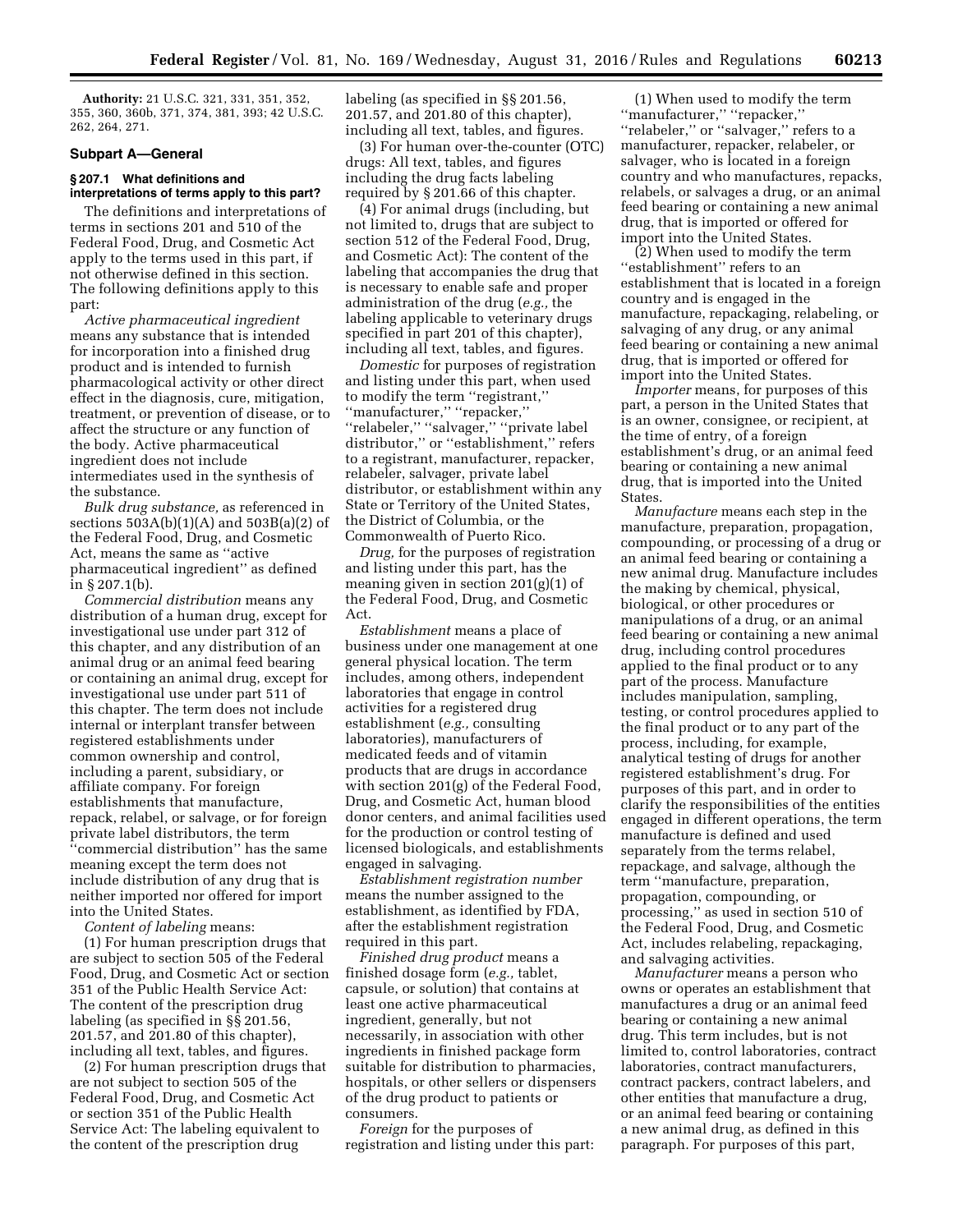**Authority:** 21 U.S.C. 321, 331, 351, 352, 355, 360, 360b, 371, 374, 381, 393; 42 U.S.C. 262, 264, 271.

### Subpart A—General

#### § 207.1 What definitions and interpretations of terms apply to this part?

The definitions and interpretations of terms in sections 201 and 510 of the Federal Food, Drug, and Cosmetic Act apply to the terms used in this part, if not otherwise defined in this section. The following definitions apply to this part:

*Active pharmaceutical ingredient* means any substance that is intended for incorporation into a finished drug product and is intended to furnish pharmacological activity or other direct effect in the diagnosis, cure, mitigation, treatment, or prevention of disease, or to affect the structure or any function of the body. Active pharmaceutical ingredient does not include intermediates used in the synthesis of the substance.

*Bulk drug substance,* as referenced in sections 503A(b)(1)(A) and 503B(a)(2) of the Federal Food, Drug, and Cosmetic Act, means the same as ''active pharmaceutical ingredient'' as defined in § 207.1(b).

*Commercial distribution* means any distribution of a human drug, except for investigational use under part 312 of this chapter, and any distribution of an animal drug or an animal feed bearing or containing an animal drug, except for investigational use under part 511 of this chapter. The term does not include internal or interplant transfer between registered establishments under common ownership and control, including a parent, subsidiary, or affiliate company. For foreign establishments that manufacture, repack, relabel, or salvage, or for foreign private label distributors, the term ''commercial distribution'' has the same meaning except the term does not include distribution of any drug that is neither imported nor offered for import into the United States.

*Content of labeling* means:

(1) For human prescription drugs that are subject to section 505 of the Federal Food, Drug, and Cosmetic Act or section 351 of the Public Health Service Act: The content of the prescription drug labeling (as specified in §§ 201.56, 201.57, and 201.80 of this chapter), including all text, tables, and figures.

(2) For human prescription drugs that are not subject to section 505 of the Federal Food, Drug, and Cosmetic Act or section 351 of the Public Health Service Act: The labeling equivalent to the content of the prescription drug labeling (as specified in §§ 201.56, 201.57, and 201.80 of this chapter), including all text, tables, and figures.

(3) For human over-the-counter (OTC) drugs: All text, tables, and figures including the drug facts labeling required by § 201.66 of this chapter.

(4) For animal drugs (including, but not limited to, drugs that are subject to section 512 of the Federal Food, Drug, and Cosmetic Act): The content of the labeling that accompanies the drug that is necessary to enable safe and proper administration of the drug (*e.g.,* the labeling applicable to veterinary drugs specified in part 201 of this chapter), including all text, tables, and figures.

*Domestic* for purposes of registration and listing under this part, when used to modify the term ''registrant,'' ''manufacturer,'' ''repacker,'' ''relabeler,'' ''salvager,'' ''private label distributor,'' or ''establishment,'' refers to a registrant, manufacturer, repacker, relabeler, salvager, private label distributor, or establishment within any State or Territory of the United States, the District of Columbia, or the Commonwealth of Puerto Rico.

*Drug,* for the purposes of registration and listing under this part, has the meaning given in section 201(g)(1) of the Federal Food, Drug, and Cosmetic Act.

*Establishment* means a place of business under one management at one general physical location. The term includes, among others, independent laboratories that engage in control activities for a registered drug establishment (*e.g.,* consulting laboratories), manufacturers of medicated feeds and of vitamin products that are drugs in accordance with section 201(g) of the Federal Food, Drug, and Cosmetic Act, human blood donor centers, and animal facilities used for the production or control testing of licensed biologicals, and establishments engaged in salvaging.

*Establishment registration number* means the number assigned to the establishment, as identified by FDA, after the establishment registration required in this part.

*Finished drug product* means a finished dosage form (*e.g.,* tablet, capsule, or solution) that contains at least one active pharmaceutical ingredient, generally, but not necessarily, in association with other ingredients in finished package form suitable for distribution to pharmacies, hospitals, or other sellers or dispensers of the drug product to patients or consumers.

*Foreign* for the purposes of registration and listing under this part:

(1) When used to modify the term ''manufacturer,'' ''repacker,'' ''relabeler,'' or ''salvager,'' refers to a manufacturer, repacker, relabeler, or salvager, who is located in a foreign country and who manufactures, repacks, relabels, or salvages a drug, or an animal feed bearing or containing a new animal drug, that is imported or offered for import into the United States.

(2) When used to modify the term ''establishment'' refers to an establishment that is located in a foreign country and is engaged in the manufacture, repackaging, relabeling, or salvaging of any drug, or any animal feed bearing or containing a new animal drug, that is imported or offered for import into the United States.

*Importer* means, for purposes of this part, a person in the United States that is an owner, consignee, or recipient, at the time of entry, of a foreign establishment's drug, or an animal feed bearing or containing a new animal drug, that is imported into the United States.

*Manufacture* means each step in the manufacture, preparation, propagation, compounding, or processing of a drug or an animal feed bearing or containing a new animal drug. Manufacture includes the making by chemical, physical, biological, or other procedures or manipulations of a drug, or an animal feed bearing or containing a new animal drug, including control procedures applied to the final product or to any part of the process. Manufacture includes manipulation, sampling, testing, or control procedures applied to the final product or to any part of the process, including, for example, analytical testing of drugs for another registered establishment's drug. For purposes of this part, and in order to clarify the responsibilities of the entities engaged in different operations, the term manufacture is defined and used separately from the terms relabel, repackage, and salvage, although the term ''manufacture, preparation, propagation, compounding, or processing,'' as used in section 510 of the Federal Food, Drug, and Cosmetic Act, includes relabeling, repackaging, and salvaging activities.

*Manufacturer* means a person who owns or operates an establishment that manufactures a drug or an animal feed bearing or containing a new animal drug. This term includes, but is not limited to, control laboratories, contract laboratories, contract manufacturers, contract packers, contract labelers, and other entities that manufacture a drug, or an animal feed bearing or containing a new animal drug, as defined in this paragraph. For purposes of this part,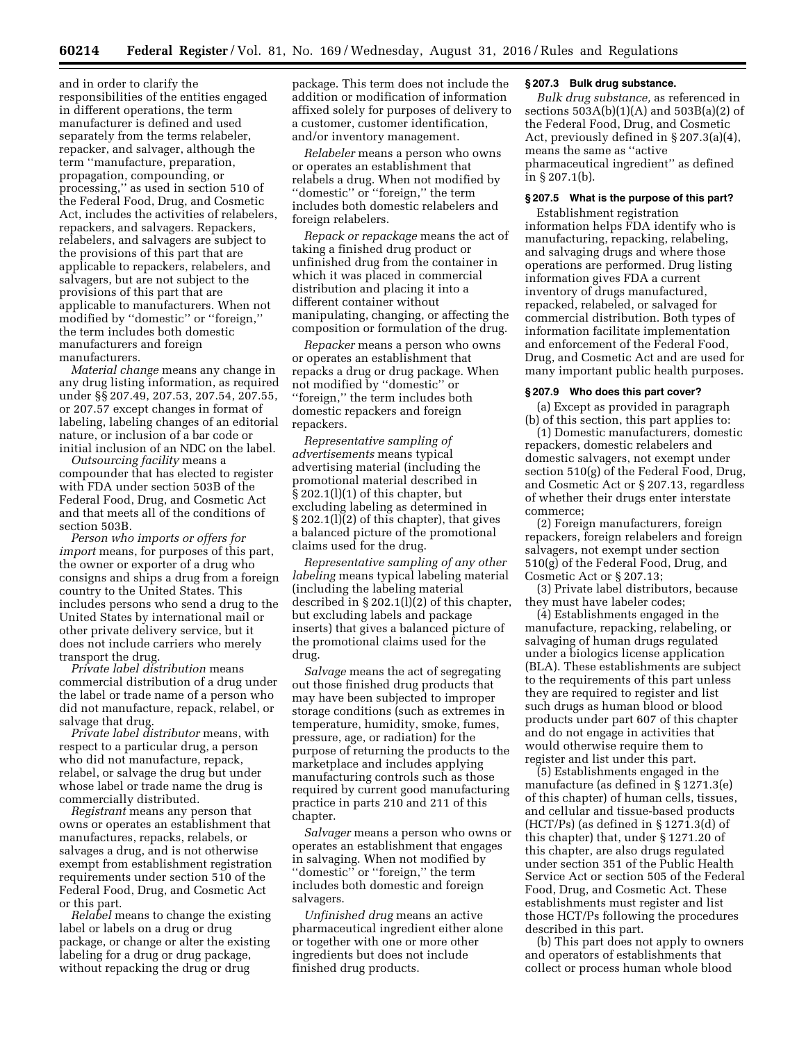and in order to clarify the responsibilities of the entities engaged in different operations, the term manufacturer is defined and used separately from the terms relabeler, repacker, and salvager, although the term ''manufacture, preparation, propagation, compounding, or processing,'' as used in section 510 of the Federal Food, Drug, and Cosmetic Act, includes the activities of relabelers, repackers, and salvagers. Repackers, relabelers, and salvagers are subject to the provisions of this part that are applicable to repackers, relabelers, and salvagers, but are not subject to the provisions of this part that are applicable to manufacturers. When not modified by ''domestic'' or ''foreign,'' the term includes both domestic manufacturers and foreign manufacturers.

*Material change* means any change in any drug listing information, as required under §§ 207.49, 207.53, 207.54, 207.55, or 207.57 except changes in format of labeling, labeling changes of an editorial nature, or inclusion of a bar code or initial inclusion of an NDC on the label.

*Outsourcing facility* means a compounder that has elected to register with FDA under section 503B of the Federal Food, Drug, and Cosmetic Act and that meets all of the conditions of section 503B.

*Person who imports or offers for import* means, for purposes of this part, the owner or exporter of a drug who consigns and ships a drug from a foreign country to the United States. This includes persons who send a drug to the United States by international mail or other private delivery service, but it does not include carriers who merely transport the drug.

*Private label distribution* means commercial distribution of a drug under the label or trade name of a person who did not manufacture, repack, relabel, or salvage that drug.

*Private label distributor* means, with respect to a particular drug, a person who did not manufacture, repack, relabel, or salvage the drug but under whose label or trade name the drug is commercially distributed.

*Registrant* means any person that owns or operates an establishment that manufactures, repacks, relabels, or salvages a drug, and is not otherwise exempt from establishment registration requirements under section 510 of the Federal Food, Drug, and Cosmetic Act or this part.

*Relabel* means to change the existing label or labels on a drug or drug package, or change or alter the existing labeling for a drug or drug package, without repacking the drug or drug package. This term does not include the addition or modification of information affixed solely for purposes of delivery to a customer, customer identification, and/or inventory management.

*Relabeler* means a person who owns or operates an establishment that relabels a drug. When not modified by ''domestic'' or ''foreign,'' the term includes both domestic relabelers and foreign relabelers.

*Repack or repackage* means the act of taking a finished drug product or unfinished drug from the container in which it was placed in commercial distribution and placing it into a different container without manipulating, changing, or affecting the composition or formulation of the drug.

*Repacker* means a person who owns or operates an establishment that repacks a drug or drug package. When not modified by ''domestic'' or ''foreign,'' the term includes both domestic repackers and foreign repackers.

*Representative sampling of advertisements* means typical advertising material (including the promotional material described in § 202.1(l)(1) of this chapter, but excluding labeling as determined in § 202.1(l)(2) of this chapter), that gives a balanced picture of the promotional claims used for the drug.

*Representative sampling of any other labeling* means typical labeling material (including the labeling material described in § 202.1(l)(2) of this chapter, but excluding labels and package inserts) that gives a balanced picture of the promotional claims used for the drug.

*Salvage* means the act of segregating out those finished drug products that may have been subjected to improper storage conditions (such as extremes in temperature, humidity, smoke, fumes, pressure, age, or radiation) for the purpose of returning the products to the marketplace and includes applying manufacturing controls such as those required by current good manufacturing practice in parts 210 and 211 of this chapter.

*Salvager* means a person who owns or operates an establishment that engages in salvaging. When not modified by ''domestic'' or ''foreign,'' the term includes both domestic and foreign salvagers.

*Unfinished drug* means an active pharmaceutical ingredient either alone or together with one or more other ingredients but does not include finished drug products.

### § 207.3 Bulk drug substance.

*Bulk drug substance,* as referenced in sections 503A(b)(1)(A) and 503B(a)(2) of the Federal Food, Drug, and Cosmetic Act, previously defined in § 207.3(a)(4), means the same as ''active pharmaceutical ingredient'' as defined in § 207.1(b).

### § 207.5 What is the purpose of this part?

Establishment registration information helps FDA identify who is manufacturing, repacking, relabeling, and salvaging drugs and where those operations are performed. Drug listing information gives FDA a current inventory of drugs manufactured, repacked, relabeled, or salvaged for commercial distribution. Both types of information facilitate implementation and enforcement of the Federal Food, Drug, and Cosmetic Act and are used for many important public health purposes.

### § 207.9 Who does this part cover?

(a) Except as provided in paragraph (b) of this section, this part applies to:

(1) Domestic manufacturers, domestic repackers, domestic relabelers and domestic salvagers, not exempt under section 510(g) of the Federal Food, Drug, and Cosmetic Act or § 207.13, regardless of whether their drugs enter interstate commerce;

(2) Foreign manufacturers, foreign repackers, foreign relabelers and foreign salvagers, not exempt under section 510(g) of the Federal Food, Drug, and Cosmetic Act or § 207.13;

(3) Private label distributors, because they must have labeler codes;

(4) Establishments engaged in the manufacture, repacking, relabeling, or salvaging of human drugs regulated under a biologics license application (BLA). These establishments are subject to the requirements of this part unless they are required to register and list such drugs as human blood or blood products under part 607 of this chapter and do not engage in activities that would otherwise require them to register and list under this part.

(5) Establishments engaged in the manufacture (as defined in § 1271.3(e) of this chapter) of human cells, tissues, and cellular and tissue-based products (HCT/Ps) (as defined in § 1271.3(d) of this chapter) that, under § 1271.20 of this chapter, are also drugs regulated under section 351 of the Public Health Service Act or section 505 of the Federal Food, Drug, and Cosmetic Act. These establishments must register and list those HCT/Ps following the procedures described in this part.

(b) This part does not apply to owners and operators of establishments that collect or process human whole blood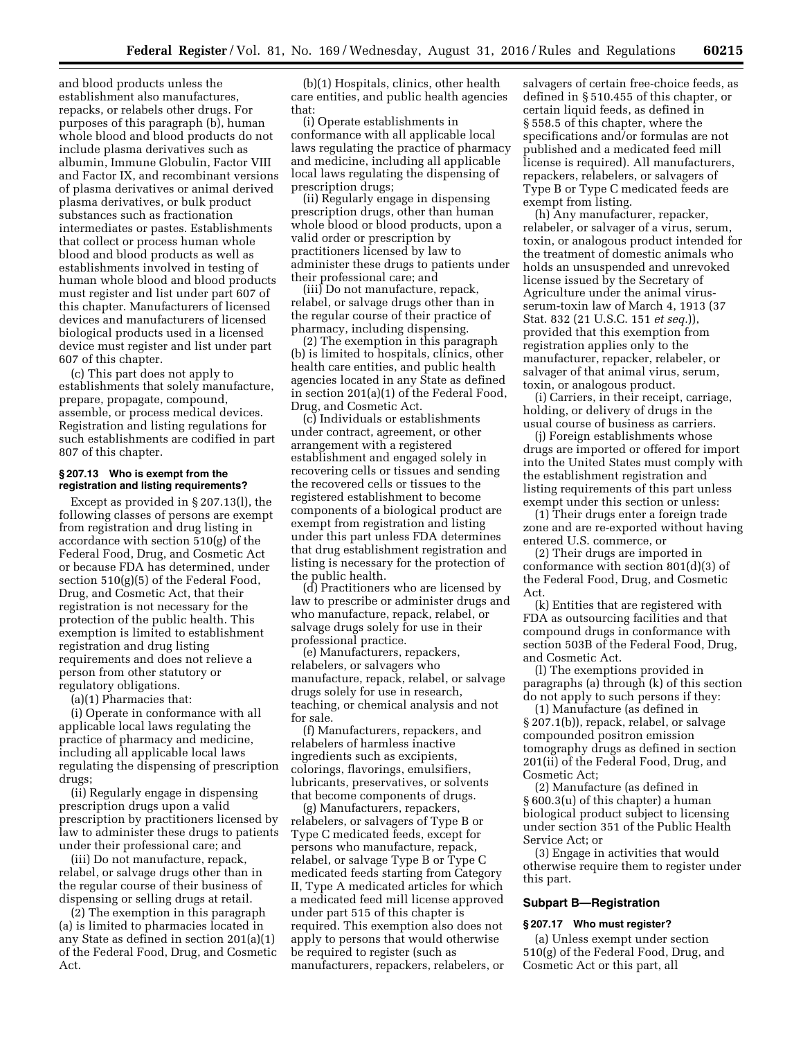and blood products unless the establishment also manufactures, repacks, or relabels other drugs. For purposes of this paragraph (b), human whole blood and blood products do not include plasma derivatives such as albumin, Immune Globulin, Factor VIII and Factor IX, and recombinant versions of plasma derivatives or animal derived plasma derivatives, or bulk product substances such as fractionation intermediates or pastes. Establishments that collect or process human whole blood and blood products as well as establishments involved in testing of human whole blood and blood products must register and list under part 607 of this chapter. Manufacturers of licensed devices and manufacturers of licensed biological products used in a licensed device must register and list under part 607 of this chapter.

(c) This part does not apply to establishments that solely manufacture, prepare, propagate, compound, assemble, or process medical devices. Registration and listing regulations for such establishments are codified in part 807 of this chapter.

#### § 207.13 Who is exempt from the registration and listing requirements?

Except as provided in § 207.13(l), the following classes of persons are exempt from registration and drug listing in accordance with section 510(g) of the Federal Food, Drug, and Cosmetic Act or because FDA has determined, under section 510(g)(5) of the Federal Food, Drug, and Cosmetic Act, that their registration is not necessary for the protection of the public health. This exemption is limited to establishment registration and drug listing requirements and does not relieve a person from other statutory or regulatory obligations.

(a)(1) Pharmacies that:

(i) Operate in conformance with all applicable local laws regulating the practice of pharmacy and medicine, including all applicable local laws regulating the dispensing of prescription drugs;

(ii) Regularly engage in dispensing prescription drugs upon a valid prescription by practitioners licensed by law to administer these drugs to patients under their professional care; and

(iii) Do not manufacture, repack, relabel, or salvage drugs other than in the regular course of their business of dispensing or selling drugs at retail.

(2) The exemption in this paragraph (a) is limited to pharmacies located in any State as defined in section 201(a)(1) of the Federal Food, Drug, and Cosmetic Act.

(b)(1) Hospitals, clinics, other health care entities, and public health agencies that:

(i) Operate establishments in conformance with all applicable local laws regulating the practice of pharmacy and medicine, including all applicable local laws regulating the dispensing of prescription drugs;

(ii) Regularly engage in dispensing prescription drugs, other than human whole blood or blood products, upon a valid order or prescription by practitioners licensed by law to administer these drugs to patients under their professional care; and

(iii) Do not manufacture, repack, relabel, or salvage drugs other than in the regular course of their practice of pharmacy, including dispensing.

(2) The exemption in this paragraph (b) is limited to hospitals, clinics, other health care entities, and public health agencies located in any State as defined in section 201(a)(1) of the Federal Food, Drug, and Cosmetic Act.

(c) Individuals or establishments under contract, agreement, or other arrangement with a registered establishment and engaged solely in recovering cells or tissues and sending the recovered cells or tissues to the registered establishment to become components of a biological product are exempt from registration and listing under this part unless FDA determines that drug establishment registration and listing is necessary for the protection of the public health.

(d) Practitioners who are licensed by law to prescribe or administer drugs and who manufacture, repack, relabel, or salvage drugs solely for use in their professional practice.

(e) Manufacturers, repackers, relabelers, or salvagers who manufacture, repack, relabel, or salvage drugs solely for use in research, teaching, or chemical analysis and not for sale.

(f) Manufacturers, repackers, and relabelers of harmless inactive ingredients such as excipients, colorings, flavorings, emulsifiers, lubricants, preservatives, or solvents that become components of drugs.

(g) Manufacturers, repackers, relabelers, or salvagers of Type B or Type C medicated feeds, except for persons who manufacture, repack, relabel, or salvage Type B or Type C medicated feeds starting from Category II, Type A medicated articles for which a medicated feed mill license approved under part 515 of this chapter is required. This exemption also does not apply to persons that would otherwise be required to register (such as manufacturers, repackers, relabelers, or salvagers of certain free-choice feeds, as defined in § 510.455 of this chapter, or certain liquid feeds, as defined in § 558.5 of this chapter, where the specifications and/or formulas are not published and a medicated feed mill license is required). All manufacturers, repackers, relabelers, or salvagers of Type B or Type C medicated feeds are exempt from listing.

(h) Any manufacturer, repacker, relabeler, or salvager of a virus, serum, toxin, or analogous product intended for the treatment of domestic animals who holds an unsuspended and unrevoked license issued by the Secretary of Agriculture under the animal virus-serum-toxin law of March 4, 1913 (37 Stat. 832 (21 U.S.C. 151 *et seq.*)), provided that this exemption from registration applies only to the manufacturer, repacker, relabeler, or salvager of that animal virus, serum, toxin, or analogous product.

(i) Carriers, in their receipt, carriage, holding, or delivery of drugs in the usual course of business as carriers.

(j) Foreign establishments whose drugs are imported or offered for import into the United States must comply with the establishment registration and listing requirements of this part unless exempt under this section or unless:

(1) Their drugs enter a foreign trade zone and are re-exported without having entered U.S. commerce, or

(2) Their drugs are imported in conformance with section 801(d)(3) of the Federal Food, Drug, and Cosmetic Act.

(k) Entities that are registered with FDA as outsourcing facilities and that compound drugs in conformance with section 503B of the Federal Food, Drug, and Cosmetic Act.

(l) The exemptions provided in paragraphs (a) through (k) of this section do not apply to such persons if they:

(1) Manufacture (as defined in § 207.1(b)), repack, relabel, or salvage compounded positron emission tomography drugs as defined in section 201(ii) of the Federal Food, Drug, and Cosmetic Act;

(2) Manufacture (as defined in § 600.3(u) of this chapter) a human biological product subject to licensing under section 351 of the Public Health Service Act; or

(3) Engage in activities that would otherwise require them to register under this part.

### Subpart B—Registration

#### § 207.17 Who must register?

(a) Unless exempt under section 510(g) of the Federal Food, Drug, and Cosmetic Act or this part, all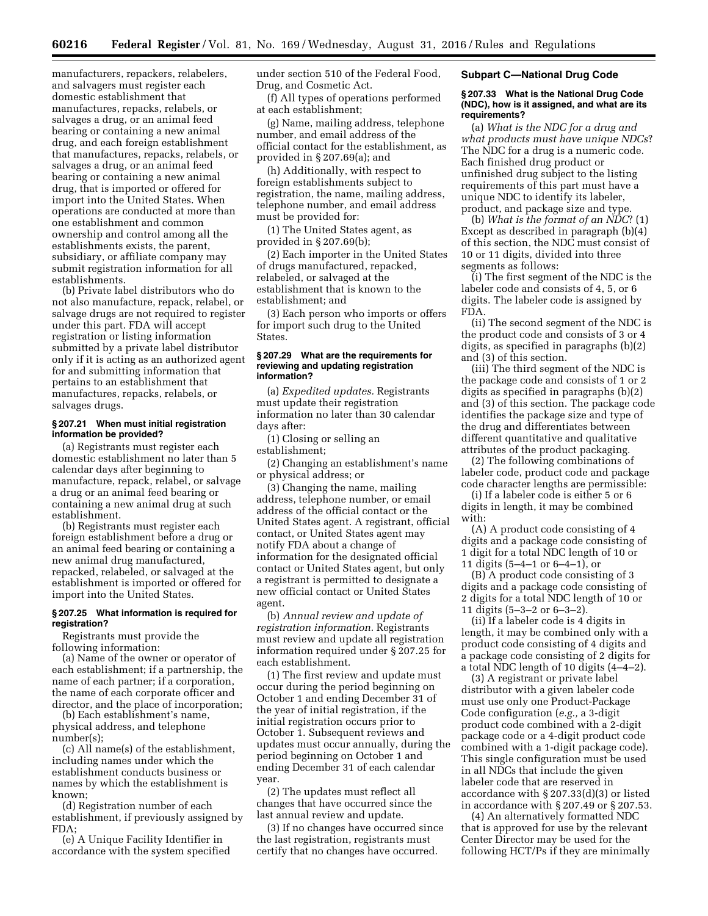manufacturers, repackers, relabelers, and salvagers must register each domestic establishment that manufactures, repacks, relabels, or salvages a drug, or an animal feed bearing or containing a new animal drug, and each foreign establishment that manufactures, repacks, relabels, or salvages a drug, or an animal feed bearing or containing a new animal drug, that is imported or offered for import into the United States. When operations are conducted at more than one establishment and common ownership and control among all the establishments exists, the parent, subsidiary, or affiliate company may submit registration information for all establishments.

(b) Private label distributors who do not also manufacture, repack, relabel, or salvage drugs are not required to register under this part. FDA will accept registration or listing information submitted by a private label distributor only if it is acting as an authorized agent for and submitting information that pertains to an establishment that manufactures, repacks, relabels, or salvages drugs.

#### § 207.21 When must initial registration information be provided?

(a) Registrants must register each domestic establishment no later than 5 calendar days after beginning to manufacture, repack, relabel, or salvage a drug or an animal feed bearing or containing a new animal drug at such establishment.

(b) Registrants must register each foreign establishment before a drug or an animal feed bearing or containing a new animal drug manufactured, repacked, relabeled, or salvaged at the establishment is imported or offered for import into the United States.

#### § 207.25 What information is required for registration?

Registrants must provide the following information:

(a) Name of the owner or operator of each establishment; if a partnership, the name of each partner; if a corporation, the name of each corporate officer and director, and the place of incorporation;

(b) Each establishment's name, physical address, and telephone number(s);

(c) All name(s) of the establishment, including names under which the establishment conducts business or names by which the establishment is known;

(d) Registration number of each establishment, if previously assigned by FDA;

(e) A Unique Facility Identifier in accordance with the system specified under section 510 of the Federal Food, Drug, and Cosmetic Act.

(f) All types of operations performed at each establishment;

(g) Name, mailing address, telephone number, and email address of the official contact for the establishment, as provided in § 207.69(a); and

(h) Additionally, with respect to foreign establishments subject to registration, the name, mailing address, telephone number, and email address must be provided for:

(1) The United States agent, as provided in § 207.69(b);

(2) Each importer in the United States of drugs manufactured, repacked, relabeled, or salvaged at the establishment that is known to the establishment; and

(3) Each person who imports or offers for import such drug to the United States.

#### § 207.29 What are the requirements for reviewing and updating registration information?

(a) *Expedited updates.* Registrants must update their registration information no later than 30 calendar days after:

(1) Closing or selling an establishment;

(2) Changing an establishment's name or physical address; or

(3) Changing the name, mailing address, telephone number, or email address of the official contact or the United States agent. A registrant, official contact, or United States agent may notify FDA about a change of information for the designated official contact or United States agent, but only a registrant is permitted to designate a new official contact or United States agent.

(b) *Annual review and update of registration information.* Registrants must review and update all registration information required under § 207.25 for each establishment.

(1) The first review and update must occur during the period beginning on October 1 and ending December 31 of the year of initial registration, if the initial registration occurs prior to October 1. Subsequent reviews and updates must occur annually, during the period beginning on October 1 and ending December 31 of each calendar year.

(2) The updates must reflect all changes that have occurred since the last annual review and update.

(3) If no changes have occurred since the last registration, registrants must certify that no changes have occurred.

### Subpart C—National Drug Code

#### § 207.33 What is the National Drug Code (NDC), how is it assigned, and what are its requirements?

(a) *What is the NDC for a drug and what products must have unique NDCs?* The NDC for a drug is a numeric code. Each finished drug product or unfinished drug subject to the listing requirements of this part must have a unique NDC to identify its labeler, product, and package size and type.

(b) *What is the format of an NDC?* (1) Except as described in paragraph (b)(4) of this section, the NDC must consist of 10 or 11 digits, divided into three segments as follows:

(i) The first segment of the NDC is the labeler code and consists of 4, 5, or 6 digits. The labeler code is assigned by FDA.

(ii) The second segment of the NDC is the product code and consists of 3 or 4 digits, as specified in paragraphs (b)(2) and (3) of this section.

(iii) The third segment of the NDC is the package code and consists of 1 or 2 digits as specified in paragraphs (b)(2) and (3) of this section. The package code identifies the package size and type of the drug and differentiates between different quantitative and qualitative attributes of the product packaging.

(2) The following combinations of labeler code, product code and package code character lengths are permissible:

(i) If a labeler code is either 5 or 6 digits in length, it may be combined with:

(A) A product code consisting of 4 digits and a package code consisting of 1 digit for a total NDC length of 10 or 11 digits (5–4–1 or 6–4–1), or

(B) A product code consisting of 3 digits and a package code consisting of 2 digits for a total NDC length of 10 or 11 digits (5–3–2 or 6–3–2).

(ii) If a labeler code is 4 digits in length, it may be combined only with a product code consisting of 4 digits and a package code consisting of 2 digits for a total NDC length of 10 digits (4–4–2).

(3) A registrant or private label distributor with a given labeler code must use only one Product-Package Code configuration (*e.g.,* a 3-digit product code combined with a 2-digit package code or a 4-digit product code combined with a 1-digit package code). This single configuration must be used in all NDCs that include the given labeler code that are reserved in accordance with § 207.33(d)(3) or listed in accordance with § 207.49 or § 207.53.

(4) An alternatively formatted NDC that is approved for use by the relevant Center Director may be used for the following HCT/Ps if they are minimally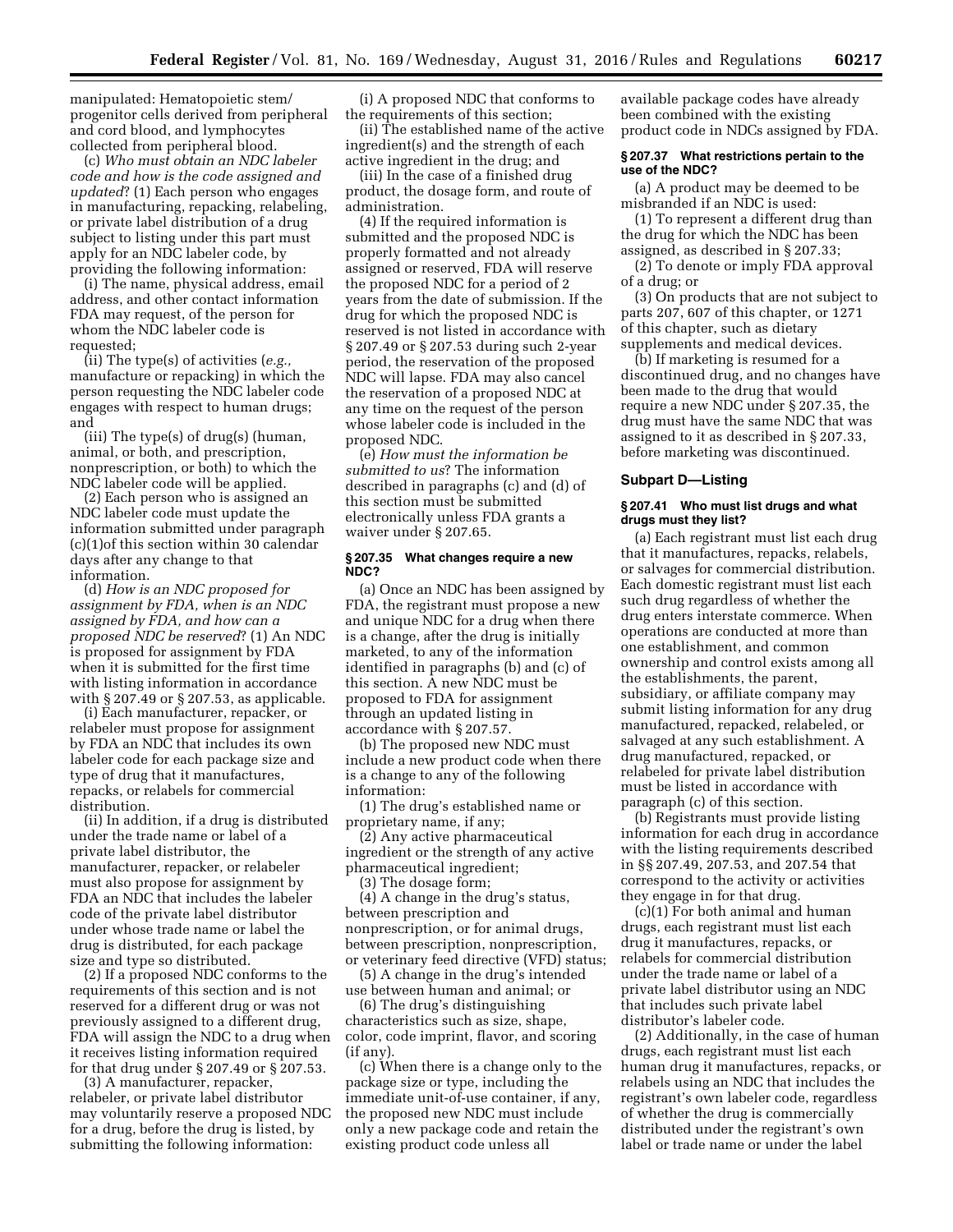manipulated: Hematopoietic stem/progenitor cells derived from peripheral and cord blood, and lymphocytes collected from peripheral blood.

(c) *Who must obtain an NDC labeler code and how is the code assigned and updated*? (1) Each person who engages in manufacturing, repacking, relabeling, or private label distribution of a drug subject to listing under this part must apply for an NDC labeler code, by providing the following information:

(i) The name, physical address, email address, and other contact information FDA may request, of the person for whom the NDC labeler code is requested;

(ii) The type(s) of activities (*e.g.,* manufacture or repacking) in which the person requesting the NDC labeler code engages with respect to human drugs; and

(iii) The type(s) of drug(s) (human, animal, or both, and prescription, nonprescription, or both) to which the NDC labeler code will be applied.

(2) Each person who is assigned an NDC labeler code must update the information submitted under paragraph (c)(1)of this section within 30 calendar days after any change to that information.

(d) *How is an NDC proposed for assignment by FDA, when is an NDC assigned by FDA, and how can a proposed NDC be reserved*? (1) An NDC is proposed for assignment by FDA when it is submitted for the first time with listing information in accordance with § 207.49 or § 207.53, as applicable.

(i) Each manufacturer, repacker, or relabeler must propose for assignment by FDA an NDC that includes its own labeler code for each package size and type of drug that it manufactures, repacks, or relabels for commercial distribution.

(ii) In addition, if a drug is distributed under the trade name or label of a private label distributor, the manufacturer, repacker, or relabeler must also propose for assignment by FDA an NDC that includes the labeler code of the private label distributor under whose trade name or label the drug is distributed, for each package size and type so distributed.

(2) If a proposed NDC conforms to the requirements of this section and is not reserved for a different drug or was not previously assigned to a different drug, FDA will assign the NDC to a drug when it receives listing information required for that drug under § 207.49 or § 207.53.

(3) A manufacturer, repacker, relabeler, or private label distributor may voluntarily reserve a proposed NDC for a drug, before the drug is listed, by submitting the following information:

(i) A proposed NDC that conforms to the requirements of this section;

(ii) The established name of the active ingredient(s) and the strength of each active ingredient in the drug; and

(iii) In the case of a finished drug product, the dosage form, and route of administration.

(4) If the required information is submitted and the proposed NDC is properly formatted and not already assigned or reserved, FDA will reserve the proposed NDC for a period of 2 years from the date of submission. If the drug for which the proposed NDC is reserved is not listed in accordance with § 207.49 or § 207.53 during such 2-year period, the reservation of the proposed NDC will lapse. FDA may also cancel the reservation of a proposed NDC at any time on the request of the person whose labeler code is included in the proposed NDC.

(e) *How must the information be submitted to us*? The information described in paragraphs (c) and (d) of this section must be submitted electronically unless FDA grants a waiver under § 207.65.

#### § 207.35 What changes require a new NDC?

(a) Once an NDC has been assigned by FDA, the registrant must propose a new and unique NDC for a drug when there is a change, after the drug is initially marketed, to any of the information identified in paragraphs (b) and (c) of this section. A new NDC must be proposed to FDA for assignment through an updated listing in accordance with § 207.57.

(b) The proposed new NDC must include a new product code when there is a change to any of the following information:

(1) The drug's established name or proprietary name, if any;

(2) Any active pharmaceutical ingredient or the strength of any active pharmaceutical ingredient;

(3) The dosage form;

(4) A change in the drug's status, between prescription and nonprescription, or for animal drugs, between prescription, nonprescription, or veterinary feed directive (VFD) status;

(5) A change in the drug's intended use between human and animal; or

(6) The drug's distinguishing characteristics such as size, shape, color, code imprint, flavor, and scoring (if any).

(c) When there is a change only to the package size or type, including the immediate unit-of-use container, if any, the proposed new NDC must include only a new package code and retain the existing product code unless all available package codes have already been combined with the existing product code in NDCs assigned by FDA.

#### § 207.37 What restrictions pertain to the use of the NDC?

(a) A product may be deemed to be misbranded if an NDC is used:

(1) To represent a different drug than the drug for which the NDC has been assigned, as described in § 207.33;

(2) To denote or imply FDA approval of a drug; or

(3) On products that are not subject to parts 207, 607 of this chapter, or 1271 of this chapter, such as dietary supplements and medical devices.

(b) If marketing is resumed for a discontinued drug, and no changes have been made to the drug that would require a new NDC under § 207.35, the drug must have the same NDC that was assigned to it as described in § 207.33, before marketing was discontinued.

### Subpart D—Listing

#### § 207.41 Who must list drugs and what drugs must they list?

(a) Each registrant must list each drug that it manufactures, repacks, relabels, or salvages for commercial distribution. Each domestic registrant must list each such drug regardless of whether the drug enters interstate commerce. When operations are conducted at more than one establishment, and common ownership and control exists among all the establishments, the parent, subsidiary, or affiliate company may submit listing information for any drug manufactured, repacked, relabeled, or salvaged at any such establishment. A drug manufactured, repacked, or relabeled for private label distribution must be listed in accordance with paragraph (c) of this section.

(b) Registrants must provide listing information for each drug in accordance with the listing requirements described in §§ 207.49, 207.53, and 207.54 that correspond to the activity or activities they engage in for that drug.

(c)(1) For both animal and human drugs, each registrant must list each drug it manufactures, repacks, or relabels for commercial distribution under the trade name or label of a private label distributor using an NDC that includes such private label distributor's labeler code.

(2) Additionally, in the case of human drugs, each registrant must list each human drug it manufactures, repacks, or relabels using an NDC that includes the registrant's own labeler code, regardless of whether the drug is commercially distributed under the registrant's own label or trade name or under the label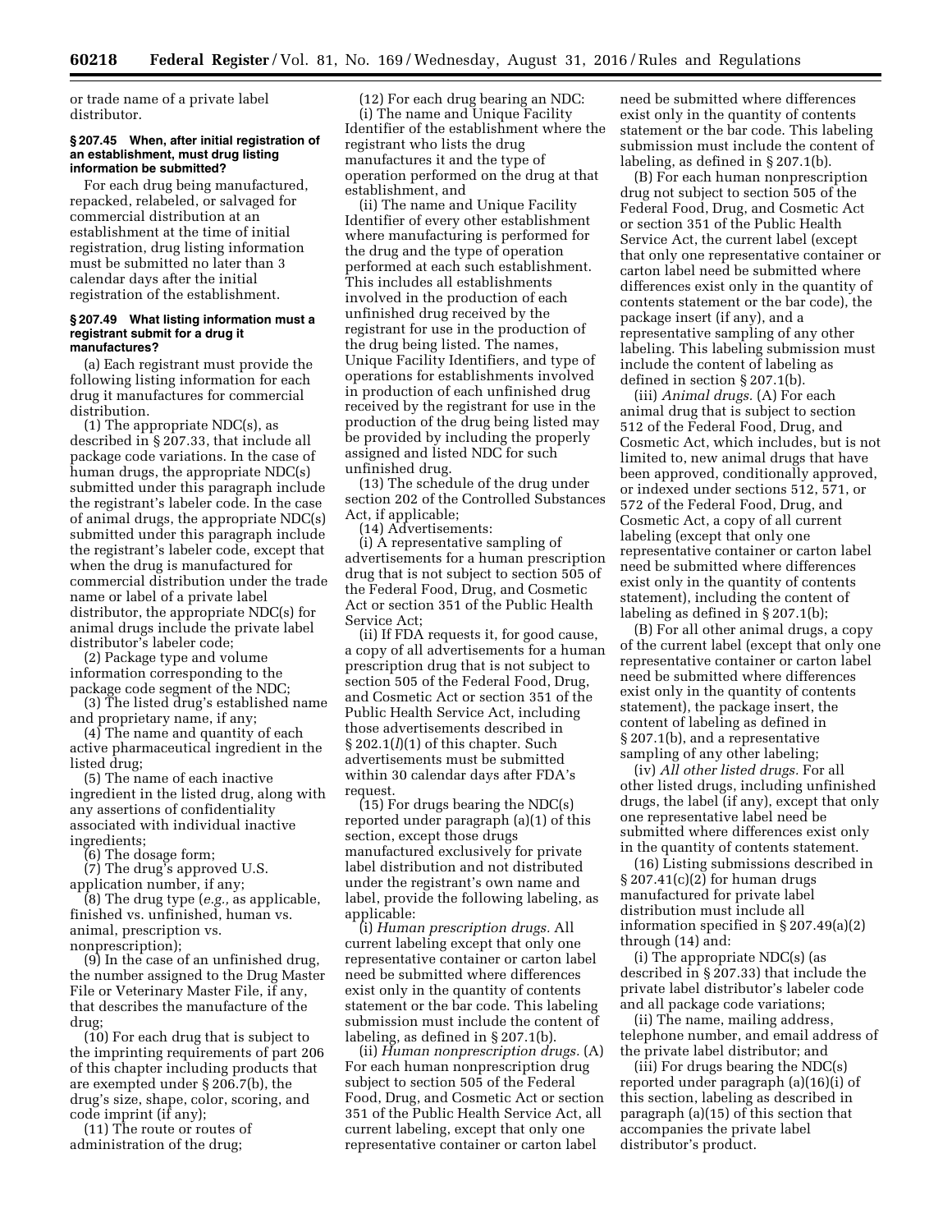or trade name of a private label distributor.

#### § 207.45 When, after initial registration of an establishment, must drug listing information be submitted?

For each drug being manufactured, repacked, relabeled, or salvaged for commercial distribution at an establishment at the time of initial registration, drug listing information must be submitted no later than 3 calendar days after the initial registration of the establishment.

#### § 207.49 What listing information must a registrant submit for a drug it manufactures?

(a) Each registrant must provide the following listing information for each drug it manufactures for commercial distribution.

(1) The appropriate NDC(s), as described in § 207.33, that include all package code variations. In the case of human drugs, the appropriate NDC(s) submitted under this paragraph include the registrant's labeler code. In the case of animal drugs, the appropriate NDC(s) submitted under this paragraph include the registrant's labeler code, except that when the drug is manufactured for commercial distribution under the trade name or label of a private label distributor, the appropriate NDC(s) for animal drugs include the private label distributor's labeler code;

(2) Package type and volume information corresponding to the package code segment of the NDC;

(3) The listed drug's established name and proprietary name, if any;

(4) The name and quantity of each active pharmaceutical ingredient in the listed drug;

(5) The name of each inactive ingredient in the listed drug, along with any assertions of confidentiality associated with individual inactive ingredients;

(6) The dosage form;

(7) The drug's approved U.S. application number, if any;

(8) The drug type (*e.g.,* as applicable, finished vs. unfinished, human vs. animal, prescription vs. nonprescription);

(9) In the case of an unfinished drug, the number assigned to the Drug Master File or Veterinary Master File, if any, that describes the manufacture of the drug;

(10) For each drug that is subject to the imprinting requirements of part 206 of this chapter including products that are exempted under § 206.7(b), the drug's size, shape, color, scoring, and code imprint (if any);

(11) The route or routes of administration of the drug;

(12) For each drug bearing an NDC:

(i) The name and Unique Facility Identifier of the establishment where the registrant who lists the drug manufactures it and the type of operation performed on the drug at that establishment, and

(ii) The name and Unique Facility Identifier of every other establishment where manufacturing is performed for the drug and the type of operation performed at each such establishment. This includes all establishments involved in the production of each unfinished drug received by the registrant for use in the production of the drug being listed. The names, Unique Facility Identifiers, and type of operations for establishments involved in production of each unfinished drug received by the registrant for use in the production of the drug being listed may be provided by including the properly assigned and listed NDC for such unfinished drug.

(13) The schedule of the drug under section 202 of the Controlled Substances Act, if applicable;

(14) Advertisements:

(i) A representative sampling of advertisements for a human prescription drug that is not subject to section 505 of the Federal Food, Drug, and Cosmetic Act or section 351 of the Public Health Service Act;

(ii) If FDA requests it, for good cause, a copy of all advertisements for a human prescription drug that is not subject to section 505 of the Federal Food, Drug, and Cosmetic Act or section 351 of the Public Health Service Act, including those advertisements described in § 202.1(*l*)(1) of this chapter. Such advertisements must be submitted within 30 calendar days after FDA's request.

(15) For drugs bearing the NDC(s) reported under paragraph (a)(1) of this section, except those drugs manufactured exclusively for private label distribution and not distributed under the registrant's own name and label, provide the following labeling, as applicable:

(i) *Human prescription drugs.* All current labeling except that only one representative container or carton label need be submitted where differences exist only in the quantity of contents statement or the bar code. This labeling submission must include the content of labeling, as defined in § 207.1(b).

(ii) *Human nonprescription drugs.* (A) For each human nonprescription drug subject to section 505 of the Federal Food, Drug, and Cosmetic Act or section 351 of the Public Health Service Act, all current labeling, except that only one representative container or carton label need be submitted where differences exist only in the quantity of contents statement or the bar code. This labeling submission must include the content of labeling, as defined in § 207.1(b).

(B) For each human nonprescription drug not subject to section 505 of the Federal Food, Drug, and Cosmetic Act or section 351 of the Public Health Service Act, the current label (except that only one representative container or carton label need be submitted where differences exist only in the quantity of contents statement or the bar code), the package insert (if any), and a representative sampling of any other labeling. This labeling submission must include the content of labeling as defined in section § 207.1(b).

(iii) *Animal drugs.* (A) For each animal drug that is subject to section 512 of the Federal Food, Drug, and Cosmetic Act, which includes, but is not limited to, new animal drugs that have been approved, conditionally approved, or indexed under sections 512, 571, or 572 of the Federal Food, Drug, and Cosmetic Act, a copy of all current labeling (except that only one representative container or carton label need be submitted where differences exist only in the quantity of contents statement), including the content of labeling as defined in § 207.1(b);

(B) For all other animal drugs, a copy of the current label (except that only one representative container or carton label need be submitted where differences exist only in the quantity of contents statement), the package insert, the content of labeling as defined in § 207.1(b), and a representative sampling of any other labeling;

(iv) *All other listed drugs.* For all other listed drugs, including unfinished drugs, the label (if any), except that only one representative label need be submitted where differences exist only in the quantity of contents statement.

(16) Listing submissions described in § 207.41(c)(2) for human drugs manufactured for private label distribution must include all information specified in § 207.49(a)(2) through (14) and:

(i) The appropriate NDC(s) (as described in § 207.33) that include the private label distributor's labeler code and all package code variations;

(ii) The name, mailing address, telephone number, and email address of the private label distributor; and

(iii) For drugs bearing the NDC(s) reported under paragraph (a)(16)(i) of this section, labeling as described in paragraph (a)(15) of this section that accompanies the private label distributor's product.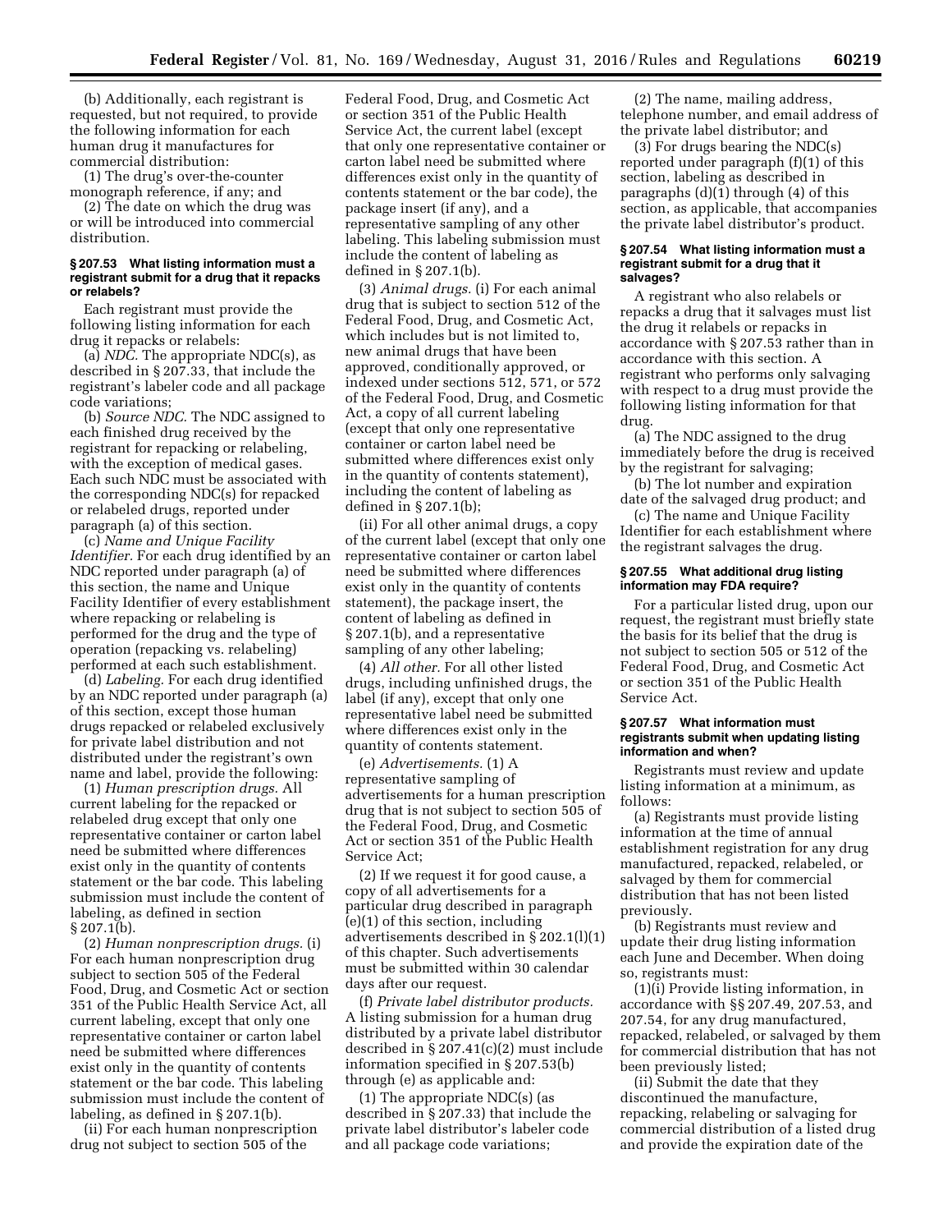(b) Additionally, each registrant is requested, but not required, to provide the following information for each human drug it manufactures for commercial distribution:

(1) The drug's over-the-counter monograph reference, if any; and

(2) The date on which the drug was or will be introduced into commercial distribution.

#### § 207.53 What listing information must a registrant submit for a drug that it repacks or relabels?

Each registrant must provide the following listing information for each drug it repacks or relabels:

(a) *NDC.* The appropriate NDC(s), as described in § 207.33, that include the registrant's labeler code and all package code variations;

(b) *Source NDC.* The NDC assigned to each finished drug received by the registrant for repacking or relabeling, with the exception of medical gases. Each such NDC must be associated with the corresponding NDC(s) for repacked or relabeled drugs, reported under paragraph (a) of this section.

(c) *Name and Unique Facility Identifier.* For each drug identified by an NDC reported under paragraph (a) of this section, the name and Unique Facility Identifier of every establishment where repacking or relabeling is performed for the drug and the type of operation (repacking vs. relabeling) performed at each such establishment.

(d) *Labeling.* For each drug identified by an NDC reported under paragraph (a) of this section, except those human drugs repacked or relabeled exclusively for private label distribution and not distributed under the registrant's own name and label, provide the following:

(1) *Human prescription drugs.* All current labeling for the repacked or relabeled drug except that only one representative container or carton label need be submitted where differences exist only in the quantity of contents statement or the bar code. This labeling submission must include the content of labeling, as defined in section § 207.1(b).

(2) *Human nonprescription drugs.* (i) For each human nonprescription drug subject to section 505 of the Federal Food, Drug, and Cosmetic Act or section 351 of the Public Health Service Act, all current labeling, except that only one representative container or carton label need be submitted where differences exist only in the quantity of contents statement or the bar code. This labeling submission must include the content of labeling, as defined in § 207.1(b).

(ii) For each human nonprescription drug not subject to section 505 of the Federal Food, Drug, and Cosmetic Act or section 351 of the Public Health Service Act, the current label (except that only one representative container or carton label need be submitted where differences exist only in the quantity of contents statement or the bar code), the package insert (if any), and a representative sampling of any other labeling. This labeling submission must include the content of labeling as defined in § 207.1(b).

(3) *Animal drugs.* (i) For each animal drug that is subject to section 512 of the Federal Food, Drug, and Cosmetic Act, which includes but is not limited to, new animal drugs that have been approved, conditionally approved, or indexed under sections 512, 571, or 572 of the Federal Food, Drug, and Cosmetic Act, a copy of all current labeling (except that only one representative container or carton label need be submitted where differences exist only in the quantity of contents statement), including the content of labeling as defined in § 207.1(b);

(ii) For all other animal drugs, a copy of the current label (except that only one representative container or carton label need be submitted where differences exist only in the quantity of contents statement), the package insert, the content of labeling as defined in § 207.1(b), and a representative sampling of any other labeling;

(4) *All other.* For all other listed drugs, including unfinished drugs, the label (if any), except that only one representative label need be submitted where differences exist only in the quantity of contents statement.

(e) *Advertisements.* (1) A representative sampling of advertisements for a human prescription drug that is not subject to section 505 of the Federal Food, Drug, and Cosmetic Act or section 351 of the Public Health Service Act;

(2) If we request it for good cause, a copy of all advertisements for a particular drug described in paragraph (e)(1) of this section, including advertisements described in § 202.1(l)(1) of this chapter. Such advertisements must be submitted within 30 calendar days after our request.

(f) *Private label distributor products.* A listing submission for a human drug distributed by a private label distributor described in § 207.41(c)(2) must include information specified in § 207.53(b) through (e) as applicable and:

(1) The appropriate NDC(s) (as described in § 207.33) that include the private label distributor's labeler code and all package code variations;

(2) The name, mailing address, telephone number, and email address of the private label distributor; and

(3) For drugs bearing the NDC(s) reported under paragraph (f)(1) of this section, labeling as described in paragraphs (d)(1) through (4) of this section, as applicable, that accompanies the private label distributor's product.

#### § 207.54 What listing information must a registrant submit for a drug that it salvages?

A registrant who also relabels or repacks a drug that it salvages must list the drug it relabels or repacks in accordance with § 207.53 rather than in accordance with this section. A registrant who performs only salvaging with respect to a drug must provide the following listing information for that drug.

(a) The NDC assigned to the drug immediately before the drug is received by the registrant for salvaging;

(b) The lot number and expiration date of the salvaged drug product; and

(c) The name and Unique Facility Identifier for each establishment where the registrant salvages the drug.

#### § 207.55 What additional drug listing information may FDA require?

For a particular listed drug, upon our request, the registrant must briefly state the basis for its belief that the drug is not subject to section 505 or 512 of the Federal Food, Drug, and Cosmetic Act or section 351 of the Public Health Service Act.

#### § 207.57 What information must registrants submit when updating listing information and when?

Registrants must review and update listing information at a minimum, as follows:

(a) Registrants must provide listing information at the time of annual establishment registration for any drug manufactured, repacked, relabeled, or salvaged by them for commercial distribution that has not been listed previously.

(b) Registrants must review and update their drug listing information each June and December. When doing so, registrants must:

(1)(i) Provide listing information, in accordance with §§ 207.49, 207.53, and 207.54, for any drug manufactured, repacked, relabeled, or salvaged by them for commercial distribution that has not been previously listed;

(ii) Submit the date that they discontinued the manufacture, repacking, relabeling or salvaging for commercial distribution of a listed drug and provide the expiration date of the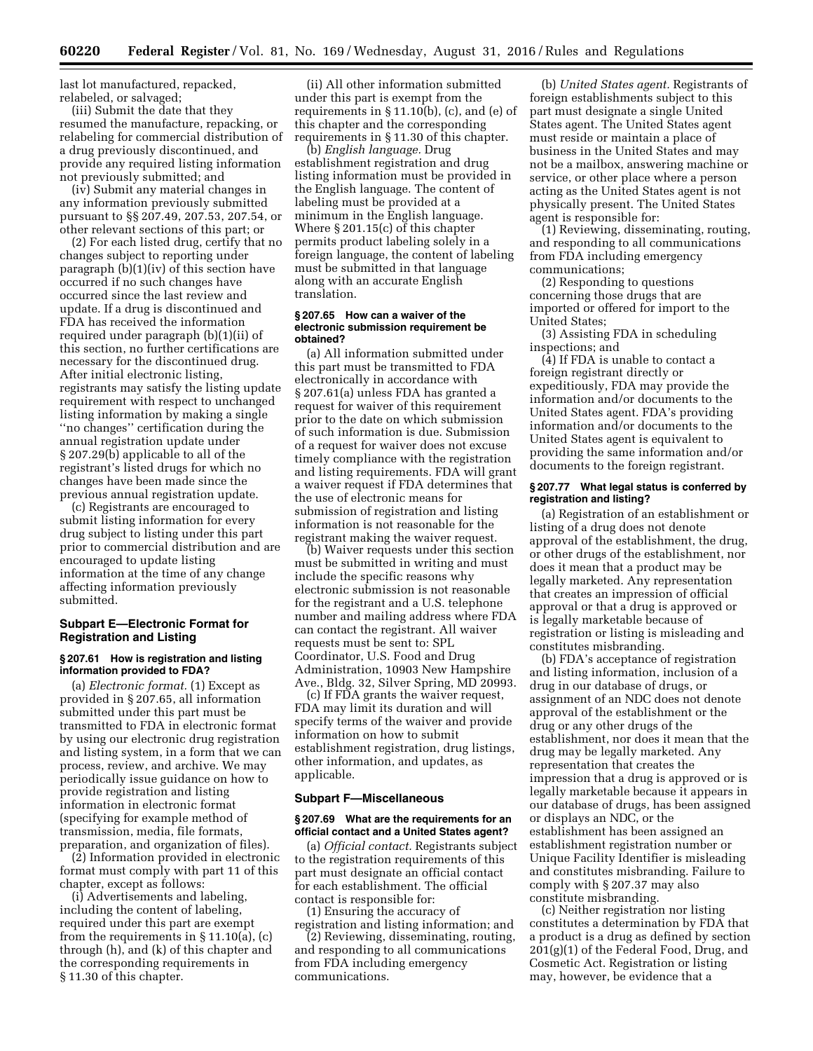last lot manufactured, repacked, relabeled, or salvaged;

(iii) Submit the date that they resumed the manufacture, repacking, or relabeling for commercial distribution of a drug previously discontinued, and provide any required listing information not previously submitted; and

(iv) Submit any material changes in any information previously submitted pursuant to §§ 207.49, 207.53, 207.54, or other relevant sections of this part; or

(2) For each listed drug, certify that no changes subject to reporting under paragraph (b)(1)(iv) of this section have occurred if no such changes have occurred since the last review and update. If a drug is discontinued and FDA has received the information required under paragraph (b)(1)(ii) of this section, no further certifications are necessary for the discontinued drug. After initial electronic listing, registrants may satisfy the listing update requirement with respect to unchanged listing information by making a single ''no changes'' certification during the annual registration update under § 207.29(b) applicable to all of the registrant's listed drugs for which no changes have been made since the previous annual registration update.

(c) Registrants are encouraged to submit listing information for every drug subject to listing under this part prior to commercial distribution and are encouraged to update listing information at the time of any change affecting information previously submitted.

### Subpart E—Electronic Format for Registration and Listing

#### § 207.61 How is registration and listing information provided to FDA?

(a) *Electronic format.* (1) Except as provided in § 207.65, all information submitted under this part must be transmitted to FDA in electronic format by using our electronic drug registration and listing system, in a form that we can process, review, and archive. We may periodically issue guidance on how to provide registration and listing information in electronic format (specifying for example method of transmission, media, file formats, preparation, and organization of files).

(2) Information provided in electronic format must comply with part 11 of this chapter, except as follows:

(i) Advertisements and labeling, including the content of labeling, required under this part are exempt from the requirements in § 11.10(a), (c) through (h), and (k) of this chapter and the corresponding requirements in § 11.30 of this chapter.

(ii) All other information submitted under this part is exempt from the requirements in § 11.10(b), (c), and (e) of this chapter and the corresponding requirements in § 11.30 of this chapter.

(b) *English language.* Drug establishment registration and drug listing information must be provided in the English language. The content of labeling must be provided at a minimum in the English language. Where § 201.15(c) of this chapter permits product labeling solely in a foreign language, the content of labeling must be submitted in that language along with an accurate English translation.

#### § 207.65 How can a waiver of the electronic submission requirement be obtained?

(a) All information submitted under this part must be transmitted to FDA electronically in accordance with § 207.61(a) unless FDA has granted a request for waiver of this requirement prior to the date on which submission of such information is due. Submission of a request for waiver does not excuse timely compliance with the registration and listing requirements. FDA will grant a waiver request if FDA determines that the use of electronic means for submission of registration and listing information is not reasonable for the registrant making the waiver request.

(b) Waiver requests under this section must be submitted in writing and must include the specific reasons why electronic submission is not reasonable for the registrant and a U.S. telephone number and mailing address where FDA can contact the registrant. All waiver requests must be sent to: SPL Coordinator, U.S. Food and Drug Administration, 10903 New Hampshire Ave., Bldg. 32, Silver Spring, MD 20993.

(c) If FDA grants the waiver request, FDA may limit its duration and will specify terms of the waiver and provide information on how to submit establishment registration, drug listings, other information, and updates, as applicable.

### Subpart F—Miscellaneous

#### § 207.69 What are the requirements for an official contact and a United States agent?

(a) *Official contact.* Registrants subject to the registration requirements of this part must designate an official contact for each establishment. The official contact is responsible for:

(1) Ensuring the accuracy of registration and listing information; and

(2) Reviewing, disseminating, routing, and responding to all communications from FDA including emergency communications.

(b) *United States agent.* Registrants of foreign establishments subject to this part must designate a single United States agent. The United States agent must reside or maintain a place of business in the United States and may not be a mailbox, answering machine or service, or other place where a person acting as the United States agent is not physically present. The United States agent is responsible for:

(1) Reviewing, disseminating, routing, and responding to all communications from FDA including emergency communications;

(2) Responding to questions concerning those drugs that are imported or offered for import to the United States;

(3) Assisting FDA in scheduling inspections; and

(4) If FDA is unable to contact a foreign registrant directly or expeditiously, FDA may provide the information and/or documents to the United States agent. FDA's providing information and/or documents to the United States agent is equivalent to providing the same information and/or documents to the foreign registrant.

#### § 207.77 What legal status is conferred by registration and listing?

(a) Registration of an establishment or listing of a drug does not denote approval of the establishment, the drug, or other drugs of the establishment, nor does it mean that a product may be legally marketed. Any representation that creates an impression of official approval or that a drug is approved or is legally marketable because of registration or listing is misleading and constitutes misbranding.

(b) FDA's acceptance of registration and listing information, inclusion of a drug in our database of drugs, or assignment of an NDC does not denote approval of the establishment or the drug or any other drugs of the establishment, nor does it mean that the drug may be legally marketed. Any representation that creates the impression that a drug is approved or is legally marketable because it appears in our database of drugs, has been assigned or displays an NDC, or the establishment has been assigned an establishment registration number or Unique Facility Identifier is misleading and constitutes misbranding. Failure to comply with § 207.37 may also constitute misbranding.

(c) Neither registration nor listing constitutes a determination by FDA that a product is a drug as defined by section 201(g)(1) of the Federal Food, Drug, and Cosmetic Act. Registration or listing may, however, be evidence that a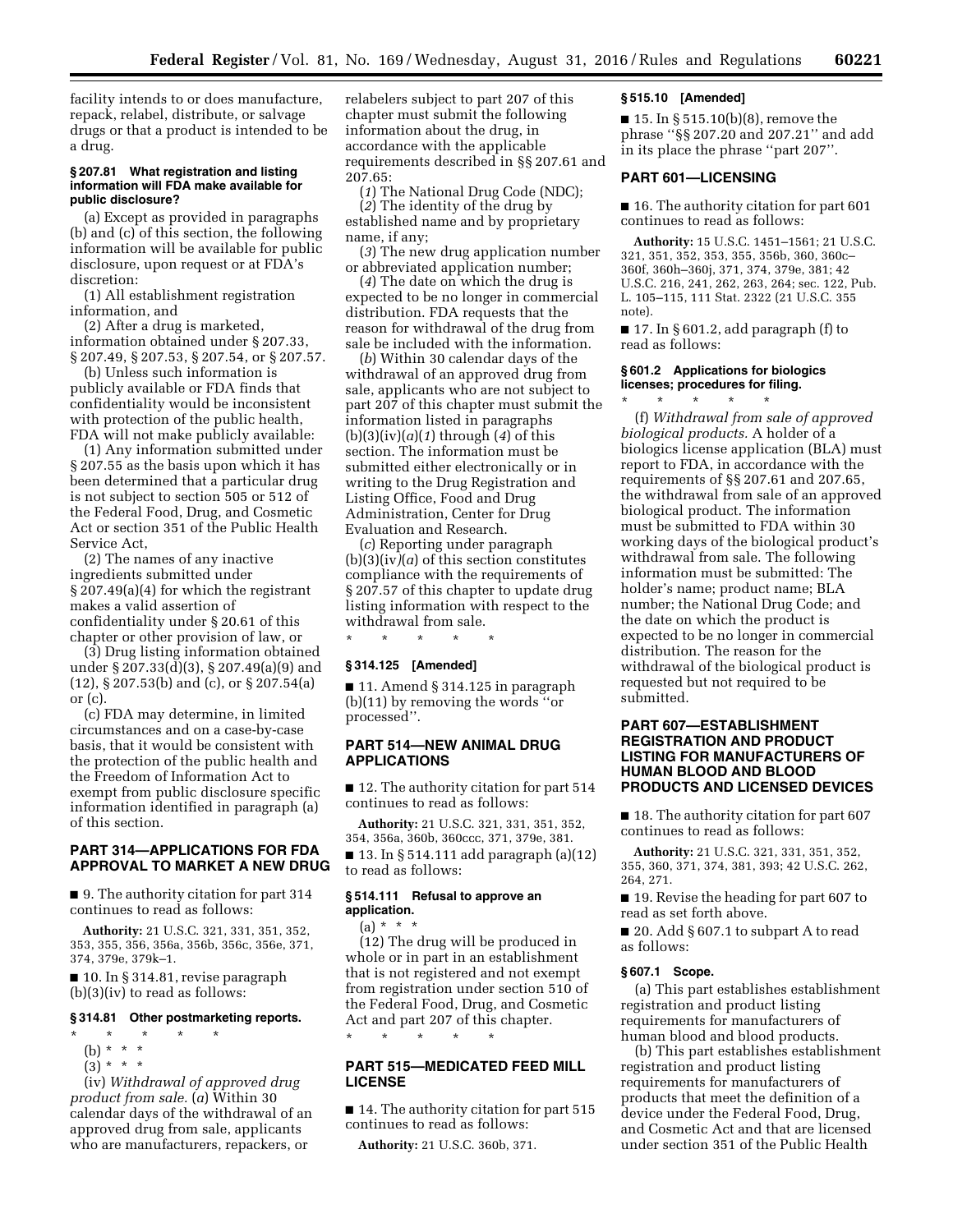facility intends to or does manufacture, repack, relabel, distribute, or salvage drugs or that a product is intended to be a drug.

#### § 207.81 What registration and listing information will FDA make available for public disclosure?

(a) Except as provided in paragraphs (b) and (c) of this section, the following information will be available for public disclosure, upon request or at FDA's discretion:

(1) All establishment registration information, and

(2) After a drug is marketed, information obtained under § 207.33, § 207.49, § 207.53, § 207.54, or § 207.57.

(b) Unless such information is publicly available or FDA finds that confidentiality would be inconsistent with protection of the public health, FDA will not make publicly available:

(1) Any information submitted under § 207.55 as the basis upon which it has been determined that a particular drug is not subject to section 505 or 512 of the Federal Food, Drug, and Cosmetic Act or section 351 of the Public Health Service Act,

(2) The names of any inactive ingredients submitted under § 207.49(a)(4) for which the registrant makes a valid assertion of confidentiality under § 20.61 of this chapter or other provision of law, or

(3) Drug listing information obtained under § 207.33(d)(3), § 207.49(a)(9) and (12), § 207.53(b) and (c), or § 207.54(a) or (c).

(c) FDA may determine, in limited circumstances and on a case-by-case basis, that it would be consistent with the protection of the public health and the Freedom of Information Act to exempt from public disclosure specific information identified in paragraph (a) of this section.

## PART 314—APPLICATIONS FOR FDA APPROVAL TO MARKET A NEW DRUG

■ 9. The authority citation for part 314 continues to read as follows:

**Authority:** 21 U.S.C. 321, 331, 351, 352, 353, 355, 356, 356a, 356b, 356c, 356e, 371, 374, 379e, 379k–1.

■ 10. In § 314.81, revise paragraph (b)(3)(iv) to read as follows:

#### § 314.81 Other postmarketing reports.

\* \* \* \* \*

(b) \* \* \*

(3) \* \* \*

(iv) *Withdrawal of approved drug product from sale.* (*a*) Within 30 calendar days of the withdrawal of an approved drug from sale, applicants who are manufacturers, repackers, or relabelers subject to part 207 of this chapter must submit the following information about the drug, in accordance with the applicable requirements described in §§ 207.61 and 207.65:

(*1*) The National Drug Code (NDC);

(*2*) The identity of the drug by established name and by proprietary name, if any;

(*3*) The new drug application number or abbreviated application number;

(*4*) The date on which the drug is expected to be no longer in commercial distribution. FDA requests that the reason for withdrawal of the drug from sale be included with the information.

(*b*) Within 30 calendar days of the withdrawal of an approved drug from sale, applicants who are not subject to part 207 of this chapter must submit the information listed in paragraphs (b)(3)(iv)(*a*)(*1*) through (*4*) of this section. The information must be submitted either electronically or in writing to the Drug Registration and Listing Office, Food and Drug Administration, Center for Drug Evaluation and Research.

(*c*) Reporting under paragraph (b)(3)(iv)(*a*) of this section constitutes compliance with the requirements of § 207.57 of this chapter to update drug listing information with respect to the withdrawal from sale.

\* \* \* \* \*

#### § 314.125 [Amended]

■ 11. Amend § 314.125 in paragraph (b)(11) by removing the words "or processed".

## PART 514—NEW ANIMAL DRUG APPLICATIONS

■ 12. The authority citation for part 514 continues to read as follows:

**Authority:** 21 U.S.C. 321, 331, 351, 352, 354, 356a, 360b, 360ccc, 371, 379e, 381.

■ 13. In § 514.111 add paragraph (a)(12) to read as follows:

#### § 514.111 Refusal to approve an application.

(a) \* \* \*

(12) The drug will be produced in whole or in part in an establishment that is not registered and not exempt from registration under section 510 of the Federal Food, Drug, and Cosmetic Act and part 207 of this chapter.

\* \* \* \* \*

## PART 515—MEDICATED FEED MILL LICENSE

■ 14. The authority citation for part 515 continues to read as follows:

**Authority:** 21 U.S.C. 360b, 371.

#### § 515.10 [Amended]

■ 15. In § 515.10(b)(8), remove the phrase "§§ 207.20 and 207.21" and add in its place the phrase "part 207".

## PART 601—LICENSING

■ 16. The authority citation for part 601 continues to read as follows:

**Authority:** 15 U.S.C. 1451–1561; 21 U.S.C. 321, 351, 352, 353, 355, 356b, 360, 360c–360f, 360h–360j, 371, 374, 379e, 381; 42 U.S.C. 216, 241, 262, 263, 264; sec. 122, Pub. L. 105–115, 111 Stat. 2322 (21 U.S.C. 355 note).

■ 17. In § 601.2, add paragraph (f) to read as follows:

#### § 601.2 Applications for biologics licenses; procedures for filing.

\* \* \* \* \*

(f) *Withdrawal from sale of approved biological products.* A holder of a biologics license application (BLA) must report to FDA, in accordance with the requirements of §§ 207.61 and 207.65, the withdrawal from sale of an approved biological product. The information must be submitted to FDA within 30 working days of the biological product's withdrawal from sale. The following information must be submitted: The holder's name; product name; BLA number; the National Drug Code; and the date on which the product is expected to be no longer in commercial distribution. The reason for the withdrawal of the biological product is requested but not required to be submitted.

## PART 607—ESTABLISHMENT REGISTRATION AND PRODUCT LISTING FOR MANUFACTURERS OF HUMAN BLOOD AND BLOOD PRODUCTS AND LICENSED DEVICES

■ 18. The authority citation for part 607 continues to read as follows:

**Authority:** 21 U.S.C. 321, 331, 351, 352, 355, 360, 371, 374, 381, 393; 42 U.S.C. 262, 264, 271.

■ 19. Revise the heading for part 607 to read as set forth above.

■ 20. Add § 607.1 to subpart A to read as follows:

#### § 607.1 Scope.

(a) This part establishes establishment registration and product listing requirements for manufacturers of human blood and blood products.

(b) This part establishes establishment registration and product listing requirements for manufacturers of products that meet the definition of a device under the Federal Food, Drug, and Cosmetic Act and that are licensed under section 351 of the Public Health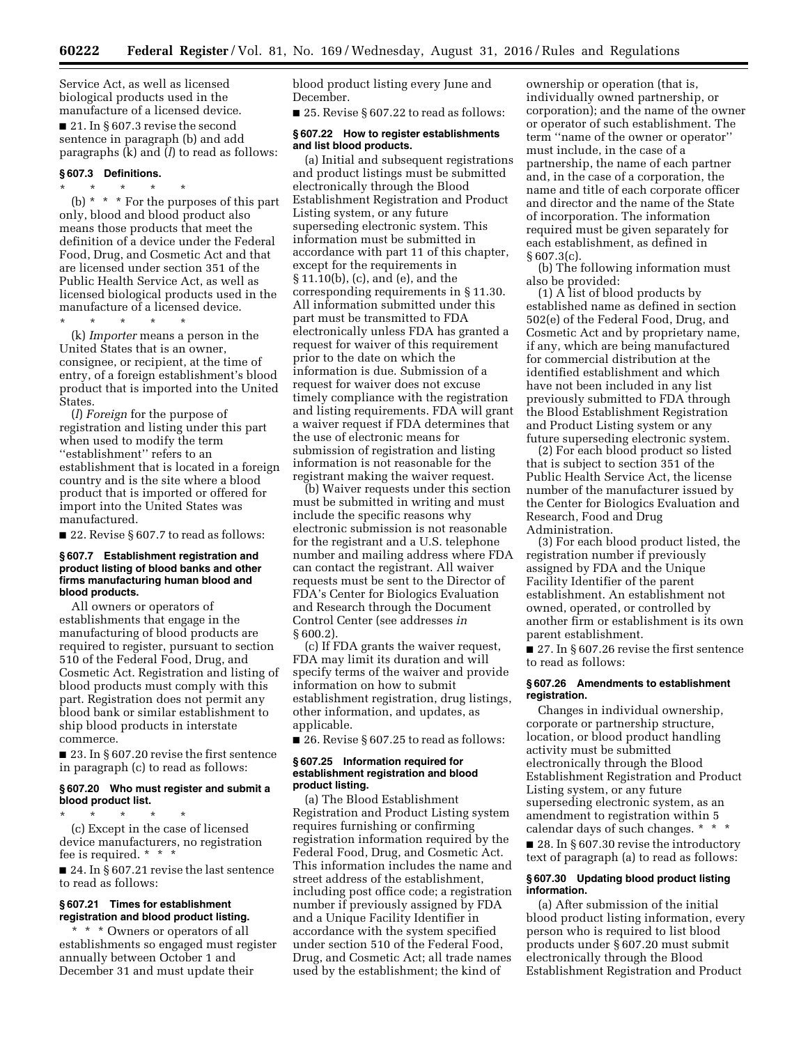Service Act, as well as licensed biological products used in the manufacture of a licensed device.

■ 21. In § 607.3 revise the second sentence in paragraph (b) and add paragraphs (k) and (*l*) to read as follows:

### § 607.3 Definitions.

\* \* \* \* \*

(b) \* \* \* For the purposes of this part only, blood and blood product also means those products that meet the definition of a device under the Federal Food, Drug, and Cosmetic Act and that are licensed under section 351 of the Public Health Service Act, as well as licensed biological products used in the manufacture of a licensed device.

\* \* \* \* \*

(k) *Importer* means a person in the United States that is an owner, consignee, or recipient, at the time of entry, of a foreign establishment's blood product that is imported into the United States.

(*l*) *Foreign* for the purpose of registration and listing under this part when used to modify the term "establishment" refers to an establishment that is located in a foreign country and is the site where a blood product that is imported or offered for import into the United States was manufactured.

■ 22. Revise § 607.7 to read as follows:

### § 607.7 Establishment registration and product listing of blood banks and other firms manufacturing human blood and blood products.

All owners or operators of establishments that engage in the manufacturing of blood products are required to register, pursuant to section 510 of the Federal Food, Drug, and Cosmetic Act. Registration and listing of blood products must comply with this part. Registration does not permit any blood bank or similar establishment to ship blood products in interstate commerce.

■ 23. In § 607.20 revise the first sentence in paragraph (c) to read as follows:

### § 607.20 Who must register and submit a blood product list.

\* \* \* \* \*

(c) Except in the case of licensed device manufacturers, no registration fee is required. \* \* \*

■ 24. In § 607.21 revise the last sentence to read as follows:

### § 607.21 Times for establishment registration and blood product listing.

\* \* \* Owners or operators of all establishments so engaged must register annually between October 1 and December 31 and must update their blood product listing every June and December.

■ 25. Revise § 607.22 to read as follows:

### § 607.22 How to register establishments and list blood products.

(a) Initial and subsequent registrations and product listings must be submitted electronically through the Blood Establishment Registration and Product Listing system, or any future superseding electronic system. This information must be submitted in accordance with part 11 of this chapter, except for the requirements in § 11.10(b), (c), and (e), and the corresponding requirements in § 11.30. All information submitted under this part must be transmitted to FDA electronically unless FDA has granted a request for waiver of this requirement prior to the date on which the information is due. Submission of a request for waiver does not excuse timely compliance with the registration and listing requirements. FDA will grant a waiver request if FDA determines that the use of electronic means for submission of registration and listing information is not reasonable for the registrant making the waiver request.

(b) Waiver requests under this section must be submitted in writing and must include the specific reasons why electronic submission is not reasonable for the registrant and a U.S. telephone number and mailing address where FDA can contact the registrant. All waiver requests must be sent to the Director of FDA's Center for Biologics Evaluation and Research through the Document Control Center (see addresses *in* § 600.2).

(c) If FDA grants the waiver request, FDA may limit its duration and will specify terms of the waiver and provide information on how to submit establishment registration, drug listings, other information, and updates, as applicable.

■ 26. Revise § 607.25 to read as follows:

### § 607.25 Information required for establishment registration and blood product listing.

(a) The Blood Establishment Registration and Product Listing system requires furnishing or confirming registration information required by the Federal Food, Drug, and Cosmetic Act. This information includes the name and street address of the establishment, including post office code; a registration number if previously assigned by FDA and a Unique Facility Identifier in accordance with the system specified under section 510 of the Federal Food, Drug, and Cosmetic Act; all trade names used by the establishment; the kind of ownership or operation (that is, individually owned partnership, or corporation); and the name of the owner or operator of such establishment. The term "name of the owner or operator" must include, in the case of a partnership, the name of each partner and, in the case of a corporation, the name and title of each corporate officer and director and the name of the State of incorporation. The information required must be given separately for each establishment, as defined in § 607.3(c).

(b) The following information must also be provided:

(1) A list of blood products by established name as defined in section 502(e) of the Federal Food, Drug, and Cosmetic Act and by proprietary name, if any, which are being manufactured for commercial distribution at the identified establishment and which have not been included in any list previously submitted to FDA through the Blood Establishment Registration and Product Listing system or any future superseding electronic system.

(2) For each blood product so listed that is subject to section 351 of the Public Health Service Act, the license number of the manufacturer issued by the Center for Biologics Evaluation and Research, Food and Drug Administration.

(3) For each blood product listed, the registration number if previously assigned by FDA and the Unique Facility Identifier of the parent establishment. An establishment not owned, operated, or controlled by another firm or establishment is its own parent establishment.

■ 27. In § 607.26 revise the first sentence to read as follows:

### § 607.26 Amendments to establishment registration.

Changes in individual ownership, corporate or partnership structure, location, or blood product handling activity must be submitted electronically through the Blood Establishment Registration and Product Listing system, or any future superseding electronic system, as an amendment to registration within 5 calendar days of such changes. \* \* \*

■ 28. In § 607.30 revise the introductory text of paragraph (a) to read as follows:

### § 607.30 Updating blood product listing information.

(a) After submission of the initial blood product listing information, every person who is required to list blood products under § 607.20 must submit electronically through the Blood Establishment Registration and Product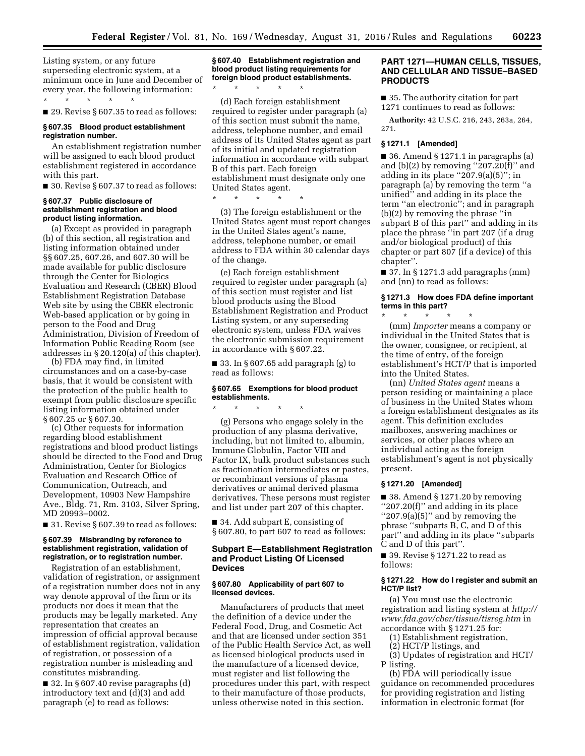Listing system, or any future superseding electronic system, at a minimum once in June and December of every year, the following information:

\* \* \* \* \*

■ 29. Revise § 607.35 to read as follows:

**§ 607.35 Blood product establishment registration number.**

An establishment registration number will be assigned to each blood product establishment registered in accordance with this part.

■ 30. Revise § 607.37 to read as follows:

**§ 607.37 Public disclosure of establishment registration and blood product listing information.**

(a) Except as provided in paragraph (b) of this section, all registration and listing information obtained under §§ 607.25, 607.26, and 607.30 will be made available for public disclosure through the Center for Biologics Evaluation and Research (CBER) Blood Establishment Registration Database Web site by using the CBER electronic Web-based application or by going in person to the Food and Drug Administration, Division of Freedom of Information Public Reading Room (see addresses in § 20.120(a) of this chapter).

(b) FDA may find, in limited circumstances and on a case-by-case basis, that it would be consistent with the protection of the public health to exempt from public disclosure specific listing information obtained under § 607.25 or § 607.30.

(c) Other requests for information regarding blood establishment registrations and blood product listings should be directed to the Food and Drug Administration, Center for Biologics Evaluation and Research Office of Communication, Outreach, and Development, 10903 New Hampshire Ave., Bldg. 71, Rm. 3103, Silver Spring, MD 20993–0002.

■ 31. Revise § 607.39 to read as follows:

**§ 607.39 Misbranding by reference to establishment registration, validation of registration, or to registration number.**

Registration of an establishment, validation of registration, or assignment of a registration number does not in any way denote approval of the firm or its products nor does it mean that the products may be legally marketed. Any representation that creates an impression of official approval because of establishment registration, validation of registration, or possession of a registration number is misleading and constitutes misbranding.

■ 32. In § 607.40 revise paragraphs (d) introductory text and (d)(3) and add paragraph (e) to read as follows:

**§ 607.40 Establishment registration and blood product listing requirements for foreign blood product establishments.**

\* \* \* \* \*

(d) Each foreign establishment required to register under paragraph (a) of this section must submit the name, address, telephone number, and email address of its United States agent as part of its initial and updated registration information in accordance with subpart B of this part. Each foreign establishment must designate only one United States agent.

\* \* \* \* \*

(3) The foreign establishment or the United States agent must report changes in the United States agent's name, address, telephone number, or email address to FDA within 30 calendar days of the change.

(e) Each foreign establishment required to register under paragraph (a) of this section must register and list blood products using the Blood Establishment Registration and Product Listing system, or any superseding electronic system, unless FDA waives the electronic submission requirement in accordance with § 607.22.

■ 33. In § 607.65 add paragraph (g) to read as follows:

**§ 607.65 Exemptions for blood product establishments.**

\* \* \* \* \*

(g) Persons who engage solely in the production of any plasma derivative, including, but not limited to, albumin, Immune Globulin, Factor VIII and Factor IX, bulk product substances such as fractionation intermediates or pastes, or recombinant versions of plasma derivatives or animal derived plasma derivatives. These persons must register and list under part 207 of this chapter.

■ 34. Add subpart E, consisting of § 607.80, to part 607 to read as follows:

## Subpart E—Establishment Registration and Product Listing Of Licensed Devices

**§ 607.80 Applicability of part 607 to licensed devices.**

Manufacturers of products that meet the definition of a device under the Federal Food, Drug, and Cosmetic Act and that are licensed under section 351 of the Public Health Service Act, as well as licensed biological products used in the manufacture of a licensed device, must register and list following the procedures under this part, with respect to their manufacture of those products, unless otherwise noted in this section.

## PART 1271—HUMAN CELLS, TISSUES, AND CELLULAR AND TISSUE–BASED PRODUCTS

■ 35. The authority citation for part 1271 continues to read as follows:

**Authority:** 42 U.S.C. 216, 243, 263a, 264, 271.

**§ 1271.1 [Amended]**

■ 36. Amend § 1271.1 in paragraphs (a) and (b)(2) by removing ''207.20(f)'' and adding in its place ''207.9(a)(5)''; in paragraph (a) by removing the term ''a unified'' and adding in its place the term ''an electronic''; and in paragraph (b)(2) by removing the phrase ''in subpart B of this part'' and adding in its place the phrase ''in part 207 (if a drug and/or biological product) of this chapter or part 807 (if a device) of this chapter''.

■ 37. In § 1271.3 add paragraphs (mm) and (nn) to read as follows:

**§ 1271.3 How does FDA define important terms in this part?**

\* \* \* \* \*

(mm) *Importer* means a company or individual in the United States that is the owner, consignee, or recipient, at the time of entry, of the foreign establishment's HCT/P that is imported into the United States.

(nn) *United States agent* means a person residing or maintaining a place of business in the United States whom a foreign establishment designates as its agent. This definition excludes mailboxes, answering machines or services, or other places where an individual acting as the foreign establishment's agent is not physically present.

**§ 1271.20 [Amended]**

■ 38. Amend § 1271.20 by removing ''207.20(f)'' and adding in its place ''207.9(a)(5)'' and by removing the phrase ''subparts B, C, and D of this part'' and adding in its place ''subparts C and D of this part''.

■ 39. Revise § 1271.22 to read as follows:

**§ 1271.22 How do I register and submit an HCT/P list?**

(a) You must use the electronic registration and listing system at *http://www.fda.gov/cber/tissue/tisreg.htm* in accordance with § 1271.25 for:

(1) Establishment registration,

(2) HCT/P listings, and

(3) Updates of registration and HCT/P listing.

(b) FDA will periodically issue guidance on recommended procedures for providing registration and listing information in electronic format (for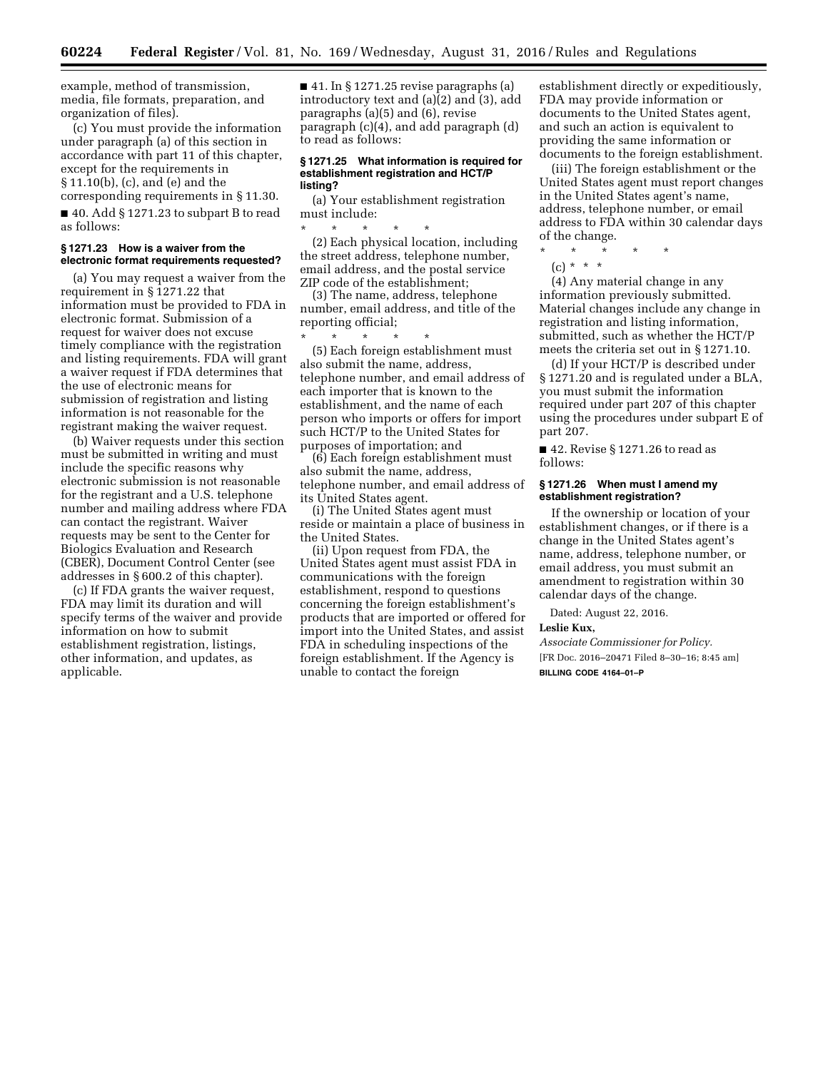example, method of transmission, media, file formats, preparation, and organization of files).

(c) You must provide the information under paragraph (a) of this section in accordance with part 11 of this chapter, except for the requirements in § 11.10(b), (c), and (e) and the corresponding requirements in § 11.30.

■ 40. Add § 1271.23 to subpart B to read as follows:

### § 1271.23 How is a waiver from the electronic format requirements requested?

(a) You may request a waiver from the requirement in § 1271.22 that information must be provided to FDA in electronic format. Submission of a request for waiver does not excuse timely compliance with the registration and listing requirements. FDA will grant a waiver request if FDA determines that the use of electronic means for submission of registration and listing information is not reasonable for the registrant making the waiver request.

(b) Waiver requests under this section must be submitted in writing and must include the specific reasons why electronic submission is not reasonable for the registrant and a U.S. telephone number and mailing address where FDA can contact the registrant. Waiver requests may be sent to the Center for Biologics Evaluation and Research (CBER), Document Control Center (see addresses in § 600.2 of this chapter).

(c) If FDA grants the waiver request, FDA may limit its duration and will specify terms of the waiver and provide information on how to submit establishment registration, listings, other information, and updates, as applicable.

■ 41. In § 1271.25 revise paragraphs (a) introductory text and (a)(2) and (3), add paragraphs (a)(5) and (6), revise paragraph (c)(4), and add paragraph (d) to read as follows:

### § 1271.25 What information is required for establishment registration and HCT/P listing?

(a) Your establishment registration must include:

\* \* \* \* \*

(2) Each physical location, including the street address, telephone number, email address, and the postal service ZIP code of the establishment;

(3) The name, address, telephone number, email address, and title of the reporting official;

\* \* \* \* \*

(5) Each foreign establishment must also submit the name, address, telephone number, and email address of each importer that is known to the establishment, and the name of each person who imports or offers for import such HCT/P to the United States for purposes of importation; and

(6) Each foreign establishment must also submit the name, address, telephone number, and email address of its United States agent.

(i) The United States agent must reside or maintain a place of business in the United States.

(ii) Upon request from FDA, the United States agent must assist FDA in communications with the foreign establishment, respond to questions concerning the foreign establishment's products that are imported or offered for import into the United States, and assist FDA in scheduling inspections of the foreign establishment. If the Agency is unable to contact the foreign establishment directly or expeditiously, FDA may provide information or documents to the United States agent, and such an action is equivalent to providing the same information or documents to the foreign establishment.

(iii) The foreign establishment or the United States agent must report changes in the United States agent's name, address, telephone number, or email address to FDA within 30 calendar days of the change.

\* \* \* \* \*

(c) \* \* \*

(4) Any material change in any information previously submitted. Material changes include any change in registration and listing information, submitted, such as whether the HCT/P meets the criteria set out in § 1271.10.

(d) If your HCT/P is described under § 1271.20 and is regulated under a BLA, you must submit the information required under part 207 of this chapter using the procedures under subpart E of part 207.

■ 42. Revise § 1271.26 to read as follows:

### § 1271.26 When must I amend my establishment registration?

If the ownership or location of your establishment changes, or if there is a change in the United States agent's name, address, telephone number, or email address, you must submit an amendment to registration within 30 calendar days of the change.

Dated: August 22, 2016.

**Leslie Kux,**

*Associate Commissioner for Policy.*

[FR Doc. 2016–20471 Filed 8–30–16; 8:45 am]

**BILLING CODE 4164–01–P**